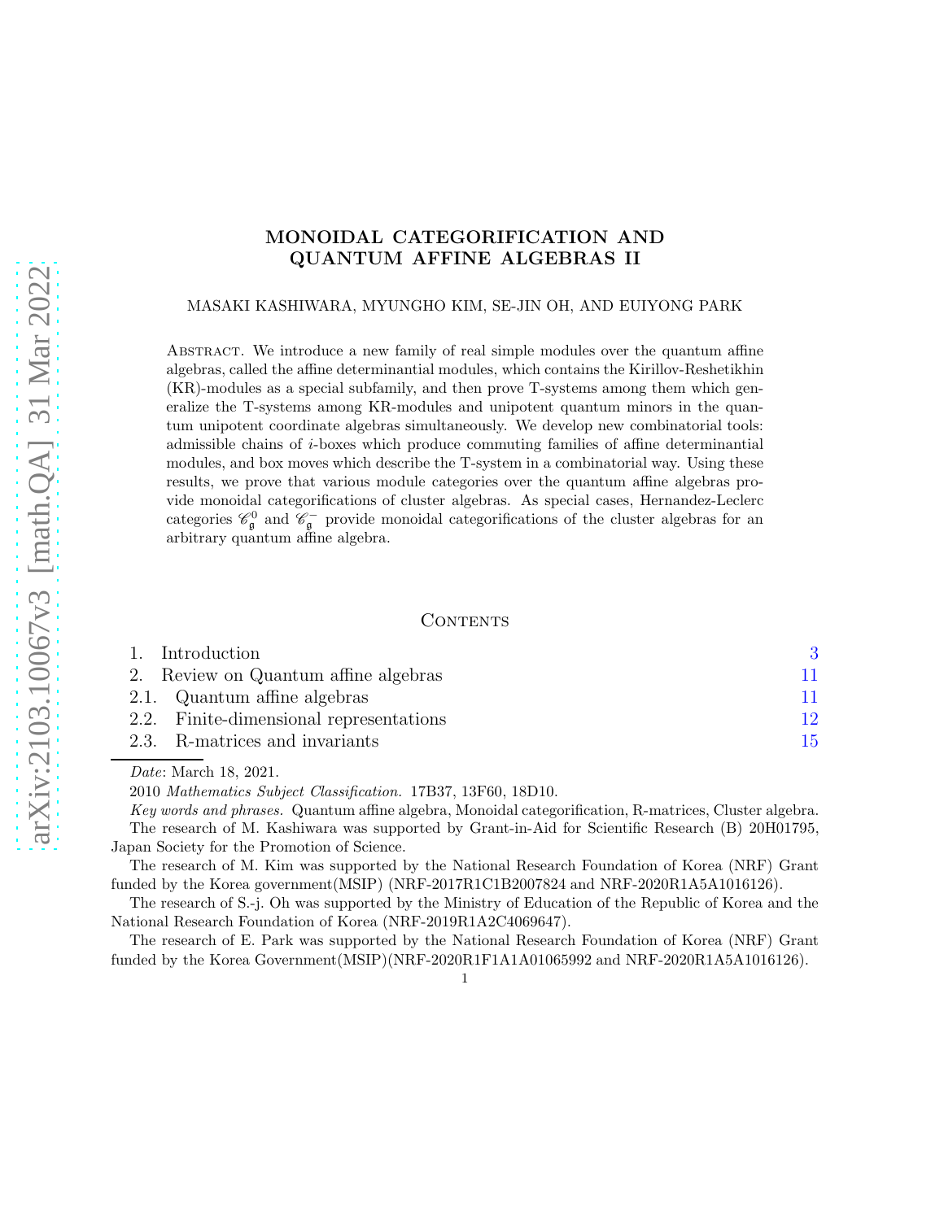# MONOIDAL CATEGORIFICATION AND QUANTUM AFFINE ALGEBRAS II

MASAKI KASHIWARA, MYUNGHO KIM, SE-JIN OH, AND EUIYONG PARK

Abstract. We introduce a new family of real simple modules over the quantum affine algebras, called the affine determinantial modules, which contains the Kirillov-Reshetikhin (KR)-modules as a special subfamily, and then prove T-systems among them which generalize the T-systems among KR-modules and unipotent quantum minors in the quantum unipotent coordinate algebras simultaneously. We develop new combinatorial tools: admissible chains of $i$-boxes which produce commuting families of affine determinantial modules, and box moves which describe the T-system in a combinatorial way. Using these results, we prove that various module categories over the quantum affine algebras provide monoidal categorifications of cluster algebras. As special cases, Hernandez-Leclerc categories $\mathscr{C}^0_{\mathfrak{g}}$ and $\mathscr{C}^-_{\mathfrak{g}}$ provide monoidal categorifications of the cluster algebras for an arbitrary quantum affine algebra.

## Contents

| | |
|---|---|
| 1. Introduction | 3 |
| 2. Review on Quantum affine algebras | 11 |
| 2.1. Quantum affine algebras | 11 |
| 2.2. Finite-dimensional representations | 12 |
| 2.3. R-matrices and invariants | 15 |

*Date*: March 18, 2021.

2010 *Mathematics Subject Classification.* 17B37, 13F60, 18D10.

*Key words and phrases.* Quantum affine algebra, Monoidal categorification, R-matrices, Cluster algebra.

The research of M. Kashiwara was supported by Grant-in-Aid for Scientific Research (B) 20H01795, Japan Society for the Promotion of Science.

The research of M. Kim was supported by the National Research Foundation of Korea (NRF) Grant funded by the Korea government(MSIP) (NRF-2017R1C1B2007824 and NRF-2020R1A5A1016126).

The research of S.-j. Oh was supported by the Ministry of Education of the Republic of Korea and the National Research Foundation of Korea (NRF-2019R1A2C4069647).

The research of E. Park was supported by the National Research Foundation of Korea (NRF) Grant funded by the Korea Government(MSIP)(NRF-2020R1F1A1A01065992 and NRF-2020R1A5A1016126).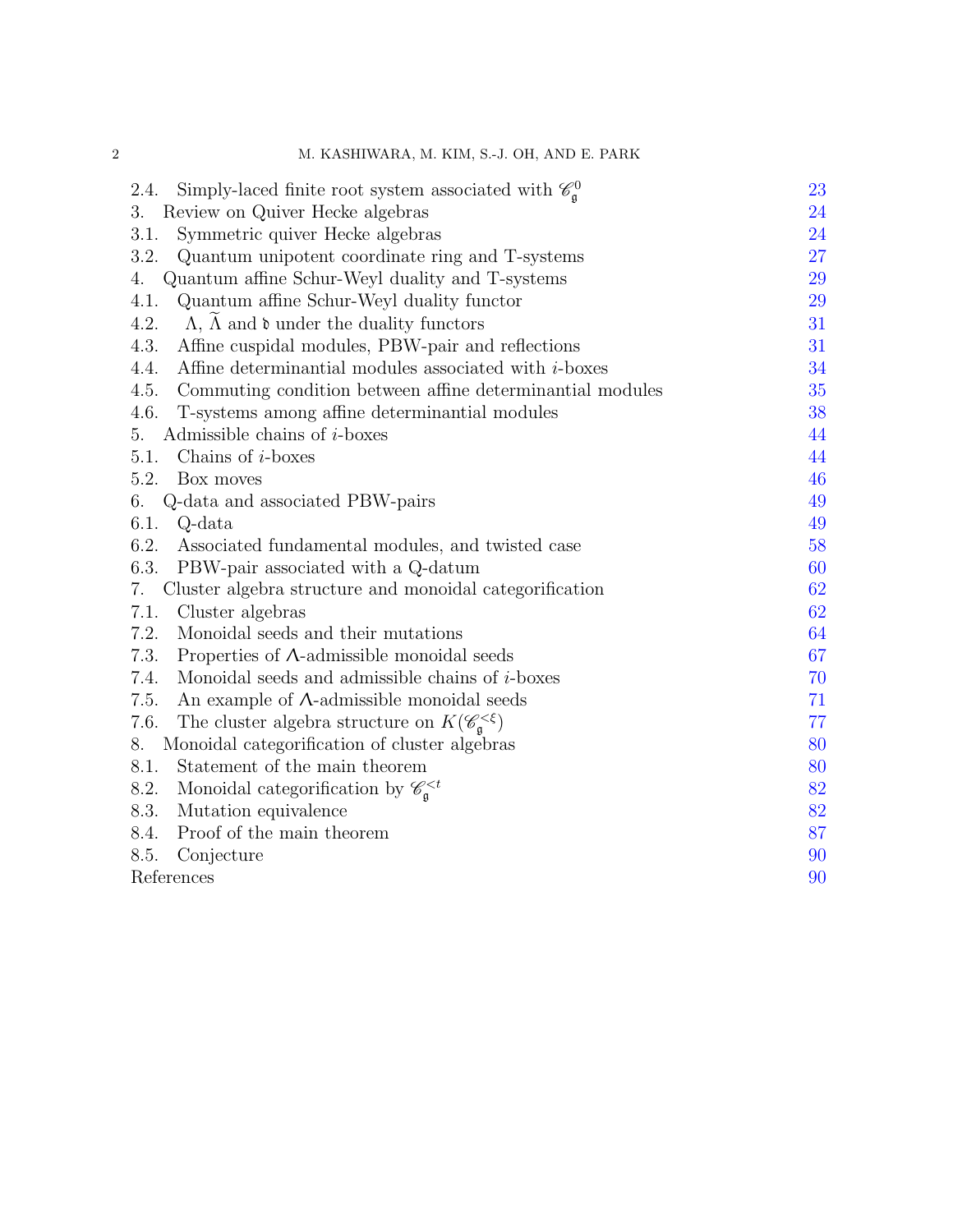2.4. Simply-laced finite root system associated with $\mathscr{C}_{\mathfrak{g}}^0$ 23
3. Review on Quiver Hecke algebras 24
3.1. Symmetric quiver Hecke algebras 24
3.2. Quantum unipotent coordinate ring and T-systems 27
4. Quantum affine Schur-Weyl duality and T-systems 29
4.1. Quantum affine Schur-Weyl duality functor 29
4.2. $\Lambda$, $\widetilde{\Lambda}$ and $\mathfrak{d}$ under the duality functors 31
4.3. Affine cuspidal modules, PBW-pair and reflections 31
4.4. Affine determinantial modules associated with $i$-boxes 34
4.5. Commuting condition between affine determinantial modules 35
4.6. T-systems among affine determinantial modules 38
5. Admissible chains of $i$-boxes 44
5.1. Chains of $i$-boxes 44
5.2. Box moves 46
6. Q-data and associated PBW-pairs 49
6.1. Q-data 49
6.2. Associated fundamental modules, and twisted case 58
6.3. PBW-pair associated with a Q-datum 60
7. Cluster algebra structure and monoidal categorification 62
7.1. Cluster algebras 62
7.2. Monoidal seeds and their mutations 64
7.3. Properties of $\mathbf{\Lambda}$-admissible monoidal seeds 67
7.4. Monoidal seeds and admissible chains of $i$-boxes 70
7.5. An example of $\mathbf{\Lambda}$-admissible monoidal seeds 71
7.6. The cluster algebra structure on $K(\mathscr{C}_{\mathfrak{g}}^{<\xi})$ 77
8. Monoidal categorification of cluster algebras 80
8.1. Statement of the main theorem 80
8.2. Monoidal categorification by $\mathscr{C}_{\mathfrak{g}}^{<t}$ 82
8.3. Mutation equivalence 82
8.4. Proof of the main theorem 87
8.5. Conjecture 90
References 90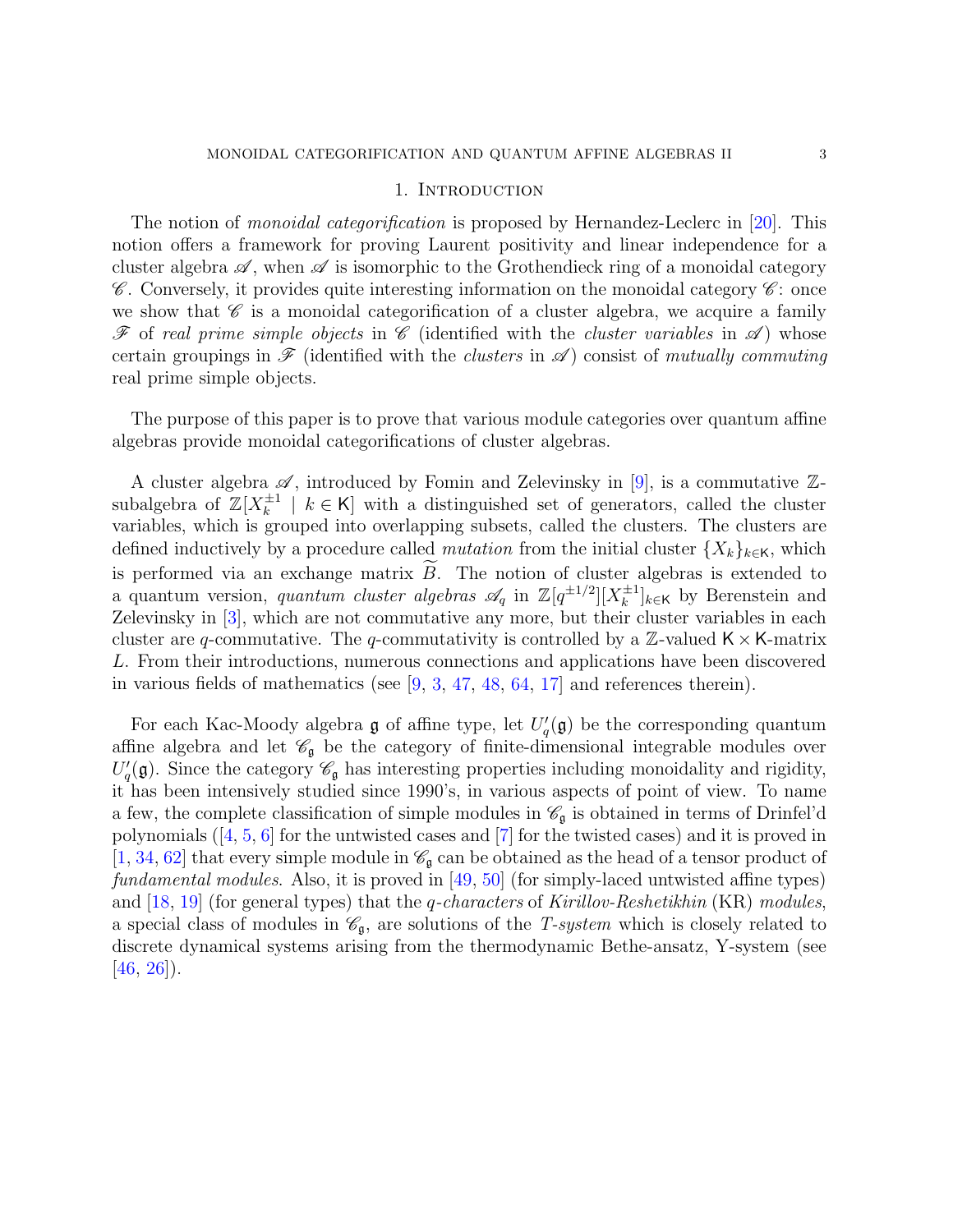# 1. Introduction

The notion of *monoidal categorification* is proposed by Hernandez-Leclerc in [20]. This notion offers a framework for proving Laurent positivity and linear independence for a cluster algebra $\mathscr{A}$, when $\mathscr{A}$ is isomorphic to the Grothendieck ring of a monoidal category $\mathscr{C}$. Conversely, it provides quite interesting information on the monoidal category $\mathscr{C}$: once we show that $\mathscr{C}$ is a monoidal categorification of a cluster algebra, we acquire a family $\mathscr{F}$ of *real prime simple objects* in $\mathscr{C}$ (identified with the *cluster variables* in $\mathscr{A}$) whose certain groupings in $\mathscr{F}$ (identified with the *clusters* in $\mathscr{A}$) consist of *mutually commuting* real prime simple objects.

The purpose of this paper is to prove that various module categories over quantum affine algebras provide monoidal categorifications of cluster algebras.

A cluster algebra $\mathscr{A}$, introduced by Fomin and Zelevinsky in [9], is a commutative $\mathbb{Z}$-subalgebra of $\mathbb{Z}[X_k^{\pm 1} \mid k \in \mathsf{K}]$ with a distinguished set of generators, called the cluster variables, which is grouped into overlapping subsets, called the clusters. The clusters are defined inductively by a procedure called *mutation* from the initial cluster $\{X_k\}_{k\in\mathsf{K}}$, which is performed via an exchange matrix $\widetilde{B}$. The notion of cluster algebras is extended to a quantum version, *quantum cluster algebras* $\mathscr{A}_q$ in $\mathbb{Z}[q^{\pm 1/2}][X_k^{\pm 1}]_{k\in\mathsf{K}}$ by Berenstein and Zelevinsky in [3], which are not commutative any more, but their cluster variables in each cluster are $q$-commutative. The $q$-commutativity is controlled by a $\mathbb{Z}$-valued $\mathsf{K}\times\mathsf{K}$-matrix $L$. From their introductions, numerous connections and applications have been discovered in various fields of mathematics (see [9, 3, 47, 48, 64, 17] and references therein).

For each Kac-Moody algebra $\mathfrak{g}$ of affine type, let $U_q'(\mathfrak{g})$ be the corresponding quantum affine algebra and let $\mathscr{C}_\mathfrak{g}$ be the category of finite-dimensional integrable modules over $U_q'(\mathfrak{g})$. Since the category $\mathscr{C}_\mathfrak{g}$ has interesting properties including monoidality and rigidity, it has been intensively studied since 1990's, in various aspects of point of view. To name a few, the complete classification of simple modules in $\mathscr{C}_\mathfrak{g}$ is obtained in terms of Drinfel'd polynomials ([4, 5, 6] for the untwisted cases and [7] for the twisted cases) and it is proved in [1, 34, 62] that every simple module in $\mathscr{C}_\mathfrak{g}$ can be obtained as the head of a tensor product of *fundamental modules*. Also, it is proved in [49, 50] (for simply-laced untwisted affine types) and [18, 19] (for general types) that the *q-characters* of *Kirillov-Reshetikhin* (KR) *modules*, a special class of modules in $\mathscr{C}_\mathfrak{g}$, are solutions of the *T-system* which is closely related to discrete dynamical systems arising from the thermodynamic Bethe-ansatz, Y-system (see [46, 26]).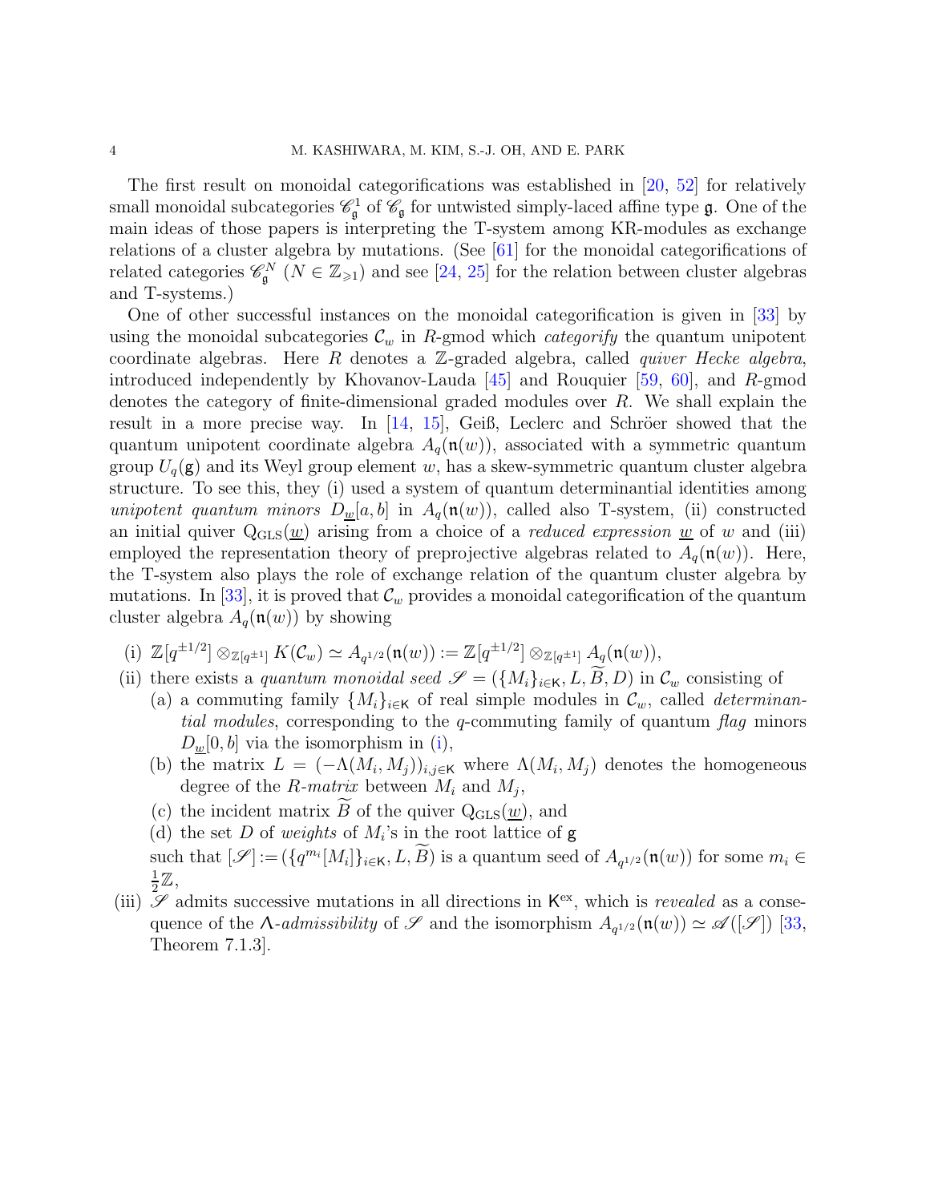The first result on monoidal categorifications was established in [20, 52] for relatively small monoidal subcategories $\mathscr{C}_{\mathfrak{g}}^{1}$ of $\mathscr{C}_{\mathfrak{g}}$ for untwisted simply-laced affine type $\mathfrak{g}$. One of the main ideas of those papers is interpreting the T-system among KR-modules as exchange relations of a cluster algebra by mutations. (See [61] for the monoidal categorifications of related categories $\mathscr{C}_{\mathfrak{g}}^{N}$ ($N \in \mathbb{Z}_{\geqslant 1}$) and see [24, 25] for the relation between cluster algebras and T-systems.)

One of other successful instances on the monoidal categorification is given in [33] by using the monoidal subcategories $\mathcal{C}_w$ in $R$-gmod which *categorify* the quantum unipotent coordinate algebras. Here $R$ denotes a $\mathbb{Z}$-graded algebra, called *quiver Hecke algebra*, introduced independently by Khovanov-Lauda [45] and Rouquier [59, 60], and $R$-gmod denotes the category of finite-dimensional graded modules over $R$. We shall explain the result in a more precise way. In [14, 15], Geiß, Leclerc and Schröer showed that the quantum unipotent coordinate algebra $A_q(\mathfrak{n}(w))$, associated with a symmetric quantum group $U_q(\mathsf{g})$ and its Weyl group element $w$, has a skew-symmetric quantum cluster algebra structure. To see this, they (i) used a system of quantum determinantial identities among *unipotent quantum minors* $D_{\underline{w}}[a,b]$ in $A_q(\mathfrak{n}(w))$, called also T-system, (ii) constructed an initial quiver $\mathrm{Q}_{\mathrm{GLS}}(\underline{w})$ arising from a choice of a *reduced expression* $\underline{w}$ of $w$ and (iii) employed the representation theory of preprojective algebras related to $A_q(\mathfrak{n}(w))$. Here, the T-system also plays the role of exchange relation of the quantum cluster algebra by mutations. In [33], it is proved that $\mathcal{C}_w$ provides a monoidal categorification of the quantum cluster algebra $A_q(\mathfrak{n}(w))$ by showing

(i) $\mathbb{Z}[q^{\pm 1/2}] \otimes_{\mathbb{Z}[q^{\pm 1}]} K(\mathcal{C}_w) \simeq A_{q^{1/2}}(\mathfrak{n}(w)) := \mathbb{Z}[q^{\pm 1/2}] \otimes_{\mathbb{Z}[q^{\pm 1}]} A_q(\mathfrak{n}(w))$,

(ii) there exists a *quantum monoidal seed* $\mathscr{S} = (\{M_i\}_{i\in\mathsf{K}}, L, \widetilde{B}, D)$ in $\mathcal{C}_w$ consisting of
   - (a) a commuting family $\{M_i\}_{i\in\mathsf{K}}$ of real simple modules in $\mathcal{C}_w$, called *determinantial modules*, corresponding to the $q$-commuting family of quantum *flag* minors $D_{\underline{w}}[0,b]$ via the isomorphism in (i),
   - (b) the matrix $L = (-\Lambda(M_i, M_j))_{i,j\in\mathsf{K}}$ where $\Lambda(M_i, M_j)$ denotes the homogeneous degree of the $R$-*matrix* between $M_i$ and $M_j$,
   - (c) the incident matrix $\widetilde{B}$ of the quiver $\mathrm{Q}_{\mathrm{GLS}}(\underline{w})$, and
   - (d) the set $D$ of *weights* of $M_i$'s in the root lattice of $\mathsf{g}$

   such that $[\mathscr{S}] := (\{q^{m_i}[M_i]\}_{i\in\mathsf{K}}, L, \widetilde{B})$ is a quantum seed of $A_{q^{1/2}}(\mathfrak{n}(w))$ for some $m_i \in \frac{1}{2}\mathbb{Z}$,

(iii) $\mathscr{S}$ admits successive mutations in all directions in $\mathsf{K}^{\mathrm{ex}}$, which is *revealed* as a consequence of the $\Lambda$-*admissibility* of $\mathscr{S}$ and the isomorphism $A_{q^{1/2}}(\mathfrak{n}(w)) \simeq \mathscr{A}([\mathscr{S}])$ [33, Theorem 7.1.3].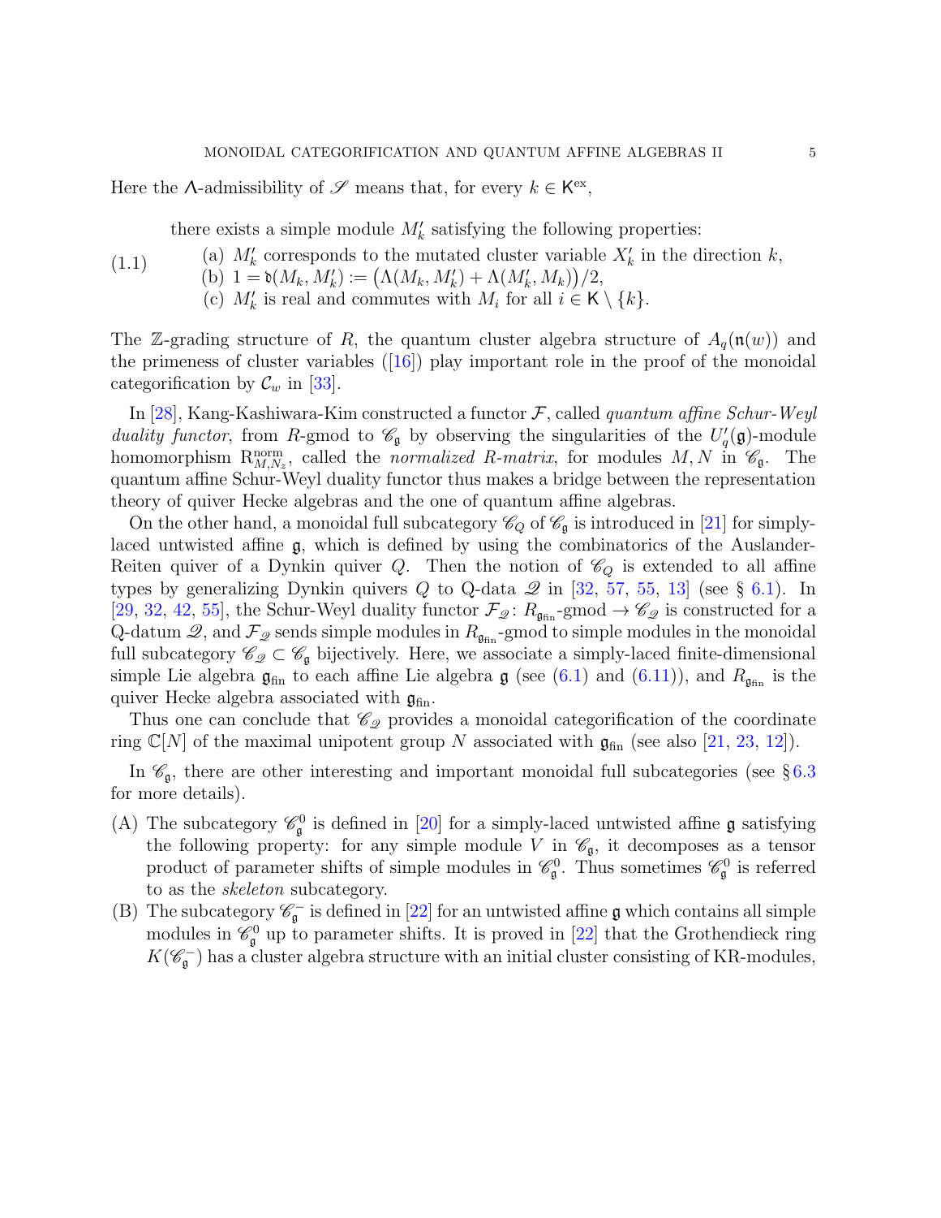Here the $\Lambda$-admissibility of $\mathscr{S}$ means that, for every $k \in \mathsf{K}^{\mathrm{ex}}$,

$$
\text{(1.1)} \qquad
\begin{array}{l}
\text{there exists a simple module } M_k' \text{ satisfying the following properties:} \\
\quad \text{(a) } M_k' \text{ corresponds to the mutated cluster variable } X_k' \text{ in the direction } k, \\
\quad \text{(b) } 1 = \mathfrak{d}(M_k, M_k') := \big(\Lambda(M_k, M_k') + \Lambda(M_k', M_k)\big)/2, \\
\quad \text{(c) } M_k' \text{ is real and commutes with } M_i \text{ for all } i \in \mathsf{K} \setminus \{k\}.
\end{array}
$$

The $\mathbb{Z}$-grading structure of $R$, the quantum cluster algebra structure of $A_q(\mathfrak{n}(w))$ and the primeness of cluster variables ([16]) play important role in the proof of the monoidal categorification by $\mathcal{C}_w$ in [33].

In [28], Kang-Kashiwara-Kim constructed a functor $\mathcal{F}$, called *quantum affine Schur-Weyl duality functor*, from $R$-gmod to $\mathscr{C}_\mathfrak{g}$ by observing the singularities of the $U_q'(\mathfrak{g})$-module homomorphism $\mathrm{R}^{\mathrm{norm}}_{M,N_z}$, called the *normalized R-matrix*, for modules $M, N$ in $\mathscr{C}_\mathfrak{g}$. The quantum affine Schur-Weyl duality functor thus makes a bridge between the representation theory of quiver Hecke algebras and the one of quantum affine algebras.

On the other hand, a monoidal full subcategory $\mathscr{C}_Q$ of $\mathscr{C}_\mathfrak{g}$ is introduced in [21] for simply-laced untwisted affine $\mathfrak{g}$, which is defined by using the combinatorics of the Auslander-Reiten quiver of a Dynkin quiver $Q$. Then the notion of $\mathscr{C}_Q$ is extended to all affine types by generalizing Dynkin quivers $Q$ to Q-data $\mathscr{Q}$ in [32, 57, 55, 13] (see § 6.1). In [29, 32, 42, 55], the Schur-Weyl duality functor $\mathcal{F}_\mathscr{Q} \colon R_{\mathfrak{g}_{\mathrm{fin}}}\text{-gmod} \to \mathscr{C}_\mathscr{Q}$ is constructed for a Q-datum $\mathscr{Q}$, and $\mathcal{F}_\mathscr{Q}$ sends simple modules in $R_{\mathfrak{g}_{\mathrm{fin}}}$-gmod to simple modules in the monoidal full subcategory $\mathscr{C}_\mathscr{Q} \subset \mathscr{C}_\mathfrak{g}$ bijectively. Here, we associate a simply-laced finite-dimensional simple Lie algebra $\mathfrak{g}_{\mathrm{fin}}$ to each affine Lie algebra $\mathfrak{g}$ (see (6.1) and (6.11)), and $R_{\mathfrak{g}_{\mathrm{fin}}}$ is the quiver Hecke algebra associated with $\mathfrak{g}_{\mathrm{fin}}$.

Thus one can conclude that $\mathscr{C}_\mathscr{Q}$ provides a monoidal categorification of the coordinate ring $\mathbb{C}[N]$ of the maximal unipotent group $N$ associated with $\mathfrak{g}_{\mathrm{fin}}$ (see also [21, 23, 12]).

In $\mathscr{C}_\mathfrak{g}$, there are other interesting and important monoidal full subcategories (see § 6.3 for more details).

(A) The subcategory $\mathscr{C}^0_\mathfrak{g}$ is defined in [20] for a simply-laced untwisted affine $\mathfrak{g}$ satisfying the following property: for any simple module $V$ in $\mathscr{C}_\mathfrak{g}$, it decomposes as a tensor product of parameter shifts of simple modules in $\mathscr{C}^0_\mathfrak{g}$. Thus sometimes $\mathscr{C}^0_\mathfrak{g}$ is referred to as the *skeleton* subcategory.

(B) The subcategory $\mathscr{C}^-_\mathfrak{g}$ is defined in [22] for an untwisted affine $\mathfrak{g}$ which contains all simple modules in $\mathscr{C}^0_\mathfrak{g}$ up to parameter shifts. It is proved in [22] that the Grothendieck ring $K(\mathscr{C}^-_\mathfrak{g})$ has a cluster algebra structure with an initial cluster consisting of KR-modules,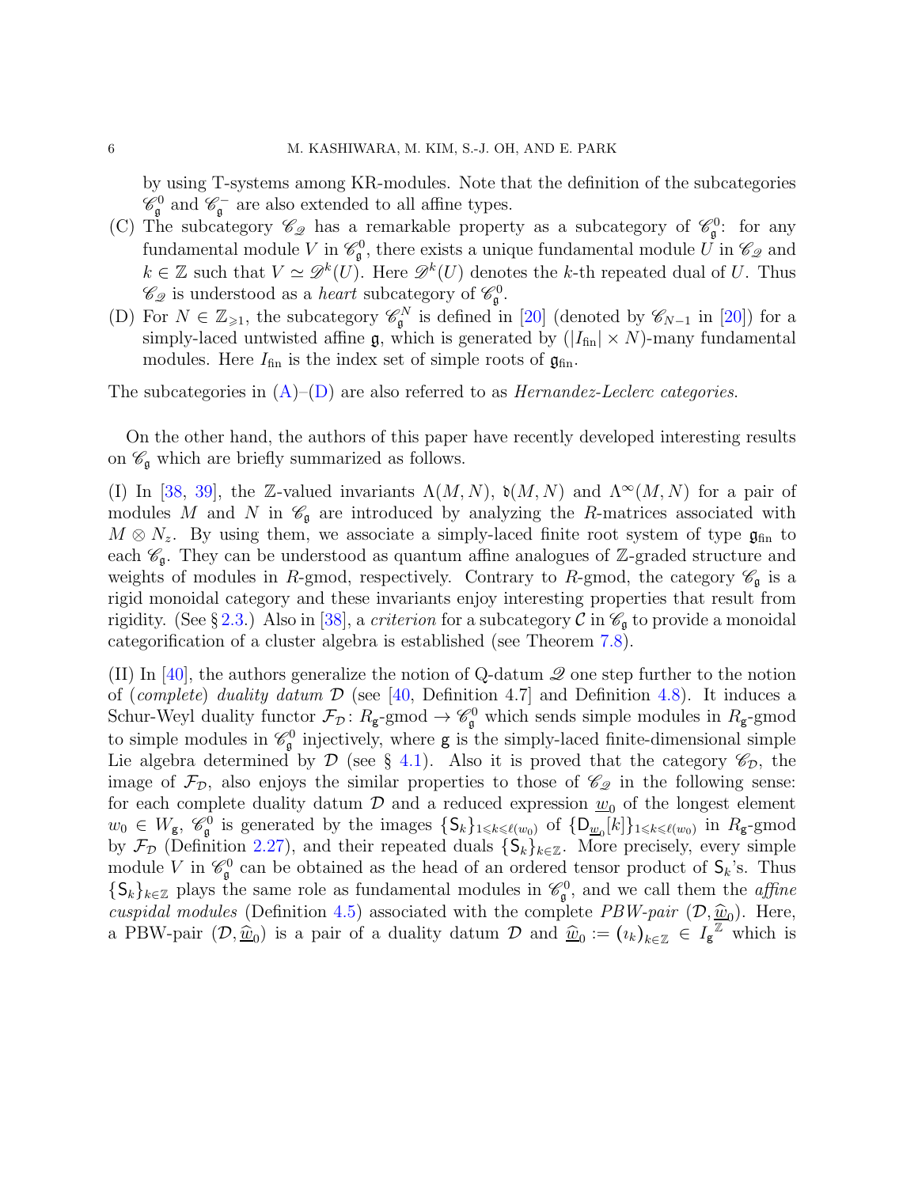by using T-systems among KR-modules. Note that the definition of the subcategories $\mathscr{C}_{\mathfrak{g}}^0$ and $\mathscr{C}_{\mathfrak{g}}^-$ are also extended to all affine types.

(C) The subcategory $\mathscr{C}_{\mathscr{Q}}$ has a remarkable property as a subcategory of $\mathscr{C}_{\mathfrak{g}}^0$: for any fundamental module $V$ in $\mathscr{C}_{\mathfrak{g}}^0$, there exists a unique fundamental module $U$ in $\mathscr{C}_{\mathscr{Q}}$ and $k \in \mathbb{Z}$ such that $V \simeq \mathscr{D}^k(U)$. Here $\mathscr{D}^k(U)$ denotes the $k$-th repeated dual of $U$. Thus $\mathscr{C}_{\mathscr{Q}}$ is understood as a *heart* subcategory of $\mathscr{C}_{\mathfrak{g}}^0$.

(D) For $N \in \mathbb{Z}_{\geqslant 1}$, the subcategory $\mathscr{C}_{\mathfrak{g}}^N$ is defined in [20] (denoted by $\mathscr{C}_{N-1}$ in [20]) for a simply-laced untwisted affine $\mathfrak{g}$, which is generated by $(|I_{\mathrm{fin}}| \times N)$-many fundamental modules. Here $I_{\mathrm{fin}}$ is the index set of simple roots of $\mathfrak{g}_{\mathrm{fin}}$.

The subcategories in (A)–(D) are also referred to as *Hernandez-Leclerc categories*.

On the other hand, the authors of this paper have recently developed interesting results on $\mathscr{C}_{\mathfrak{g}}$ which are briefly summarized as follows.

(I) In [38, 39], the $\mathbb{Z}$-valued invariants $\Lambda(M,N)$, $\mathfrak{d}(M,N)$ and $\Lambda^\infty(M,N)$ for a pair of modules $M$ and $N$ in $\mathscr{C}_{\mathfrak{g}}$ are introduced by analyzing the $R$-matrices associated with $M \otimes N_z$. By using them, we associate a simply-laced finite root system of type $\mathfrak{g}_{\mathrm{fin}}$ to each $\mathscr{C}_{\mathfrak{g}}$. They can be understood as quantum affine analogues of $\mathbb{Z}$-graded structure and weights of modules in $R$-gmod, respectively. Contrary to $R$-gmod, the category $\mathscr{C}_{\mathfrak{g}}$ is a rigid monoidal category and these invariants enjoy interesting properties that result from rigidity. (See § 2.3.) Also in [38], a *criterion* for a subcategory $\mathcal{C}$ in $\mathscr{C}_{\mathfrak{g}}$ to provide a monoidal categorification of a cluster algebra is established (see Theorem 7.8).

(II) In [40], the authors generalize the notion of Q-datum $\mathscr{Q}$ one step further to the notion of (*complete*) *duality datum* $\mathcal{D}$ (see [40, Definition 4.7] and Definition 4.8). It induces a Schur-Weyl duality functor $\mathcal{F}_{\mathcal{D}} \colon R_{\mathsf{g}}\text{-gmod} \to \mathscr{C}_{\mathfrak{g}}^0$ which sends simple modules in $R_{\mathsf{g}}$-gmod to simple modules in $\mathscr{C}_{\mathfrak{g}}^0$ injectively, where $\mathsf{g}$ is the simply-laced finite-dimensional simple Lie algebra determined by $\mathcal{D}$ (see § 4.1). Also it is proved that the category $\mathscr{C}_{\mathcal{D}}$, the image of $\mathcal{F}_{\mathcal{D}}$, also enjoys the similar properties to those of $\mathscr{C}_{\mathscr{Q}}$ in the following sense: for each complete duality datum $\mathcal{D}$ and a reduced expression $\underline{w}_0$ of the longest element $w_0 \in W_{\mathsf{g}}$, $\mathscr{C}_{\mathfrak{g}}^0$ is generated by the images $\{\mathsf{S}_k\}_{1 \leqslant k \leqslant \ell(w_0)}$ of $\{\mathsf{D}_{\underline{w}_0}[k]\}_{1 \leqslant k \leqslant \ell(w_0)}$ in $R_{\mathsf{g}}$-gmod by $\mathcal{F}_{\mathcal{D}}$ (Definition 2.27), and their repeated duals $\{\mathsf{S}_k\}_{k \in \mathbb{Z}}$. More precisely, every simple module $V$ in $\mathscr{C}_{\mathfrak{g}}^0$ can be obtained as the head of an ordered tensor product of $\mathsf{S}_k$'s. Thus $\{\mathsf{S}_k\}_{k \in \mathbb{Z}}$ plays the same role as fundamental modules in $\mathscr{C}_{\mathfrak{g}}^0$, and we call them the *affine cuspidal modules* (Definition 4.5) associated with the complete *PBW-pair* $(\mathcal{D}, \widehat{\underline{w}}_0)$. Here, a PBW-pair $(\mathcal{D}, \widehat{\underline{w}}_0)$ is a pair of a duality datum $\mathcal{D}$ and $\widehat{\underline{w}}_0 := (\imath_k)_{k \in \mathbb{Z}} \in I_{\mathsf{g}}^{\mathbb{Z}}$ which is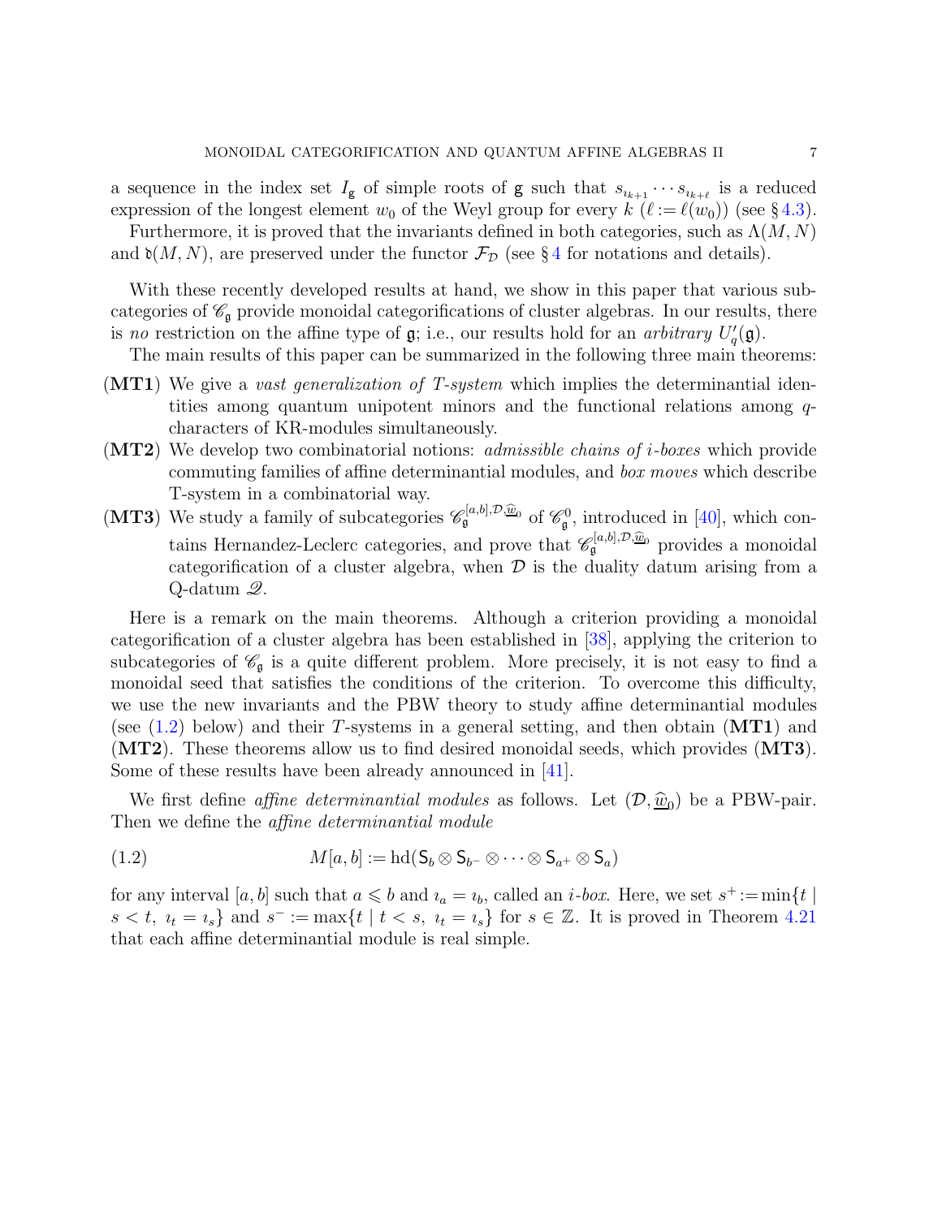a sequence in the index set $I_{\mathfrak{g}}$ of simple roots of $\mathfrak{g}$ such that $s_{\imath_{k+1}} \cdots s_{\imath_{k+\ell}}$ is a reduced expression of the longest element $w_0$ of the Weyl group for every $k$ ($\ell := \ell(w_0)$) (see § 4.3).

Furthermore, it is proved that the invariants defined in both categories, such as $\Lambda(M,N)$ and $\mathfrak{d}(M,N)$, are preserved under the functor $\mathcal{F}_{\mathcal{D}}$ (see § 4 for notations and details).

With these recently developed results at hand, we show in this paper that various subcategories of $\mathscr{C}_{\mathfrak{g}}$ provide monoidal categorifications of cluster algebras. In our results, there is *no* restriction on the affine type of $\mathfrak{g}$; i.e., our results hold for an *arbitrary* $U_q'(\mathfrak{g})$.

The main results of this paper can be summarized in the following three main theorems:

- **(MT1)** We give a *vast generalization of T-system* which implies the determinantial identities among quantum unipotent minors and the functional relations among $q$-characters of KR-modules simultaneously.
- **(MT2)** We develop two combinatorial notions: *admissible chains of i-boxes* which provide commuting families of affine determinantial modules, and *box moves* which describe T-system in a combinatorial way.
- **(MT3)** We study a family of subcategories $\mathscr{C}_{\mathfrak{g}}^{[a,b],\mathcal{D},\widehat{\underline{w}}_0}$ of $\mathscr{C}_{\mathfrak{g}}^0$, introduced in [40], which contains Hernandez-Leclerc categories, and prove that $\mathscr{C}_{\mathfrak{g}}^{[a,b],\mathcal{D},\widehat{\underline{w}}_0}$ provides a monoidal categorification of a cluster algebra, when $\mathcal{D}$ is the duality datum arising from a Q-datum $\mathscr{Q}$.

Here is a remark on the main theorems. Although a criterion providing a monoidal categorification of a cluster algebra has been established in [38], applying the criterion to subcategories of $\mathscr{C}_{\mathfrak{g}}$ is a quite different problem. More precisely, it is not easy to find a monoidal seed that satisfies the conditions of the criterion. To overcome this difficulty, we use the new invariants and the PBW theory to study affine determinantial modules (see (1.2) below) and their $T$-systems in a general setting, and then obtain (**MT1**) and (**MT2**). These theorems allow us to find desired monoidal seeds, which provides (**MT3**). Some of these results have been already announced in [41].

We first define *affine determinantial modules* as follows. Let $(\mathcal{D}, \widehat{\underline{w}}_0)$ be a PBW-pair. Then we define the *affine determinantial module*

$$M[a,b] := \operatorname{hd}(\mathsf{S}_b \otimes \mathsf{S}_{b^-} \otimes \cdots \otimes \mathsf{S}_{a^+} \otimes \mathsf{S}_a) \tag{1.2}$$

for any interval $[a,b]$ such that $a \leqslant b$ and $\imath_a = \imath_b$, called an *i-box*. Here, we set $s^+ := \min\{t \mid s < t,\ \imath_t = \imath_s\}$ and $s^- := \max\{t \mid t < s,\ \imath_t = \imath_s\}$ for $s \in \mathbb{Z}$. It is proved in Theorem 4.21 that each affine determinantial module is real simple.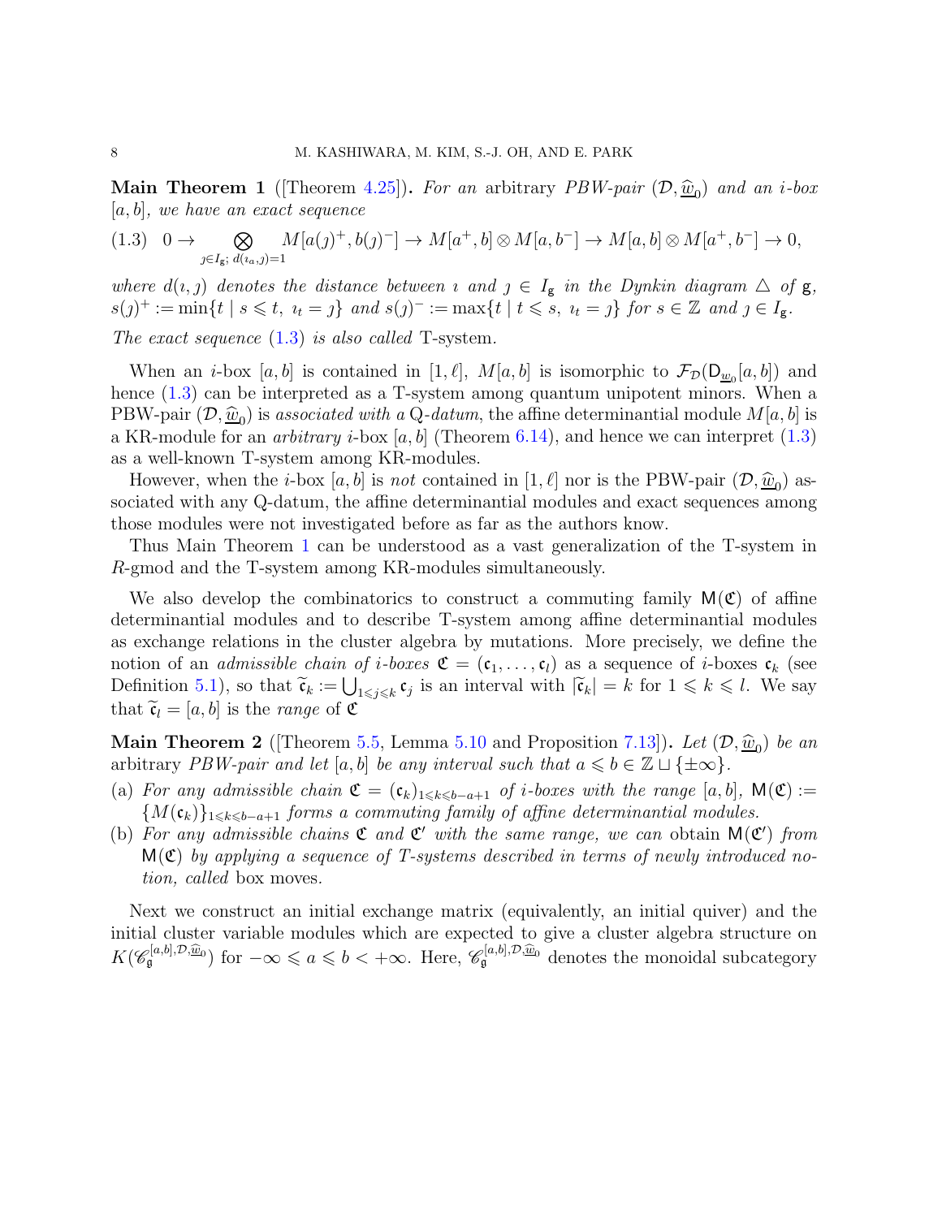**Main Theorem 1** ([Theorem 4.25]). *For an* arbitrary *PBW-pair* $(\mathcal{D}, \widehat{\underline{w}}_0)$ *and an i-box* $[a,b]$*, we have an exact sequence*

$$0 \to \bigotimes_{\jmath \in I_{\mathfrak{g}};\ d(\imath_a, \jmath)=1} M[a(\jmath)^+, b(\jmath)^-] \to M[a^+, b] \otimes M[a, b^-] \to M[a,b] \otimes M[a^+, b^-] \to 0, \tag{1.3}$$

*where* $d(\imath, \jmath)$ *denotes the distance between* $\imath$ *and* $\jmath \in I_{\mathfrak{g}}$ *in the Dynkin diagram* $\triangle$ *of* $\mathfrak{g}$*,* $s(\jmath)^+ := \min\{t \mid s \leqslant t,\ \imath_t = \jmath\}$ *and* $s(\jmath)^- := \max\{t \mid t \leqslant s,\ \imath_t = \jmath\}$ *for* $s \in \mathbb{Z}$ *and* $\jmath \in I_{\mathfrak{g}}$*.*

*The exact sequence* (1.3) *is also called* T-system*.*

When an $i$-box $[a,b]$ is contained in $[1, \ell]$, $M[a,b]$ is isomorphic to $\mathcal{F}_{\mathcal{D}}(\mathsf{D}_{\underline{w}_0}[a,b])$ and hence (1.3) can be interpreted as a T-system among quantum unipotent minors. When a PBW-pair $(\mathcal{D}, \widehat{\underline{w}}_0)$ is *associated with a* Q*-datum*, the affine determinantial module $M[a,b]$ is a KR-module for an *arbitrary* $i$-box $[a,b]$ (Theorem 6.14), and hence we can interpret (1.3) as a well-known T-system among KR-modules.

However, when the $i$-box $[a,b]$ is *not* contained in $[1,\ell]$ nor is the PBW-pair $(\mathcal{D}, \widehat{\underline{w}}_0)$ associated with any Q-datum, the affine determinantial modules and exact sequences among those modules were not investigated before as far as the authors know.

Thus Main Theorem 1 can be understood as a vast generalization of the T-system in $R$-gmod and the T-system among KR-modules simultaneously.

We also develop the combinatorics to construct a commuting family $\mathsf{M}(\mathfrak{C})$ of affine determinantial modules and to describe T-system among affine determinantial modules as exchange relations in the cluster algebra by mutations. More precisely, we define the notion of an *admissible chain of i-boxes* $\mathfrak{C} = (\mathfrak{c}_1, \ldots, \mathfrak{c}_l)$ as a sequence of $i$-boxes $\mathfrak{c}_k$ (see Definition 5.1), so that $\widetilde{\mathfrak{c}}_k := \bigcup_{1 \leqslant j \leqslant k} \mathfrak{c}_j$ is an interval with $|\widetilde{\mathfrak{c}}_k| = k$ for $1 \leqslant k \leqslant l$. We say that $\widetilde{\mathfrak{c}}_l = [a,b]$ is the *range* of $\mathfrak{C}$

**Main Theorem 2** ([Theorem 5.5, Lemma 5.10 and Proposition 7.13]). *Let* $(\mathcal{D}, \widehat{\underline{w}}_0)$ *be an* arbitrary *PBW-pair and let* $[a,b]$ *be any interval such that* $a \leqslant b \in \mathbb{Z} \sqcup \{\pm\infty\}$*.*

(a) *For any admissible chain* $\mathfrak{C} = (\mathfrak{c}_k)_{1 \leqslant k \leqslant b-a+1}$ *of i-boxes with the range* $[a,b]$*,* $\mathsf{M}(\mathfrak{C}) := \{M(\mathfrak{c}_k)\}_{1 \leqslant k \leqslant b-a+1}$ *forms a commuting family of affine determinantial modules.*

(b) *For any admissible chains* $\mathfrak{C}$ *and* $\mathfrak{C}'$ *with the same range, we can* obtain $\mathsf{M}(\mathfrak{C}')$ *from* $\mathsf{M}(\mathfrak{C})$ *by applying a sequence of T-systems described in terms of newly introduced notion, called* box moves*.*

Next we construct an initial exchange matrix (equivalently, an initial quiver) and the initial cluster variable modules which are expected to give a cluster algebra structure on $K(\mathscr{C}_{\mathfrak{g}}^{[a,b],\mathcal{D},\widehat{\underline{w}}_0})$ for $-\infty \leqslant a \leqslant b < +\infty$. Here, $\mathscr{C}_{\mathfrak{g}}^{[a,b],\mathcal{D},\widehat{\underline{w}}_0}$ denotes the monoidal subcategory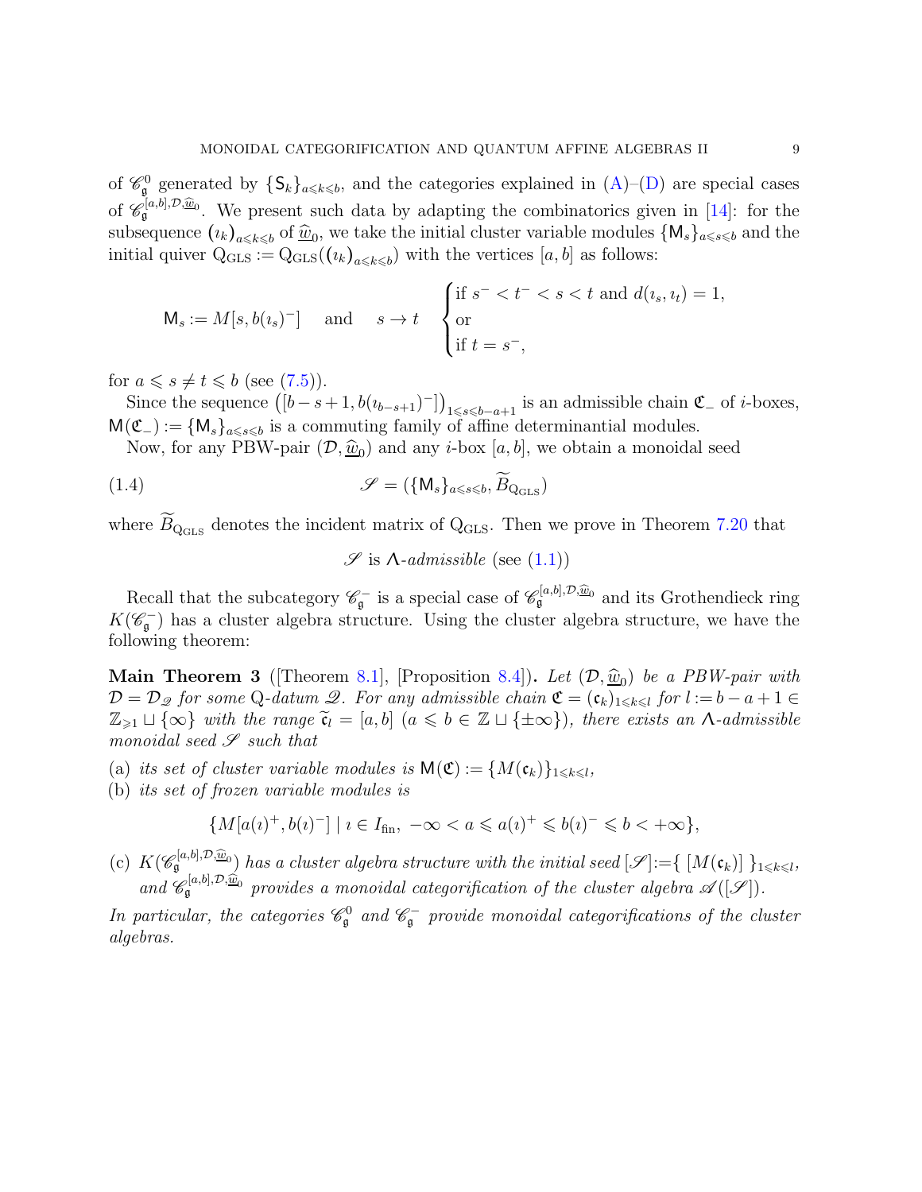of $\mathscr{C}_{\mathfrak{g}}^0$ generated by $\{\mathsf{S}_k\}_{a\leqslant k\leqslant b}$, and the categories explained in (A)–(D) are special cases of $\mathscr{C}_{\mathfrak{g}}^{[a,b],\mathcal{D},\widehat{\underline{w}}_0}$. We present such data by adapting the combinatorics given in [14]: for the subsequence $(\imath_k)_{a\leqslant k\leqslant b}$ of $\widehat{\underline{w}}_0$, we take the initial cluster variable modules $\{\mathsf{M}_s\}_{a\leqslant s\leqslant b}$ and the initial quiver $\mathrm{Q}_{\mathrm{GLS}} := \mathrm{Q}_{\mathrm{GLS}}((\imath_k)_{a\leqslant k\leqslant b})$ with the vertices $[a,b]$ as follows:

$$
\mathsf{M}_s := M[s, b(\imath_s)^-] \quad \text{ and } \quad s \to t \quad \begin{cases} \text{if } s^- < t^- < s < t \text{ and } d(\imath_s,\imath_t)=1, \\ \text{or} \\ \text{if } t = s^-, \end{cases}
$$

for $a \leqslant s \neq t \leqslant b$ (see (7.5)).

Since the sequence $\big([b-s+1, b(\imath_{b-s+1})^-]\big)_{1\leqslant s\leqslant b-a+1}$ is an admissible chain $\mathfrak{C}_-$ of $i$-boxes, $\mathsf{M}(\mathfrak{C}_-) := \{\mathsf{M}_s\}_{a\leqslant s\leqslant b}$ is a commuting family of affine determinantial modules.

Now, for any PBW-pair $(\mathcal{D}, \widehat{\underline{w}}_0)$ and any $i$-box $[a,b]$, we obtain a monoidal seed

$$
\mathscr{S} = (\{\mathsf{M}_s\}_{a\leqslant s\leqslant b}, \widetilde{B}_{\mathrm{Q}_{\mathrm{GLS}}}) \tag{1.4}
$$

where $\widetilde{B}_{\mathrm{Q}_{\mathrm{GLS}}}$ denotes the incident matrix of $\mathrm{Q}_{\mathrm{GLS}}$. Then we prove in Theorem 7.20 that

$$
\mathscr{S} \text{ is } \Lambda\text{-}admissible \text{ (see (1.1))}
$$

Recall that the subcategory $\mathscr{C}_{\mathfrak{g}}^-$ is a special case of $\mathscr{C}_{\mathfrak{g}}^{[a,b],\mathcal{D},\widehat{\underline{w}}_0}$ and its Grothendieck ring $K(\mathscr{C}_{\mathfrak{g}}^-)$ has a cluster algebra structure. Using the cluster algebra structure, we have the following theorem:

**Main Theorem 3** ([Theorem 8.1], [Proposition 8.4])**.** *Let $(\mathcal{D}, \widehat{\underline{w}}_0)$ be a PBW-pair with $\mathcal{D} = \mathcal{D}_{\mathscr{Q}}$ for some* Q*-datum $\mathscr{Q}$. For any admissible chain $\mathfrak{C} = (\mathfrak{c}_k)_{1\leqslant k\leqslant l}$ for $l := b-a+1 \in \mathbb{Z}_{\geqslant 1} \sqcup \{\infty\}$ with the range $\widetilde{\mathfrak{c}}_l = [a,b]$ $(a \leqslant b \in \mathbb{Z} \sqcup \{\pm\infty\})$, there exists an $\Lambda$-admissible monoidal seed $\mathscr{S}$ such that*

(a) *its set of cluster variable modules is $\mathsf{M}(\mathfrak{C}) := \{M(\mathfrak{c}_k)\}_{1\leqslant k\leqslant l}$,*

(b) *its set of frozen variable modules is*

$$
\{M[a(\imath)^+, b(\imath)^-] \mid \imath \in I_{\mathrm{fin}},\ -\infty < a \leqslant a(\imath)^+ \leqslant b(\imath)^- \leqslant b < +\infty\},
$$

(c) *$K(\mathscr{C}_{\mathfrak{g}}^{[a,b],\mathcal{D},\widehat{\underline{w}}_0})$ has a cluster algebra structure with the initial seed $[\mathscr{S}] := \{\ [M(\mathfrak{c}_k)]\ \}_{1\leqslant k\leqslant l}$, and $\mathscr{C}_{\mathfrak{g}}^{[a,b],\mathcal{D},\widehat{\underline{w}}_0}$ provides a monoidal categorification of the cluster algebra $\mathscr{A}([\mathscr{S}])$.*

*In particular, the categories $\mathscr{C}_{\mathfrak{g}}^0$ and $\mathscr{C}_{\mathfrak{g}}^-$ provide monoidal categorifications of the cluster algebras.*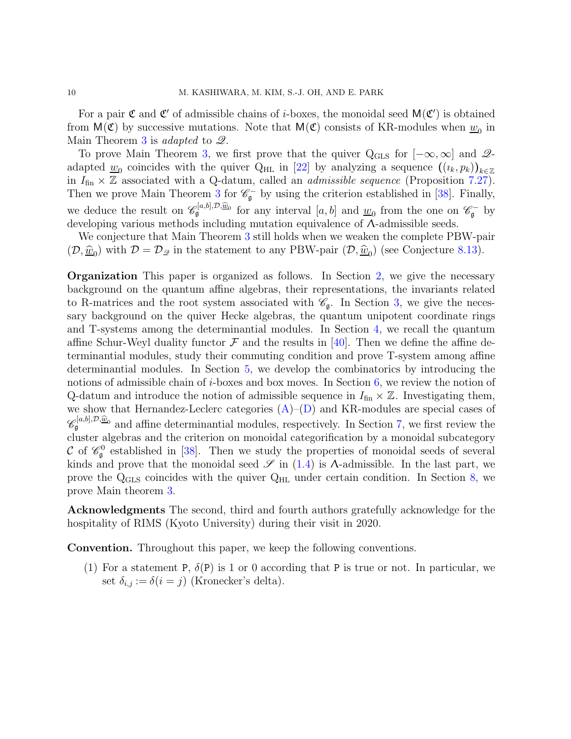For a pair $\mathfrak{C}$ and $\mathfrak{C}'$ of admissible chains of $i$-boxes, the monoidal seed $\mathsf{M}(\mathfrak{C}')$ is obtained from $\mathsf{M}(\mathfrak{C})$ by successive mutations. Note that $\mathsf{M}(\mathfrak{C})$ consists of KR-modules when $\underline{w}_0$ in Main Theorem 3 is *adapted* to $\mathscr{Q}$.

To prove Main Theorem 3, we first prove that the quiver $\mathrm{Q}_{\mathrm{GLS}}$ for $[-\infty,\infty]$ and $\mathscr{Q}$-adapted $\underline{w}_0$ coincides with the quiver $\mathrm{Q}_{\mathrm{HL}}$ in [22] by analyzing a sequence $\big((\imath_k,p_k)\big)_{k\in\mathbb{Z}}$ in $I_{\mathrm{fin}}\times\mathbb{Z}$ associated with a Q-datum, called an *admissible sequence* (Proposition 7.27). Then we prove Main Theorem 3 for $\mathscr{C}_{\mathfrak{g}}^{-}$ by using the criterion established in [38]. Finally, we deduce the result on $\mathscr{C}_{\mathfrak{g}}^{[a,b],\mathcal{D},\widehat{\underline{w}}_0}$ for any interval $[a,b]$ and $\underline{w}_0$ from the one on $\mathscr{C}_{\mathfrak{g}}^{-}$ by developing various methods including mutation equivalence of $\Lambda$-admissible seeds.

We conjecture that Main Theorem 3 still holds when we weaken the complete PBW-pair $(\mathcal{D},\widehat{\underline{w}}_0)$ with $\mathcal{D}=\mathcal{D}_{\mathscr{Q}}$ in the statement to any PBW-pair $(\mathcal{D},\widehat{\underline{w}}_0)$ (see Conjecture 8.13).

**Organization** This paper is organized as follows. In Section 2, we give the necessary background on the quantum affine algebras, their representations, the invariants related to R-matrices and the root system associated with $\mathscr{C}_{\mathfrak{g}}$. In Section 3, we give the necessary background on the quiver Hecke algebras, the quantum unipotent coordinate rings and T-systems among the determinantial modules. In Section 4, we recall the quantum affine Schur-Weyl duality functor $\mathcal{F}$ and the results in [40]. Then we define the affine determinantial modules, study their commuting condition and prove T-system among affine determinantial modules. In Section 5, we develop the combinatorics by introducing the notions of admissible chain of $i$-boxes and box moves. In Section 6, we review the notion of Q-datum and introduce the notion of admissible sequence in $I_{\mathrm{fin}}\times\mathbb{Z}$. Investigating them, we show that Hernandez-Leclerc categories (A)–(D) and KR-modules are special cases of $\mathscr{C}_{\mathfrak{g}}^{[a,b],\mathcal{D},\widehat{\underline{w}}_0}$ and affine determinantial modules, respectively. In Section 7, we first review the cluster algebras and the criterion on monoidal categorification by a monoidal subcategory $\mathcal{C}$ of $\mathscr{C}_{\mathfrak{g}}^{0}$ established in [38]. Then we study the properties of monoidal seeds of several kinds and prove that the monoidal seed $\mathscr{S}$ in (1.4) is $\Lambda$-admissible. In the last part, we prove the $\mathrm{Q}_{\mathrm{GLS}}$ coincides with the quiver $\mathrm{Q}_{\mathrm{HL}}$ under certain condition. In Section 8, we prove Main theorem 3.

**Acknowledgments** The second, third and fourth authors gratefully acknowledge for the hospitality of RIMS (Kyoto University) during their visit in 2020.

**Convention.** Throughout this paper, we keep the following conventions.

(1) For a statement $\mathtt{P}$, $\delta(\mathtt{P})$ is 1 or 0 according that $\mathtt{P}$ is true or not. In particular, we set $\delta_{i,j} := \delta(i=j)$ (Kronecker's delta).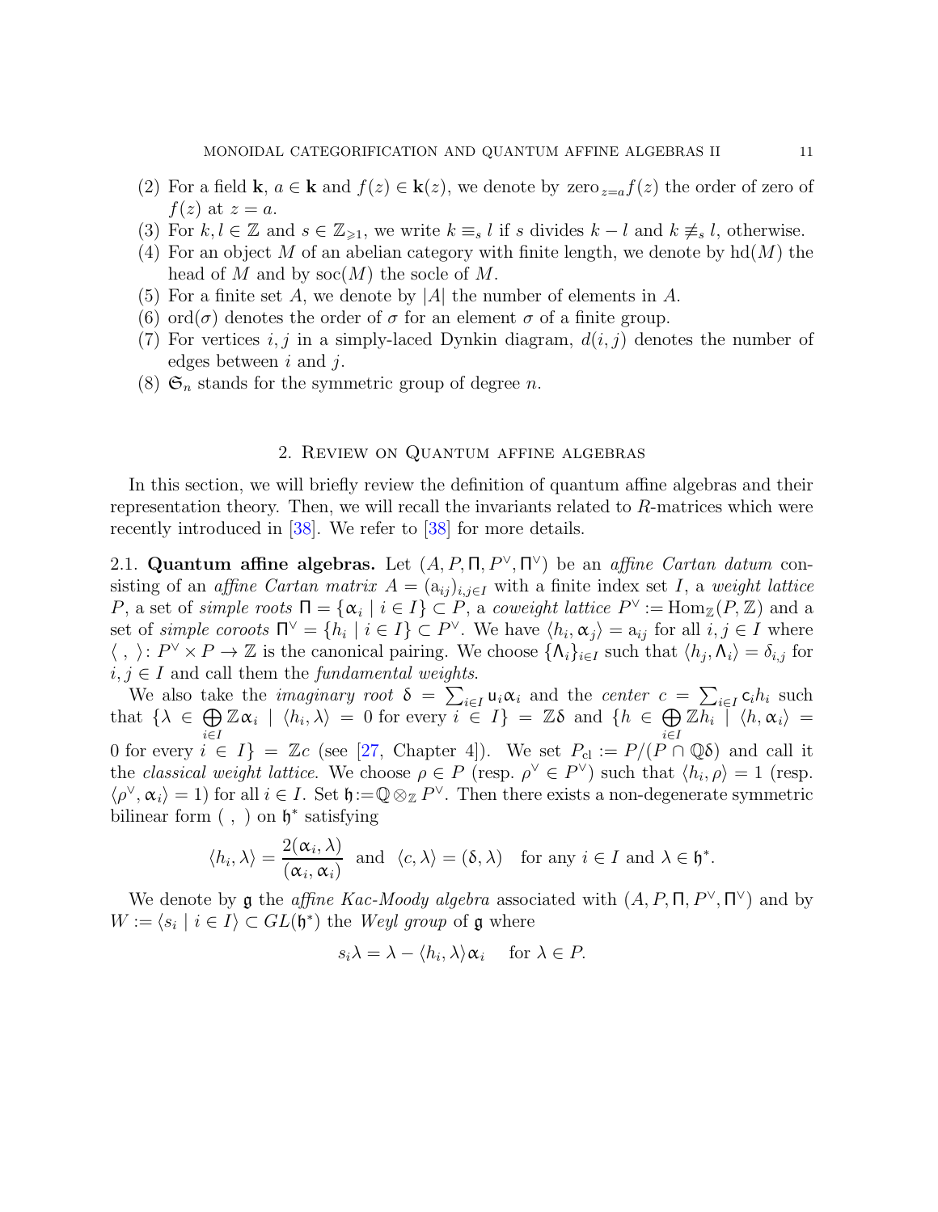(2) For a field $\mathbf{k}$, $a \in \mathbf{k}$ and $f(z) \in \mathbf{k}(z)$, we denote by $\mathrm{zero}_{z=a} f(z)$ the order of zero of $f(z)$ at $z = a$.
(3) For $k, l \in \mathbb{Z}$ and $s \in \mathbb{Z}_{\geqslant 1}$, we write $k \equiv_s l$ if $s$ divides $k - l$ and $k \not\equiv_s l$, otherwise.
(4) For an object $M$ of an abelian category with finite length, we denote by $\mathrm{hd}(M)$ the head of $M$ and by $\mathrm{soc}(M)$ the socle of $M$.
(5) For a finite set $A$, we denote by $|A|$ the number of elements in $A$.
(6) $\mathrm{ord}(\sigma)$ denotes the order of $\sigma$ for an element $\sigma$ of a finite group.
(7) For vertices $i, j$ in a simply-laced Dynkin diagram, $d(i, j)$ denotes the number of edges between $i$ and $j$.
(8) $\mathfrak{S}_n$ stands for the symmetric group of degree $n$.

## 2. Review on Quantum affine algebras

In this section, we will briefly review the definition of quantum affine algebras and their representation theory. Then, we will recall the invariants related to $R$-matrices which were recently introduced in [38]. We refer to [38] for more details.

2.1. **Quantum affine algebras.** Let $(A, P, \Pi, P^\vee, \Pi^\vee)$ be an *affine Cartan datum* consisting of an *affine Cartan matrix* $A = (\mathrm{a}_{ij})_{i,j\in I}$ with a finite index set $I$, a *weight lattice* $P$, a set of *simple roots* $\Pi = \{\alpha_i \mid i \in I\} \subset P$, a *coweight lattice* $P^\vee := \mathrm{Hom}_{\mathbb{Z}}(P, \mathbb{Z})$ and a set of *simple coroots* $\Pi^\vee = \{h_i \mid i \in I\} \subset P^\vee$. We have $\langle h_i, \alpha_j\rangle = \mathrm{a}_{ij}$ for all $i, j \in I$ where $\langle\ ,\ \rangle\colon P^\vee \times P \to \mathbb{Z}$ is the canonical pairing. We choose $\{\Lambda_i\}_{i\in I}$ such that $\langle h_j, \Lambda_i\rangle = \delta_{i,j}$ for $i, j \in I$ and call them the *fundamental weights*.

We also take the *imaginary root* $\delta = \sum_{i\in I} \mathsf{u}_i\alpha_i$ and the *center* $c = \sum_{i\in I} \mathsf{c}_i h_i$ such that $\{\lambda \in \bigoplus_{i\in I} \mathbb{Z}\alpha_i \mid \langle h_i, \lambda\rangle = 0 \text{ for every } i \in I\} = \mathbb{Z}\delta$ and $\{h \in \bigoplus_{i\in I} \mathbb{Z}h_i \mid \langle h, \alpha_i\rangle = 0 \text{ for every } i \in I\} = \mathbb{Z}c$ (see [27, Chapter 4]). We set $P_{\mathrm{cl}} := P/(P \cap \mathbb{Q}\delta)$ and call it the *classical weight lattice*. We choose $\rho \in P$ (resp. $\rho^\vee \in P^\vee$) such that $\langle h_i, \rho\rangle = 1$ (resp. $\langle \rho^\vee, \alpha_i\rangle = 1$) for all $i \in I$. Set $\mathfrak{h} := \mathbb{Q} \otimes_{\mathbb{Z}} P^\vee$. Then there exists a non-degenerate symmetric bilinear form $(\ ,\ )$ on $\mathfrak{h}^*$ satisfying

$$\langle h_i, \lambda\rangle = \frac{2(\alpha_i, \lambda)}{(\alpha_i, \alpha_i)} \quad \text{and} \quad \langle c, \lambda\rangle = (\delta, \lambda) \quad \text{for any } i \in I \text{ and } \lambda \in \mathfrak{h}^*.$$

We denote by $\mathfrak{g}$ the *affine Kac-Moody algebra* associated with $(A, P, \Pi, P^\vee, \Pi^\vee)$ and by $W := \langle s_i \mid i \in I\rangle \subset GL(\mathfrak{h}^*)$ the *Weyl group* of $\mathfrak{g}$ where

$$s_i\lambda = \lambda - \langle h_i, \lambda\rangle\alpha_i \quad \text{for } \lambda \in P.$$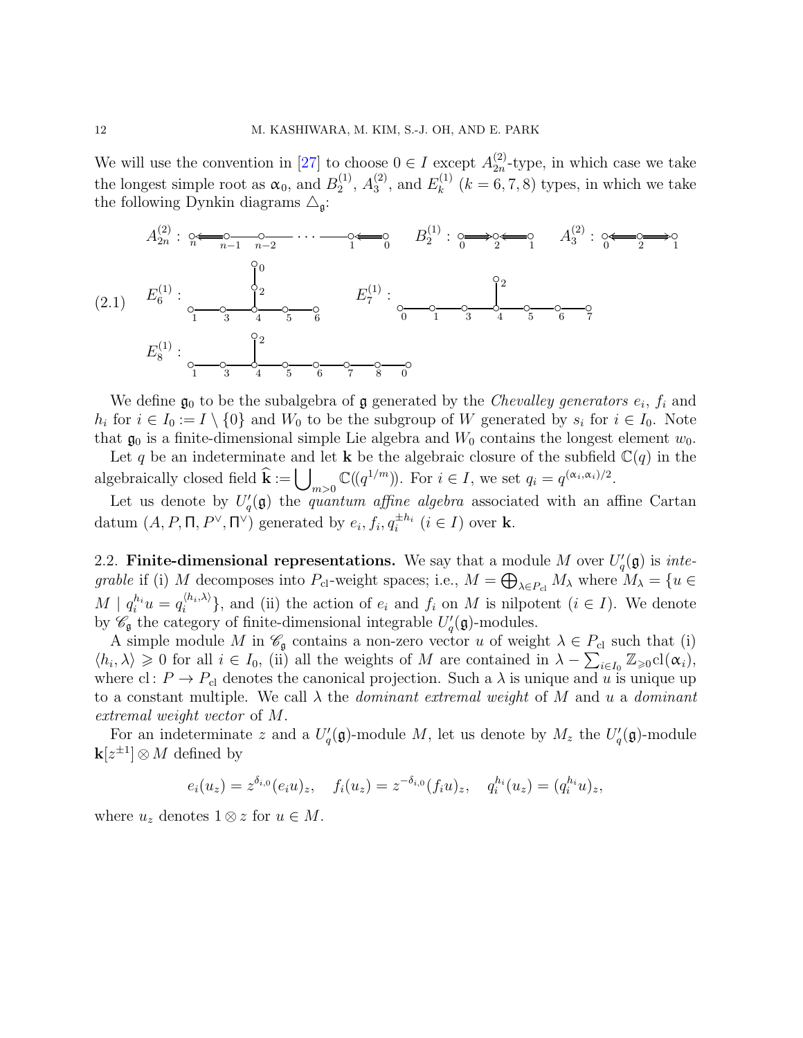We will use the convention in [27] to choose $0 \in I$ except $A^{(2)}_{2n}$-type, in which case we take the longest simple root as $\alpha_0$, and $B^{(1)}_2$, $A^{(2)}_3$, and $E^{(1)}_k$ ($k = 6, 7, 8$) types, in which we take the following Dynkin diagrams $\triangle_{\mathfrak{g}}$:

(2.1)

$A^{(2)}_{2n}$ : nodes $n \Leftarrow n{-}1 — n{-}2 — \cdots — 1 \Leftarrow 0$

$B^{(1)}_2$ : nodes $0 \Rightarrow 2 \Leftarrow 1$

$A^{(2)}_3$ : nodes $0 \Leftarrow 2 \Rightarrow 1$

$E^{(1)}_6$ : nodes $1 — 3 — 4 — 5 — 6$, with $4 — 2 — 0$

$E^{(1)}_7$ : nodes $0 — 1 — 3 — 4 — 5 — 6 — 7$, with $4 — 2$

$E^{(1)}_8$ : nodes $1 — 3 — 4 — 5 — 6 — 7 — 8 — 0$, with $4 — 2$

We define $\mathfrak{g}_0$ to be the subalgebra of $\mathfrak{g}$ generated by the *Chevalley generators* $e_i$, $f_i$ and $h_i$ for $i \in I_0 := I \setminus \{0\}$ and $W_0$ to be the subgroup of $W$ generated by $s_i$ for $i \in I_0$. Note that $\mathfrak{g}_0$ is a finite-dimensional simple Lie algebra and $W_0$ contains the longest element $w_0$.

Let $q$ be an indeterminate and let $\mathbf{k}$ be the algebraic closure of the subfield $\mathbb{C}(q)$ in the algebraically closed field $\widehat{\mathbf{k}} := \bigcup_{m>0} \mathbb{C}((q^{1/m}))$. For $i \in I$, we set $q_i = q^{(\alpha_i, \alpha_i)/2}$.

Let us denote by $U_q'(\mathfrak{g})$ the *quantum affine algebra* associated with an affine Cartan datum $(A, P, \Pi, P^\vee, \Pi^\vee)$ generated by $e_i, f_i, q_i^{\pm h_i}$ ($i \in I$) over $\mathbf{k}$.

## 2.2. Finite-dimensional representations.

We say that a module $M$ over $U_q'(\mathfrak{g})$ is *integrable* if (i) $M$ decomposes into $P_{\rm cl}$-weight spaces; i.e., $M = \bigoplus_{\lambda \in P_{\rm cl}} M_\lambda$ where $M_\lambda = \{u \in M \mid q_i^{h_i} u = q_i^{\langle h_i, \lambda \rangle}\}$, and (ii) the action of $e_i$ and $f_i$ on $M$ is nilpotent ($i \in I$). We denote by $\mathscr{C}_{\mathfrak{g}}$ the category of finite-dimensional integrable $U_q'(\mathfrak{g})$-modules.

A simple module $M$ in $\mathscr{C}_{\mathfrak{g}}$ contains a non-zero vector $u$ of weight $\lambda \in P_{\rm cl}$ such that (i) $\langle h_i, \lambda \rangle \geqslant 0$ for all $i \in I_0$, (ii) all the weights of $M$ are contained in $\lambda - \sum_{i \in I_0} \mathbb{Z}_{\geqslant 0} {\rm cl}(\alpha_i)$, where ${\rm cl}\colon P \to P_{\rm cl}$ denotes the canonical projection. Such a $\lambda$ is unique and $u$ is unique up to a constant multiple. We call $\lambda$ the *dominant extremal weight* of $M$ and $u$ a *dominant extremal weight vector* of $M$.

For an indeterminate $z$ and a $U_q'(\mathfrak{g})$-module $M$, let us denote by $M_z$ the $U_q'(\mathfrak{g})$-module $\mathbf{k}[z^{\pm 1}] \otimes M$ defined by

$$e_i(u_z) = z^{\delta_{i,0}} (e_i u)_z, \quad f_i(u_z) = z^{-\delta_{i,0}} (f_i u)_z, \quad q_i^{h_i}(u_z) = (q_i^{h_i} u)_z,$$

where $u_z$ denotes $1 \otimes z$ for $u \in M$.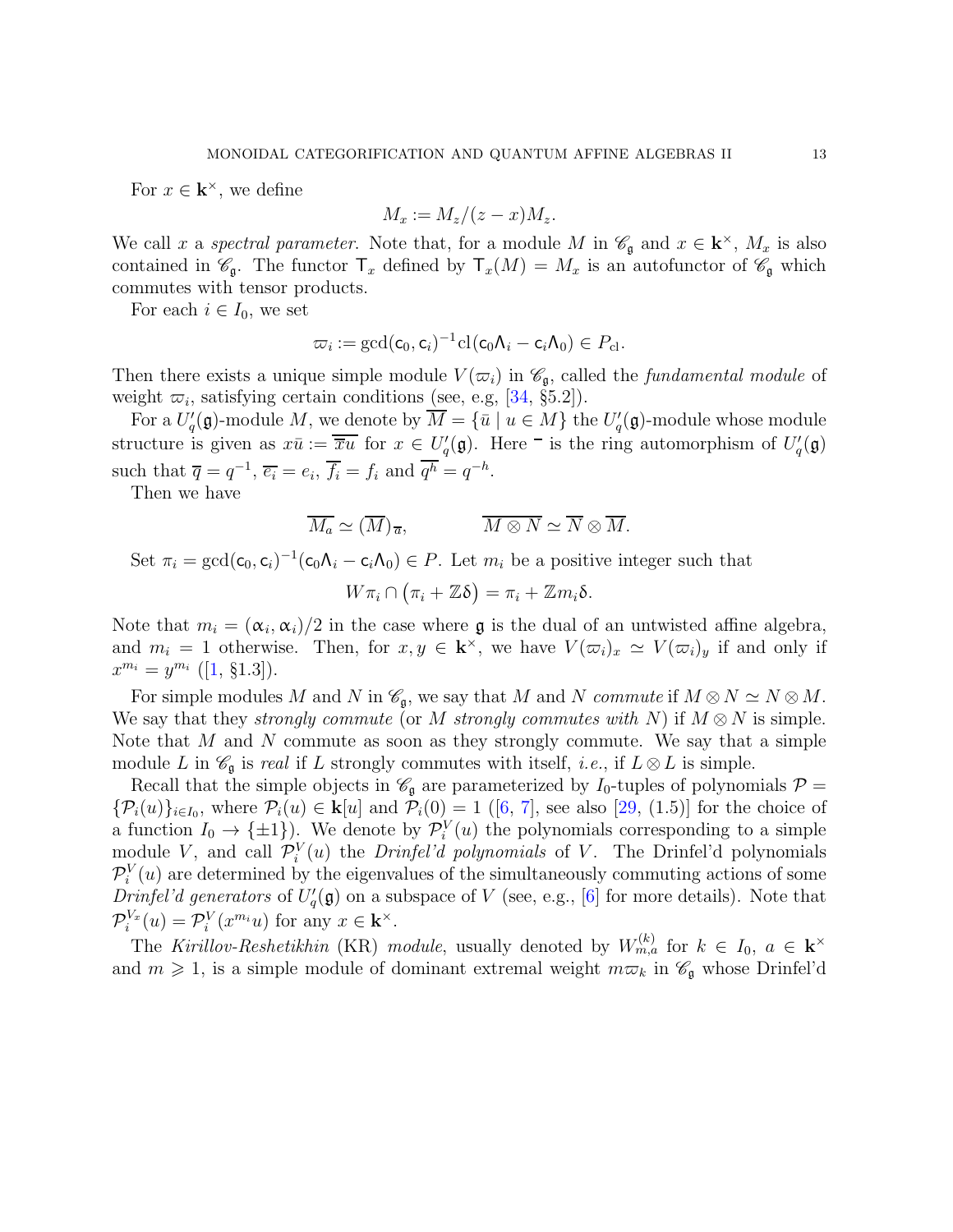For $x \in \mathbf{k}^\times$, we define

$$M_x := M_z/(z-x)M_z.$$

We call $x$ a *spectral parameter*. Note that, for a module $M$ in $\mathscr{C}_\mathfrak{g}$ and $x \in \mathbf{k}^\times$, $M_x$ is also contained in $\mathscr{C}_\mathfrak{g}$. The functor $\mathsf{T}_x$ defined by $\mathsf{T}_x(M) = M_x$ is an autofunctor of $\mathscr{C}_\mathfrak{g}$ which commutes with tensor products.

For each $i \in I_0$, we set

$$\varpi_i := \gcd(\mathsf{c}_0, \mathsf{c}_i)^{-1} \mathrm{cl}(\mathsf{c}_0 \Lambda_i - \mathsf{c}_i \Lambda_0) \in P_{\mathrm{cl}}.$$

Then there exists a unique simple module $V(\varpi_i)$ in $\mathscr{C}_\mathfrak{g}$, called the *fundamental module* of weight $\varpi_i$, satisfying certain conditions (see, e.g, [34, §5.2]).

For a $U_q'(\mathfrak{g})$-module $M$, we denote by $\overline{M} = \{\bar{u} \mid u \in M\}$ the $U_q'(\mathfrak{g})$-module whose module structure is given as $x\bar{u} := \overline{\overline{x}u}$ for $x \in U_q'(\mathfrak{g})$. Here $\bar{\ }$ is the ring automorphism of $U_q'(\mathfrak{g})$ such that $\overline{q} = q^{-1}$, $\overline{e_i} = e_i$, $\overline{f_i} = f_i$ and $\overline{q^h} = q^{-h}$.

Then we have

$$\overline{M_a} \simeq (\overline{M})_{\overline{a}}, \qquad\qquad \overline{M \otimes N} \simeq \overline{N} \otimes \overline{M}.$$

Set $\pi_i = \gcd(\mathsf{c}_0, \mathsf{c}_i)^{-1}(\mathsf{c}_0 \Lambda_i - \mathsf{c}_i \Lambda_0) \in P$. Let $m_i$ be a positive integer such that

$$W\pi_i \cap \big(\pi_i + \mathbb{Z}\delta\big) = \pi_i + \mathbb{Z} m_i \delta.$$

Note that $m_i = (\alpha_i, \alpha_i)/2$ in the case where $\mathfrak{g}$ is the dual of an untwisted affine algebra, and $m_i = 1$ otherwise. Then, for $x, y \in \mathbf{k}^\times$, we have $V(\varpi_i)_x \simeq V(\varpi_i)_y$ if and only if $x^{m_i} = y^{m_i}$ ([1, §1.3]).

For simple modules $M$ and $N$ in $\mathscr{C}_\mathfrak{g}$, we say that $M$ and $N$ *commute* if $M \otimes N \simeq N \otimes M$. We say that they *strongly commute* (or $M$ *strongly commutes with* $N$) if $M \otimes N$ is simple. Note that $M$ and $N$ commute as soon as they strongly commute. We say that a simple module $L$ in $\mathscr{C}_\mathfrak{g}$ is *real* if $L$ strongly commutes with itself, *i.e.*, if $L \otimes L$ is simple.

Recall that the simple objects in $\mathscr{C}_\mathfrak{g}$ are parameterized by $I_0$-tuples of polynomials $\mathcal{P} = \{\mathcal{P}_i(u)\}_{i \in I_0}$, where $\mathcal{P}_i(u) \in \mathbf{k}[u]$ and $\mathcal{P}_i(0) = 1$ ([6, 7], see also [29, (1.5)] for the choice of a function $I_0 \to \{\pm 1\}$). We denote by $\mathcal{P}_i^V(u)$ the polynomials corresponding to a simple module $V$, and call $\mathcal{P}_i^V(u)$ the *Drinfel'd polynomials* of $V$. The Drinfel'd polynomials $\mathcal{P}_i^V(u)$ are determined by the eigenvalues of the simultaneously commuting actions of some *Drinfel'd generators* of $U_q'(\mathfrak{g})$ on a subspace of $V$ (see, e.g., [6] for more details). Note that $\mathcal{P}_i^{V_x}(u) = \mathcal{P}_i^V(x^{m_i} u)$ for any $x \in \mathbf{k}^\times$.

The *Kirillov-Reshetikhin* (KR) *module*, usually denoted by $W_{m,a}^{(k)}$ for $k \in I_0$, $a \in \mathbf{k}^\times$ and $m \geqslant 1$, is a simple module of dominant extremal weight $m\varpi_k$ in $\mathscr{C}_\mathfrak{g}$ whose Drinfel'd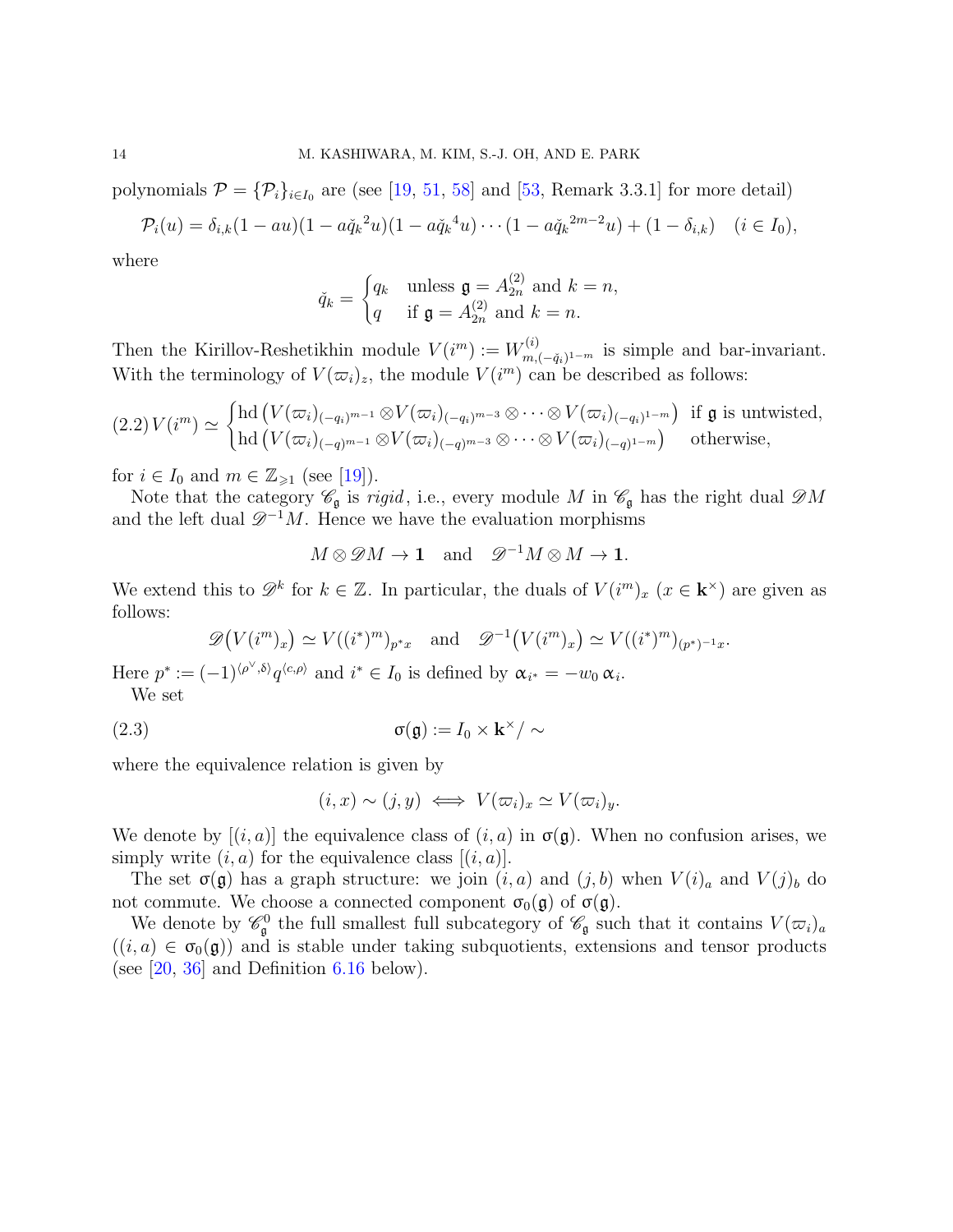polynomials $\mathcal{P} = \{\mathcal{P}_i\}_{i \in I_0}$ are (see [19, 51, 58] and [53, Remark 3.3.1] for more detail)

$$\mathcal{P}_i(u) = \delta_{i,k}(1 - au)(1 - a\check{q}_k{}^2u)(1 - a\check{q}_k{}^4u)\cdots(1 - a\check{q}_k{}^{2m-2}u) + (1 - \delta_{i,k}) \quad (i \in I_0),$$

where

$$\check{q}_k = \begin{cases} q_k & \text{unless } \mathfrak{g} = A_{2n}^{(2)} \text{ and } k = n, \\ q & \text{if } \mathfrak{g} = A_{2n}^{(2)} \text{ and } k = n. \end{cases}$$

Then the Kirillov-Reshetikhin module $V(i^m) := W^{(i)}_{m,(-\check{q}_i)^{1-m}}$ is simple and bar-invariant. With the terminology of $V(\varpi_i)_z$, the module $V(i^m)$ can be described as follows:

$$(2.2)\; V(i^m) \simeq \begin{cases} \operatorname{hd}\big(V(\varpi_i)_{(-q_i)^{m-1}} \otimes V(\varpi_i)_{(-q_i)^{m-3}} \otimes \cdots \otimes V(\varpi_i)_{(-q_i)^{1-m}}\big) & \text{if } \mathfrak{g} \text{ is untwisted,} \\ \operatorname{hd}\big(V(\varpi_i)_{(-q)^{m-1}} \otimes V(\varpi_i)_{(-q)^{m-3}} \otimes \cdots \otimes V(\varpi_i)_{(-q)^{1-m}}\big) & \text{otherwise,} \end{cases}$$

for $i \in I_0$ and $m \in \mathbb{Z}_{\geqslant 1}$ (see [19]).

Note that the category $\mathscr{C}_\mathfrak{g}$ is *rigid*, i.e., every module $M$ in $\mathscr{C}_\mathfrak{g}$ has the right dual $\mathscr{D}M$ and the left dual $\mathscr{D}^{-1}M$. Hence we have the evaluation morphisms

$$M \otimes \mathscr{D}M \to \mathbf{1} \quad \text{and} \quad \mathscr{D}^{-1}M \otimes M \to \mathbf{1}.$$

We extend this to $\mathscr{D}^k$ for $k \in \mathbb{Z}$. In particular, the duals of $V(i^m)_x$ ($x \in \mathbf{k}^\times$) are given as follows:

$$\mathscr{D}\big(V(i^m)_x\big) \simeq V((i^*)^m)_{p^*x} \quad \text{and} \quad \mathscr{D}^{-1}\big(V(i^m)_x\big) \simeq V((i^*)^m)_{(p^*)^{-1}x}.$$

Here $p^* := (-1)^{\langle \rho^\vee, \delta \rangle} q^{\langle c, \rho \rangle}$ and $i^* \in I_0$ is defined by $\alpha_{i^*} = -w_0\, \alpha_i$.

We set

$$\sigma(\mathfrak{g}) := I_0 \times \mathbf{k}^\times / \sim \tag{2.3}$$

where the equivalence relation is given by

$$(i, x) \sim (j, y) \iff V(\varpi_i)_x \simeq V(\varpi_i)_y.$$

We denote by $[(i, a)]$ the equivalence class of $(i, a)$ in $\sigma(\mathfrak{g})$. When no confusion arises, we simply write $(i, a)$ for the equivalence class $[(i, a)]$.

The set $\sigma(\mathfrak{g})$ has a graph structure: we join $(i, a)$ and $(j, b)$ when $V(i)_a$ and $V(j)_b$ do not commute. We choose a connected component $\sigma_0(\mathfrak{g})$ of $\sigma(\mathfrak{g})$.

We denote by $\mathscr{C}^0_\mathfrak{g}$ the full smallest full subcategory of $\mathscr{C}_\mathfrak{g}$ such that it contains $V(\varpi_i)_a$ ($(i, a) \in \sigma_0(\mathfrak{g})$) and is stable under taking subquotients, extensions and tensor products (see [20, 36] and Definition 6.16 below).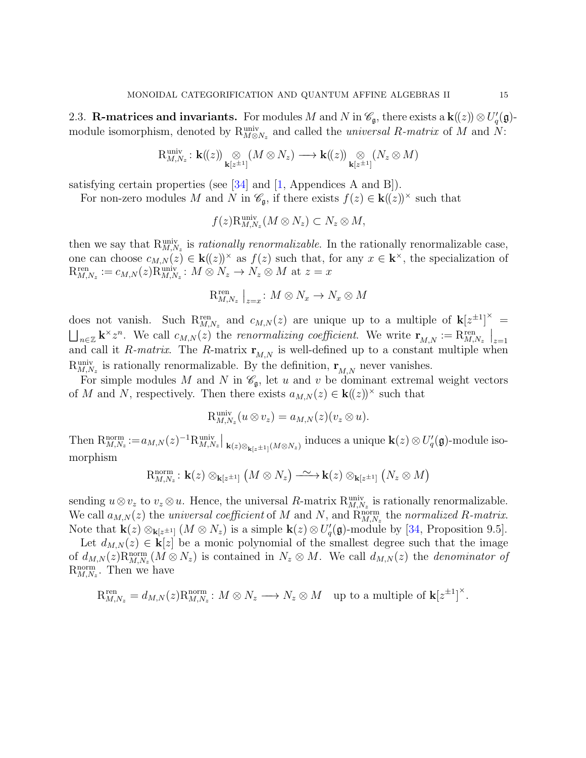**2.3. R-matrices and invariants.** For modules $M$ and $N$ in $\mathscr{C}_\mathfrak{g}$, there exists a $\mathbf{k}((z)) \otimes U_q'(\mathfrak{g})$-module isomorphism, denoted by $\mathrm{R}^{\mathrm{univ}}_{M \otimes N_z}$ and called the *universal R-matrix* of $M$ and $N$:

$$\mathrm{R}^{\mathrm{univ}}_{M,N_z} \colon \mathbf{k}((z)) \underset{\mathbf{k}[z^{\pm 1}]}{\otimes} (M \otimes N_z) \longrightarrow \mathbf{k}((z)) \underset{\mathbf{k}[z^{\pm 1}]}{\otimes} (N_z \otimes M)$$

satisfying certain properties (see [34] and [1, Appendices A and B]).

For non-zero modules $M$ and $N$ in $\mathscr{C}_\mathfrak{g}$, if there exists $f(z) \in \mathbf{k}((z))^\times$ such that

$$f(z)\mathrm{R}^{\mathrm{univ}}_{M,N_z}(M \otimes N_z) \subset N_z \otimes M,$$

then we say that $\mathrm{R}^{\mathrm{univ}}_{M,N_z}$ is *rationally renormalizable*. In the rationally renormalizable case, one can choose $c_{M,N}(z) \in \mathbf{k}((z))^\times$ as $f(z)$ such that, for any $x \in \mathbf{k}^\times$, the specialization of $\mathrm{R}^{\mathrm{ren}}_{M,N_z} := c_{M,N}(z)\mathrm{R}^{\mathrm{univ}}_{M,N_z} \colon M \otimes N_z \to N_z \otimes M$ at $z = x$

$$\mathrm{R}^{\mathrm{ren}}_{M,N_z}\big|_{z=x} \colon M \otimes N_x \to N_x \otimes M$$

does not vanish. Such $\mathrm{R}^{\mathrm{ren}}_{M,N_z}$ and $c_{M,N}(z)$ are unique up to a multiple of $\mathbf{k}[z^{\pm 1}]^\times = \bigsqcup_{n\in\mathbb{Z}} \mathbf{k}^\times z^n$. We call $c_{M,N}(z)$ the *renormalizing coefficient*. We write $\mathbf{r}_{M,N} := \mathrm{R}^{\mathrm{ren}}_{M,N_z}\big|_{z=1}$ and call it *R-matrix*. The $R$-matrix $\mathbf{r}_{M,N}$ is well-defined up to a constant multiple when $\mathrm{R}^{\mathrm{univ}}_{M,N_z}$ is rationally renormalizable. By the definition, $\mathbf{r}_{M,N}$ never vanishes.

For simple modules $M$ and $N$ in $\mathscr{C}_\mathfrak{g}$, let $u$ and $v$ be dominant extremal weight vectors of $M$ and $N$, respectively. Then there exists $a_{M,N}(z) \in \mathbf{k}((z))^\times$ such that

$$\mathrm{R}^{\mathrm{univ}}_{M,N_z}(u \otimes v_z) = a_{M,N}(z)(v_z \otimes u).$$

Then $\mathrm{R}^{\mathrm{norm}}_{M,N_z} := a_{M,N}(z)^{-1}\mathrm{R}^{\mathrm{univ}}_{M,N_z}\big|_{\mathbf{k}(z)\otimes_{\mathbf{k}[z^{\pm1}]}(M\otimes N_z)}$ induces a unique $\mathbf{k}(z) \otimes U_q'(\mathfrak{g})$-module isomorphism

$$\mathrm{R}^{\mathrm{norm}}_{M,N_z} \colon \mathbf{k}(z) \otimes_{\mathbf{k}[z^{\pm 1}]} \big(M \otimes N_z\big) \xrightarrow{\ \sim\ } \mathbf{k}(z) \otimes_{\mathbf{k}[z^{\pm 1}]} \big(N_z \otimes M\big)$$

sending $u \otimes v_z$ to $v_z \otimes u$. Hence, the universal $R$-matrix $\mathrm{R}^{\mathrm{univ}}_{M,N_z}$ is rationally renormalizable. We call $a_{M,N}(z)$ the *universal coefficient* of $M$ and $N$, and $\mathrm{R}^{\mathrm{norm}}_{M,N_z}$ the *normalized R-matrix*. Note that $\mathbf{k}(z) \otimes_{\mathbf{k}[z^{\pm 1}]} (M \otimes N_z)$ is a simple $\mathbf{k}(z) \otimes U_q'(\mathfrak{g})$-module by [34, Proposition 9.5].

Let $d_{M,N}(z) \in \mathbf{k}[z]$ be a monic polynomial of the smallest degree such that the image of $d_{M,N}(z)\mathrm{R}^{\mathrm{norm}}_{M,N_z}(M \otimes N_z)$ is contained in $N_z \otimes M$. We call $d_{M,N}(z)$ the *denominator of* $\mathrm{R}^{\mathrm{norm}}_{M,N_z}$. Then we have

$$\mathrm{R}^{\mathrm{ren}}_{M,N_z} = d_{M,N}(z)\mathrm{R}^{\mathrm{norm}}_{M,N_z} \colon M \otimes N_z \longrightarrow N_z \otimes M \quad \text{up to a multiple of } \mathbf{k}[z^{\pm 1}]^\times.$$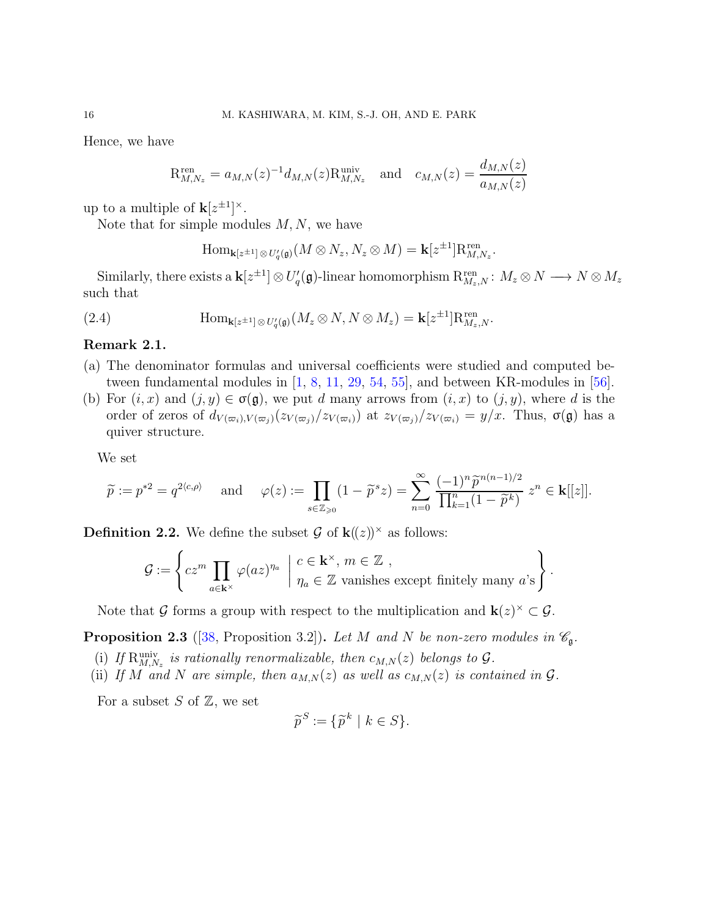Hence, we have

$$\mathrm{R}^{\mathrm{ren}}_{M,N_z} = a_{M,N}(z)^{-1} d_{M,N}(z) \mathrm{R}^{\mathrm{univ}}_{M,N_z} \quad \text{and} \quad c_{M,N}(z) = \frac{d_{M,N}(z)}{a_{M,N}(z)}$$

up to a multiple of $\mathbf{k}[z^{\pm 1}]^\times$.

Note that for simple modules $M, N$, we have

$$\mathrm{Hom}_{\mathbf{k}[z^{\pm 1}] \otimes U_q'(\mathfrak{g})}(M \otimes N_z, N_z \otimes M) = \mathbf{k}[z^{\pm 1}] \mathrm{R}^{\mathrm{ren}}_{M,N_z}.$$

Similarly, there exists a $\mathbf{k}[z^{\pm 1}] \otimes U_q'(\mathfrak{g})$-linear homomorphism $\mathrm{R}^{\mathrm{ren}}_{M_z,N} \colon M_z \otimes N \longrightarrow N \otimes M_z$ such that

$$\mathrm{Hom}_{\mathbf{k}[z^{\pm 1}] \otimes U_q'(\mathfrak{g})}(M_z \otimes N, N \otimes M_z) = \mathbf{k}[z^{\pm 1}] \mathrm{R}^{\mathrm{ren}}_{M_z,N}. \tag{2.4}$$

**Remark 2.1.**

(a) The denominator formulas and universal coefficients were studied and computed between fundamental modules in [1, 8, 11, 29, 54, 55], and between KR-modules in [56].

(b) For $(i,x)$ and $(j,y) \in \sigma(\mathfrak{g})$, we put $d$ many arrows from $(i,x)$ to $(j,y)$, where $d$ is the order of zeros of $d_{V(\varpi_i),V(\varpi_j)}(z_{V(\varpi_j)}/z_{V(\varpi_i)})$ at $z_{V(\varpi_j)}/z_{V(\varpi_i)} = y/x$. Thus, $\sigma(\mathfrak{g})$ has a quiver structure.

We set

$$\widetilde{p} := p^{*2} = q^{2\langle c,\rho\rangle} \quad \text{and} \quad \varphi(z) := \prod_{s \in \mathbb{Z}_{\geqslant 0}} (1 - \widetilde{p}^{\,s} z) = \sum_{n=0}^{\infty} \frac{(-1)^n \widetilde{p}^{\,n(n-1)/2}}{\prod_{k=1}^{n}(1-\widetilde{p}^{\,k})} \, z^n \in \mathbf{k}[[z]].$$

**Definition 2.2.** We define the subset $\mathcal{G}$ of $\mathbf{k}((z))^\times$ as follows:

$$\mathcal{G} := \left\{ c z^m \prod_{a \in \mathbf{k}^\times} \varphi(az)^{\eta_a} \;\middle|\; \begin{array}{l} c \in \mathbf{k}^\times,\ m \in \mathbb{Z}\ , \\ \eta_a \in \mathbb{Z} \text{ vanishes except finitely many } a\text{'s} \end{array} \right\}.$$

Note that $\mathcal{G}$ forms a group with respect to the multiplication and $\mathbf{k}(z)^\times \subset \mathcal{G}$.

**Proposition 2.3** ([38, Proposition 3.2])**.** *Let $M$ and $N$ be non-zero modules in $\mathscr{C}_\mathfrak{g}$.*

(i) *If $\mathrm{R}^{\mathrm{univ}}_{M,N_z}$ is rationally renormalizable, then $c_{M,N}(z)$ belongs to $\mathcal{G}$.*

(ii) *If $M$ and $N$ are simple, then $a_{M,N}(z)$ as well as $c_{M,N}(z)$ is contained in $\mathcal{G}$.*

For a subset $S$ of $\mathbb{Z}$, we set

$$\widetilde{p}^{\,S} := \{\widetilde{p}^{\,k} \mid k \in S\}.$$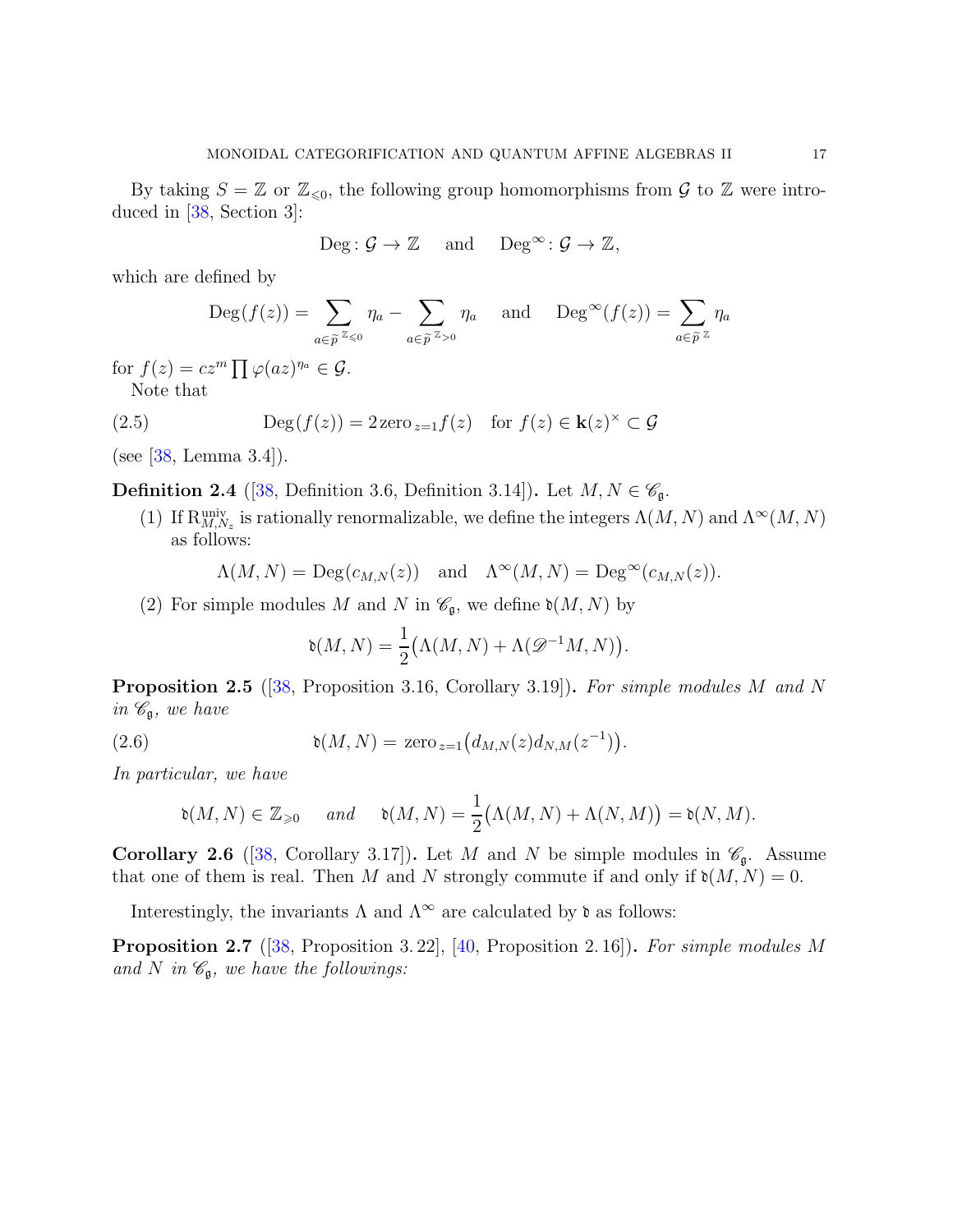By taking $S = \mathbb{Z}$ or $\mathbb{Z}_{\leqslant 0}$, the following group homomorphisms from $\mathcal{G}$ to $\mathbb{Z}$ were introduced in [38, Section 3]:

$$\mathrm{Deg}\colon \mathcal{G} \to \mathbb{Z} \quad \text{and} \quad \mathrm{Deg}^\infty\colon \mathcal{G} \to \mathbb{Z},$$

which are defined by

$$\mathrm{Deg}(f(z)) = \sum_{a \in \widetilde{p}^{\,\mathbb{Z}_{\leqslant 0}}} \eta_a - \sum_{a \in \widetilde{p}^{\,\mathbb{Z}_{>0}}} \eta_a \quad \text{and} \quad \mathrm{Deg}^\infty(f(z)) = \sum_{a \in \widetilde{p}^{\,\mathbb{Z}}} \eta_a$$

for $f(z) = cz^m \prod \varphi(az)^{\eta_a} \in \mathcal{G}$.

Note that

$$\mathrm{Deg}(f(z)) = 2\,\mathrm{zero}_{z=1} f(z) \quad \text{for } f(z) \in \mathbf{k}(z)^\times \subset \mathcal{G} \tag{2.5}$$

(see [38, Lemma 3.4]).

**Definition 2.4** ([38, Definition 3.6, Definition 3.14])**.** Let $M, N \in \mathscr{C}_\mathfrak{g}$.

1. If $\mathrm{R}^{\mathrm{univ}}_{M,N_z}$ is rationally renormalizable, we define the integers $\Lambda(M,N)$ and $\Lambda^\infty(M,N)$ as follows:

$$\Lambda(M,N) = \mathrm{Deg}(c_{M,N}(z)) \quad \text{and} \quad \Lambda^\infty(M,N) = \mathrm{Deg}^\infty(c_{M,N}(z)).$$

2. For simple modules $M$ and $N$ in $\mathscr{C}_\mathfrak{g}$, we define $\mathfrak{d}(M,N)$ by

$$\mathfrak{d}(M,N) = \frac{1}{2}\big(\Lambda(M,N) + \Lambda(\mathscr{D}^{-1}M, N)\big).$$

**Proposition 2.5** ([38, Proposition 3.16, Corollary 3.19])**.** *For simple modules $M$ and $N$ in $\mathscr{C}_\mathfrak{g}$, we have*

$$\mathfrak{d}(M,N) = \mathrm{zero}_{z=1}\big(d_{M,N}(z) d_{N,M}(z^{-1})\big). \tag{2.6}$$

*In particular, we have*

$$\mathfrak{d}(M,N) \in \mathbb{Z}_{\geqslant 0} \quad \text{and} \quad \mathfrak{d}(M,N) = \frac{1}{2}\big(\Lambda(M,N) + \Lambda(N,M)\big) = \mathfrak{d}(N,M).$$

**Corollary 2.6** ([38, Corollary 3.17])**.** Let $M$ and $N$ be simple modules in $\mathscr{C}_\mathfrak{g}$. Assume that one of them is real. Then $M$ and $N$ strongly commute if and only if $\mathfrak{d}(M,N) = 0$.

Interestingly, the invariants $\Lambda$ and $\Lambda^\infty$ are calculated by $\mathfrak{d}$ as follows:

**Proposition 2.7** ([38, Proposition 3.22], [40, Proposition 2.16])**.** *For simple modules $M$ and $N$ in $\mathscr{C}_\mathfrak{g}$, we have the followings:*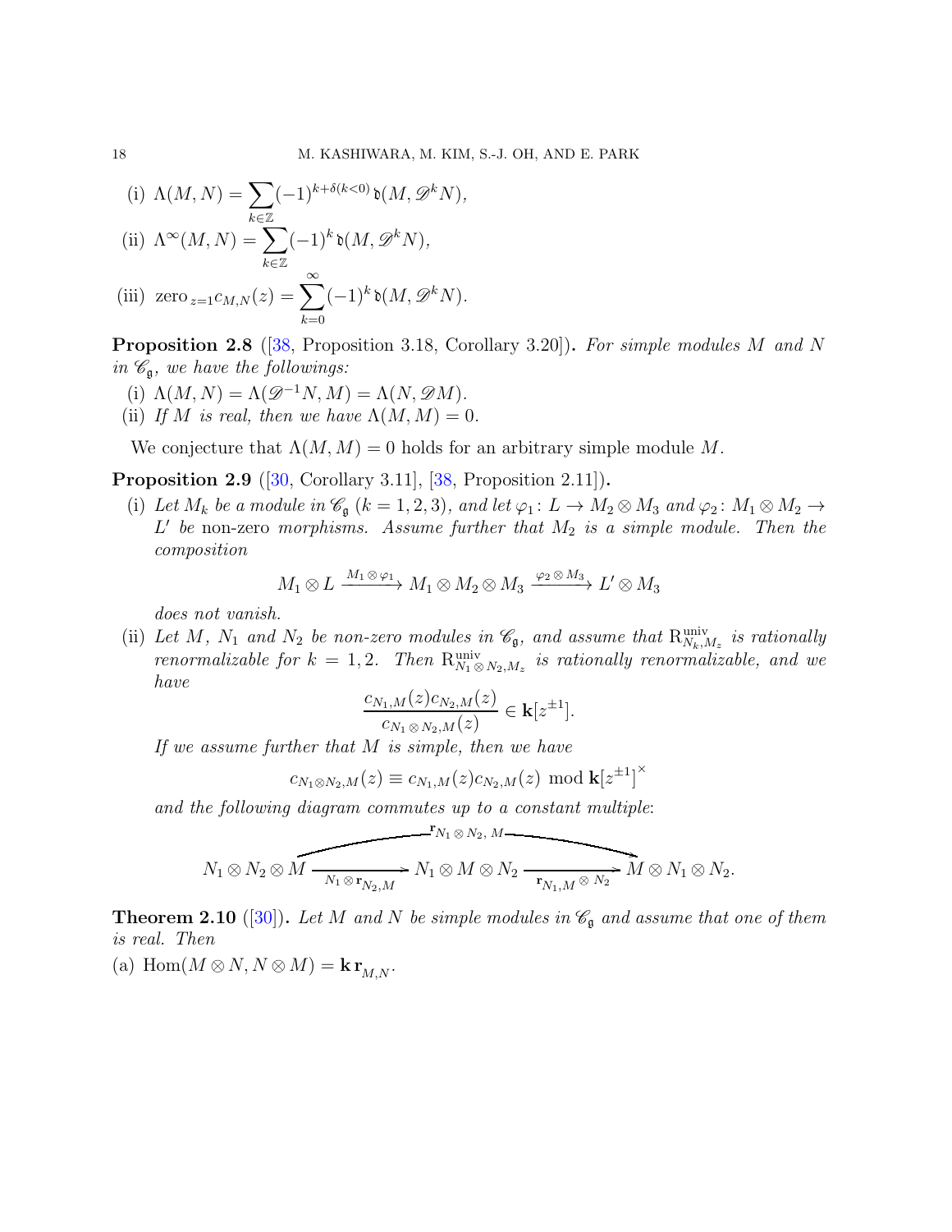(i) $\Lambda(M,N) = \displaystyle\sum_{k\in\mathbb{Z}} (-1)^{k+\delta(k<0)}\, \mathfrak{d}(M, \mathscr{D}^k N)$,

(ii) $\Lambda^\infty(M,N) = \displaystyle\sum_{k\in\mathbb{Z}} (-1)^{k}\, \mathfrak{d}(M, \mathscr{D}^k N)$,

(iii) $\operatorname{zero}_{z=1} c_{M,N}(z) = \displaystyle\sum_{k=0}^{\infty} (-1)^{k}\, \mathfrak{d}(M, \mathscr{D}^k N)$.

**Proposition 2.8** ([38, Proposition 3.18, Corollary 3.20])**.** *For simple modules $M$ and $N$ in $\mathscr{C}_\mathfrak{g}$, we have the followings:*

(i) *$\Lambda(M,N) = \Lambda(\mathscr{D}^{-1}N, M) = \Lambda(N, \mathscr{D}M)$.*

(ii) *If $M$ is real, then we have $\Lambda(M,M) = 0$.*

We conjecture that $\Lambda(M,M) = 0$ holds for an arbitrary simple module $M$.

**Proposition 2.9** ([30, Corollary 3.11], [38, Proposition 2.11])**.**

(i) *Let $M_k$ be a module in $\mathscr{C}_\mathfrak{g}$ $(k = 1,2,3)$, and let $\varphi_1\colon L \to M_2 \otimes M_3$ and $\varphi_2\colon M_1 \otimes M_2 \to L'$ be* non-zero *morphisms. Assume further that $M_2$ is a simple module. Then the composition*

$$M_1 \otimes L \xrightarrow{M_1 \otimes \varphi_1} M_1 \otimes M_2 \otimes M_3 \xrightarrow{\varphi_2 \otimes M_3} L' \otimes M_3$$

*does not vanish.*

(ii) *Let $M$, $N_1$ and $N_2$ be non-zero modules in $\mathscr{C}_\mathfrak{g}$, and assume that $\mathrm{R}^{\mathrm{univ}}_{N_k, M_z}$ is rationally renormalizable for $k = 1,2$. Then $\mathrm{R}^{\mathrm{univ}}_{N_1 \otimes N_2, M_z}$ is rationally renormalizable, and we have*

$$\frac{c_{N_1,M}(z)\, c_{N_2,M}(z)}{c_{N_1 \otimes N_2, M}(z)} \in \mathbf{k}[z^{\pm 1}].$$

*If we assume further that $M$ is simple, then we have*

$$c_{N_1 \otimes N_2, M}(z) \equiv c_{N_1,M}(z)\, c_{N_2,M}(z) \mod \mathbf{k}[z^{\pm1}]^\times$$

*and the following diagram commutes up to a constant multiple:*

$$\begin{array}{c} \overset{\mathbf{r}_{N_1 \otimes N_2,\, M}}{\overbrace{\hspace{22em}}} \\ N_1 \otimes N_2 \otimes M \xrightarrow[N_1 \otimes \mathbf{r}_{N_2,M}]{} N_1 \otimes M \otimes N_2 \xrightarrow[\mathbf{r}_{N_1,M} \otimes N_2]{} M \otimes N_1 \otimes N_2. \end{array}$$

**Theorem 2.10** ([30])**.** *Let $M$ and $N$ be simple modules in $\mathscr{C}_\mathfrak{g}$ and assume that one of them is real. Then*

(a) $\operatorname{Hom}(M \otimes N, N \otimes M) = \mathbf{k}\, \mathbf{r}_{M,N}$.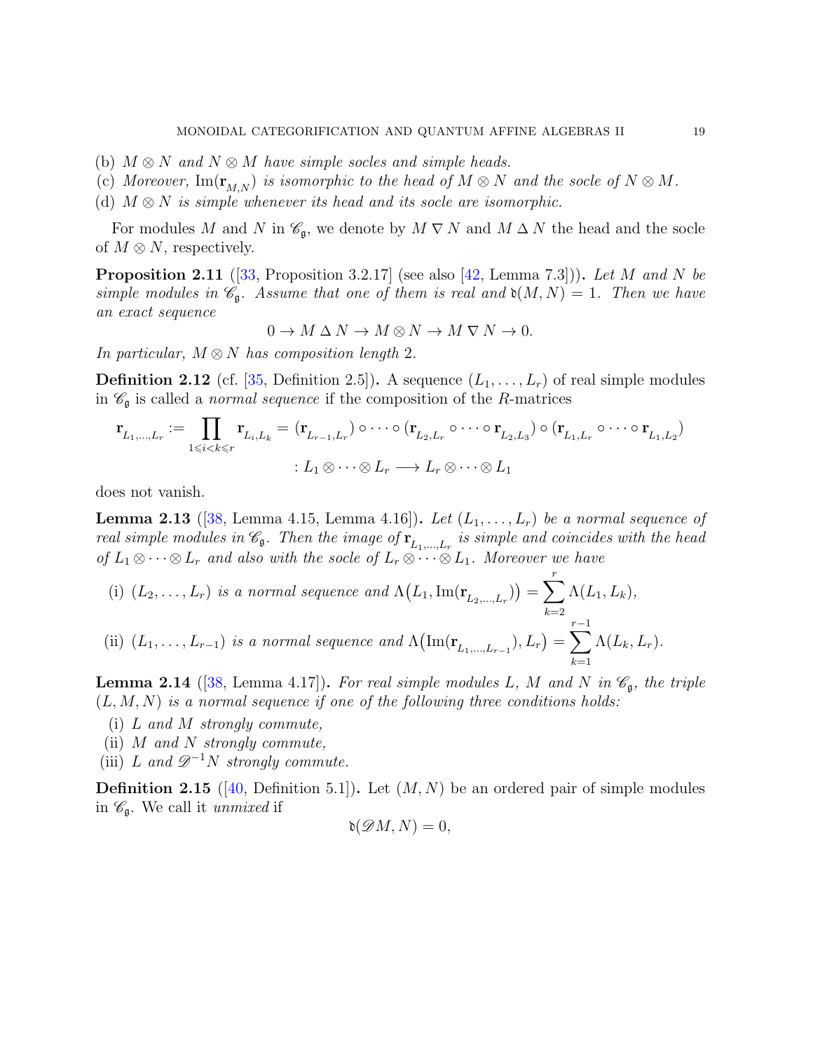(b) *$M \otimes N$ and $N \otimes M$ have simple socles and simple heads.*

(c) *Moreover,* $\mathrm{Im}(\mathbf{r}_{M,N})$ *is isomorphic to the head of $M \otimes N$ and the socle of $N \otimes M$.*

(d) *$M \otimes N$ is simple whenever its head and its socle are isomorphic.*

For modules $M$ and $N$ in $\mathscr{C}_{\mathfrak{g}}$, we denote by $M \nabla N$ and $M \Delta N$ the head and the socle of $M \otimes N$, respectively.

**Proposition 2.11** ([33, Proposition 3.2.17] (see also [42, Lemma 7.3]))**.** *Let $M$ and $N$ be simple modules in $\mathscr{C}_{\mathfrak{g}}$. Assume that one of them is real and $\mathfrak{d}(M,N) = 1$. Then we have an exact sequence*

$$0 \to M \Delta N \to M \otimes N \to M \nabla N \to 0.$$

*In particular, $M \otimes N$ has composition length 2.*

**Definition 2.12** (cf. [35, Definition 2.5])**.** A sequence $(L_1, \ldots, L_r)$ of real simple modules in $\mathscr{C}_{\mathfrak{g}}$ is called a *normal sequence* if the composition of the $R$-matrices

$$\mathbf{r}_{L_1,\ldots,L_r} := \prod_{1 \leqslant i < k \leqslant r} \mathbf{r}_{L_i,L_k} = (\mathbf{r}_{L_{r-1},L_r}) \circ \cdots \circ (\mathbf{r}_{L_2,L_r} \circ \cdots \circ \mathbf{r}_{L_2,L_3}) \circ (\mathbf{r}_{L_1,L_r} \circ \cdots \circ \mathbf{r}_{L_1,L_2})$$
$$: L_1 \otimes \cdots \otimes L_r \longrightarrow L_r \otimes \cdots \otimes L_1$$

does not vanish.

**Lemma 2.13** ([38, Lemma 4.15, Lemma 4.16])**.** *Let $(L_1, \ldots, L_r)$ be a normal sequence of real simple modules in $\mathscr{C}_{\mathfrak{g}}$. Then the image of $\mathbf{r}_{L_1,\ldots,L_r}$ is simple and coincides with the head of $L_1 \otimes \cdots \otimes L_r$ and also with the socle of $L_r \otimes \cdots \otimes L_1$. Moreover we have*

(i) *$(L_2, \ldots, L_r)$ is a normal sequence and* $\Lambda\big(L_1, \mathrm{Im}(\mathbf{r}_{L_2,\ldots,L_r})\big) = \displaystyle\sum_{k=2}^{r} \Lambda(L_1, L_k)$,

(ii) *$(L_1, \ldots, L_{r-1})$ is a normal sequence and* $\Lambda\big(\mathrm{Im}(\mathbf{r}_{L_1,\ldots,L_{r-1}}), L_r\big) = \displaystyle\sum_{k=1}^{r-1} \Lambda(L_k, L_r)$.

**Lemma 2.14** ([38, Lemma 4.17])**.** *For real simple modules $L$, $M$ and $N$ in $\mathscr{C}_{\mathfrak{g}}$, the triple $(L, M, N)$ is a normal sequence if one of the following three conditions holds:*

(i) *$L$ and $M$ strongly commute,*

(ii) *$M$ and $N$ strongly commute,*

(iii) *$L$ and $\mathscr{D}^{-1}N$ strongly commute.*

**Definition 2.15** ([40, Definition 5.1])**.** Let $(M, N)$ be an ordered pair of simple modules in $\mathscr{C}_{\mathfrak{g}}$. We call it *unmixed* if

$$\mathfrak{d}(\mathscr{D}M, N) = 0,$$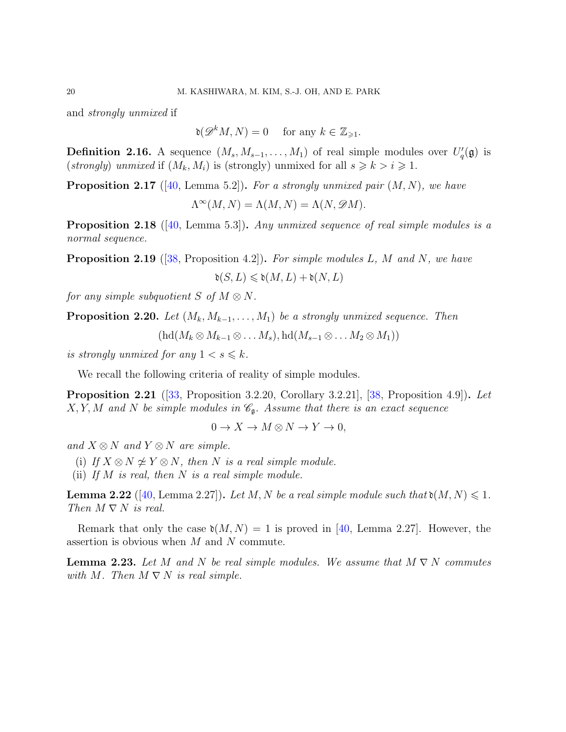and *strongly unmixed* if

$$\mathfrak{d}(\mathscr{D}^k M, N) = 0 \quad \text{for any } k \in \mathbb{Z}_{\geqslant 1}.$$

**Definition 2.16.** A sequence $(M_s, M_{s-1}, \dots, M_1)$ of real simple modules over $U_q'(\mathfrak{g})$ is (*strongly*) *unmixed* if $(M_k, M_i)$ is (strongly) unmixed for all $s \geqslant k > i \geqslant 1$.

**Proposition 2.17** ([40, Lemma 5.2])**.** *For a strongly unmixed pair $(M, N)$, we have*

$$\Lambda^\infty(M, N) = \Lambda(M, N) = \Lambda(N, \mathscr{D}M).$$

**Proposition 2.18** ([40, Lemma 5.3])**.** *Any unmixed sequence of real simple modules is a normal sequence.*

**Proposition 2.19** ([38, Proposition 4.2])**.** *For simple modules $L$, $M$ and $N$, we have*

$$\mathfrak{d}(S, L) \leqslant \mathfrak{d}(M, L) + \mathfrak{d}(N, L)$$

*for any simple subquotient $S$ of $M \otimes N$.*

**Proposition 2.20.** *Let $(M_k, M_{k-1}, \dots, M_1)$ be a strongly unmixed sequence. Then*

$$(\mathrm{hd}(M_k \otimes M_{k-1} \otimes \dots M_s), \mathrm{hd}(M_{s-1} \otimes \dots M_2 \otimes M_1))$$

*is strongly unmixed for any $1 < s \leqslant k$.*

We recall the following criteria of reality of simple modules.

**Proposition 2.21** ([33, Proposition 3.2.20, Corollary 3.2.21], [38, Proposition 4.9])**.** *Let $X, Y, M$ and $N$ be simple modules in $\mathscr{C}_\mathfrak{g}$. Assume that there is an exact sequence*

$$0 \to X \to M \otimes N \to Y \to 0,$$

*and $X \otimes N$ and $Y \otimes N$ are simple.*

1. *If $X \otimes N \not\simeq Y \otimes N$, then $N$ is a real simple module.*
2. *If $M$ is real, then $N$ is a real simple module.*

**Lemma 2.22** ([40, Lemma 2.27])**.** *Let $M, N$ be a real simple module such that $\mathfrak{d}(M, N) \leqslant 1$. Then $M \nabla N$ is real.*

Remark that only the case $\mathfrak{d}(M, N) = 1$ is proved in [40, Lemma 2.27]. However, the assertion is obvious when $M$ and $N$ commute.

**Lemma 2.23.** *Let $M$ and $N$ be real simple modules. We assume that $M \nabla N$ commutes with $M$. Then $M \nabla N$ is real simple.*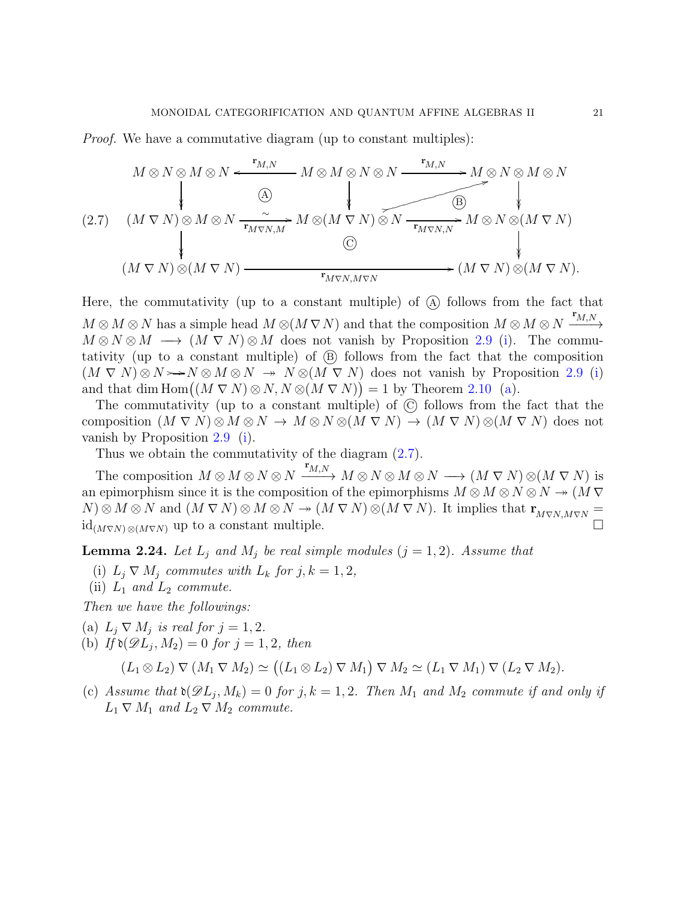*Proof.* We have a commutative diagram (up to constant multiples):

$$
\begin{array}{ccccc}
M \otimes N \otimes M \otimes N & \xleftarrow{\mathbf{r}_{M,N}} & M \otimes M \otimes N \otimes N & \xrightarrow{\mathbf{r}_{M,N}} & M \otimes N \otimes M \otimes N \\
\downarrow & \text{Ⓐ} & \downarrow & \text{Ⓑ} & \downarrow \\
(M \nabla N) \otimes M \otimes N & \underset{\mathbf{r}_{M\nabla N, M}}{\xrightarrow{\sim}} & M \otimes (M \nabla N) \otimes N & \xrightarrow{\mathbf{r}_{M\nabla N, N}} & M \otimes N \otimes (M \nabla N) \\
\downarrow & & \text{Ⓒ} & & \downarrow \\
(M \nabla N) \otimes (M \nabla N) & & \xrightarrow{\mathbf{r}_{M\nabla N, M\nabla N}} & & (M \nabla N) \otimes (M \nabla N).
\end{array}
\tag{2.7}
$$

Here, the commutativity (up to a constant multiple) of Ⓐ follows from the fact that $M \otimes M \otimes N$ has a simple head $M \otimes (M \nabla N)$ and that the composition $M \otimes M \otimes N \xrightarrow{\mathbf{r}_{M,N}} M \otimes N \otimes M \longrightarrow (M \nabla N) \otimes M$ does not vanish by Proposition 2.9 (i). The commutativity (up to a constant multiple) of Ⓑ follows from the fact that the composition $(M \nabla N) \otimes N \rightarrowtail N \otimes M \otimes N \twoheadrightarrow N \otimes (M \nabla N)$ does not vanish by Proposition 2.9 (i) and that $\dim \operatorname{Hom}\big((M \nabla N) \otimes N, N \otimes (M \nabla N)\big) = 1$ by Theorem 2.10 (a).

The commutativity (up to a constant multiple) of Ⓒ follows from the fact that the composition $(M \nabla N) \otimes M \otimes N \to M \otimes N \otimes (M \nabla N) \to (M \nabla N) \otimes (M \nabla N)$ does not vanish by Proposition 2.9 (i).

Thus we obtain the commutativity of the diagram (2.7).

The composition $M \otimes M \otimes N \otimes N \xrightarrow{\mathbf{r}_{M,N}} M \otimes N \otimes M \otimes N \longrightarrow (M \nabla N) \otimes (M \nabla N)$ is an epimorphism since it is the composition of the epimorphisms $M \otimes M \otimes N \otimes N \twoheadrightarrow (M \nabla N) \otimes M \otimes N$ and $(M \nabla N) \otimes M \otimes N \twoheadrightarrow (M \nabla N) \otimes (M \nabla N)$. It implies that $\mathbf{r}_{M\nabla N, M\nabla N} = \mathrm{id}_{(M\nabla N)\otimes(M\nabla N)}$ up to a constant multiple. ∎

**Lemma 2.24.** *Let $L_j$ and $M_j$ be real simple modules ($j = 1, 2$). Assume that*

(i) *$L_j \nabla M_j$ commutes with $L_k$ for $j, k = 1, 2$,*
(ii) *$L_1$ and $L_2$ commute.*

*Then we have the followings:*

(a) *$L_j \nabla M_j$ is real for $j = 1, 2$.*
(b) *If $\mathfrak{d}(\mathscr{D}L_j, M_2) = 0$ for $j = 1, 2$, then*
$$(L_1 \otimes L_2) \nabla (M_1 \nabla M_2) \simeq \big((L_1 \otimes L_2) \nabla M_1\big) \nabla M_2 \simeq (L_1 \nabla M_1) \nabla (L_2 \nabla M_2).$$
(c) *Assume that $\mathfrak{d}(\mathscr{D}L_j, M_k) = 0$ for $j, k = 1, 2$. Then $M_1$ and $M_2$ commute if and only if $L_1 \nabla M_1$ and $L_2 \nabla M_2$ commute.*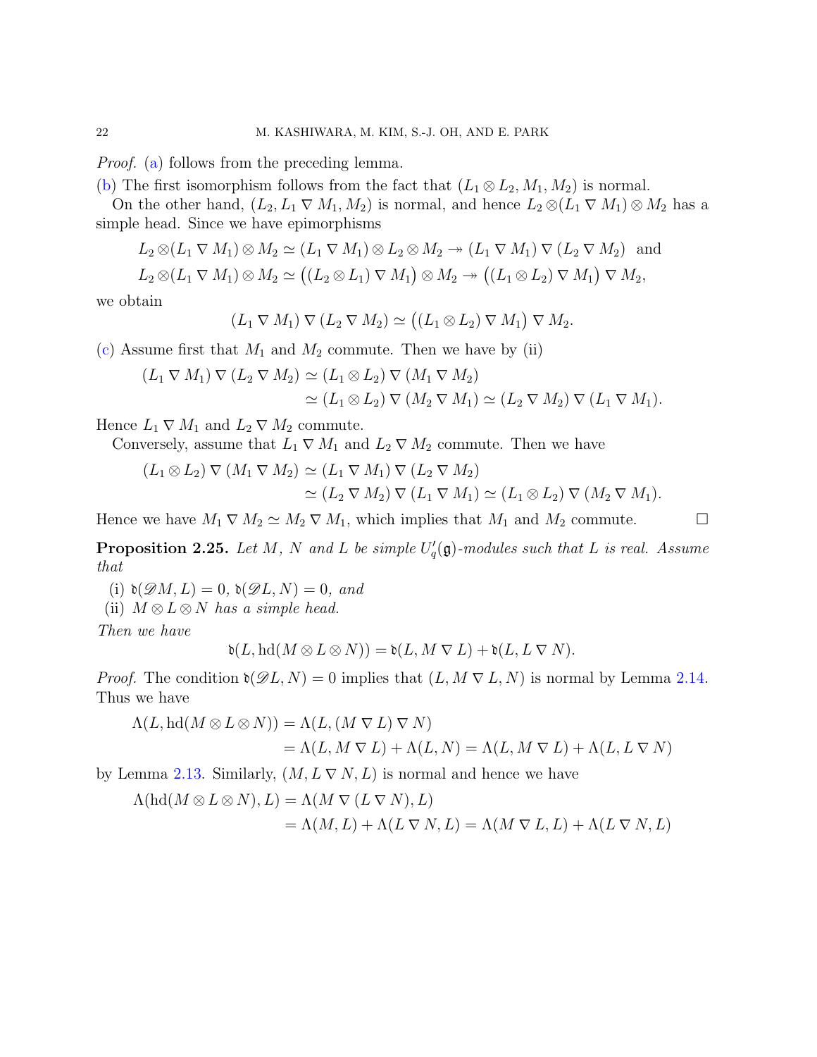*Proof.* (a) follows from the preceding lemma.

(b) The first isomorphism follows from the fact that $(L_1 \otimes L_2, M_1, M_2)$ is normal.

On the other hand, $(L_2, L_1 \nabla M_1, M_2)$ is normal, and hence $L_2 \otimes (L_1 \nabla M_1) \otimes M_2$ has a simple head. Since we have epimorphisms

$$L_2 \otimes (L_1 \nabla M_1) \otimes M_2 \simeq (L_1 \nabla M_1) \otimes L_2 \otimes M_2 \twoheadrightarrow (L_1 \nabla M_1) \nabla (L_2 \nabla M_2) \quad \text{and}$$
$$L_2 \otimes (L_1 \nabla M_1) \otimes M_2 \simeq \big((L_2 \otimes L_1) \nabla M_1\big) \otimes M_2 \twoheadrightarrow \big((L_1 \otimes L_2) \nabla M_1\big) \nabla M_2,$$

we obtain

$$(L_1 \nabla M_1) \nabla (L_2 \nabla M_2) \simeq \big((L_1 \otimes L_2) \nabla M_1\big) \nabla M_2.$$

(c) Assume first that $M_1$ and $M_2$ commute. Then we have by (ii)

$$\begin{aligned}(L_1 \nabla M_1) \nabla (L_2 \nabla M_2) &\simeq (L_1 \otimes L_2) \nabla (M_1 \nabla M_2) \\ &\simeq (L_1 \otimes L_2) \nabla (M_2 \nabla M_1) \simeq (L_2 \nabla M_2) \nabla (L_1 \nabla M_1).\end{aligned}$$

Hence $L_1 \nabla M_1$ and $L_2 \nabla M_2$ commute.

Conversely, assume that $L_1 \nabla M_1$ and $L_2 \nabla M_2$ commute. Then we have

$$\begin{aligned}(L_1 \otimes L_2) \nabla (M_1 \nabla M_2) &\simeq (L_1 \nabla M_1) \nabla (L_2 \nabla M_2) \\ &\simeq (L_2 \nabla M_2) \nabla (L_1 \nabla M_1) \simeq (L_1 \otimes L_2) \nabla (M_2 \nabla M_1).\end{aligned}$$

Hence we have $M_1 \nabla M_2 \simeq M_2 \nabla M_1$, which implies that $M_1$ and $M_2$ commute. $\square$

**Proposition 2.25.** *Let $M$, $N$ and $L$ be simple $U_q'(\mathfrak{g})$-modules such that $L$ is real. Assume that*

(i) $\mathfrak{d}(\mathscr{D}M, L) = 0$, $\mathfrak{d}(\mathscr{D}L, N) = 0$, *and*
(ii) $M \otimes L \otimes N$ *has a simple head.*

*Then we have*

$$\mathfrak{d}(L, \mathrm{hd}(M \otimes L \otimes N)) = \mathfrak{d}(L, M \nabla L) + \mathfrak{d}(L, L \nabla N).$$

*Proof.* The condition $\mathfrak{d}(\mathscr{D}L, N) = 0$ implies that $(L, M \nabla L, N)$ is normal by Lemma 2.14. Thus we have

$$\begin{aligned}\Lambda(L, \mathrm{hd}(M \otimes L \otimes N)) &= \Lambda(L, (M \nabla L) \nabla N) \\ &= \Lambda(L, M \nabla L) + \Lambda(L, N) = \Lambda(L, M \nabla L) + \Lambda(L, L \nabla N)\end{aligned}$$

by Lemma 2.13. Similarly, $(M, L \nabla N, L)$ is normal and hence we have

$$\begin{aligned}\Lambda(\mathrm{hd}(M \otimes L \otimes N), L) &= \Lambda(M \nabla (L \nabla N), L) \\ &= \Lambda(M, L) + \Lambda(L \nabla N, L) = \Lambda(M \nabla L, L) + \Lambda(L \nabla N, L)\end{aligned}$$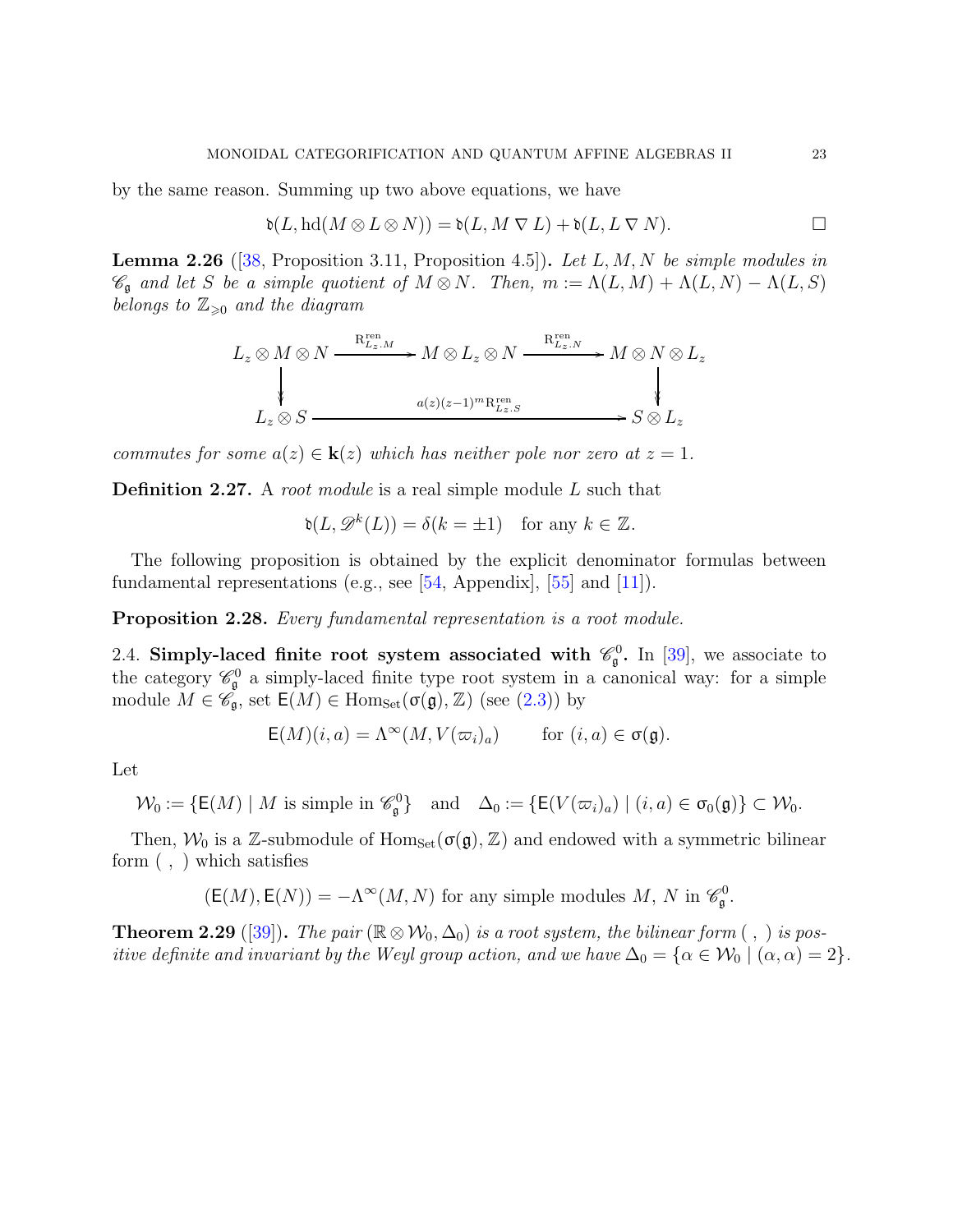by the same reason. Summing up two above equations, we have

$$\mathfrak{d}(L, \mathrm{hd}(M \otimes L \otimes N)) = \mathfrak{d}(L, M \nabla L) + \mathfrak{d}(L, L \nabla N). \qquad \square$$

**Lemma 2.26** ([38, Proposition 3.11, Proposition 4.5]). *Let $L, M, N$ be simple modules in $\mathscr{C}_\mathfrak{g}$ and let $S$ be a simple quotient of $M \otimes N$. Then, $m := \Lambda(L, M) + \Lambda(L, N) - \Lambda(L, S)$ belongs to $\mathbb{Z}_{\geqslant 0}$ and the diagram*

$$\begin{array}{ccccc}
L_z \otimes M \otimes N & \xrightarrow{\mathrm{R}^{\mathrm{ren}}_{L_z, M}} & M \otimes L_z \otimes N & \xrightarrow{\mathrm{R}^{\mathrm{ren}}_{L_z, N}} & M \otimes N \otimes L_z \\
\downarrow & & & & \downarrow \\
L_z \otimes S & & \xrightarrow{a(z)(z-1)^m \mathrm{R}^{\mathrm{ren}}_{L_z, S}} & & S \otimes L_z
\end{array}$$

*commutes for some $a(z) \in \mathbf{k}(z)$ which has neither pole nor zero at $z = 1$.*

**Definition 2.27.** A *root module* is a real simple module $L$ such that

$$\mathfrak{d}(L, \mathscr{D}^k(L)) = \delta(k = \pm 1) \quad \text{for any } k \in \mathbb{Z}.$$

The following proposition is obtained by the explicit denominator formulas between fundamental representations (e.g., see [54, Appendix], [55] and [11]).

**Proposition 2.28.** *Every fundamental representation is a root module.*

### 2.4. Simply-laced finite root system associated with $\mathscr{C}^0_\mathfrak{g}$.

In [39], we associate to the category $\mathscr{C}^0_\mathfrak{g}$ a simply-laced finite type root system in a canonical way: for a simple module $M \in \mathscr{C}_\mathfrak{g}$, set $\mathsf{E}(M) \in \mathrm{Hom}_{\mathrm{Set}}(\sigma(\mathfrak{g}), \mathbb{Z})$ (see (2.3)) by

$$\mathsf{E}(M)(i, a) = \Lambda^\infty(M, V(\varpi_i)_a) \qquad \text{for } (i, a) \in \sigma(\mathfrak{g}).$$

Let

$$\mathcal{W}_0 := \{\mathsf{E}(M) \mid M \text{ is simple in } \mathscr{C}^0_\mathfrak{g}\} \quad \text{and} \quad \Delta_0 := \{\mathsf{E}(V(\varpi_i)_a) \mid (i, a) \in \sigma_0(\mathfrak{g})\} \subset \mathcal{W}_0.$$

Then, $\mathcal{W}_0$ is a $\mathbb{Z}$-submodule of $\mathrm{Hom}_{\mathrm{Set}}(\sigma(\mathfrak{g}), \mathbb{Z})$ and endowed with a symmetric bilinear form $(\ ,\ )$ which satisfies

$$(\mathsf{E}(M), \mathsf{E}(N)) = -\Lambda^\infty(M, N) \text{ for any simple modules } M,\ N \text{ in } \mathscr{C}^0_\mathfrak{g}.$$

**Theorem 2.29** ([39]). *The pair $(\mathbb{R} \otimes \mathcal{W}_0, \Delta_0)$ is a root system, the bilinear form $(\ ,\ )$ is positive definite and invariant by the Weyl group action, and we have $\Delta_0 = \{\alpha \in \mathcal{W}_0 \mid (\alpha, \alpha) = 2\}$.*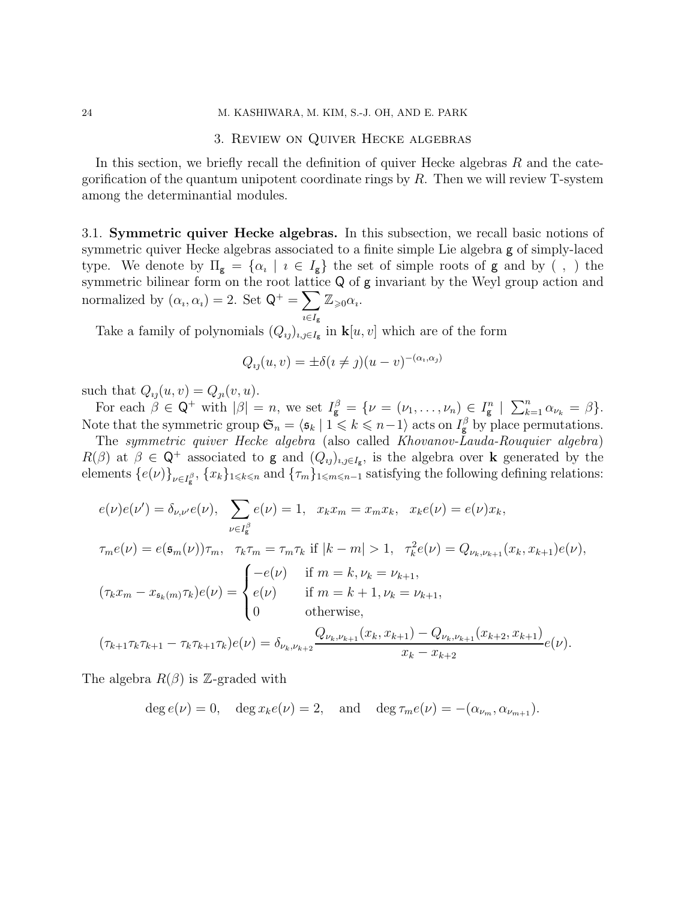## 3. Review on Quiver Hecke algebras

In this section, we briefly recall the definition of quiver Hecke algebras $R$ and the categorification of the quantum unipotent coordinate rings by $R$. Then we will review T-system among the determinantial modules.

### 3.1. Symmetric quiver Hecke algebras.

In this subsection, we recall basic notions of symmetric quiver Hecke algebras associated to a finite simple Lie algebra $\mathsf{g}$ of simply-laced type. We denote by $\Pi_{\mathsf{g}} = \{\alpha_\imath \mid \imath \in I_{\mathsf{g}}\}$ the set of simple roots of $\mathsf{g}$ and by $( \ , \ )$ the symmetric bilinear form on the root lattice $\mathsf{Q}$ of $\mathsf{g}$ invariant by the Weyl group action and normalized by $(\alpha_\imath, \alpha_\imath) = 2$. Set $\mathsf{Q}^+ = \displaystyle\sum_{\imath \in I_{\mathsf{g}}} \mathbb{Z}_{\geqslant 0}\alpha_\imath$.

Take a family of polynomials $(Q_{\imath\jmath})_{\imath,\jmath \in I_{\mathsf{g}}}$ in $\mathbf{k}[u,v]$ which are of the form

$$Q_{\imath\jmath}(u,v) = \pm\delta(\imath \neq \jmath)(u-v)^{-(\alpha_\imath,\alpha_\jmath)}$$

such that $Q_{\imath\jmath}(u,v) = Q_{\jmath\imath}(v,u)$.

For each $\beta \in \mathsf{Q}^+$ with $|\beta| = n$, we set $I_{\mathsf{g}}^\beta = \{\nu = (\nu_1, \ldots, \nu_n) \in I_{\mathsf{g}}^n \mid \sum_{k=1}^n \alpha_{\nu_k} = \beta\}$. Note that the symmetric group $\mathfrak{S}_n = \langle \mathfrak{s}_k \mid 1 \leqslant k \leqslant n-1 \rangle$ acts on $I_{\mathsf{g}}^\beta$ by place permutations.

The *symmetric quiver Hecke algebra* (also called *Khovanov-Lauda-Rouquier algebra*) $R(\beta)$ at $\beta \in \mathsf{Q}^+$ associated to $\mathsf{g}$ and $(Q_{\imath\jmath})_{\imath,\jmath \in I_{\mathsf{g}}}$, is the algebra over $\mathbf{k}$ generated by the elements $\{e(\nu)\}_{\nu \in I_{\mathsf{g}}^\beta}$, $\{x_k\}_{1 \leqslant k \leqslant n}$ and $\{\tau_m\}_{1 \leqslant m \leqslant n-1}$ satisfying the following defining relations:

$$\begin{aligned}
& e(\nu)e(\nu') = \delta_{\nu,\nu'}e(\nu), \quad \sum_{\nu \in I_{\mathsf{g}}^\beta} e(\nu) = 1, \quad x_k x_m = x_m x_k, \quad x_k e(\nu) = e(\nu) x_k, \\
& \tau_m e(\nu) = e(\mathfrak{s}_m(\nu))\tau_m, \quad \tau_k\tau_m = \tau_m\tau_k \text{ if } |k-m| > 1, \quad \tau_k^2 e(\nu) = Q_{\nu_k,\nu_{k+1}}(x_k, x_{k+1})e(\nu), \\
& (\tau_k x_m - x_{\mathfrak{s}_k(m)}\tau_k)e(\nu) = \begin{cases} -e(\nu) & \text{if } m = k, \nu_k = \nu_{k+1}, \\ e(\nu) & \text{if } m = k+1, \nu_k = \nu_{k+1}, \\ 0 & \text{otherwise,} \end{cases} \\
& (\tau_{k+1}\tau_k\tau_{k+1} - \tau_k\tau_{k+1}\tau_k)e(\nu) = \delta_{\nu_k,\nu_{k+2}} \frac{Q_{\nu_k,\nu_{k+1}}(x_k,x_{k+1}) - Q_{\nu_k,\nu_{k+1}}(x_{k+2},x_{k+1})}{x_k - x_{k+2}} e(\nu).
\end{aligned}$$

The algebra $R(\beta)$ is $\mathbb{Z}$-graded with

$$\deg e(\nu) = 0, \quad \deg x_k e(\nu) = 2, \quad \text{and} \quad \deg \tau_m e(\nu) = -(\alpha_{\nu_m}, \alpha_{\nu_{m+1}}).$$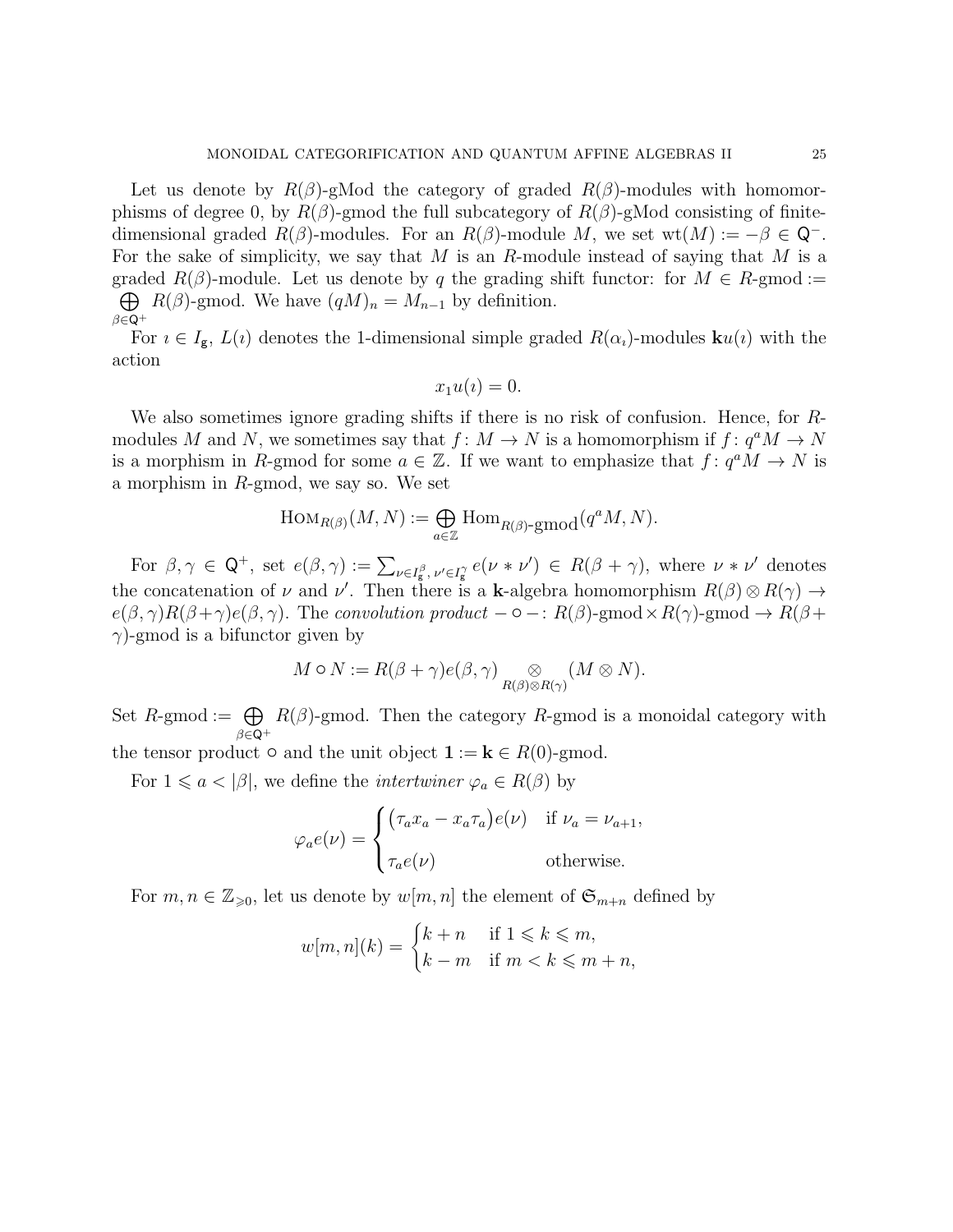Let us denote by $R(\beta)$-gMod the category of graded $R(\beta)$-modules with homomorphisms of degree 0, by $R(\beta)$-gmod the full subcategory of $R(\beta)$-gMod consisting of finite-dimensional graded $R(\beta)$-modules. For an $R(\beta)$-module $M$, we set $\mathrm{wt}(M) := -\beta \in \mathsf{Q}^-$. For the sake of simplicity, we say that $M$ is an $R$-module instead of saying that $M$ is a graded $R(\beta)$-module. Let us denote by $q$ the grading shift functor: for $M \in R\text{-gmod} := \bigoplus_{\beta \in \mathsf{Q}^+} R(\beta)\text{-gmod}$. We have $(qM)_n = M_{n-1}$ by definition.

For $\imath \in I_{\mathfrak{g}}$, $L(\imath)$ denotes the 1-dimensional simple graded $R(\alpha_\imath)$-modules $\mathbf{k}u(\imath)$ with the action

$$x_1 u(\imath) = 0.$$

We also sometimes ignore grading shifts if there is no risk of confusion. Hence, for $R$-modules $M$ and $N$, we sometimes say that $f\colon M \to N$ is a homomorphism if $f\colon q^a M \to N$ is a morphism in $R$-gmod for some $a \in \mathbb{Z}$. If we want to emphasize that $f\colon q^a M \to N$ is a morphism in $R$-gmod, we say so. We set

$$\mathrm{HOM}_{R(\beta)}(M,N) := \bigoplus_{a \in \mathbb{Z}} \mathrm{Hom}_{R(\beta)\text{-gmod}}(q^a M, N).$$

For $\beta, \gamma \in \mathsf{Q}^+$, set $e(\beta,\gamma) := \sum_{\nu \in I_{\mathfrak{g}}^{\beta},\, \nu' \in I_{\mathfrak{g}}^{\gamma}} e(\nu * \nu') \in R(\beta+\gamma)$, where $\nu * \nu'$ denotes the concatenation of $\nu$ and $\nu'$. Then there is a $\mathbf{k}$-algebra homomorphism $R(\beta) \otimes R(\gamma) \to e(\beta,\gamma) R(\beta+\gamma) e(\beta,\gamma)$. The *convolution product* $- \circ - \colon R(\beta)\text{-gmod} \times R(\gamma)\text{-gmod} \to R(\beta+\gamma)\text{-gmod}$ is a bifunctor given by

$$M \circ N := R(\beta+\gamma) e(\beta,\gamma) \underset{R(\beta)\otimes R(\gamma)}{\otimes} (M \otimes N).$$

Set $R\text{-gmod} := \bigoplus_{\beta \in \mathsf{Q}^+} R(\beta)\text{-gmod}$. Then the category $R$-gmod is a monoidal category with the tensor product $\circ$ and the unit object $\mathbf{1} := \mathbf{k} \in R(0)\text{-gmod}$.

For $1 \leqslant a < |\beta|$, we define the *intertwiner* $\varphi_a \in R(\beta)$ by

$$\varphi_a e(\nu) = \begin{cases} \big(\tau_a x_a - x_a \tau_a\big) e(\nu) & \text{if } \nu_a = \nu_{a+1}, \\ \tau_a e(\nu) & \text{otherwise.} \end{cases}$$

For $m, n \in \mathbb{Z}_{\geqslant 0}$, let us denote by $w[m,n]$ the element of $\mathfrak{S}_{m+n}$ defined by

$$w[m,n](k) = \begin{cases} k+n & \text{if } 1 \leqslant k \leqslant m, \\ k-m & \text{if } m < k \leqslant m+n, \end{cases}$$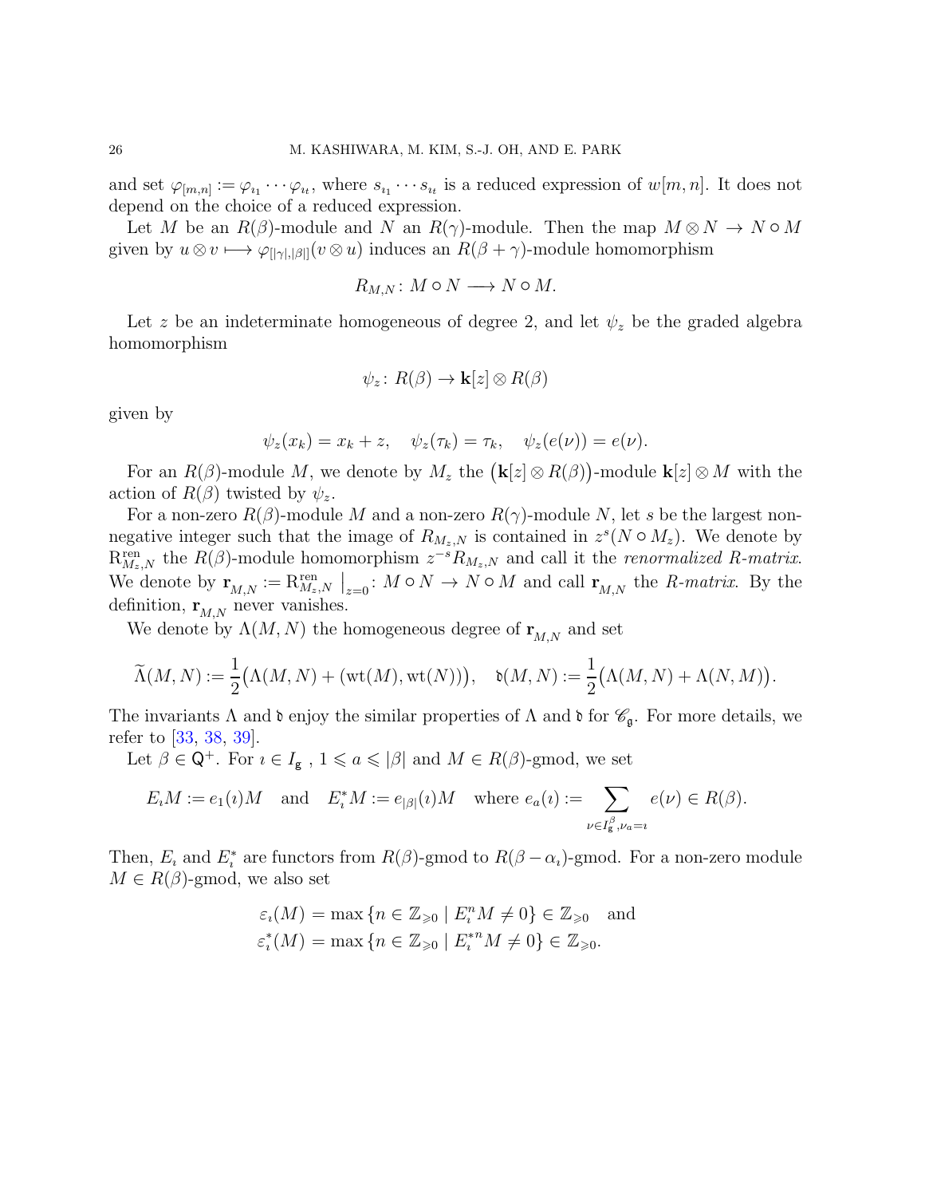and set $\varphi_{[m,n]} := \varphi_{\imath_1} \cdots \varphi_{\imath_t}$, where $s_{\imath_1} \cdots s_{\imath_t}$ is a reduced expression of $w[m,n]$. It does not depend on the choice of a reduced expression.

Let $M$ be an $R(\beta)$-module and $N$ an $R(\gamma)$-module. Then the map $M \otimes N \to N \circ M$ given by $u \otimes v \longmapsto \varphi_{[|\gamma|,|\beta|]}(v \otimes u)$ induces an $R(\beta+\gamma)$-module homomorphism

$$R_{M,N} \colon M \circ N \longrightarrow N \circ M.$$

Let $z$ be an indeterminate homogeneous of degree 2, and let $\psi_z$ be the graded algebra homomorphism

$$\psi_z \colon R(\beta) \to \mathbf{k}[z] \otimes R(\beta)$$

given by

$$\psi_z(x_k) = x_k + z, \quad \psi_z(\tau_k) = \tau_k, \quad \psi_z(e(\nu)) = e(\nu).$$

For an $R(\beta)$-module $M$, we denote by $M_z$ the $\big(\mathbf{k}[z] \otimes R(\beta)\big)$-module $\mathbf{k}[z] \otimes M$ with the action of $R(\beta)$ twisted by $\psi_z$.

For a non-zero $R(\beta)$-module $M$ and a non-zero $R(\gamma)$-module $N$, let $s$ be the largest non-negative integer such that the image of $R_{M_z,N}$ is contained in $z^s(N \circ M_z)$. We denote by $\mathrm{R}^{\mathrm{ren}}_{M_z,N}$ the $R(\beta)$-module homomorphism $z^{-s}R_{M_z,N}$ and call it the *renormalized R-matrix*. We denote by $\mathbf{r}_{M,N} := \mathrm{R}^{\mathrm{ren}}_{M_z,N}\big|_{z=0} \colon M \circ N \to N \circ M$ and call $\mathbf{r}_{M,N}$ the *R-matrix*. By the definition, $\mathbf{r}_{M,N}$ never vanishes.

We denote by $\Lambda(M,N)$ the homogeneous degree of $\mathbf{r}_{M,N}$ and set

$$\widetilde{\Lambda}(M,N) := \frac{1}{2}\big(\Lambda(M,N) + (\mathrm{wt}(M), \mathrm{wt}(N))\big), \quad \mathfrak{d}(M,N) := \frac{1}{2}\big(\Lambda(M,N) + \Lambda(N,M)\big).$$

The invariants $\Lambda$ and $\mathfrak{d}$ enjoy the similar properties of $\Lambda$ and $\mathfrak{d}$ for $\mathscr{C}_{\mathfrak{g}}$. For more details, we refer to [33, 38, 39].

Let $\beta \in \mathsf{Q}^+$. For $\imath \in I_{\mathsf{g}}$ , $1 \leqslant a \leqslant |\beta|$ and $M \in R(\beta)$-gmod, we set

$$E_\imath M := e_1(\imath)M \quad \text{and} \quad E^*_\imath M := e_{|\beta|}(\imath)M \quad \text{where } e_a(\imath) := \sum_{\nu \in I^\beta_{\mathsf{g}}, \nu_a = \imath} e(\nu) \in R(\beta).$$

Then, $E_\imath$ and $E^*_\imath$ are functors from $R(\beta)$-gmod to $R(\beta - \alpha_\imath)$-gmod. For a non-zero module $M \in R(\beta)$-gmod, we also set

$$\varepsilon_\imath(M) = \max\{n \in \mathbb{Z}_{\geqslant 0} \mid E^n_\imath M \neq 0\} \in \mathbb{Z}_{\geqslant 0} \quad \text{and}$$
$$\varepsilon^*_\imath(M) = \max\{n \in \mathbb{Z}_{\geqslant 0} \mid E^{*n}_\imath M \neq 0\} \in \mathbb{Z}_{\geqslant 0}.$$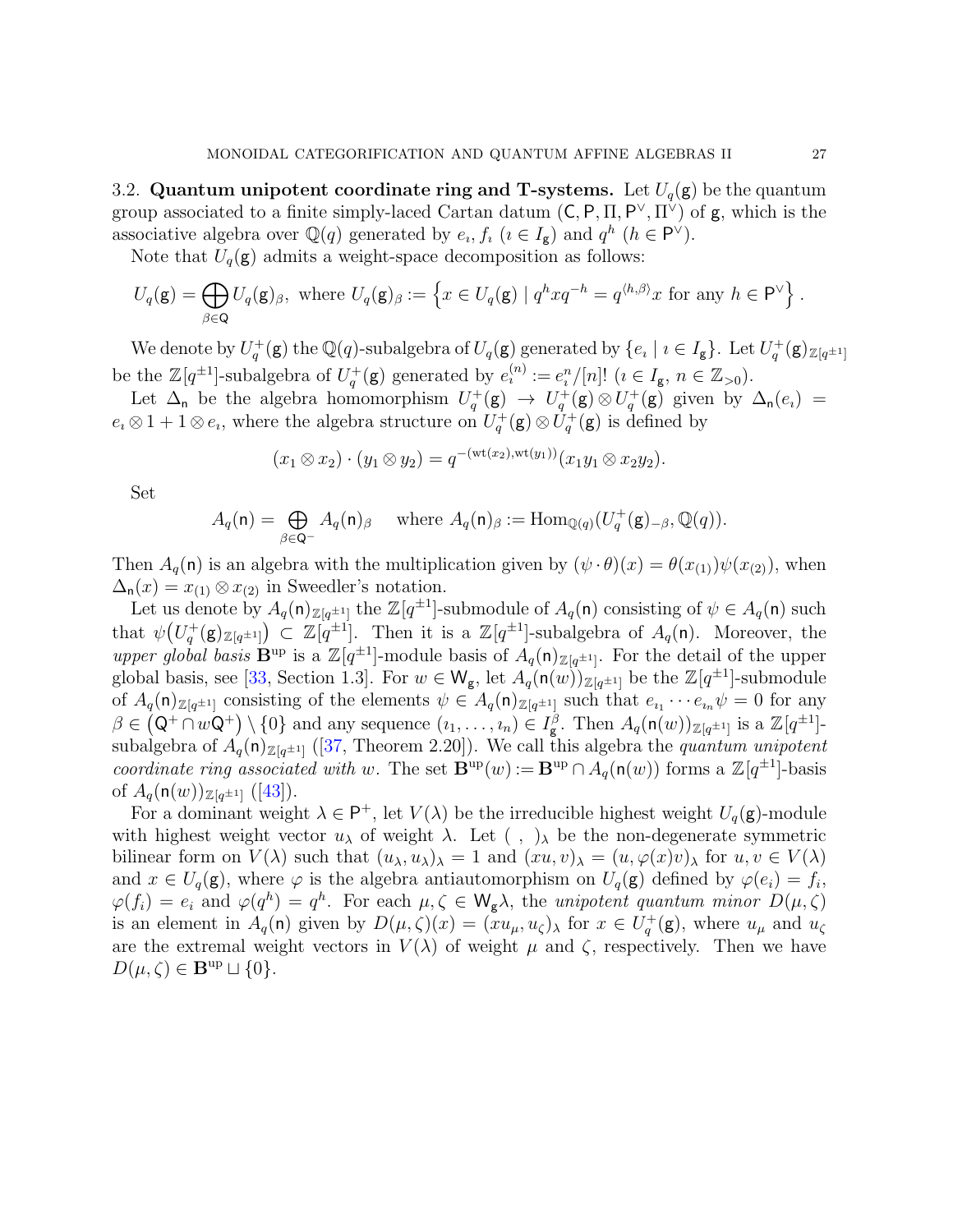### 3.2. Quantum unipotent coordinate ring and T-systems.

Let $U_q(\mathsf{g})$ be the quantum group associated to a finite simply-laced Cartan datum $(\mathsf{C}, \mathsf{P}, \Pi, \mathsf{P}^\vee, \Pi^\vee)$ of $\mathsf{g}$, which is the associative algebra over $\mathbb{Q}(q)$ generated by $e_\imath, f_\imath$ ($\imath \in I_\mathsf{g}$) and $q^h$ ($h \in \mathsf{P}^\vee$).

Note that $U_q(\mathsf{g})$ admits a weight-space decomposition as follows:

$$U_q(\mathsf{g}) = \bigoplus_{\beta \in \mathsf{Q}} U_q(\mathsf{g})_\beta, \text{ where } U_q(\mathsf{g})_\beta := \left\{ x \in U_q(\mathsf{g}) \mid q^h x q^{-h} = q^{\langle h, \beta \rangle} x \text{ for any } h \in \mathsf{P}^\vee \right\}.$$

We denote by $U_q^+(\mathsf{g})$ the $\mathbb{Q}(q)$-subalgebra of $U_q(\mathsf{g})$ generated by $\{e_\imath \mid \imath \in I_\mathsf{g}\}$. Let $U_q^+(\mathsf{g})_{\mathbb{Z}[q^{\pm 1}]}$ be the $\mathbb{Z}[q^{\pm 1}]$-subalgebra of $U_q^+(\mathsf{g})$ generated by $e_\imath^{(n)} := e_\imath^n/[n]!$ ($\imath \in I_\mathsf{g}$, $n \in \mathbb{Z}_{>0}$).

Let $\Delta_\mathsf{n}$ be the algebra homomorphism $U_q^+(\mathsf{g}) \to U_q^+(\mathsf{g}) \otimes U_q^+(\mathsf{g})$ given by $\Delta_\mathsf{n}(e_\imath) = e_\imath \otimes 1 + 1 \otimes e_\imath$, where the algebra structure on $U_q^+(\mathsf{g}) \otimes U_q^+(\mathsf{g})$ is defined by

$$(x_1 \otimes x_2) \cdot (y_1 \otimes y_2) = q^{-(\mathrm{wt}(x_2), \mathrm{wt}(y_1))}(x_1 y_1 \otimes x_2 y_2).$$

Set

$$A_q(\mathsf{n}) = \bigoplus_{\beta \in \mathsf{Q}^-} A_q(\mathsf{n})_\beta \quad \text{ where } A_q(\mathsf{n})_\beta := \mathrm{Hom}_{\mathbb{Q}(q)}(U_q^+(\mathsf{g})_{-\beta}, \mathbb{Q}(q)).$$

Then $A_q(\mathsf{n})$ is an algebra with the multiplication given by $(\psi \cdot \theta)(x) = \theta(x_{(1)})\psi(x_{(2)})$, when $\Delta_\mathsf{n}(x) = x_{(1)} \otimes x_{(2)}$ in Sweedler's notation.

Let us denote by $A_q(\mathsf{n})_{\mathbb{Z}[q^{\pm 1}]}$ the $\mathbb{Z}[q^{\pm 1}]$-submodule of $A_q(\mathsf{n})$ consisting of $\psi \in A_q(\mathsf{n})$ such that $\psi\big(U_q^+(\mathsf{g})_{\mathbb{Z}[q^{\pm 1}]}\big) \subset \mathbb{Z}[q^{\pm 1}]$. Then it is a $\mathbb{Z}[q^{\pm 1}]$-subalgebra of $A_q(\mathsf{n})$. Moreover, the *upper global basis* $\mathbf{B}^{\mathrm{up}}$ is a $\mathbb{Z}[q^{\pm 1}]$-module basis of $A_q(\mathsf{n})_{\mathbb{Z}[q^{\pm 1}]}$. For the detail of the upper global basis, see [33, Section 1.3]. For $w \in \mathsf{W}_\mathsf{g}$, let $A_q(\mathsf{n}(w))_{\mathbb{Z}[q^{\pm 1}]}$ be the $\mathbb{Z}[q^{\pm 1}]$-submodule of $A_q(\mathsf{n})_{\mathbb{Z}[q^{\pm 1}]}$ consisting of the elements $\psi \in A_q(\mathsf{n})_{\mathbb{Z}[q^{\pm 1}]}$ such that $e_{\imath_1} \cdots e_{\imath_n} \psi = 0$ for any $\beta \in \big(\mathsf{Q}^+ \cap w\mathsf{Q}^+\big) \setminus \{0\}$ and any sequence $(\imath_1, \ldots, \imath_n) \in I_\mathsf{g}^\beta$. Then $A_q(\mathsf{n}(w))_{\mathbb{Z}[q^{\pm 1}]}$ is a $\mathbb{Z}[q^{\pm 1}]$-subalgebra of $A_q(\mathsf{n})_{\mathbb{Z}[q^{\pm 1}]}$ ([37, Theorem 2.20]). We call this algebra the *quantum unipotent coordinate ring associated with* $w$. The set $\mathbf{B}^{\mathrm{up}}(w) := \mathbf{B}^{\mathrm{up}} \cap A_q(\mathsf{n}(w))$ forms a $\mathbb{Z}[q^{\pm 1}]$-basis of $A_q(\mathsf{n}(w))_{\mathbb{Z}[q^{\pm 1}]}$ ([43]).

For a dominant weight $\lambda \in \mathsf{P}^+$, let $V(\lambda)$ be the irreducible highest weight $U_q(\mathsf{g})$-module with highest weight vector $u_\lambda$ of weight $\lambda$. Let $(\ ,\ )_\lambda$ be the non-degenerate symmetric bilinear form on $V(\lambda)$ such that $(u_\lambda, u_\lambda)_\lambda = 1$ and $(xu, v)_\lambda = (u, \varphi(x)v)_\lambda$ for $u, v \in V(\lambda)$ and $x \in U_q(\mathsf{g})$, where $\varphi$ is the algebra antiautomorphism on $U_q(\mathsf{g})$ defined by $\varphi(e_i) = f_i$, $\varphi(f_i) = e_i$ and $\varphi(q^h) = q^h$. For each $\mu, \zeta \in \mathsf{W}_\mathsf{g}\lambda$, the *unipotent quantum minor* $D(\mu, \zeta)$ is an element in $A_q(\mathsf{n})$ given by $D(\mu, \zeta)(x) = (xu_\mu, u_\zeta)_\lambda$ for $x \in U_q^+(\mathsf{g})$, where $u_\mu$ and $u_\zeta$ are the extremal weight vectors in $V(\lambda)$ of weight $\mu$ and $\zeta$, respectively. Then we have $D(\mu, \zeta) \in \mathbf{B}^{\mathrm{up}} \sqcup \{0\}$.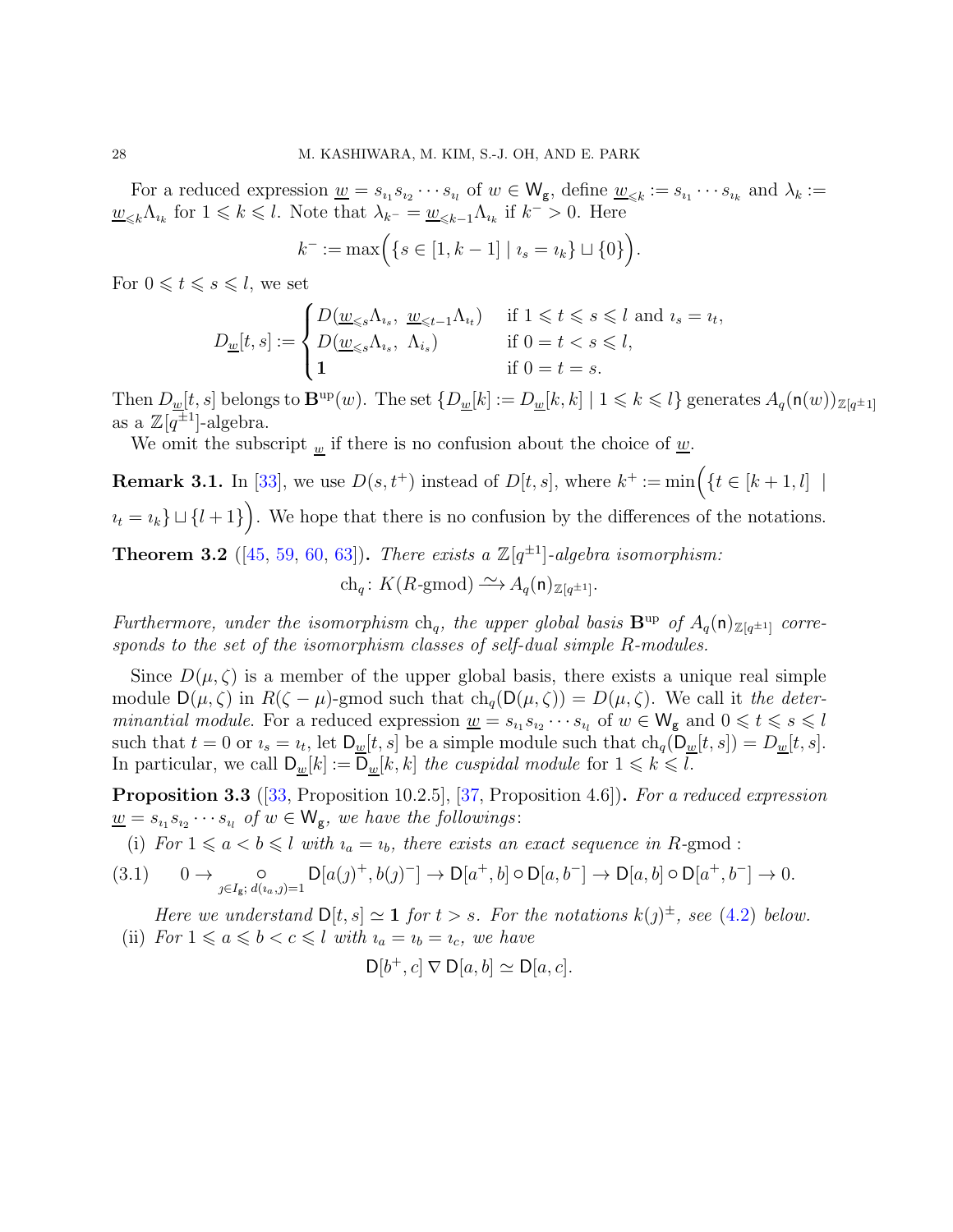For a reduced expression $\underline{w} = s_{\imath_1} s_{\imath_2} \cdots s_{\imath_l}$ of $w \in \mathsf{W}_{\mathfrak{g}}$, define $\underline{w}_{\leqslant k} := s_{\imath_1} \cdots s_{\imath_k}$ and $\lambda_k := \underline{w}_{\leqslant k} \Lambda_{\imath_k}$ for $1 \leqslant k \leqslant l$. Note that $\lambda_{k^-} = \underline{w}_{\leqslant k-1} \Lambda_{\imath_k}$ if $k^- > 0$. Here

$$k^- := \max\Big(\{s \in [1, k-1] \mid \imath_s = \imath_k\} \sqcup \{0\}\Big).$$

For $0 \leqslant t \leqslant s \leqslant l$, we set

$$D_{\underline{w}}[t,s] := \begin{cases} D(\underline{w}_{\leqslant s}\Lambda_{\imath_s},\ \underline{w}_{\leqslant t-1}\Lambda_{\imath_t}) & \text{if } 1 \leqslant t \leqslant s \leqslant l \text{ and } \imath_s = \imath_t, \\ D(\underline{w}_{\leqslant s}\Lambda_{\imath_s},\ \Lambda_{\imath_s}) & \text{if } 0 = t < s \leqslant l, \\ \mathbf{1} & \text{if } 0 = t = s. \end{cases}$$

Then $D_{\underline{w}}[t,s]$ belongs to $\mathbf{B}^{\mathrm{up}}(w)$. The set $\{D_{\underline{w}}[k] := D_{\underline{w}}[k,k] \mid 1 \leqslant k \leqslant l\}$ generates $A_q(\mathfrak{n}(w))_{\mathbb{Z}[q^{\pm 1}]}$ as a $\mathbb{Z}[q^{\pm 1}]$-algebra.

We omit the subscript $\underline{w}$ if there is no confusion about the choice of $\underline{w}$.

**Remark 3.1.** In [33], we use $D(s, t^+)$ instead of $D[t,s]$, where $k^+ := \min\Big(\{t \in [k+1, l] \mid \imath_t = \imath_k\} \sqcup \{l+1\}\Big)$. We hope that there is no confusion by the differences of the notations.

**Theorem 3.2** ([45, 59, 60, 63])**.** *There exists a $\mathbb{Z}[q^{\pm 1}]$-algebra isomorphism:*

$$\mathrm{ch}_q \colon K(R\text{-gmod}) \xrightarrow{\sim} A_q(\mathfrak{n})_{\mathbb{Z}[q^{\pm 1}]}.$$

*Furthermore, under the isomorphism $\mathrm{ch}_q$, the upper global basis $\mathbf{B}^{\mathrm{up}}$ of $A_q(\mathfrak{n})_{\mathbb{Z}[q^{\pm 1}]}$ corresponds to the set of the isomorphism classes of self-dual simple $R$-modules.*

Since $D(\mu, \zeta)$ is a member of the upper global basis, there exists a unique real simple module $\mathsf{D}(\mu, \zeta)$ in $R(\zeta - \mu)$-gmod such that $\mathrm{ch}_q(\mathsf{D}(\mu, \zeta)) = D(\mu, \zeta)$. We call it *the determinantial module*. For a reduced expression $\underline{w} = s_{\imath_1} s_{\imath_2} \cdots s_{\imath_l}$ of $w \in \mathsf{W}_{\mathfrak{g}}$ and $0 \leqslant t \leqslant s \leqslant l$ such that $t = 0$ or $\imath_s = \imath_t$, let $\mathsf{D}_{\underline{w}}[t,s]$ be a simple module such that $\mathrm{ch}_q(\mathsf{D}_{\underline{w}}[t,s]) = D_{\underline{w}}[t,s]$. In particular, we call $\mathsf{D}_{\underline{w}}[k] := \mathsf{D}_{\underline{w}}[k,k]$ *the cuspidal module* for $1 \leqslant k \leqslant l$.

**Proposition 3.3** ([33, Proposition 10.2.5], [37, Proposition 4.6])**.** *For a reduced expression $\underline{w} = s_{\imath_1} s_{\imath_2} \cdots s_{\imath_l}$ of $w \in \mathsf{W}_{\mathfrak{g}}$, we have the followings:*

(i) *For $1 \leqslant a < b \leqslant l$ with $\imath_a = \imath_b$, there exists an exact sequence in $R$-gmod :*

$$0 \to \mathop{\circ}_{\jmath \in I_{\mathfrak{g}};\ d(\imath_a, \jmath) = 1} \mathsf{D}[a(\jmath)^+, b(\jmath)^-] \to \mathsf{D}[a^+, b] \circ \mathsf{D}[a, b^-] \to \mathsf{D}[a, b] \circ \mathsf{D}[a^+, b^-] \to 0. \tag{3.1}$$

*Here we understand $\mathsf{D}[t,s] \simeq \mathbf{1}$ for $t > s$. For the notations $k(\jmath)^{\pm}$, see (4.2) below.*

(ii) *For $1 \leqslant a \leqslant b < c \leqslant l$ with $\imath_a = \imath_b = \imath_c$, we have*

$$\mathsf{D}[b^+, c] \mathbin{\nabla} \mathsf{D}[a, b] \simeq \mathsf{D}[a, c].$$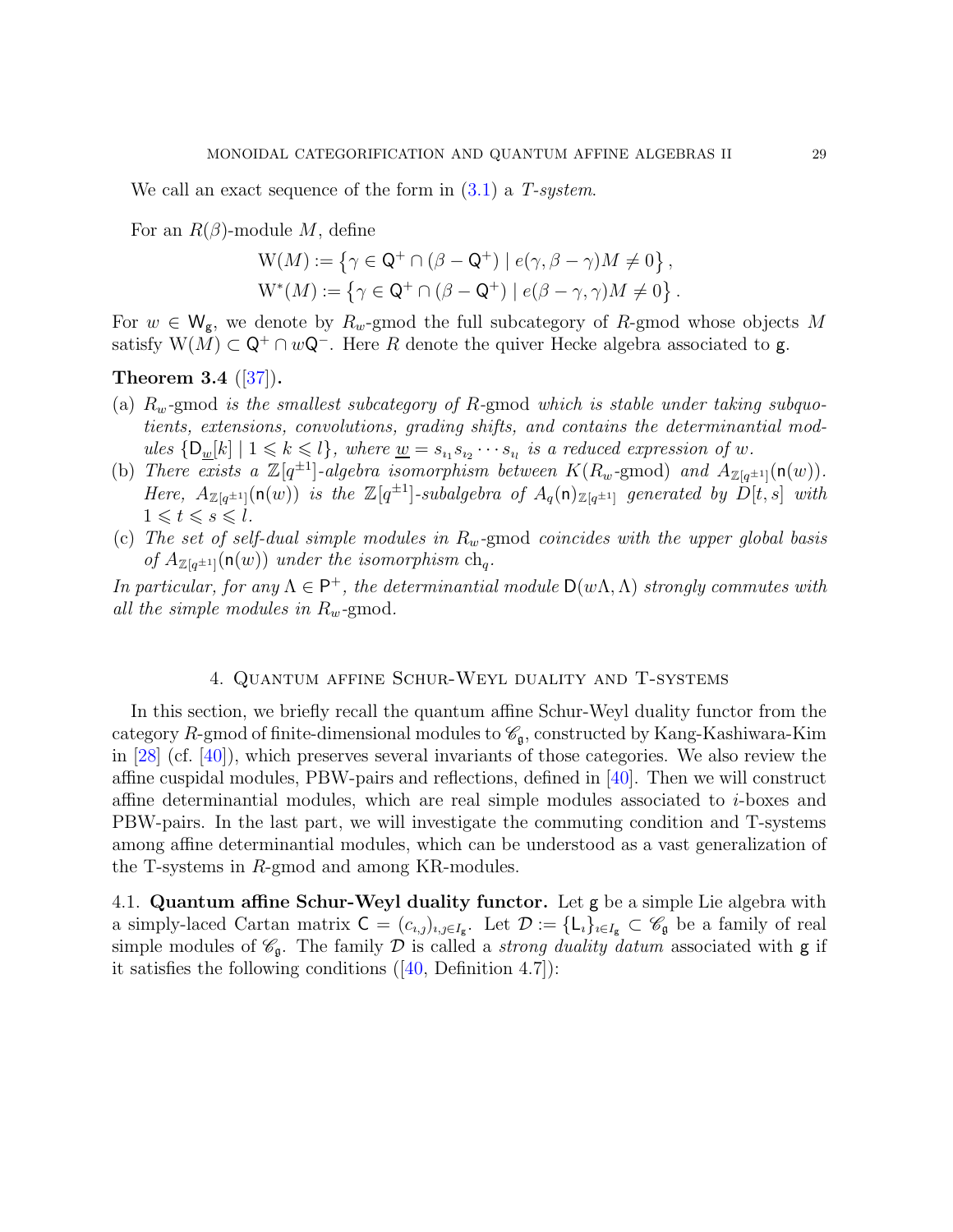We call an exact sequence of the form in (3.1) a *T-system*.

For an $R(\beta)$-module $M$, define

$$\mathrm{W}(M) := \left\{ \gamma \in \mathsf{Q}^+ \cap (\beta - \mathsf{Q}^+) \mid e(\gamma, \beta - \gamma) M \neq 0 \right\},$$
$$\mathrm{W}^*(M) := \left\{ \gamma \in \mathsf{Q}^+ \cap (\beta - \mathsf{Q}^+) \mid e(\beta - \gamma, \gamma) M \neq 0 \right\}.$$

For $w \in \mathsf{W}_{\mathsf{g}}$, we denote by $R_w$-gmod the full subcategory of $R$-gmod whose objects $M$ satisfy $\mathrm{W}(M) \subset \mathsf{Q}^+ \cap w\mathsf{Q}^-$. Here $R$ denote the quiver Hecke algebra associated to $\mathsf{g}$.

**Theorem 3.4** ([37])**.**

(a) *$R_w$-gmod is the smallest subcategory of $R$-gmod which is stable under taking subquotients, extensions, convolutions, grading shifts, and contains the determinantial modules $\{\mathsf{D}_{\underline{w}}[k] \mid 1 \leqslant k \leqslant l\}$, where $\underline{w} = s_{\imath_1} s_{\imath_2} \cdots s_{\imath_l}$ is a reduced expression of $w$.*

(b) *There exists a $\mathbb{Z}[q^{\pm 1}]$-algebra isomorphism between $K(R_w\text{-gmod})$ and $A_{\mathbb{Z}[q^{\pm 1}]}(\mathsf{n}(w))$. Here, $A_{\mathbb{Z}[q^{\pm 1}]}(\mathsf{n}(w))$ is the $\mathbb{Z}[q^{\pm 1}]$-subalgebra of $A_q(\mathsf{n})_{\mathbb{Z}[q^{\pm 1}]}$ generated by $D[t, s]$ with $1 \leqslant t \leqslant s \leqslant l$.*

(c) *The set of self-dual simple modules in $R_w$-gmod coincides with the upper global basis of $A_{\mathbb{Z}[q^{\pm 1}]}(\mathsf{n}(w))$ under the isomorphism $\mathrm{ch}_q$.*

*In particular, for any $\Lambda \in \mathsf{P}^+$, the determinantial module $\mathsf{D}(w\Lambda, \Lambda)$ strongly commutes with all the simple modules in $R_w$-gmod.*

## 4. Quantum affine Schur-Weyl duality and T-systems

In this section, we briefly recall the quantum affine Schur-Weyl duality functor from the category $R$-gmod of finite-dimensional modules to $\mathscr{C}_{\mathfrak{g}}$, constructed by Kang-Kashiwara-Kim in [28] (cf. [40]), which preserves several invariants of those categories. We also review the affine cuspidal modules, PBW-pairs and reflections, defined in [40]. Then we will construct affine determinantial modules, which are real simple modules associated to $i$-boxes and PBW-pairs. In the last part, we will investigate the commuting condition and T-systems among affine determinantial modules, which can be understood as a vast generalization of the T-systems in $R$-gmod and among KR-modules.

**4.1. Quantum affine Schur-Weyl duality functor.** Let $\mathsf{g}$ be a simple Lie algebra with a simply-laced Cartan matrix $\mathsf{C} = (c_{\imath,\jmath})_{\imath,\jmath \in I_{\mathsf{g}}}$. Let $\mathcal{D} := \{\mathsf{L}_\imath\}_{\imath \in I_{\mathsf{g}}} \subset \mathscr{C}_{\mathfrak{g}}$ be a family of real simple modules of $\mathscr{C}_{\mathfrak{g}}$. The family $\mathcal{D}$ is called a *strong duality datum* associated with $\mathsf{g}$ if it satisfies the following conditions ([40, Definition 4.7]):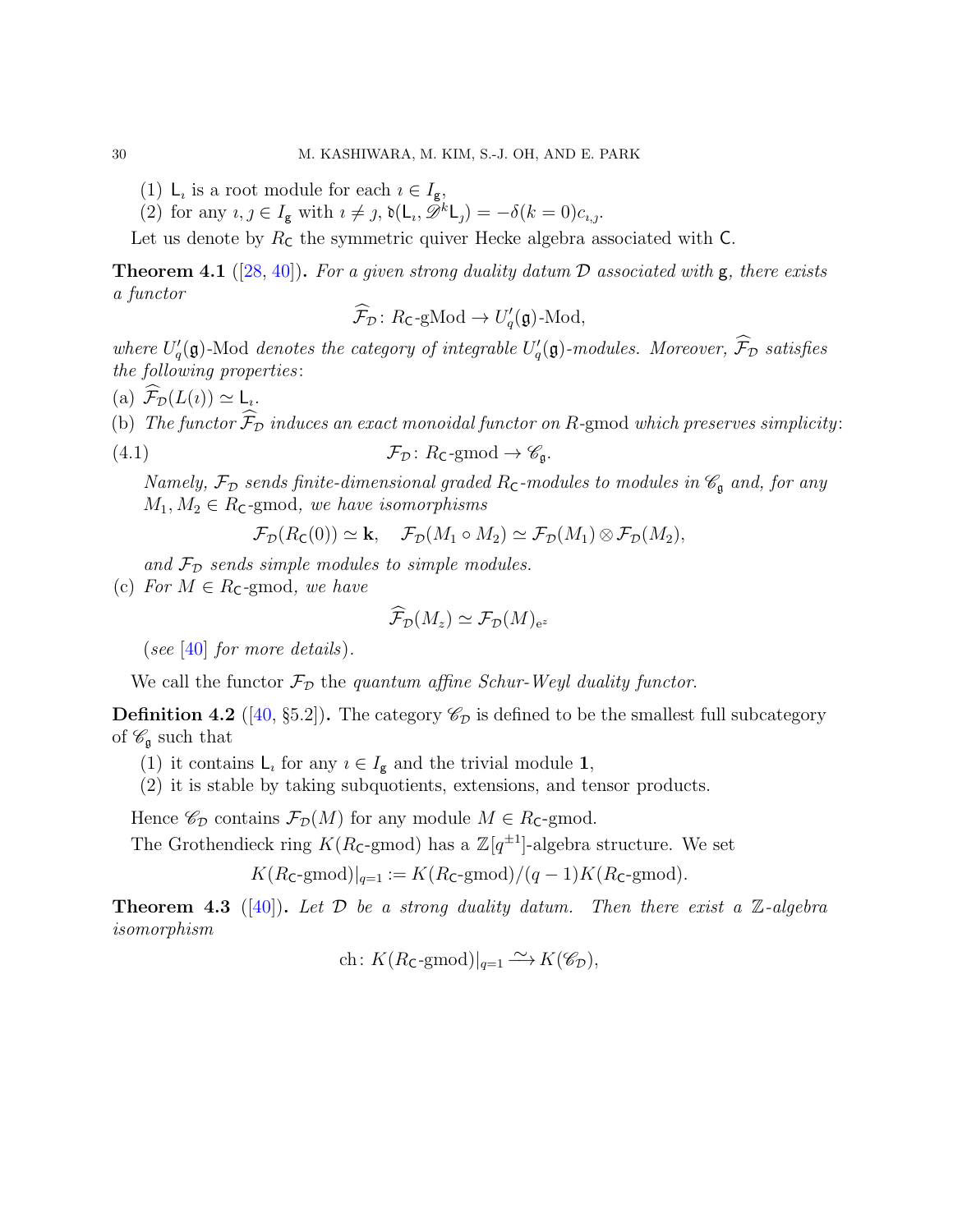(1) $\mathsf{L}_\imath$ is a root module for each $\imath \in I_\mathfrak{g}$,

(2) for any $\imath, \jmath \in I_\mathfrak{g}$ with $\imath \neq \jmath$, $\mathfrak{d}(\mathsf{L}_\imath, \mathscr{D}^k \mathsf{L}_\jmath) = -\delta(k=0) c_{\imath,\jmath}$.

Let us denote by $R_\mathsf{C}$ the symmetric quiver Hecke algebra associated with $\mathsf{C}$.

**Theorem 4.1** ([28, 40]). *For a given strong duality datum $\mathcal{D}$ associated with $\mathfrak{g}$, there exists a functor*

$$\widehat{\mathcal{F}}_\mathcal{D} \colon R_\mathsf{C}\text{-gMod} \to U_q'(\mathfrak{g})\text{-Mod},$$

*where $U_q'(\mathfrak{g})$-Mod denotes the category of integrable $U_q'(\mathfrak{g})$-modules. Moreover, $\widehat{\mathcal{F}}_\mathcal{D}$ satisfies the following properties*:

(a) $\widehat{\mathcal{F}}_\mathcal{D}(L(\imath)) \simeq \mathsf{L}_\imath$.

(b) *The functor $\widehat{\mathcal{F}}_\mathcal{D}$ induces an exact monoidal functor on $R$-gmod which preserves simplicity*:

$$\mathcal{F}_\mathcal{D} \colon R_\mathsf{C}\text{-gmod} \to \mathscr{C}_\mathfrak{g}. \tag{4.1}$$

*Namely, $\mathcal{F}_\mathcal{D}$ sends finite-dimensional graded $R_\mathsf{C}$-modules to modules in $\mathscr{C}_\mathfrak{g}$ and, for any $M_1, M_2 \in R_\mathsf{C}$-gmod, we have isomorphisms*

$$\mathcal{F}_\mathcal{D}(R_\mathsf{C}(0)) \simeq \mathbf{k}, \quad \mathcal{F}_\mathcal{D}(M_1 \circ M_2) \simeq \mathcal{F}_\mathcal{D}(M_1) \otimes \mathcal{F}_\mathcal{D}(M_2),$$

*and $\mathcal{F}_\mathcal{D}$ sends simple modules to simple modules.*

(c) *For $M \in R_\mathsf{C}$-gmod, we have*

$$\widehat{\mathcal{F}}_\mathcal{D}(M_z) \simeq \mathcal{F}_\mathcal{D}(M)_{\mathrm{e}^z}$$

(*see* [40] *for more details*).

We call the functor $\mathcal{F}_\mathcal{D}$ the *quantum affine Schur-Weyl duality functor*.

**Definition 4.2** ([40, §5.2]). The category $\mathscr{C}_\mathcal{D}$ is defined to be the smallest full subcategory of $\mathscr{C}_\mathfrak{g}$ such that

(1) it contains $\mathsf{L}_\imath$ for any $\imath \in I_\mathfrak{g}$ and the trivial module $\mathbf{1}$,

(2) it is stable by taking subquotients, extensions, and tensor products.

Hence $\mathscr{C}_\mathcal{D}$ contains $\mathcal{F}_\mathcal{D}(M)$ for any module $M \in R_\mathsf{C}$-gmod.

The Grothendieck ring $K(R_\mathsf{C}\text{-gmod})$ has a $\mathbb{Z}[q^{\pm 1}]$-algebra structure. We set

$$K(R_\mathsf{C}\text{-gmod})|_{q=1} := K(R_\mathsf{C}\text{-gmod})/(q-1)K(R_\mathsf{C}\text{-gmod}).$$

**Theorem 4.3** ([40]). *Let $\mathcal{D}$ be a strong duality datum. Then there exist a $\mathbb{Z}$-algebra isomorphism*

$$\mathrm{ch} \colon K(R_\mathsf{C}\text{-gmod})|_{q=1} \xrightarrow{\sim} K(\mathscr{C}_\mathcal{D}),$$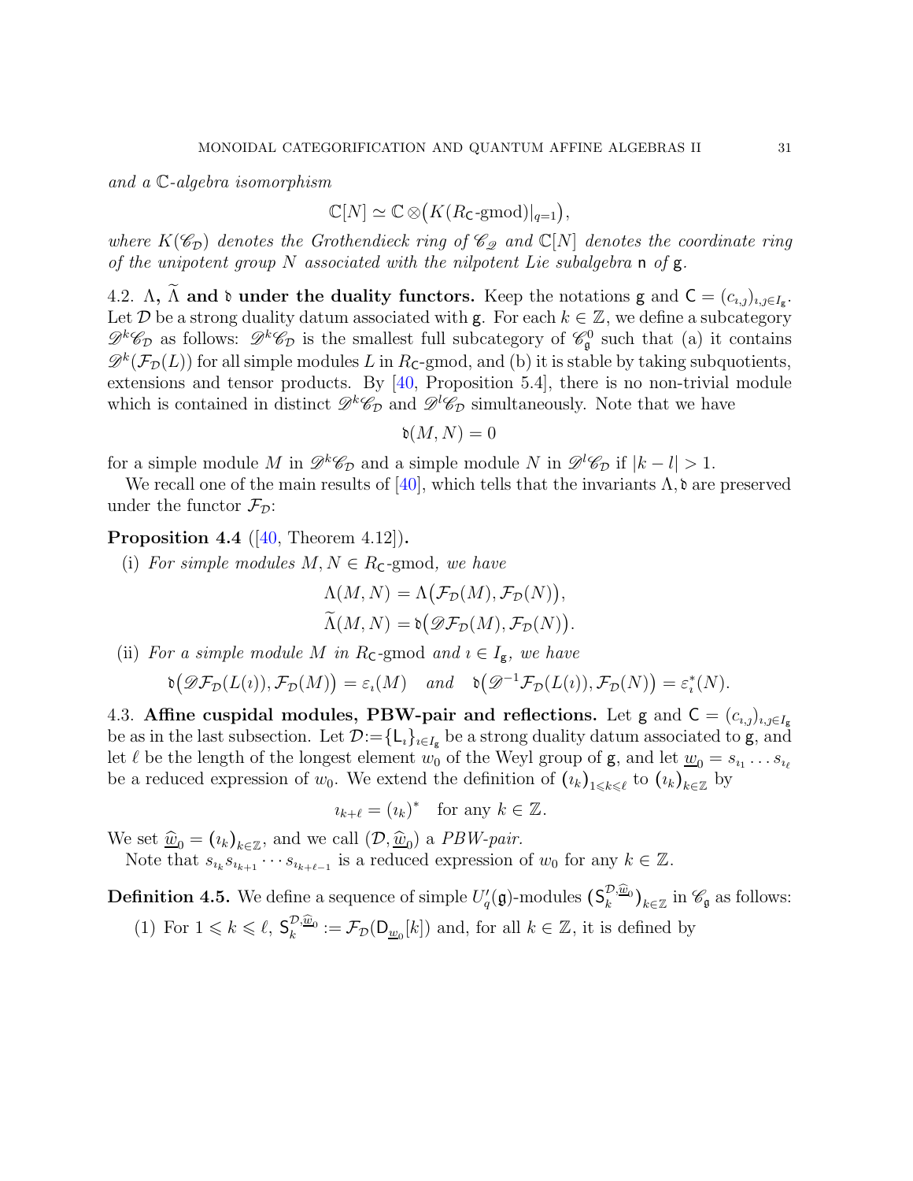*and a* $\mathbb{C}$*-algebra isomorphism*

$$\mathbb{C}[N] \simeq \mathbb{C} \otimes \big(K(R_{\mathsf{C}}\text{-gmod})|_{q=1}\big),$$

*where* $K(\mathscr{C}_{\mathcal{D}})$ *denotes the Grothendieck ring of* $\mathscr{C}_{\mathscr{D}}$ *and* $\mathbb{C}[N]$ *denotes the coordinate ring of the unipotent group* $N$ *associated with the nilpotent Lie subalgebra* $\mathsf{n}$ *of* $\mathsf{g}$*.*

4.2. **$\Lambda$, $\widetilde{\Lambda}$ and $\mathfrak{d}$ under the duality functors.** Keep the notations $\mathsf{g}$ and $\mathsf{C} = (c_{\imath,\jmath})_{\imath,\jmath \in I_{\mathsf{g}}}$. Let $\mathcal{D}$ be a strong duality datum associated with $\mathsf{g}$. For each $k \in \mathbb{Z}$, we define a subcategory $\mathscr{D}^k\mathscr{C}_{\mathcal{D}}$ as follows: $\mathscr{D}^k\mathscr{C}_{\mathcal{D}}$ is the smallest full subcategory of $\mathscr{C}^0_{\mathfrak{g}}$ such that (a) it contains $\mathscr{D}^k(\mathcal{F}_{\mathcal{D}}(L))$ for all simple modules $L$ in $R_{\mathsf{C}}$-gmod, and (b) it is stable by taking subquotients, extensions and tensor products. By [40, Proposition 5.4], there is no non-trivial module which is contained in distinct $\mathscr{D}^k\mathscr{C}_{\mathcal{D}}$ and $\mathscr{D}^l\mathscr{C}_{\mathcal{D}}$ simultaneously. Note that we have

$$\mathfrak{d}(M, N) = 0$$

for a simple module $M$ in $\mathscr{D}^k\mathscr{C}_{\mathcal{D}}$ and a simple module $N$ in $\mathscr{D}^l\mathscr{C}_{\mathcal{D}}$ if $|k - l| > 1$.

We recall one of the main results of [40], which tells that the invariants $\Lambda, \mathfrak{d}$ are preserved under the functor $\mathcal{F}_{\mathcal{D}}$:

**Proposition 4.4** ([40, Theorem 4.12])**.**

(i) *For simple modules* $M, N \in R_{\mathsf{C}}$-gmod*, we have*

$$\Lambda(M, N) = \Lambda\big(\mathcal{F}_{\mathcal{D}}(M), \mathcal{F}_{\mathcal{D}}(N)\big),$$
$$\widetilde{\Lambda}(M, N) = \mathfrak{d}\big(\mathscr{D}\mathcal{F}_{\mathcal{D}}(M), \mathcal{F}_{\mathcal{D}}(N)\big).$$

(ii) *For a simple module* $M$ *in* $R_{\mathsf{C}}$-gmod *and* $\imath \in I_{\mathsf{g}}$*, we have*

$$\mathfrak{d}\big(\mathscr{D}\mathcal{F}_{\mathcal{D}}(L(\imath)), \mathcal{F}_{\mathcal{D}}(M)\big) = \varepsilon_\imath(M) \quad \textit{and} \quad \mathfrak{d}\big(\mathscr{D}^{-1}\mathcal{F}_{\mathcal{D}}(L(\imath)), \mathcal{F}_{\mathcal{D}}(N)\big) = \varepsilon^*_\imath(N).$$

4.3. **Affine cuspidal modules, PBW-pair and reflections.** Let $\mathsf{g}$ and $\mathsf{C} = (c_{\imath,\jmath})_{\imath,\jmath \in I_{\mathsf{g}}}$ be as in the last subsection. Let $\mathcal{D} := \{\mathsf{L}_\imath\}_{\imath \in I_{\mathsf{g}}}$ be a strong duality datum associated to $\mathsf{g}$, and let $\ell$ be the length of the longest element $w_0$ of the Weyl group of $\mathsf{g}$, and let $\underline{w}_0 = s_{\imath_1} \ldots s_{\imath_\ell}$ be a reduced expression of $w_0$. We extend the definition of $(\imath_k)_{1 \leqslant k \leqslant \ell}$ to $(\imath_k)_{k \in \mathbb{Z}}$ by

$$\imath_{k+\ell} = (\imath_k)^* \quad \text{for any } k \in \mathbb{Z}.$$

We set $\widehat{\underline{w}}_0 = (\imath_k)_{k \in \mathbb{Z}}$, and we call $(\mathcal{D}, \widehat{\underline{w}}_0)$ a *PBW-pair.*

Note that $s_{\imath_k} s_{\imath_{k+1}} \cdots s_{\imath_{k+\ell-1}}$ is a reduced expression of $w_0$ for any $k \in \mathbb{Z}$.

**Definition 4.5.** We define a sequence of simple $U'_q(\mathfrak{g})$-modules $\big(\mathsf{S}_k^{\mathcal{D},\widehat{\underline{w}}_0}\big)_{k \in \mathbb{Z}}$ in $\mathscr{C}_{\mathfrak{g}}$ as follows:

(1) For $1 \leqslant k \leqslant \ell$, $\mathsf{S}_k^{\mathcal{D},\widehat{\underline{w}}_0} := \mathcal{F}_{\mathcal{D}}(\mathsf{D}_{\underline{w}_0}[k])$ and, for all $k \in \mathbb{Z}$, it is defined by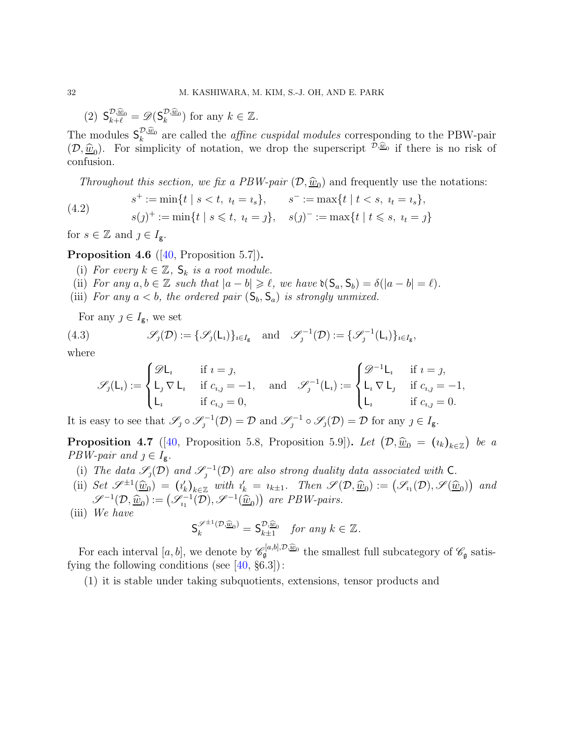(2) $\mathsf{S}_{k+\ell}^{\mathcal{D},\widehat{\underline{w}}_0} = \mathscr{D}(\mathsf{S}_k^{\mathcal{D},\widehat{\underline{w}}_0})$ for any $k \in \mathbb{Z}$.

The modules $\mathsf{S}_k^{\mathcal{D},\widehat{\underline{w}}_0}$ are called the *affine cuspidal modules* corresponding to the PBW-pair $(\mathcal{D}, \widehat{\underline{w}}_0)$. For simplicity of notation, we drop the superscript ${}^{\mathcal{D},\widehat{\underline{w}}_0}$ if there is no risk of confusion.

*Throughout this section, we fix a PBW-pair $(\mathcal{D}, \widehat{\underline{w}}_0)$ and frequently use the notations:*

$$
\begin{aligned}
&s^+ := \min\{t \mid s < t,\ \imath_t = \imath_s\}, \qquad s^- := \max\{t \mid t < s,\ \imath_t = \imath_s\}, \\
&s(\jmath)^+ := \min\{t \mid s \leqslant t,\ \imath_t = \jmath\}, \quad s(\jmath)^- := \max\{t \mid t \leqslant s,\ \imath_t = \jmath\}
\end{aligned}
\tag{4.2}
$$

for $s \in \mathbb{Z}$ and $\jmath \in I_{\mathfrak{g}}$.

**Proposition 4.6** ([40, Proposition 5.7])**.**

(i) *For every $k \in \mathbb{Z}$, $\mathsf{S}_k$ is a root module.*

(ii) *For any $a, b \in \mathbb{Z}$ such that $|a-b| \geqslant \ell$, we have $\mathfrak{d}(\mathsf{S}_a, \mathsf{S}_b) = \delta(|a-b| = \ell)$.*

(iii) *For any $a < b$, the ordered pair $(\mathsf{S}_b, \mathsf{S}_a)$ is strongly unmixed.*

For any $\jmath \in I_{\mathfrak{g}}$, we set

$$
\mathscr{S}_\jmath(\mathcal{D}) := \{\mathscr{S}_\jmath(\mathsf{L}_\imath)\}_{\imath \in I_{\mathfrak{g}}} \quad \text{and} \quad \mathscr{S}_\jmath^{-1}(\mathcal{D}) := \{\mathscr{S}_\jmath^{-1}(\mathsf{L}_\imath)\}_{\imath \in I_{\mathfrak{g}}},
\tag{4.3}
$$

where

$$
\mathscr{S}_\jmath(\mathsf{L}_\imath) := \begin{cases} \mathscr{D}\mathsf{L}_\imath & \text{if } \imath = \jmath, \\ \mathsf{L}_\jmath \nabla \mathsf{L}_\imath & \text{if } c_{\imath,\jmath} = -1, \\ \mathsf{L}_\imath & \text{if } c_{\imath,\jmath} = 0, \end{cases} \quad \text{and} \quad \mathscr{S}_\jmath^{-1}(\mathsf{L}_\imath) := \begin{cases} \mathscr{D}^{-1}\mathsf{L}_\imath & \text{if } \imath = \jmath, \\ \mathsf{L}_\imath \nabla \mathsf{L}_\jmath & \text{if } c_{\imath,\jmath} = -1, \\ \mathsf{L}_\imath & \text{if } c_{\imath,\jmath} = 0. \end{cases}
$$

It is easy to see that $\mathscr{S}_\jmath \circ \mathscr{S}_\jmath^{-1}(\mathcal{D}) = \mathcal{D}$ and $\mathscr{S}_\jmath^{-1} \circ \mathscr{S}_\jmath(\mathcal{D}) = \mathcal{D}$ for any $\jmath \in I_{\mathfrak{g}}$.

**Proposition 4.7** ([40, Proposition 5.8, Proposition 5.9])**.** *Let $(\mathcal{D}, \widehat{\underline{w}}_0 = (\imath_k)_{k \in \mathbb{Z}})$ be a PBW-pair and $\jmath \in I_{\mathfrak{g}}$.*

(i) *The data $\mathscr{S}_\jmath(\mathcal{D})$ and $\mathscr{S}_\jmath^{-1}(\mathcal{D})$ are also strong duality data associated with $\mathsf{C}$.*

(ii) *Set $\mathscr{S}^{\pm 1}(\widehat{\underline{w}}_0) = (\imath'_k)_{k \in \mathbb{Z}}$ with $\imath'_k = \imath_{k \pm 1}$. Then $\mathscr{S}(\mathcal{D}, \widehat{\underline{w}}_0) := (\mathscr{S}_{\imath_1}(\mathcal{D}), \mathscr{S}(\widehat{\underline{w}}_0))$ and $\mathscr{S}^{-1}(\mathcal{D}, \widehat{\underline{w}}_0) := (\mathscr{S}_{\imath_1}^{-1}(\mathcal{D}), \mathscr{S}^{-1}(\widehat{\underline{w}}_0))$ are PBW-pairs.*

(iii) *We have*

$$
\mathsf{S}_k^{\mathscr{S}^{\pm 1}(\mathcal{D}, \widehat{\underline{w}}_0)} = \mathsf{S}_{k \pm 1}^{\mathcal{D}, \widehat{\underline{w}}_0} \quad \text{for any } k \in \mathbb{Z}.
$$

For each interval $[a,b]$, we denote by $\mathscr{C}_{\mathfrak{g}}^{[a,b],\mathcal{D},\widehat{\underline{w}}_0}$ the smallest full subcategory of $\mathscr{C}_{\mathfrak{g}}$ satisfying the following conditions (see [40, §6.3]):

(1) it is stable under taking subquotients, extensions, tensor products and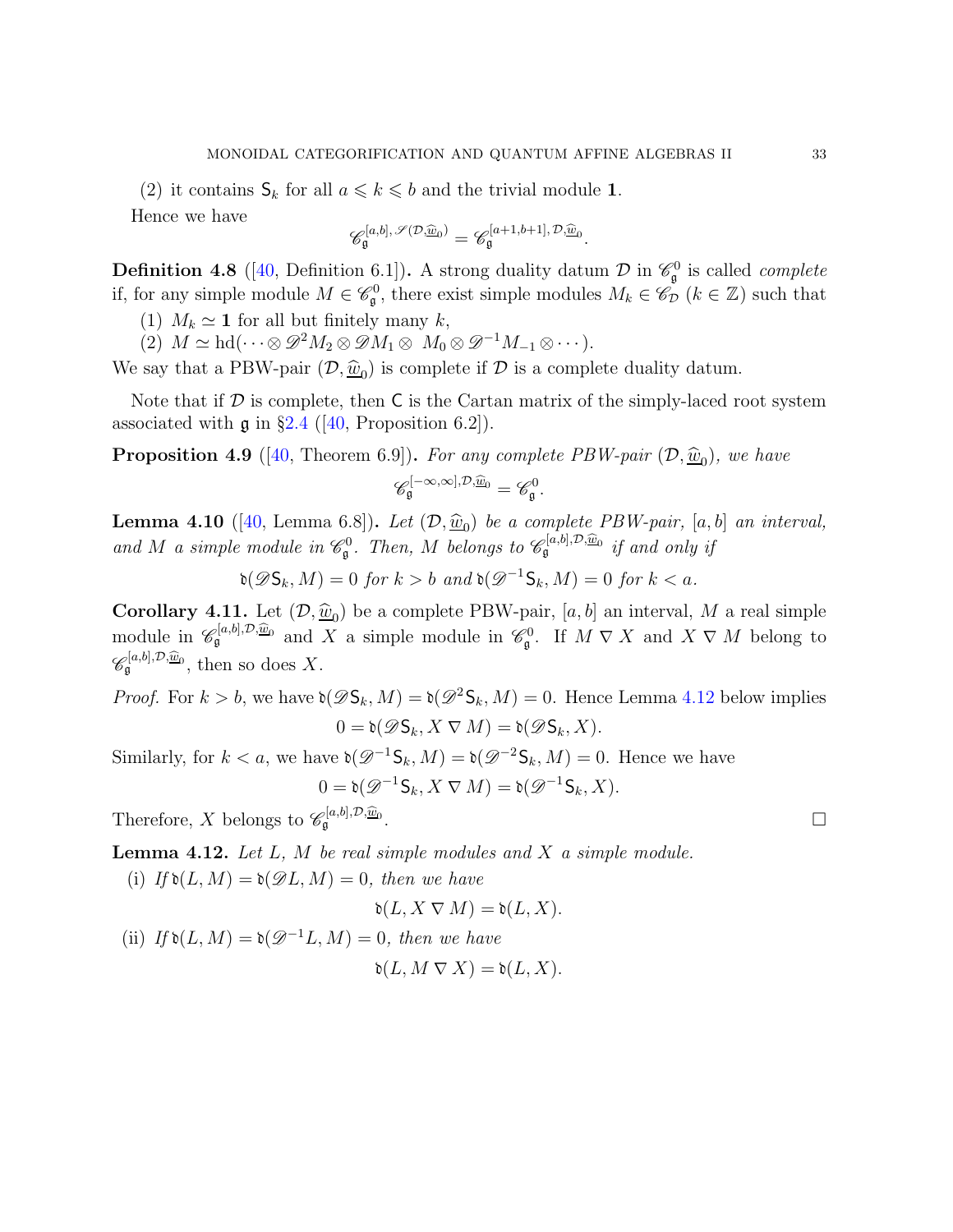(2) it contains $\mathsf{S}_k$ for all $a \leqslant k \leqslant b$ and the trivial module $\mathbf{1}$.

Hence we have

$$\mathscr{C}_{\mathfrak{g}}^{[a,b],\, \mathscr{S}(\mathcal{D},\widehat{\underline{w}}_0)} = \mathscr{C}_{\mathfrak{g}}^{[a+1,b+1],\, \mathcal{D},\widehat{\underline{w}}_0}.$$

**Definition 4.8** ([40, Definition 6.1])**.** A strong duality datum $\mathcal{D}$ in $\mathscr{C}_{\mathfrak{g}}^0$ is called *complete* if, for any simple module $M \in \mathscr{C}_{\mathfrak{g}}^0$, there exist simple modules $M_k \in \mathscr{C}_{\mathcal{D}}$ $(k \in \mathbb{Z})$ such that

(1) $M_k \simeq \mathbf{1}$ for all but finitely many $k$,

(2) $M \simeq \mathrm{hd}(\cdots \otimes \mathscr{D}^2 M_2 \otimes \mathscr{D} M_1 \otimes\ M_0 \otimes \mathscr{D}^{-1} M_{-1} \otimes \cdots)$.

We say that a PBW-pair $(\mathcal{D}, \widehat{\underline{w}}_0)$ is complete if $\mathcal{D}$ is a complete duality datum.

Note that if $\mathcal{D}$ is complete, then $\mathsf{C}$ is the Cartan matrix of the simply-laced root system associated with $\mathfrak{g}$ in §2.4 ([40, Proposition 6.2]).

**Proposition 4.9** ([40, Theorem 6.9])**.** *For any complete PBW-pair $(\mathcal{D}, \widehat{\underline{w}}_0)$, we have*

$$\mathscr{C}_{\mathfrak{g}}^{[-\infty,\infty],\mathcal{D},\widehat{\underline{w}}_0} = \mathscr{C}_{\mathfrak{g}}^0.$$

**Lemma 4.10** ([40, Lemma 6.8])**.** *Let $(\mathcal{D}, \widehat{\underline{w}}_0)$ be a complete PBW-pair, $[a, b]$ an interval, and $M$ a simple module in $\mathscr{C}_{\mathfrak{g}}^0$. Then, $M$ belongs to $\mathscr{C}_{\mathfrak{g}}^{[a,b],\mathcal{D},\widehat{\underline{w}}_0}$ if and only if*

$$\mathfrak{d}(\mathscr{D}\mathsf{S}_k, M) = 0 \text{ for } k > b \text{ and } \mathfrak{d}(\mathscr{D}^{-1}\mathsf{S}_k, M) = 0 \text{ for } k < a.$$

**Corollary 4.11.** Let $(\mathcal{D}, \widehat{\underline{w}}_0)$ be a complete PBW-pair, $[a, b]$ an interval, $M$ a real simple module in $\mathscr{C}_{\mathfrak{g}}^{[a,b],\mathcal{D},\widehat{\underline{w}}_0}$ and $X$ a simple module in $\mathscr{C}_{\mathfrak{g}}^0$. If $M \nabla X$ and $X \nabla M$ belong to $\mathscr{C}_{\mathfrak{g}}^{[a,b],\mathcal{D},\widehat{\underline{w}}_0}$, then so does $X$.

*Proof.* For $k > b$, we have $\mathfrak{d}(\mathscr{D}\mathsf{S}_k, M) = \mathfrak{d}(\mathscr{D}^2\mathsf{S}_k, M) = 0$. Hence Lemma 4.12 below implies

$$0 = \mathfrak{d}(\mathscr{D}\mathsf{S}_k, X \nabla M) = \mathfrak{d}(\mathscr{D}\mathsf{S}_k, X).$$

Similarly, for $k < a$, we have $\mathfrak{d}(\mathscr{D}^{-1}\mathsf{S}_k, M) = \mathfrak{d}(\mathscr{D}^{-2}\mathsf{S}_k, M) = 0$. Hence we have

$$0 = \mathfrak{d}(\mathscr{D}^{-1}\mathsf{S}_k, X \nabla M) = \mathfrak{d}(\mathscr{D}^{-1}\mathsf{S}_k, X).$$

Therefore, $X$ belongs to $\mathscr{C}_{\mathfrak{g}}^{[a,b],\mathcal{D},\widehat{\underline{w}}_0}$. ∎

**Lemma 4.12.** *Let $L$, $M$ be real simple modules and $X$ a simple module.*

(i) *If $\mathfrak{d}(L, M) = \mathfrak{d}(\mathscr{D}L, M) = 0$, then we have*

$$\mathfrak{d}(L, X \nabla M) = \mathfrak{d}(L, X).$$

(ii) *If $\mathfrak{d}(L, M) = \mathfrak{d}(\mathscr{D}^{-1}L, M) = 0$, then we have*

$$\mathfrak{d}(L, M \nabla X) = \mathfrak{d}(L, X).$$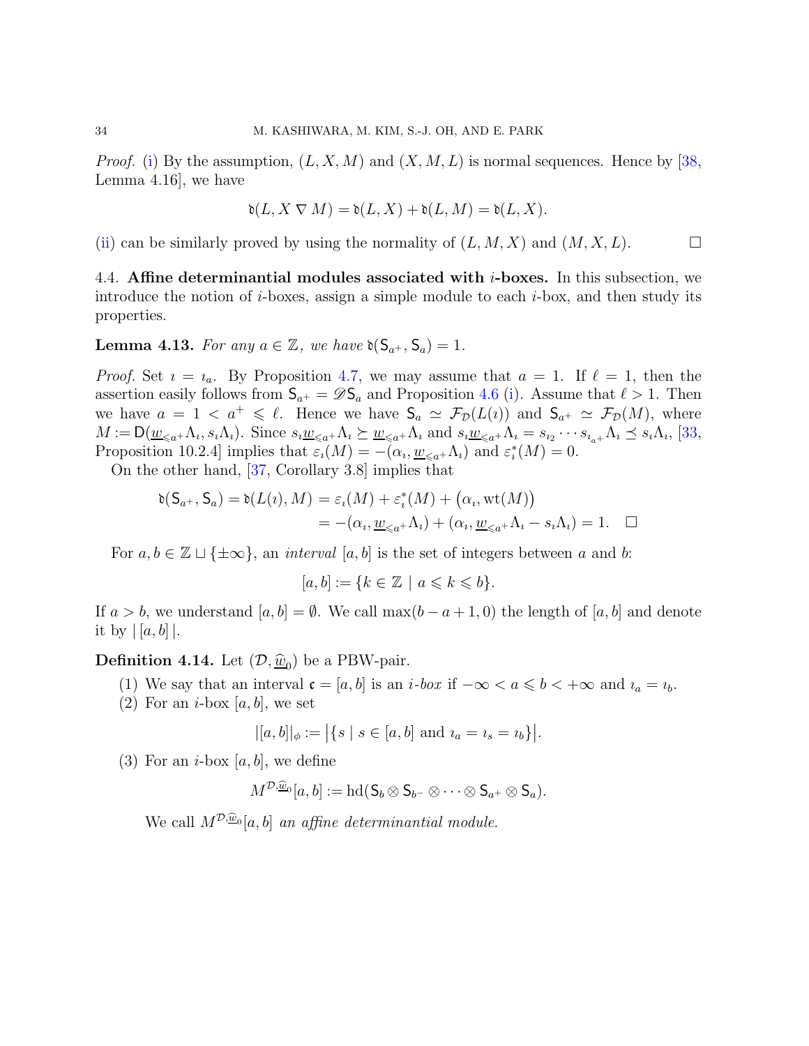*Proof.* (i) By the assumption, $(L, X, M)$ and $(X, M, L)$ is normal sequences. Hence by [38, Lemma 4.16], we have

$$\mathfrak{d}(L, X \nabla M) = \mathfrak{d}(L, X) + \mathfrak{d}(L, M) = \mathfrak{d}(L, X).$$

(ii) can be similarly proved by using the normality of $(L, M, X)$ and $(M, X, L)$. $\square$

4.4. **Affine determinantial modules associated with $i$-boxes.** In this subsection, we introduce the notion of $i$-boxes, assign a simple module to each $i$-box, and then study its properties.

**Lemma 4.13.** *For any $a \in \mathbb{Z}$, we have $\mathfrak{d}(\mathsf{S}_{a^+}, \mathsf{S}_a) = 1$.*

*Proof.* Set $\imath = \imath_a$. By Proposition 4.7, we may assume that $a = 1$. If $\ell = 1$, then the assertion easily follows from $\mathsf{S}_{a^+} = \mathscr{D}\mathsf{S}_a$ and Proposition 4.6 (i). Assume that $\ell > 1$. Then we have $a = 1 < a^+ \leqslant \ell$. Hence we have $\mathsf{S}_a \simeq \mathcal{F}_{\mathcal{D}}(L(\imath))$ and $\mathsf{S}_{a^+} \simeq \mathcal{F}_{\mathcal{D}}(M)$, where $M := \mathsf{D}(\underline{w}_{\leqslant a^+}\Lambda_\imath, s_\imath\Lambda_\imath)$. Since $s_\imath \underline{w}_{\leqslant a^+}\Lambda_\imath \succeq \underline{w}_{\leqslant a^+}\Lambda_\imath$ and $s_\imath \underline{w}_{\leqslant a^+}\Lambda_\imath = s_{\imath_2} \cdots s_{\imath_{a^+}}\Lambda_\imath \preceq s_\imath\Lambda_\imath$, [33, Proposition 10.2.4] implies that $\varepsilon_\imath(M) = -(\alpha_\imath, \underline{w}_{\leqslant a^+}\Lambda_\imath)$ and $\varepsilon^*_\imath(M) = 0$.

On the other hand, [37, Corollary 3.8] implies that

$$\begin{aligned}
\mathfrak{d}(\mathsf{S}_{a^+}, \mathsf{S}_a) = \mathfrak{d}(L(\imath), M) &= \varepsilon_\imath(M) + \varepsilon^*_\imath(M) + \big(\alpha_\imath, \mathrm{wt}(M)\big) \\
&= -(\alpha_\imath, \underline{w}_{\leqslant a^+}\Lambda_\imath) + (\alpha_\imath, \underline{w}_{\leqslant a^+}\Lambda_\imath - s_\imath\Lambda_\imath) = 1. \quad \square
\end{aligned}$$

For $a, b \in \mathbb{Z} \sqcup \{\pm\infty\}$, an *interval* $[a, b]$ is the set of integers between $a$ and $b$:

$$[a, b] := \{k \in \mathbb{Z} \mid a \leqslant k \leqslant b\}.$$

If $a > b$, we understand $[a, b] = \emptyset$. We call $\max(b - a + 1, 0)$ the length of $[a, b]$ and denote it by $|\,[a, b]\,|$.

**Definition 4.14.** Let $(\mathcal{D}, \widehat{\underline{w}}_0)$ be a PBW-pair.

1. We say that an interval $\mathfrak{c} = [a, b]$ is an *$i$-box* if $-\infty < a \leqslant b < +\infty$ and $\imath_a = \imath_b$.
2. For an $i$-box $[a, b]$, we set
$$|[a, b]|_\phi := \big|\{s \mid s \in [a, b] \text{ and } \imath_a = \imath_s = \imath_b\}\big|.$$
3. For an $i$-box $[a, b]$, we define
$$M^{\mathcal{D}, \widehat{\underline{w}}_0}[a, b] := \mathrm{hd}(\mathsf{S}_b \otimes \mathsf{S}_{b^-} \otimes \cdots \otimes \mathsf{S}_{a^+} \otimes \mathsf{S}_a).$$

   We call $M^{\mathcal{D}, \widehat{\underline{w}}_0}[a, b]$ *an affine determinantial module.*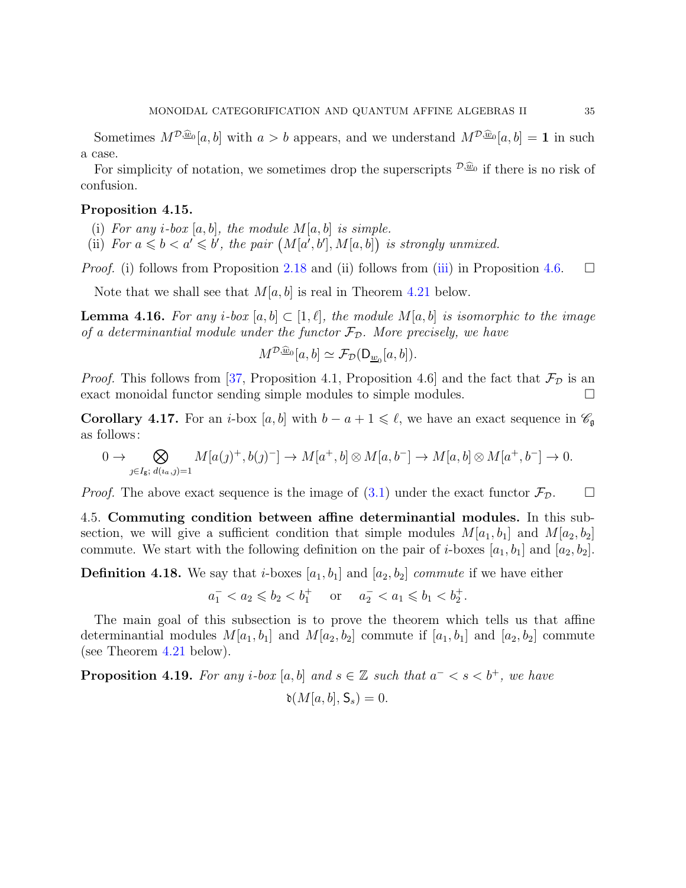Sometimes $M^{\mathcal{D},\widehat{\underline{w}}_0}[a,b]$ with $a > b$ appears, and we understand $M^{\mathcal{D},\widehat{\underline{w}}_0}[a,b] = \mathbf{1}$ in such a case.

For simplicity of notation, we sometimes drop the superscripts ${}^{\mathcal{D},\widehat{\underline{w}}_0}$ if there is no risk of confusion.

**Proposition 4.15.**

(i) *For any $i$-box $[a,b]$, the module $M[a,b]$ is simple.*
(ii) *For $a \leqslant b < a' \leqslant b'$, the pair $\big(M[a',b'], M[a,b]\big)$ is strongly unmixed.*

*Proof.* (i) follows from Proposition 2.18 and (ii) follows from (iii) in Proposition 4.6. ☐

Note that we shall see that $M[a,b]$ is real in Theorem 4.21 below.

**Lemma 4.16.** *For any $i$-box $[a,b] \subset [1,\ell]$, the module $M[a,b]$ is isomorphic to the image of a determinantial module under the functor $\mathcal{F}_{\mathcal{D}}$. More precisely, we have*

$$M^{\mathcal{D},\widehat{\underline{w}}_0}[a,b] \simeq \mathcal{F}_{\mathcal{D}}(\mathsf{D}_{\underline{w}_0}[a,b]).$$

*Proof.* This follows from [37, Proposition 4.1, Proposition 4.6] and the fact that $\mathcal{F}_{\mathcal{D}}$ is an exact monoidal functor sending simple modules to simple modules. ☐

**Corollary 4.17.** For an $i$-box $[a,b]$ with $b-a+1 \leqslant \ell$, we have an exact sequence in $\mathscr{C}_{\mathfrak{g}}$ as follows:

$$0 \to \bigotimes_{\jmath \in I_{\mathfrak{g}};\, d(\imath_a,\jmath)=1} M[a(\jmath)^+, b(\jmath)^-] \to M[a^+,b] \otimes M[a,b^-] \to M[a,b] \otimes M[a^+,b^-] \to 0.$$

*Proof.* The above exact sequence is the image of (3.1) under the exact functor $\mathcal{F}_{\mathcal{D}}$. ☐

4.5. **Commuting condition between affine determinantial modules.** In this subsection, we will give a sufficient condition that simple modules $M[a_1,b_1]$ and $M[a_2,b_2]$ commute. We start with the following definition on the pair of $i$-boxes $[a_1,b_1]$ and $[a_2,b_2]$.

**Definition 4.18.** We say that $i$-boxes $[a_1,b_1]$ and $[a_2,b_2]$ *commute* if we have either

$$a_1^- < a_2 \leqslant b_2 < b_1^+ \quad \text{or} \quad a_2^- < a_1 \leqslant b_1 < b_2^+.$$

The main goal of this subsection is to prove the theorem which tells us that affine determinantial modules $M[a_1,b_1]$ and $M[a_2,b_2]$ commute if $[a_1,b_1]$ and $[a_2,b_2]$ commute (see Theorem 4.21 below).

**Proposition 4.19.** *For any $i$-box $[a,b]$ and $s \in \mathbb{Z}$ such that $a^- < s < b^+$, we have*

$$\mathfrak{d}(M[a,b], \mathsf{S}_s) = 0.$$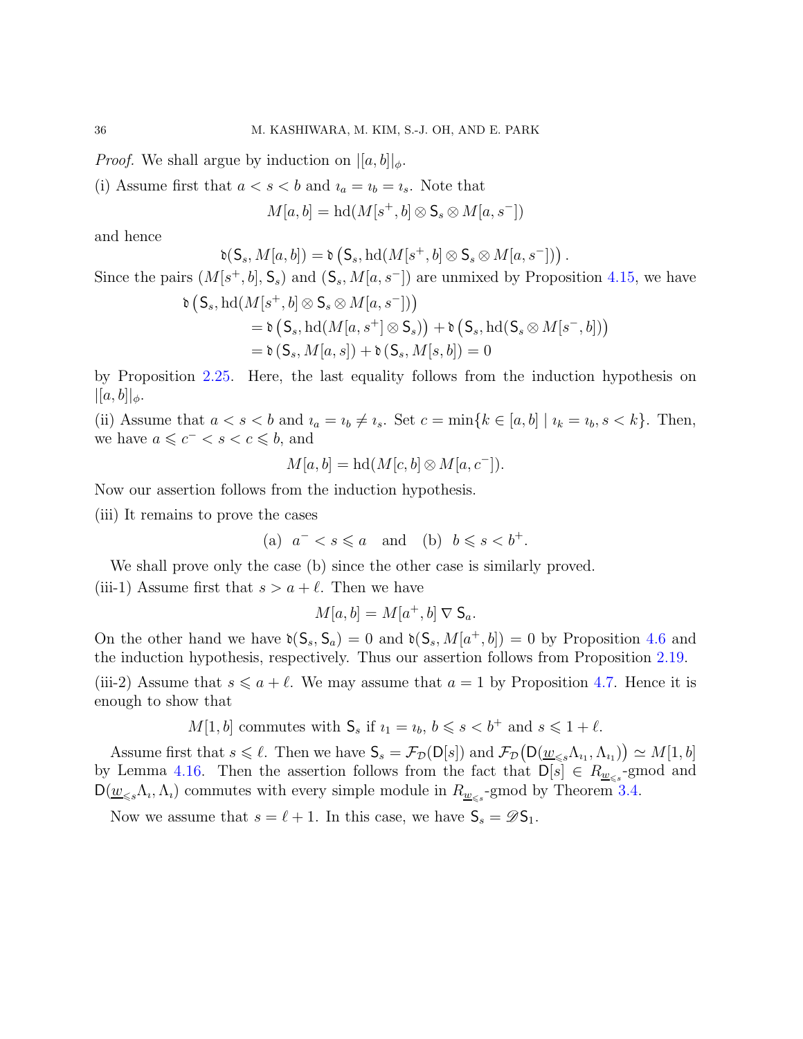*Proof.* We shall argue by induction on $|[a,b]|_\phi$.

(i) Assume first that $a < s < b$ and $\imath_a = \imath_b = \imath_s$. Note that

$$M[a,b] = \mathrm{hd}(M[s^+,b] \otimes \mathsf{S}_s \otimes M[a,s^-])$$

and hence

$$\mathfrak{d}(\mathsf{S}_s, M[a,b]) = \mathfrak{d}\left(\mathsf{S}_s, \mathrm{hd}(M[s^+,b] \otimes \mathsf{S}_s \otimes M[a,s^-])\right).$$

Since the pairs $(M[s^+,b], \mathsf{S}_s)$ and $(\mathsf{S}_s, M[a,s^-])$ are unmixed by Proposition 4.15, we have

$$\begin{aligned}
\mathfrak{d}&\left(\mathsf{S}_s, \mathrm{hd}(M[s^+,b] \otimes \mathsf{S}_s \otimes M[a,s^-])\right) \\
&= \mathfrak{d}\left(\mathsf{S}_s, \mathrm{hd}(M[a,s^+] \otimes \mathsf{S}_s)\right) + \mathfrak{d}\left(\mathsf{S}_s, \mathrm{hd}(\mathsf{S}_s \otimes M[s^-,b])\right) \\
&= \mathfrak{d}\left(\mathsf{S}_s, M[a,s]\right) + \mathfrak{d}\left(\mathsf{S}_s, M[s,b]\right) = 0
\end{aligned}$$

by Proposition 2.25. Here, the last equality follows from the induction hypothesis on $|[a,b]|_\phi$.

(ii) Assume that $a < s < b$ and $\imath_a = \imath_b \neq \imath_s$. Set $c = \min\{k \in [a,b] \mid \imath_k = \imath_b, s < k\}$. Then, we have $a \leqslant c^- < s < c \leqslant b$, and

$$M[a,b] = \mathrm{hd}(M[c,b] \otimes M[a,c^-]).$$

Now our assertion follows from the induction hypothesis.

(iii) It remains to prove the cases

$$\text{(a)} \quad a^- < s \leqslant a \quad \text{and} \quad \text{(b)} \quad b \leqslant s < b^+.$$

We shall prove only the case (b) since the other case is similarly proved.

(iii-1) Assume first that $s > a + \ell$. Then we have

$$M[a,b] = M[a^+,b] \mathbin{\nabla} \mathsf{S}_a.$$

On the other hand we have $\mathfrak{d}(\mathsf{S}_s, \mathsf{S}_a) = 0$ and $\mathfrak{d}(\mathsf{S}_s, M[a^+,b]) = 0$ by Proposition 4.6 and the induction hypothesis, respectively. Thus our assertion follows from Proposition 2.19.

(iii-2) Assume that $s \leqslant a + \ell$. We may assume that $a = 1$ by Proposition 4.7. Hence it is enough to show that

$$M[1,b] \text{ commutes with } \mathsf{S}_s \text{ if } \imath_1 = \imath_b,\ b \leqslant s < b^+ \text{ and } s \leqslant 1 + \ell.$$

Assume first that $s \leqslant \ell$. Then we have $\mathsf{S}_s = \mathcal{F}_{\mathcal{D}}(\mathsf{D}[s])$ and $\mathcal{F}_{\mathcal{D}}\big(\mathsf{D}(\underline{w}_{\leqslant s}\Lambda_{\imath_1}, \Lambda_{\imath_1})\big) \simeq M[1,b]$ by Lemma 4.16. Then the assertion follows from the fact that $\mathsf{D}[s] \in R_{\underline{w}_{\leqslant s}}$-gmod and $\mathsf{D}(\underline{w}_{\leqslant s}\Lambda_\imath, \Lambda_\imath)$ commutes with every simple module in $R_{\underline{w}_{\leqslant s}}$-gmod by Theorem 3.4.

Now we assume that $s = \ell + 1$. In this case, we have $\mathsf{S}_s = \mathscr{D}\mathsf{S}_1$.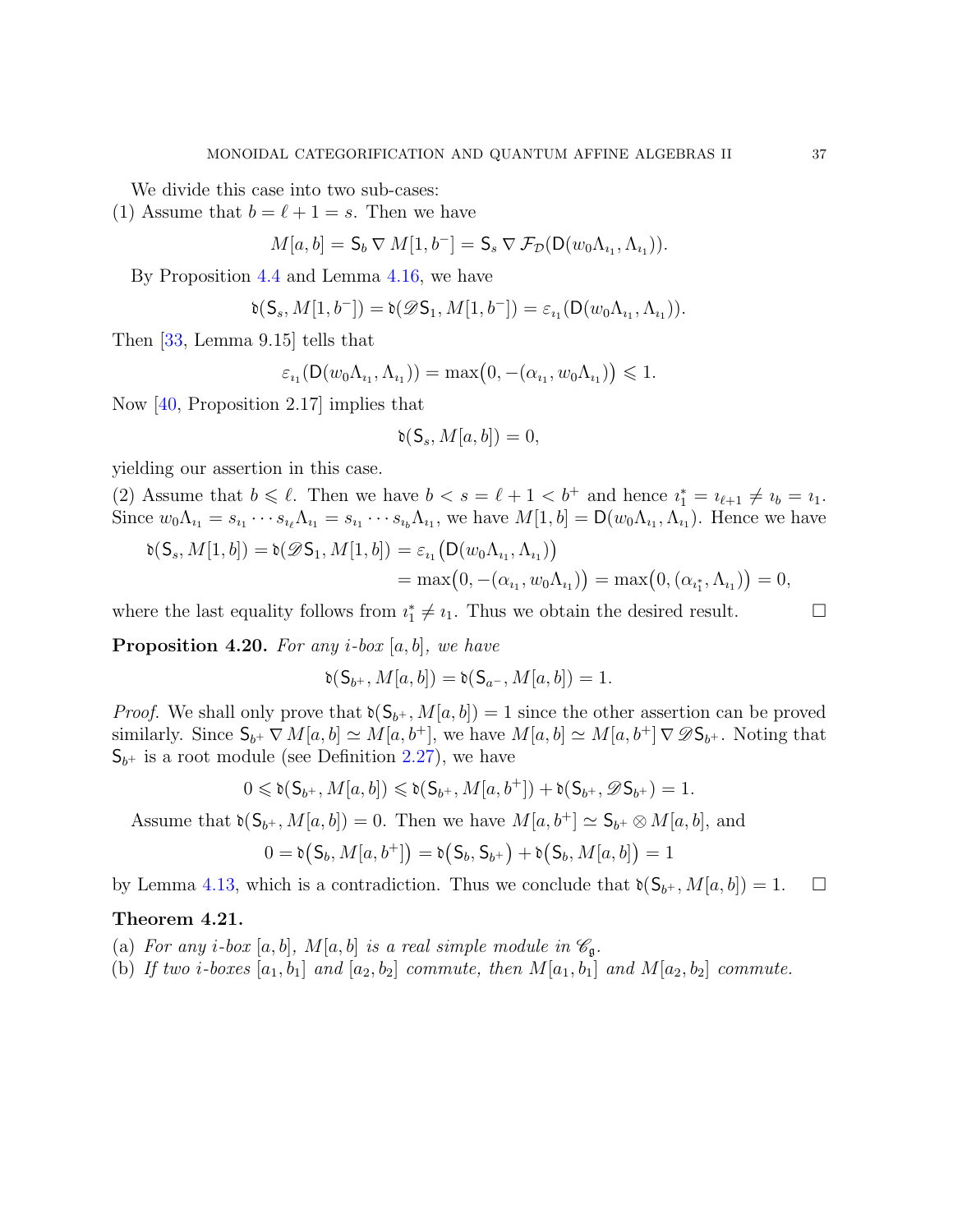We divide this case into two sub-cases:
(1) Assume that $b = \ell + 1 = s$. Then we have

$$M[a,b] = \mathsf{S}_b \nabla M[1,b^-] = \mathsf{S}_s \nabla \mathcal{F}_{\mathcal{D}}(\mathsf{D}(w_0\Lambda_{\imath_1}, \Lambda_{\imath_1})).$$

By Proposition 4.4 and Lemma 4.16, we have

$$\mathfrak{d}(\mathsf{S}_s, M[1,b^-]) = \mathfrak{d}(\mathscr{D}\mathsf{S}_1, M[1,b^-]) = \varepsilon_{\imath_1}(\mathsf{D}(w_0\Lambda_{\imath_1}, \Lambda_{\imath_1})).$$

Then [33, Lemma 9.15] tells that

$$\varepsilon_{\imath_1}(\mathsf{D}(w_0\Lambda_{\imath_1}, \Lambda_{\imath_1})) = \max\big(0, -(\alpha_{\imath_1}, w_0\Lambda_{\imath_1})\big) \leqslant 1.$$

Now [40, Proposition 2.17] implies that

$$\mathfrak{d}(\mathsf{S}_s, M[a,b]) = 0,$$

yielding our assertion in this case.
(2) Assume that $b \leqslant \ell$. Then we have $b < s = \ell + 1 < b^+$ and hence $\imath_1^* = \imath_{\ell+1} \neq \imath_b = \imath_1$. Since $w_0\Lambda_{\imath_1} = s_{\imath_1} \cdots s_{\imath_\ell}\Lambda_{\imath_1} = s_{\imath_1} \cdots s_{\imath_b}\Lambda_{\imath_1}$, we have $M[1,b] = \mathsf{D}(w_0\Lambda_{\imath_1}, \Lambda_{\imath_1})$. Hence we have

$$\begin{aligned}\mathfrak{d}(\mathsf{S}_s, M[1,b]) = \mathfrak{d}(\mathscr{D}\mathsf{S}_1, M[1,b]) &= \varepsilon_{\imath_1}\big(\mathsf{D}(w_0\Lambda_{\imath_1}, \Lambda_{\imath_1})\big) \\ &= \max\big(0, -(\alpha_{\imath_1}, w_0\Lambda_{\imath_1})\big) = \max\big(0, (\alpha_{\imath_1^*}, \Lambda_{\imath_1})\big) = 0,\end{aligned}$$

where the last equality follows from $\imath_1^* \neq \imath_1$. Thus we obtain the desired result. □

**Proposition 4.20.** *For any $i$-box $[a,b]$, we have*

$$\mathfrak{d}(\mathsf{S}_{b^+}, M[a,b]) = \mathfrak{d}(\mathsf{S}_{a^-}, M[a,b]) = 1.$$

*Proof.* We shall only prove that $\mathfrak{d}(\mathsf{S}_{b^+}, M[a,b]) = 1$ since the other assertion can be proved similarly. Since $\mathsf{S}_{b^+} \nabla M[a,b] \simeq M[a,b^+]$, we have $M[a,b] \simeq M[a,b^+] \nabla \mathscr{D}\mathsf{S}_{b^+}$. Noting that $\mathsf{S}_{b^+}$ is a root module (see Definition 2.27), we have

$$0 \leqslant \mathfrak{d}(\mathsf{S}_{b^+}, M[a,b]) \leqslant \mathfrak{d}(\mathsf{S}_{b^+}, M[a,b^+]) + \mathfrak{d}(\mathsf{S}_{b^+}, \mathscr{D}\mathsf{S}_{b^+}) = 1.$$

Assume that $\mathfrak{d}(\mathsf{S}_{b^+}, M[a,b]) = 0$. Then we have $M[a,b^+] \simeq \mathsf{S}_{b^+} \otimes M[a,b]$, and

$$0 = \mathfrak{d}\big(\mathsf{S}_b, M[a,b^+]\big) = \mathfrak{d}\big(\mathsf{S}_b, \mathsf{S}_{b^+}\big) + \mathfrak{d}\big(\mathsf{S}_b, M[a,b]\big) = 1$$

by Lemma 4.13, which is a contradiction. Thus we conclude that $\mathfrak{d}(\mathsf{S}_{b^+}, M[a,b]) = 1$. □

**Theorem 4.21.**
(a) *For any $i$-box $[a,b]$, $M[a,b]$ is a real simple module in $\mathscr{C}_{\mathfrak{g}}$.*
(b) *If two $i$-boxes $[a_1,b_1]$ and $[a_2,b_2]$ commute, then $M[a_1,b_1]$ and $M[a_2,b_2]$ commute.*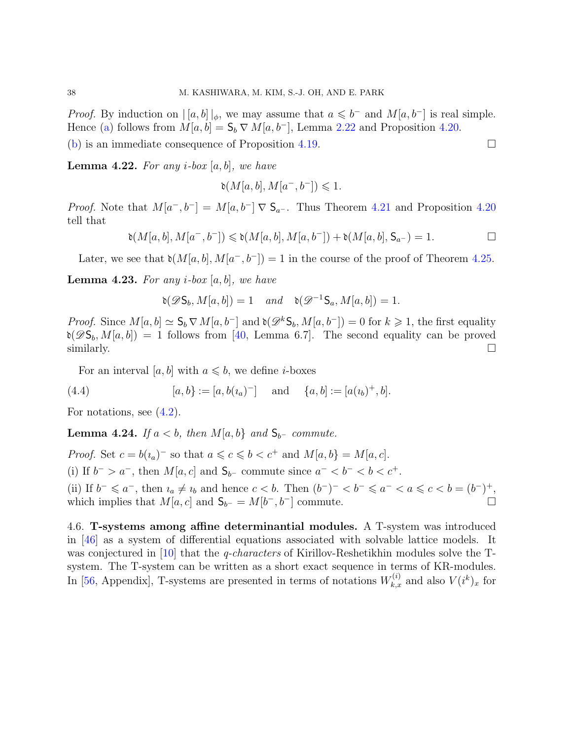*Proof.* By induction on $|\,[a,b]\,|_\phi$, we may assume that $a \leqslant b^-$ and $M[a,b^-]$ is real simple. Hence (a) follows from $M[a,b] = \mathsf{S}_b \nabla M[a,b^-]$, Lemma 2.22 and Proposition 4.20.

(b) is an immediate consequence of Proposition 4.19. ∎

**Lemma 4.22.** *For any $i$-box $[a,b]$, we have*

$$\mathfrak{d}(M[a,b], M[a^-,b^-]) \leqslant 1.$$

*Proof.* Note that $M[a^-,b^-] = M[a,b^-] \nabla \mathsf{S}_{a^-}$. Thus Theorem 4.21 and Proposition 4.20 tell that

$$\mathfrak{d}(M[a,b], M[a^-,b^-]) \leqslant \mathfrak{d}(M[a,b], M[a,b^-]) + \mathfrak{d}(M[a,b], \mathsf{S}_{a^-}) = 1. \qquad \square$$

Later, we see that $\mathfrak{d}(M[a,b], M[a^-,b^-]) = 1$ in the course of the proof of Theorem 4.25.

**Lemma 4.23.** *For any $i$-box $[a,b]$, we have*

$$\mathfrak{d}(\mathscr{D}\mathsf{S}_b, M[a,b]) = 1 \quad \text{and} \quad \mathfrak{d}(\mathscr{D}^{-1}\mathsf{S}_a, M[a,b]) = 1.$$

*Proof.* Since $M[a,b] \simeq \mathsf{S}_b \nabla M[a,b^-]$ and $\mathfrak{d}(\mathscr{D}^k\mathsf{S}_b, M[a,b^-]) = 0$ for $k \geqslant 1$, the first equality $\mathfrak{d}(\mathscr{D}\mathsf{S}_b, M[a,b]) = 1$ follows from [40, Lemma 6.7]. The second equality can be proved similarly. ∎

For an interval $[a,b]$ with $a \leqslant b$, we define $i$-boxes

$$[a,b\} := [a, b(\imath_a)^-] \quad \text{and} \quad \{a,b] := [a(\imath_b)^+, b]. \tag{4.4}$$

For notations, see (4.2).

**Lemma 4.24.** *If $a < b$, then $M[a,b\}$ and $\mathsf{S}_{b^-}$ commute.*

*Proof.* Set $c = b(\imath_a)^-$ so that $a \leqslant c \leqslant b < c^+$ and $M[a,b\} = M[a,c]$.

(i) If $b^- > a^-$, then $M[a,c]$ and $\mathsf{S}_{b^-}$ commute since $a^- < b^- < b < c^+$.

(ii) If $b^- \leqslant a^-$, then $\imath_a \neq \imath_b$ and hence $c < b$. Then $(b^-)^- < b^- \leqslant a^- < a \leqslant c < b = (b^-)^+$, which implies that $M[a,c]$ and $\mathsf{S}_{b^-} = M[b^-,b^-]$ commute. ∎

4.6. **T-systems among affine determinantial modules.** A T-system was introduced in [46] as a system of differential equations associated with solvable lattice models. It was conjectured in [10] that the *q-characters* of Kirillov-Reshetikhin modules solve the T-system. The T-system can be written as a short exact sequence in terms of KR-modules. In [56, Appendix], T-systems are presented in terms of notations $W^{(i)}_{k,x}$ and also $V(i^k)_x$ for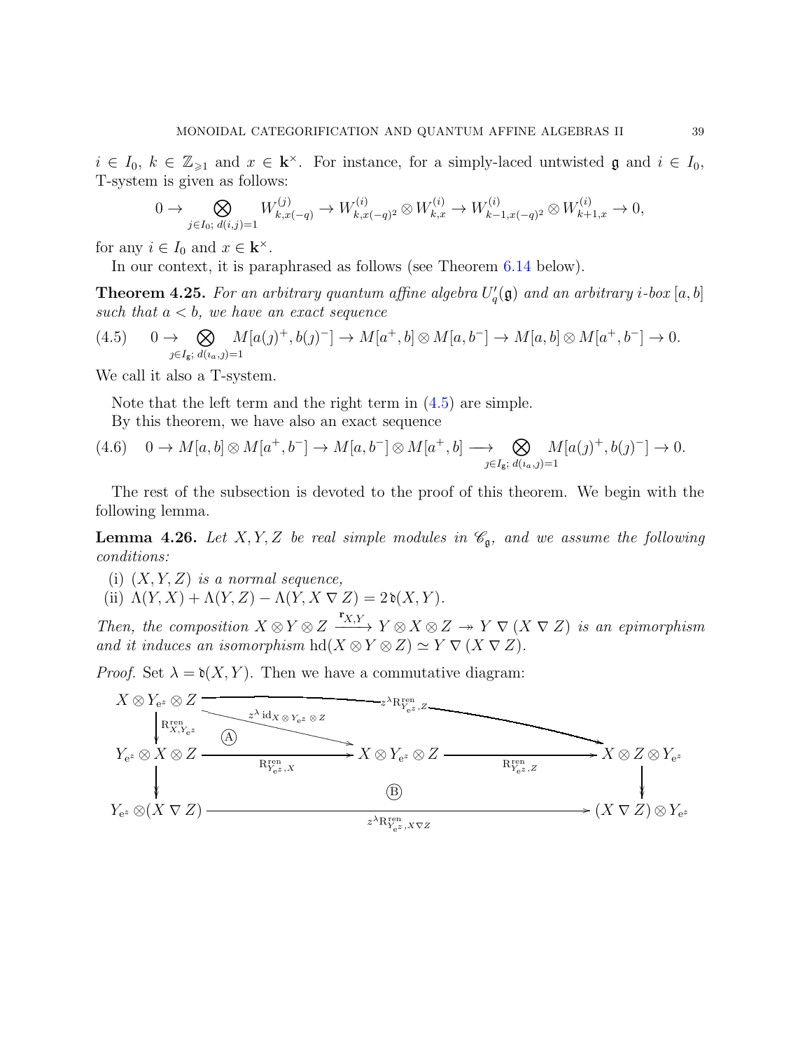$i \in I_0$, $k \in \mathbb{Z}_{\geqslant 1}$ and $x \in \mathbf{k}^\times$. For instance, for a simply-laced untwisted $\mathfrak{g}$ and $i \in I_0$, T-system is given as follows:

$$0 \to \bigotimes_{j \in I_0;\, d(i,j)=1} W^{(j)}_{k,x(-q)} \to W^{(i)}_{k,x(-q)^2} \otimes W^{(i)}_{k,x} \to W^{(i)}_{k-1,x(-q)^2} \otimes W^{(i)}_{k+1,x} \to 0,$$

for any $i \in I_0$ and $x \in \mathbf{k}^\times$.

In our context, it is paraphrased as follows (see Theorem 6.14 below).

**Theorem 4.25.** *For an arbitrary quantum affine algebra $U_q'(\mathfrak{g})$ and an arbitrary $i$-box $[a,b]$ such that $a < b$, we have an exact sequence*

$$0 \to \bigotimes_{\jmath \in I_{\mathfrak{g}};\, d(\imath_a,\jmath)=1} M[a(\jmath)^+, b(\jmath)^-] \to M[a^+,b] \otimes M[a,b^-] \to M[a,b] \otimes M[a^+,b^-] \to 0. \tag{4.5}$$

We call it also a T-system.

Note that the left term and the right term in (4.5) are simple.

By this theorem, we have also an exact sequence

$$0 \to M[a,b] \otimes M[a^+,b^-] \to M[a,b^-] \otimes M[a^+,b] \longrightarrow \bigotimes_{\jmath \in I_{\mathfrak{g}};\, d(\imath_a,\jmath)=1} M[a(\jmath)^+, b(\jmath)^-] \to 0. \tag{4.6}$$

The rest of the subsection is devoted to the proof of this theorem. We begin with the following lemma.

**Lemma 4.26.** *Let $X, Y, Z$ be real simple modules in $\mathscr{C}_{\mathfrak{g}}$, and we assume the following conditions:*

(i) *$(X, Y, Z)$ is a normal sequence,*

(ii) *$\Lambda(Y,X) + \Lambda(Y,Z) - \Lambda(Y, X \nabla Z) = 2\,\mathfrak{d}(X,Y)$.*

*Then, the composition $X \otimes Y \otimes Z \xrightarrow{\mathbf{r}_{X,Y}} Y \otimes X \otimes Z \twoheadrightarrow Y \nabla (X \nabla Z)$ is an epimorphism and it induces an isomorphism $\mathrm{hd}(X \otimes Y \otimes Z) \simeq Y \nabla (X \nabla Z)$.*

*Proof.* Set $\lambda = \mathfrak{d}(X,Y)$. Then we have a commutative diagram:

$$\begin{array}{ccccc}
X \otimes Y_{e^z} \otimes Z & & \xrightarrow{\quad z^\lambda \mathrm{R}^{\mathrm{ren}}_{Y_{e^z},Z} \quad} & & X \otimes Z \otimes Y_{e^z} \\
\downarrow{\scriptstyle \mathrm{R}^{\mathrm{ren}}_{X,Y_{e^z}}} & \searrow{\scriptstyle z^\lambda \mathrm{id}_{X \otimes Y_{e^z} \otimes Z}} \ (\text{A}) & & & \\
Y_{e^z} \otimes X \otimes Z & \xrightarrow{\mathrm{R}^{\mathrm{ren}}_{Y_{e^z},X}} & X \otimes Y_{e^z} \otimes Z & \xrightarrow{\mathrm{R}^{\mathrm{ren}}_{Y_{e^z},Z}} & X \otimes Z \otimes Y_{e^z} \\
\downarrow & & (\text{B}) & & \downarrow \\
Y_{e^z} \otimes (X \nabla Z) & & \xrightarrow{\quad z^\lambda \mathrm{R}^{\mathrm{ren}}_{Y_{e^z},X \nabla Z} \quad} & & (X \nabla Z) \otimes Y_{e^z}
\end{array}$$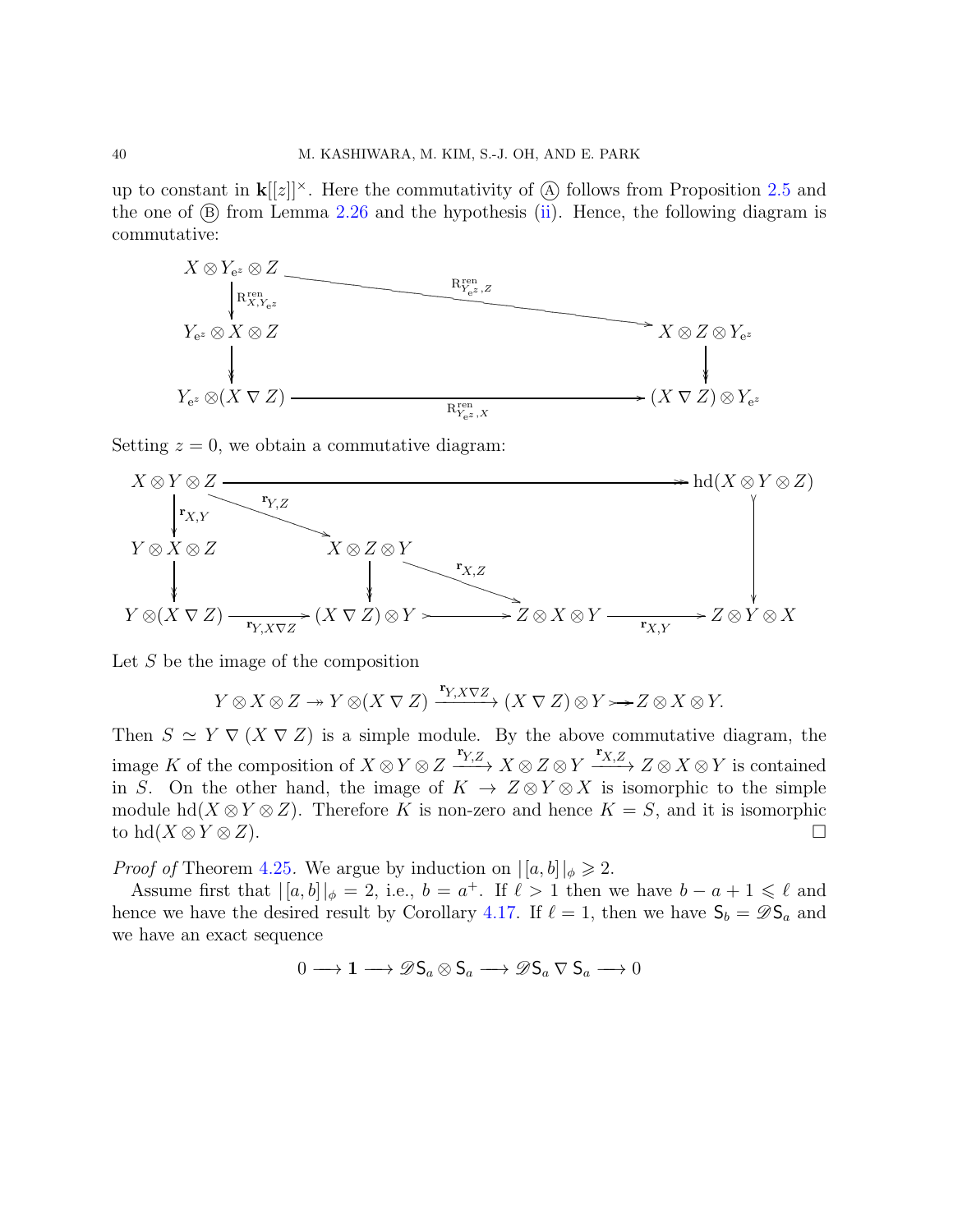up to constant in $\mathbf{k}[[z]]^\times$. Here the commutativity of Ⓐ follows from Proposition 2.5 and the one of Ⓑ from Lemma 2.26 and the hypothesis (ii). Hence, the following diagram is commutative:

$$\begin{array}{ccc}
X \otimes Y_{e^z} \otimes Z & \xrightarrow{\mathrm{R}^{\mathrm{ren}}_{Y_{e^z},Z}} & X \otimes Z \otimes Y_{e^z} \\
\Big\downarrow {\scriptstyle \mathrm{R}^{\mathrm{ren}}_{X,Y_{e^z}}} & & \Big\downarrow \\
Y_{e^z} \otimes X \otimes Z & & \\
\Big\downarrow & & \\
Y_{e^z} \otimes (X \nabla Z) & \xrightarrow[\mathrm{R}^{\mathrm{ren}}_{Y_{e^z},X}]{} & (X \nabla Z) \otimes Y_{e^z}
\end{array}$$

Setting $z = 0$, we obtain a commutative diagram:

$$\begin{array}{ccccccc}
X \otimes Y \otimes Z & \longrightarrow & & & & \twoheadrightarrow & \mathrm{hd}(X \otimes Y \otimes Z) \\
\Big\downarrow {\scriptstyle \mathbf{r}_{X,Y}} & \searrow^{\mathbf{r}_{Y,Z}} & & & & & \Big\downarrow \\
Y \otimes X \otimes Z & & X \otimes Z \otimes Y & & & & \\
\Big\downarrow & & \Big\downarrow & \searrow^{\mathbf{r}_{X,Z}} & & & \\
Y \otimes (X \nabla Z) & \xrightarrow[\mathbf{r}_{Y,X\nabla Z}]{} & (X \nabla Z) \otimes Y & \rightarrowtail & Z \otimes X \otimes Y & \xrightarrow[\mathbf{r}_{X,Y}]{} & Z \otimes Y \otimes X
\end{array}$$

Let $S$ be the image of the composition

$$Y \otimes X \otimes Z \twoheadrightarrow Y \otimes (X \nabla Z) \xrightarrow{\mathbf{r}_{Y,X\nabla Z}} (X \nabla Z) \otimes Y \rightarrowtail Z \otimes X \otimes Y.$$

Then $S \simeq Y \nabla (X \nabla Z)$ is a simple module. By the above commutative diagram, the image $K$ of the composition of $X \otimes Y \otimes Z \xrightarrow{\mathbf{r}_{Y,Z}} X \otimes Z \otimes Y \xrightarrow{\mathbf{r}_{X,Z}} Z \otimes X \otimes Y$ is contained in $S$. On the other hand, the image of $K \to Z \otimes Y \otimes X$ is isomorphic to the simple module $\mathrm{hd}(X \otimes Y \otimes Z)$. Therefore $K$ is non-zero and hence $K = S$, and it is isomorphic to $\mathrm{hd}(X \otimes Y \otimes Z)$. $\square$

*Proof of* Theorem 4.25. We argue by induction on $|[a, b]|_\phi \geqslant 2$.

Assume first that $|[a, b]|_\phi = 2$, i.e., $b = a^+$. If $\ell > 1$ then we have $b - a + 1 \leqslant \ell$ and hence we have the desired result by Corollary 4.17. If $\ell = 1$, then we have $\mathsf{S}_b = \mathscr{D}\mathsf{S}_a$ and we have an exact sequence

$$0 \longrightarrow \mathbf{1} \longrightarrow \mathscr{D}\mathsf{S}_a \otimes \mathsf{S}_a \longrightarrow \mathscr{D}\mathsf{S}_a \nabla \mathsf{S}_a \longrightarrow 0$$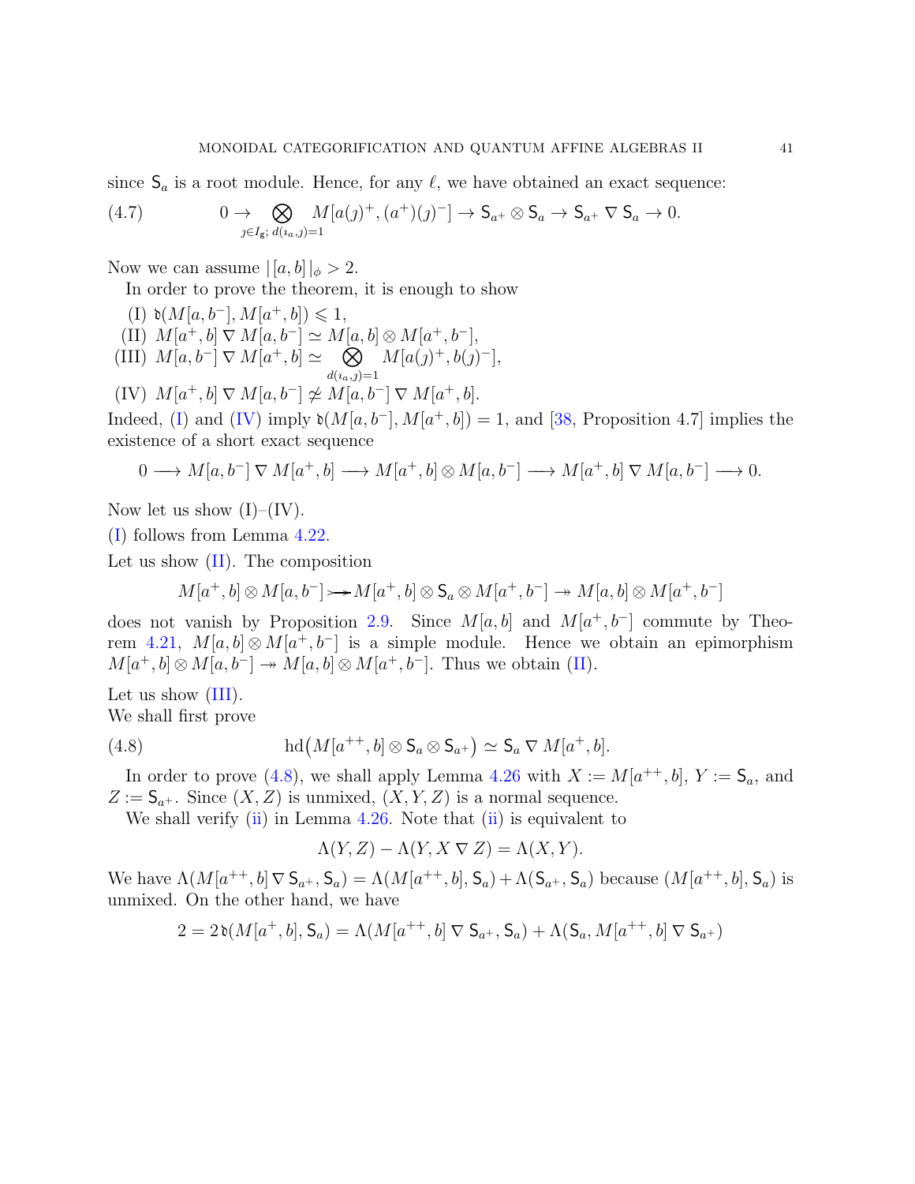since $\mathsf{S}_a$ is a root module. Hence, for any $\ell$, we have obtained an exact sequence:

$$0 \to \bigotimes_{\jmath \in I_{\mathfrak{g}};\, d(\imath_a, \jmath)=1} M[a(\jmath)^+, (a^+)(\jmath)^-] \to \mathsf{S}_{a^+} \otimes \mathsf{S}_a \to \mathsf{S}_{a^+} \nabla \mathsf{S}_a \to 0. \tag{4.7}$$

Now we can assume $|[a,b]|_\phi > 2$.

In order to prove the theorem, it is enough to show

(I) $\mathfrak{d}(M[a,b^-], M[a^+,b]) \leqslant 1$,

(II) $M[a^+,b] \nabla M[a,b^-] \simeq M[a,b] \otimes M[a^+,b^-]$,

(III) $M[a,b^-] \nabla M[a^+,b] \simeq \bigotimes_{d(\imath_a,\jmath)=1} M[a(\jmath)^+, b(\jmath)^-]$,

(IV) $M[a^+,b] \nabla M[a,b^-] \not\simeq M[a,b^-] \nabla M[a^+,b]$.

Indeed, (I) and (IV) imply $\mathfrak{d}(M[a,b^-], M[a^+,b]) = 1$, and [38, Proposition 4.7] implies the existence of a short exact sequence

$$0 \longrightarrow M[a,b^-] \nabla M[a^+,b] \longrightarrow M[a^+,b] \otimes M[a,b^-] \longrightarrow M[a^+,b] \nabla M[a,b^-] \longrightarrow 0.$$

Now let us show (I)–(IV).

(I) follows from Lemma 4.22.

Let us show (II). The composition

$$M[a^+,b] \otimes M[a,b^-] \rightarrowtail M[a^+,b] \otimes \mathsf{S}_a \otimes M[a^+,b^-] \twoheadrightarrow M[a,b] \otimes M[a^+,b^-]$$

does not vanish by Proposition 2.9. Since $M[a,b]$ and $M[a^+,b^-]$ commute by Theorem 4.21, $M[a,b] \otimes M[a^+,b^-]$ is a simple module. Hence we obtain an epimorphism $M[a^+,b] \otimes M[a,b^-] \twoheadrightarrow M[a,b] \otimes M[a^+,b^-]$. Thus we obtain (II).

Let us show (III).

We shall first prove

$$\mathrm{hd}\big(M[a^{++},b] \otimes \mathsf{S}_a \otimes \mathsf{S}_{a^+}\big) \simeq \mathsf{S}_a \nabla M[a^+,b]. \tag{4.8}$$

In order to prove (4.8), we shall apply Lemma 4.26 with $X := M[a^{++},b]$, $Y := \mathsf{S}_a$, and $Z := \mathsf{S}_{a^+}$. Since $(X,Z)$ is unmixed, $(X,Y,Z)$ is a normal sequence.

We shall verify (ii) in Lemma 4.26. Note that (ii) is equivalent to

$$\Lambda(Y,Z) - \Lambda(Y, X \nabla Z) = \Lambda(X,Y).$$

We have $\Lambda(M[a^{++},b] \nabla \mathsf{S}_{a^+}, \mathsf{S}_a) = \Lambda(M[a^{++},b], \mathsf{S}_a) + \Lambda(\mathsf{S}_{a^+}, \mathsf{S}_a)$ because $(M[a^{++},b], \mathsf{S}_a)$ is unmixed. On the other hand, we have

$$2 = 2\,\mathfrak{d}(M[a^+,b], \mathsf{S}_a) = \Lambda(M[a^{++},b] \nabla \mathsf{S}_{a^+}, \mathsf{S}_a) + \Lambda(\mathsf{S}_a, M[a^{++},b] \nabla \mathsf{S}_{a^+})$$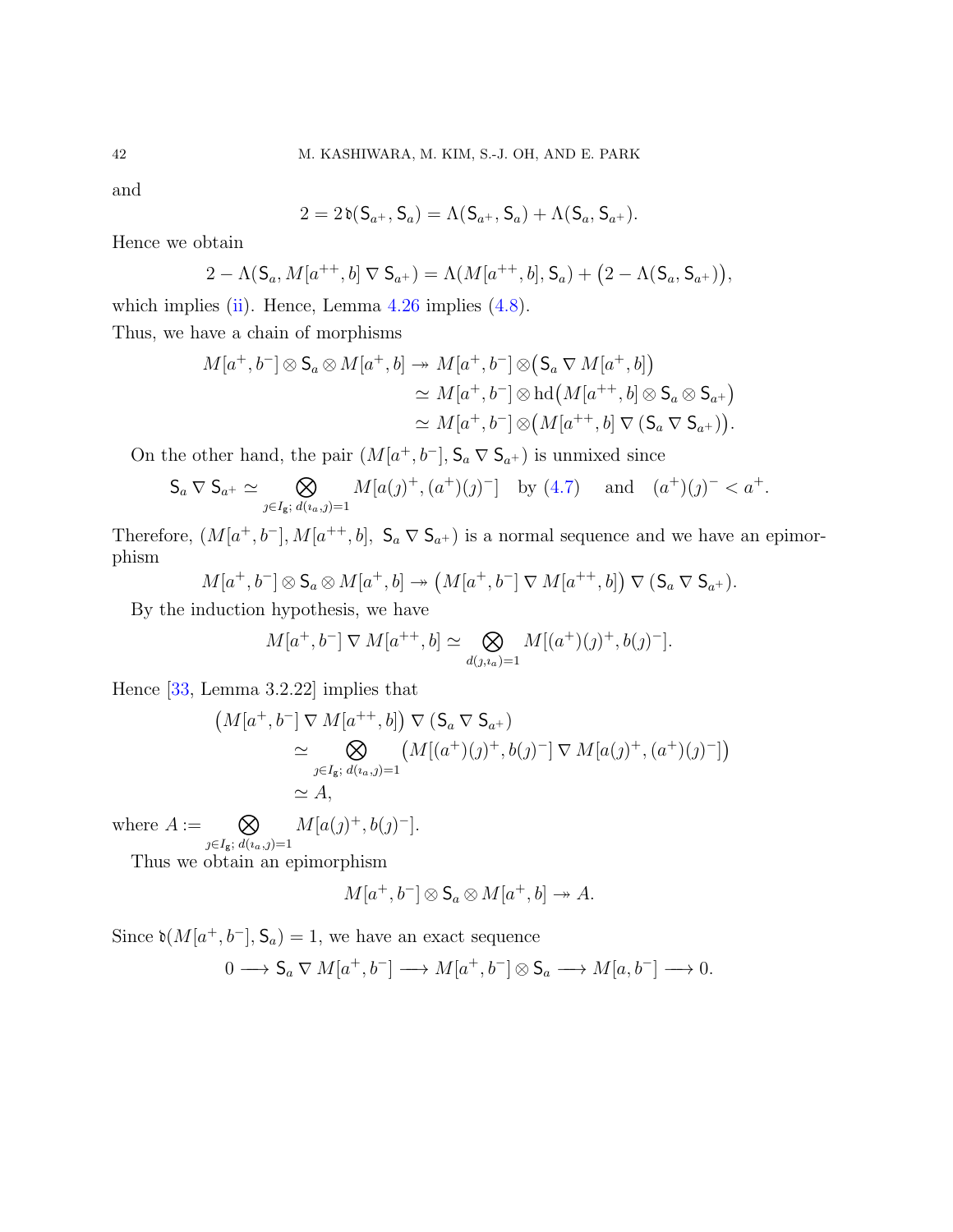and

$$2 = 2\,\mathfrak{d}(\mathsf{S}_{a^+}, \mathsf{S}_a) = \Lambda(\mathsf{S}_{a^+}, \mathsf{S}_a) + \Lambda(\mathsf{S}_a, \mathsf{S}_{a^+}).$$

Hence we obtain

$$2 - \Lambda(\mathsf{S}_a, M[a^{++}, b] \nabla \mathsf{S}_{a^+}) = \Lambda(M[a^{++}, b], \mathsf{S}_a) + \big(2 - \Lambda(\mathsf{S}_a, \mathsf{S}_{a^+})\big),$$

which implies (ii). Hence, Lemma 4.26 implies (4.8).

Thus, we have a chain of morphisms

$$\begin{aligned} M[a^+, b^-] \otimes \mathsf{S}_a \otimes M[a^+, b] &\twoheadrightarrow M[a^+, b^-] \otimes \big(\mathsf{S}_a \nabla M[a^+, b]\big) \\ &\simeq M[a^+, b^-] \otimes \mathrm{hd}\big(M[a^{++}, b] \otimes \mathsf{S}_a \otimes \mathsf{S}_{a^+}\big) \\ &\simeq M[a^+, b^-] \otimes \big(M[a^{++}, b] \nabla (\mathsf{S}_a \nabla \mathsf{S}_{a^+})\big). \end{aligned}$$

On the other hand, the pair $(M[a^+, b^-], \mathsf{S}_a \nabla \mathsf{S}_{a^+})$ is unmixed since

$$\mathsf{S}_a \nabla \mathsf{S}_{a^+} \simeq \bigotimes_{\jmath \in I_{\mathfrak{g}};\ d(\imath_a, \jmath) = 1} M[a(\jmath)^+, (a^+)(\jmath)^-] \quad \text{by (4.7)} \quad \text{and} \quad (a^+)(\jmath)^- < a^+.$$

Therefore, $(M[a^+, b^-], M[a^{++}, b],\ \mathsf{S}_a \nabla \mathsf{S}_{a^+})$ is a normal sequence and we have an epimorphism

$$M[a^+, b^-] \otimes \mathsf{S}_a \otimes M[a^+, b] \twoheadrightarrow \big(M[a^+, b^-] \nabla M[a^{++}, b]\big) \nabla (\mathsf{S}_a \nabla \mathsf{S}_{a^+}).$$

By the induction hypothesis, we have

$$M[a^+, b^-] \nabla M[a^{++}, b] \simeq \bigotimes_{d(\jmath, \imath_a) = 1} M[(a^+)(\jmath)^+, b(\jmath)^-].$$

Hence [33, Lemma 3.2.22] implies that

$$\begin{aligned} &\big(M[a^+, b^-] \nabla M[a^{++}, b]\big) \nabla (\mathsf{S}_a \nabla \mathsf{S}_{a^+}) \\ &\qquad \simeq \bigotimes_{\jmath \in I_{\mathfrak{g}};\ d(\imath_a, \jmath) = 1} \big(M[(a^+)(\jmath)^+, b(\jmath)^-] \nabla M[a(\jmath)^+, (a^+)(\jmath)^-]\big) \\ &\qquad \simeq A, \end{aligned}$$

where $A := \displaystyle\bigotimes_{\jmath \in I_{\mathfrak{g}};\ d(\imath_a, \jmath) = 1} M[a(\jmath)^+, b(\jmath)^-]$.

Thus we obtain an epimorphism

$$M[a^+, b^-] \otimes \mathsf{S}_a \otimes M[a^+, b] \twoheadrightarrow A.$$

Since $\mathfrak{d}(M[a^+, b^-], \mathsf{S}_a) = 1$, we have an exact sequence

$$0 \longrightarrow \mathsf{S}_a \nabla M[a^+, b^-] \longrightarrow M[a^+, b^-] \otimes \mathsf{S}_a \longrightarrow M[a, b^-] \longrightarrow 0.$$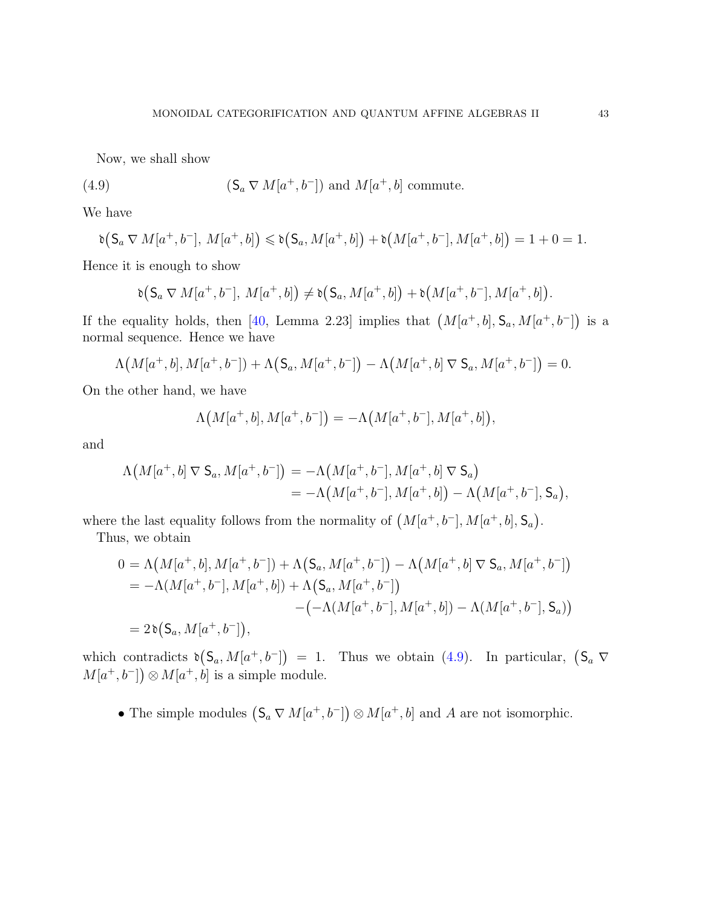Now, we shall show

$$(\mathsf{S}_a \nabla M[a^+, b^-]) \text{ and } M[a^+, b] \text{ commute.} \tag{4.9}$$

We have

$$\mathfrak{d}\big(\mathsf{S}_a \nabla M[a^+, b^-],\, M[a^+, b]\big) \leqslant \mathfrak{d}\big(\mathsf{S}_a, M[a^+, b]\big) + \mathfrak{d}\big(M[a^+, b^-], M[a^+, b]\big) = 1 + 0 = 1.$$

Hence it is enough to show

$$\mathfrak{d}\big(\mathsf{S}_a \nabla M[a^+, b^-],\, M[a^+, b]\big) \neq \mathfrak{d}\big(\mathsf{S}_a, M[a^+, b]\big) + \mathfrak{d}\big(M[a^+, b^-], M[a^+, b]\big).$$

If the equality holds, then [40, Lemma 2.23] implies that $\big(M[a^+, b], \mathsf{S}_a, M[a^+, b^-]\big)$ is a normal sequence. Hence we have

$$\Lambda\big(M[a^+, b], M[a^+, b^-]\big) + \Lambda\big(\mathsf{S}_a, M[a^+, b^-]\big) - \Lambda\big(M[a^+, b] \nabla \mathsf{S}_a, M[a^+, b^-]\big) = 0.$$

On the other hand, we have

$$\Lambda\big(M[a^+, b], M[a^+, b^-]\big) = -\Lambda\big(M[a^+, b^-], M[a^+, b]\big),$$

and

$$\begin{aligned}
\Lambda\big(M[a^+, b] \nabla \mathsf{S}_a, M[a^+, b^-]\big) &= -\Lambda\big(M[a^+, b^-], M[a^+, b] \nabla \mathsf{S}_a\big) \\
&= -\Lambda\big(M[a^+, b^-], M[a^+, b]\big) - \Lambda\big(M[a^+, b^-], \mathsf{S}_a\big),
\end{aligned}$$

where the last equality follows from the normality of $\big(M[a^+, b^-], M[a^+, b], \mathsf{S}_a\big)$.

Thus, we obtain

$$\begin{aligned}
0 &= \Lambda\big(M[a^+, b], M[a^+, b^-]\big) + \Lambda\big(\mathsf{S}_a, M[a^+, b^-]\big) - \Lambda\big(M[a^+, b] \nabla \mathsf{S}_a, M[a^+, b^-]\big) \\
&= -\Lambda(M[a^+, b^-], M[a^+, b]) + \Lambda\big(\mathsf{S}_a, M[a^+, b^-]\big) \\
&\qquad\qquad - \big(-\Lambda(M[a^+, b^-], M[a^+, b]) - \Lambda(M[a^+, b^-], \mathsf{S}_a)\big) \\
&= 2\,\mathfrak{d}\big(\mathsf{S}_a, M[a^+, b^-]\big),
\end{aligned}$$

which contradicts $\mathfrak{d}\big(\mathsf{S}_a, M[a^+, b^-]\big) = 1$. Thus we obtain (4.9). In particular, $\big(\mathsf{S}_a \nabla M[a^+, b^-]\big) \otimes M[a^+, b]$ is a simple module.

- The simple modules $\big(\mathsf{S}_a \nabla M[a^+, b^-]\big) \otimes M[a^+, b]$ and $A$ are not isomorphic.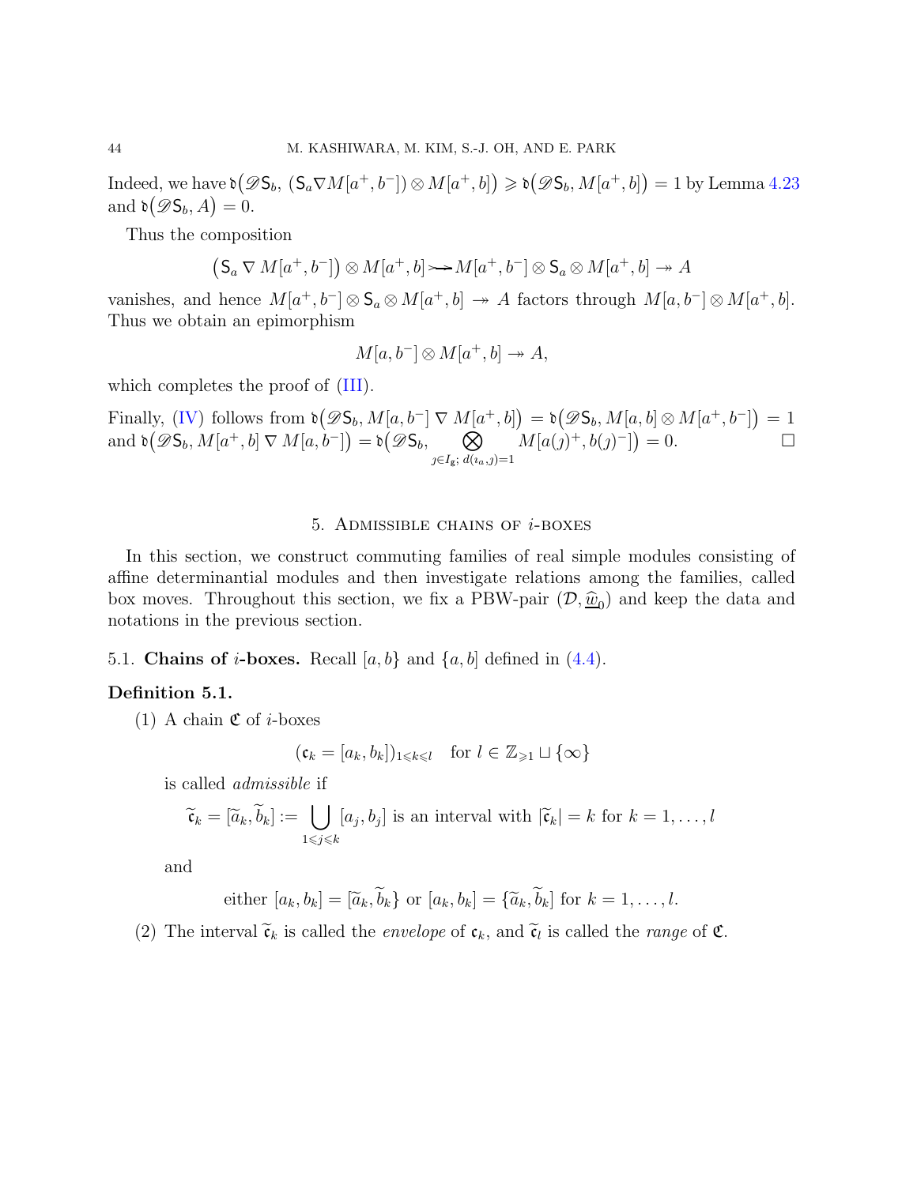Indeed, we have $\mathfrak{d}\big(\mathscr{D}\mathsf{S}_b,\ (\mathsf{S}_a \nabla M[a^+,b^-]) \otimes M[a^+,b]\big) \geqslant \mathfrak{d}\big(\mathscr{D}\mathsf{S}_b, M[a^+,b]\big) = 1$ by Lemma 4.23 and $\mathfrak{d}\big(\mathscr{D}\mathsf{S}_b, A\big) = 0$.

Thus the composition

$$\big(\mathsf{S}_a \nabla M[a^+,b^-]\big) \otimes M[a^+,b] \rightarrowtail M[a^+,b^-] \otimes \mathsf{S}_a \otimes M[a^+,b] \twoheadrightarrow A$$

vanishes, and hence $M[a^+,b^-] \otimes \mathsf{S}_a \otimes M[a^+,b] \twoheadrightarrow A$ factors through $M[a,b^-] \otimes M[a^+,b]$. Thus we obtain an epimorphism

$$M[a,b^-] \otimes M[a^+,b] \twoheadrightarrow A,$$

which completes the proof of (III).

Finally, (IV) follows from $\mathfrak{d}\big(\mathscr{D}\mathsf{S}_b, M[a,b^-] \nabla M[a^+,b]\big) = \mathfrak{d}\big(\mathscr{D}\mathsf{S}_b, M[a,b] \otimes M[a^+,b^-]\big) = 1$ and $\mathfrak{d}\big(\mathscr{D}\mathsf{S}_b, M[a^+,b] \nabla M[a,b^-]\big) = \mathfrak{d}\big(\mathscr{D}\mathsf{S}_b, \bigotimes_{\jmath \in I_{\mathfrak{g}};\ d(\imath_a,\jmath)=1} M[a(\jmath)^+, b(\jmath)^-]\big) = 0$. $\square$

## 5. Admissible chains of $i$-boxes

In this section, we construct commuting families of real simple modules consisting of affine determinantial modules and then investigate relations among the families, called box moves. Throughout this section, we fix a PBW-pair $(\mathcal{D}, \widehat{\underline{w}}_0)$ and keep the data and notations in the previous section.

### 5.1. Chains of $i$-boxes.

Recall $[a,b\}$ and $\{a,b]$ defined in (4.4).

**Definition 5.1.**

(1) A chain $\mathfrak{C}$ of $i$-boxes

$$(\mathfrak{c}_k = [a_k, b_k])_{1 \leqslant k \leqslant l} \quad \text{for } l \in \mathbb{Z}_{\geqslant 1} \sqcup \{\infty\}$$

is called *admissible* if

$$\widetilde{\mathfrak{c}}_k = [\widetilde{a}_k, \widetilde{b}_k] := \bigcup_{1 \leqslant j \leqslant k} [a_j, b_j] \text{ is an interval with } |\widetilde{\mathfrak{c}}_k| = k \text{ for } k = 1, \ldots, l$$

and

$$\text{either } [a_k, b_k] = [\widetilde{a}_k, \widetilde{b}_k\} \text{ or } [a_k, b_k] = \{\widetilde{a}_k, \widetilde{b}_k] \text{ for } k = 1, \ldots, l.$$

(2) The interval $\widetilde{\mathfrak{c}}_k$ is called the *envelope* of $\mathfrak{c}_k$, and $\widetilde{\mathfrak{c}}_l$ is called the *range* of $\mathfrak{C}$.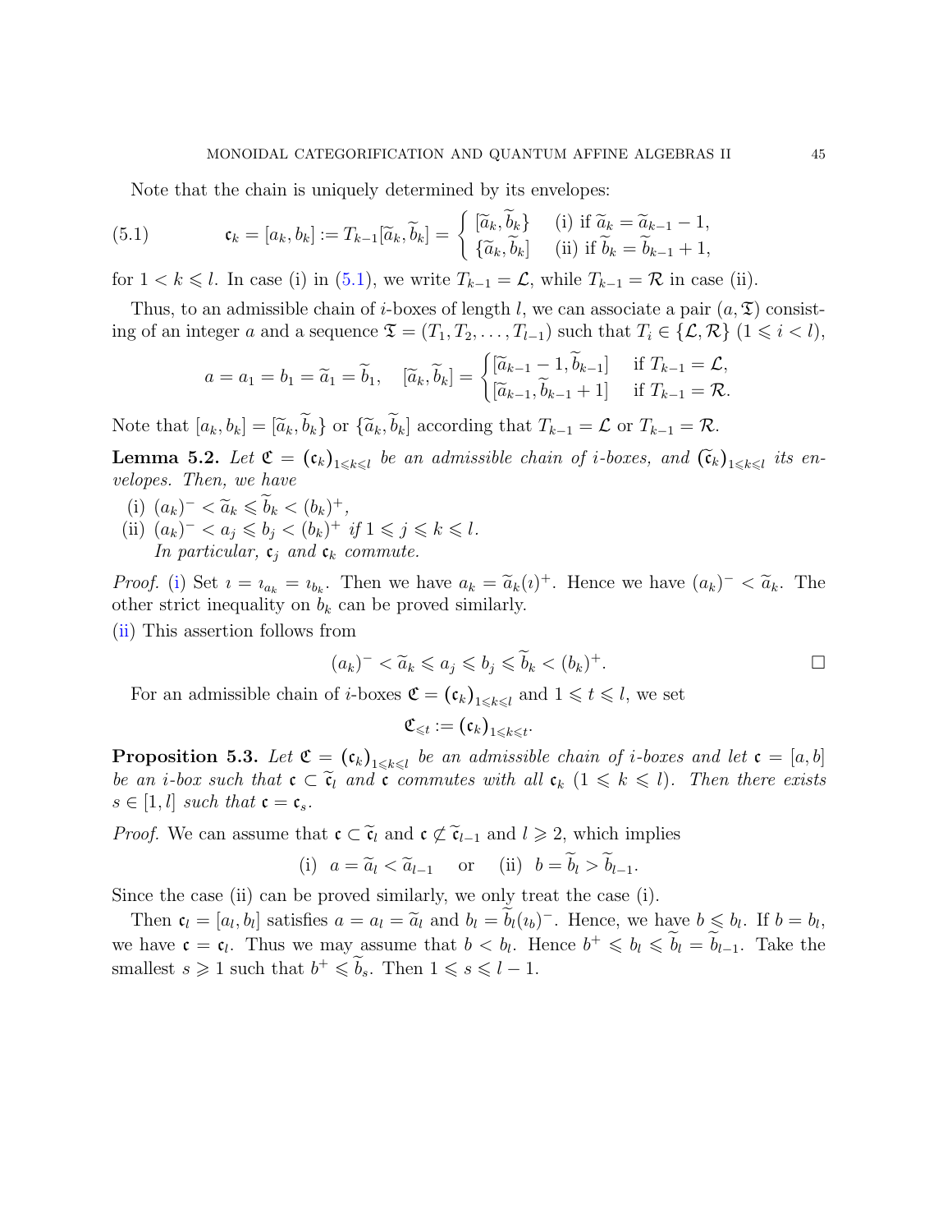Note that the chain is uniquely determined by its envelopes:

$$\mathfrak{c}_k = [a_k, b_k] := T_{k-1}[\widetilde{a}_k, \widetilde{b}_k] = \begin{cases} [\widetilde{a}_k, \widetilde{b}_k\} & \text{(i) if } \widetilde{a}_k = \widetilde{a}_{k-1} - 1, \\ \{\widetilde{a}_k, \widetilde{b}_k] & \text{(ii) if } \widetilde{b}_k = \widetilde{b}_{k-1} + 1, \end{cases} \tag{5.1}$$

for $1 < k \leqslant l$. In case (i) in (5.1), we write $T_{k-1} = \mathcal{L}$, while $T_{k-1} = \mathcal{R}$ in case (ii).

Thus, to an admissible chain of $i$-boxes of length $l$, we can associate a pair $(a, \mathfrak{T})$ consisting of an integer $a$ and a sequence $\mathfrak{T} = (T_1, T_2, \ldots, T_{l-1})$ such that $T_i \in \{\mathcal{L}, \mathcal{R}\}$ $(1 \leqslant i < l)$,

$$a = a_1 = b_1 = \widetilde{a}_1 = \widetilde{b}_1, \quad [\widetilde{a}_k, \widetilde{b}_k] = \begin{cases} [\widetilde{a}_{k-1} - 1, \widetilde{b}_{k-1}] & \text{if } T_{k-1} = \mathcal{L}, \\ [\widetilde{a}_{k-1}, \widetilde{b}_{k-1} + 1] & \text{if } T_{k-1} = \mathcal{R}. \end{cases}$$

Note that $[a_k, b_k] = [\widetilde{a}_k, \widetilde{b}_k\}$ or $\{\widetilde{a}_k, \widetilde{b}_k]$ according that $T_{k-1} = \mathcal{L}$ or $T_{k-1} = \mathcal{R}$.

**Lemma 5.2.** *Let $\mathfrak{C} = (\mathfrak{c}_k)_{1 \leqslant k \leqslant l}$ be an admissible chain of $i$-boxes, and $(\widetilde{\mathfrak{c}}_k)_{1 \leqslant k \leqslant l}$ its envelopes. Then, we have*

(i) $(a_k)^- < \widetilde{a}_k \leqslant \widetilde{b}_k < (b_k)^+$,

(ii) $(a_k)^- < a_j \leqslant b_j < (b_k)^+$ *if* $1 \leqslant j \leqslant k \leqslant l$.
*In particular, $\mathfrak{c}_j$ and $\mathfrak{c}_k$ commute.*

*Proof.* (i) Set $\imath = \imath_{a_k} = \imath_{b_k}$. Then we have $a_k = \widetilde{a}_k(\imath)^+$. Hence we have $(a_k)^- < \widetilde{a}_k$. The other strict inequality on $b_k$ can be proved similarly.

(ii) This assertion follows from

$$(a_k)^- < \widetilde{a}_k \leqslant a_j \leqslant b_j \leqslant \widetilde{b}_k < (b_k)^+. \qquad \square$$

For an admissible chain of $i$-boxes $\mathfrak{C} = (\mathfrak{c}_k)_{1 \leqslant k \leqslant l}$ and $1 \leqslant t \leqslant l$, we set

$$\mathfrak{C}_{\leqslant t} := (\mathfrak{c}_k)_{1 \leqslant k \leqslant t}.$$

**Proposition 5.3.** *Let $\mathfrak{C} = (\mathfrak{c}_k)_{1 \leqslant k \leqslant l}$ be an admissible chain of $i$-boxes and let $\mathfrak{c} = [a, b]$ be an $i$-box such that $\mathfrak{c} \subset \widetilde{\mathfrak{c}}_l$ and $\mathfrak{c}$ commutes with all $\mathfrak{c}_k$ $(1 \leqslant k \leqslant l)$. Then there exists $s \in [1, l]$ such that $\mathfrak{c} = \mathfrak{c}_s$.*

*Proof.* We can assume that $\mathfrak{c} \subset \widetilde{\mathfrak{c}}_l$ and $\mathfrak{c} \not\subset \widetilde{\mathfrak{c}}_{l-1}$ and $l \geqslant 2$, which implies

$$\text{(i)} \ \ a = \widetilde{a}_l < \widetilde{a}_{l-1} \quad \text{ or } \quad \text{(ii)} \ \ b = \widetilde{b}_l > \widetilde{b}_{l-1}.$$

Since the case (ii) can be proved similarly, we only treat the case (i).

Then $\mathfrak{c}_l = [a_l, b_l]$ satisfies $a = a_l = \widetilde{a}_l$ and $b_l = \widetilde{b}_l(\imath_b)^-$. Hence, we have $b \leqslant b_l$. If $b = b_l$, we have $\mathfrak{c} = \mathfrak{c}_l$. Thus we may assume that $b < b_l$. Hence $b^+ \leqslant b_l \leqslant \widetilde{b}_l = \widetilde{b}_{l-1}$. Take the smallest $s \geqslant 1$ such that $b^+ \leqslant \widetilde{b}_s$. Then $1 \leqslant s \leqslant l - 1$.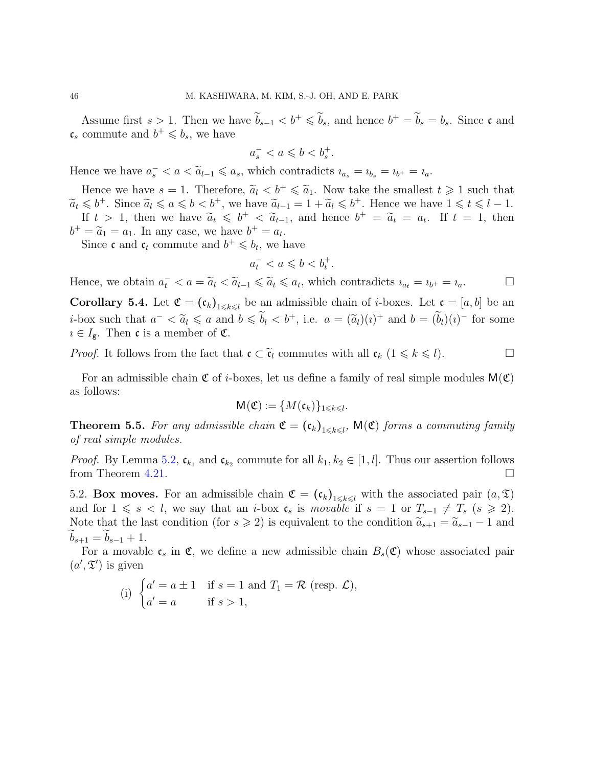Assume first $s > 1$. Then we have $\widetilde{b}_{s-1} < b^+ \leqslant \widetilde{b}_s$, and hence $b^+ = \widetilde{b}_s = b_s$. Since $\mathfrak{c}$ and $\mathfrak{c}_s$ commute and $b^+ \leqslant b_s$, we have

$$a_s^- < a \leqslant b < b_s^+.$$

Hence we have $a_s^- < a < \widetilde{a}_{l-1} \leqslant a_s$, which contradicts $\imath_{a_s} = \imath_{b_s} = \imath_{b^+} = \imath_a$.

Hence we have $s = 1$. Therefore, $\widetilde{a}_l < b^+ \leqslant \widetilde{a}_1$. Now take the smallest $t \geqslant 1$ such that $\widetilde{a}_t \leqslant b^+$. Since $\widetilde{a}_l \leqslant a \leqslant b < b^+$, we have $\widetilde{a}_{l-1} = 1 + \widetilde{a}_l \leqslant b^+$. Hence we have $1 \leqslant t \leqslant l-1$. If $t > 1$, then we have $\widetilde{a}_t \leqslant b^+ < \widetilde{a}_{t-1}$, and hence $b^+ = \widetilde{a}_t = a_t$. If $t = 1$, then $b^+ = \widetilde{a}_1 = a_1$. In any case, we have $b^+ = a_t$.

Since $\mathfrak{c}$ and $\mathfrak{c}_t$ commute and $b^+ \leqslant b_t$, we have

$$a_t^- < a \leqslant b < b_t^+.$$

Hence, we obtain $a_t^- < a = \widetilde{a}_l < \widetilde{a}_{l-1} \leqslant \widetilde{a}_t \leqslant a_t$, which contradicts $\imath_{a_t} = \imath_{b^+} = \imath_a$. $\square$

**Corollary 5.4.** Let $\mathfrak{C} = (\mathfrak{c}_k)_{1 \leqslant k \leqslant l}$ be an admissible chain of $i$-boxes. Let $\mathfrak{c} = [a, b]$ be an $i$-box such that $a^- < \widetilde{a}_l \leqslant a$ and $b \leqslant \widetilde{b}_l < b^+$, i.e. $a = (\widetilde{a}_l)(\imath)^+$ and $b = (\widetilde{b}_l)(\imath)^-$ for some $\imath \in I_{\mathfrak{g}}$. Then $\mathfrak{c}$ is a member of $\mathfrak{C}$.

*Proof.* It follows from the fact that $\mathfrak{c} \subset \widetilde{\mathfrak{c}}_l$ commutes with all $\mathfrak{c}_k$ ($1 \leqslant k \leqslant l$). $\square$

For an admissible chain $\mathfrak{C}$ of $i$-boxes, let us define a family of real simple modules $\mathsf{M}(\mathfrak{C})$ as follows:

$$\mathsf{M}(\mathfrak{C}) := \{M(\mathfrak{c}_k)\}_{1 \leqslant k \leqslant l}.$$

**Theorem 5.5.** *For any admissible chain $\mathfrak{C} = (\mathfrak{c}_k)_{1 \leqslant k \leqslant l}$, $\mathsf{M}(\mathfrak{C})$ forms a commuting family of real simple modules.*

*Proof.* By Lemma 5.2, $\mathfrak{c}_{k_1}$ and $\mathfrak{c}_{k_2}$ commute for all $k_1, k_2 \in [1, l]$. Thus our assertion follows from Theorem 4.21. $\square$

5.2. **Box moves.** For an admissible chain $\mathfrak{C} = (\mathfrak{c}_k)_{1 \leqslant k \leqslant l}$ with the associated pair $(a, \mathfrak{T})$ and for $1 \leqslant s < l$, we say that an $i$-box $\mathfrak{c}_s$ is *movable* if $s = 1$ or $T_{s-1} \neq T_s$ ($s \geqslant 2$). Note that the last condition (for $s \geqslant 2$) is equivalent to the condition $\widetilde{a}_{s+1} = \widetilde{a}_{s-1} - 1$ and $\widetilde{b}_{s+1} = \widetilde{b}_{s-1} + 1$.

For a movable $\mathfrak{c}_s$ in $\mathfrak{C}$, we define a new admissible chain $B_s(\mathfrak{C})$ whose associated pair $(a', \mathfrak{T}')$ is given

$$\text{(i)} \begin{cases} a' = a \pm 1 & \text{if } s = 1 \text{ and } T_1 = \mathcal{R} \text{ (resp. } \mathcal{L}), \\ a' = a & \text{if } s > 1, \end{cases}$$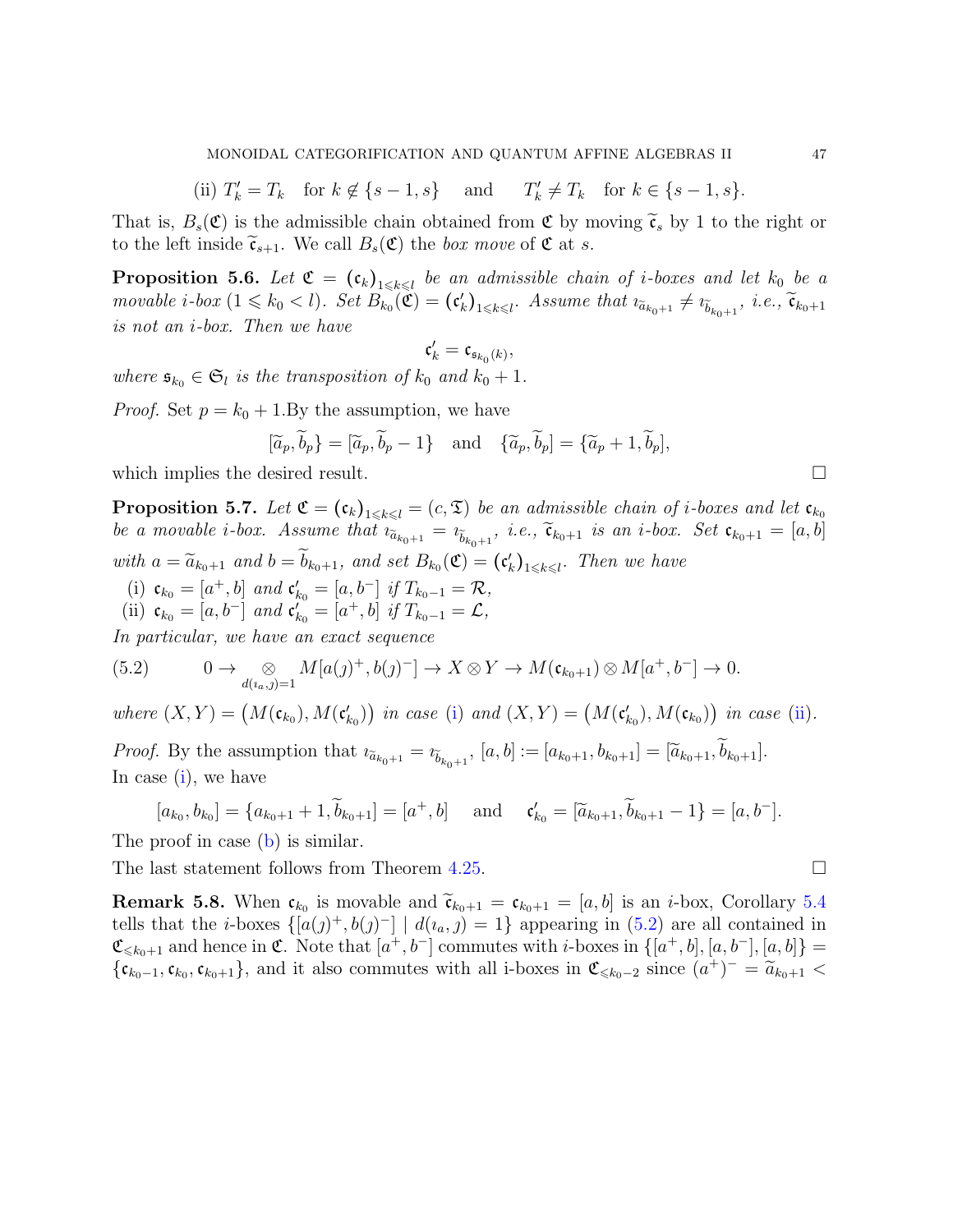(ii) $T'_k = T_k$ for $k \notin \{s-1, s\}$ and $T'_k \neq T_k$ for $k \in \{s-1, s\}$.

That is, $B_s(\mathfrak{C})$ is the admissible chain obtained from $\mathfrak{C}$ by moving $\widetilde{\mathfrak{c}}_s$ by 1 to the right or to the left inside $\widetilde{\mathfrak{c}}_{s+1}$. We call $B_s(\mathfrak{C})$ the *box move* of $\mathfrak{C}$ at $s$.

**Proposition 5.6.** *Let $\mathfrak{C} = (\mathfrak{c}_k)_{1 \leqslant k \leqslant l}$ be an admissible chain of $i$-boxes and let $k_0$ be a movable $i$-box ($1 \leqslant k_0 < l$). Set $B_{k_0}(\mathfrak{C}) = (\mathfrak{c}'_k)_{1 \leqslant k \leqslant l}$. Assume that $\imath_{\widetilde{a}_{k_0+1}} \neq \imath_{\widetilde{b}_{k_0+1}}$, i.e., $\widetilde{\mathfrak{c}}_{k_0+1}$ is not an $i$-box. Then we have*

$$\mathfrak{c}'_k = \mathfrak{c}_{\mathfrak{s}_{k_0}(k)},$$

*where $\mathfrak{s}_{k_0} \in \mathfrak{S}_l$ is the transposition of $k_0$ and $k_0 + 1$.*

*Proof.* Set $p = k_0 + 1$.By the assumption, we have

$$[\widetilde{a}_p, \widetilde{b}_p\} = [\widetilde{a}_p, \widetilde{b}_p - 1\} \quad \text{and} \quad \{\widetilde{a}_p, \widetilde{b}_p] = \{\widetilde{a}_p + 1, \widetilde{b}_p],$$

which implies the desired result. □

**Proposition 5.7.** *Let $\mathfrak{C} = (\mathfrak{c}_k)_{1 \leqslant k \leqslant l} = (c, \mathfrak{T})$ be an admissible chain of $i$-boxes and let $\mathfrak{c}_{k_0}$ be a movable $i$-box. Assume that $\imath_{\widetilde{a}_{k_0+1}} = \imath_{\widetilde{b}_{k_0+1}}$, i.e., $\widetilde{\mathfrak{c}}_{k_0+1}$ is an $i$-box. Set $\mathfrak{c}_{k_0+1} = [a, b]$ with $a = \widetilde{a}_{k_0+1}$ and $b = \widetilde{b}_{k_0+1}$, and set $B_{k_0}(\mathfrak{C}) = (\mathfrak{c}'_k)_{1 \leqslant k \leqslant l}$. Then we have*

(i) *$\mathfrak{c}_{k_0} = [a^+, b]$ and $\mathfrak{c}'_{k_0} = [a, b^-]$ if $T_{k_0-1} = \mathcal{R}$,*
(ii) *$\mathfrak{c}_{k_0} = [a, b^-]$ and $\mathfrak{c}'_{k_0} = [a^+, b]$ if $T_{k_0-1} = \mathcal{L}$,*

*In particular, we have an exact sequence*

$$0 \to \underset{d(\imath_a, \jmath)=1}{\otimes} M[a(\jmath)^+, b(\jmath)^-] \to X \otimes Y \to M(\mathfrak{c}_{k_0+1}) \otimes M[a^+, b^-] \to 0. \tag{5.2}$$

*where $(X, Y) = \big(M(\mathfrak{c}_{k_0}), M(\mathfrak{c}'_{k_0})\big)$ in case (i) and $(X, Y) = \big(M(\mathfrak{c}'_{k_0}), M(\mathfrak{c}_{k_0})\big)$ in case (ii).*

*Proof.* By the assumption that $\imath_{\widetilde{a}_{k_0+1}} = \imath_{\widetilde{b}_{k_0+1}}$, $[a, b] := [a_{k_0+1}, b_{k_0+1}] = [\widetilde{a}_{k_0+1}, \widetilde{b}_{k_0+1}]$.
In case (i), we have

$$[a_{k_0}, b_{k_0}] = \{a_{k_0+1} + 1, \widetilde{b}_{k_0+1}] = [a^+, b] \quad \text{and} \quad \mathfrak{c}'_{k_0} = [\widetilde{a}_{k_0+1}, \widetilde{b}_{k_0+1} - 1\} = [a, b^-].$$

The proof in case (b) is similar.
The last statement follows from Theorem 4.25. □

**Remark 5.8.** When $\mathfrak{c}_{k_0}$ is movable and $\widetilde{\mathfrak{c}}_{k_0+1} = \mathfrak{c}_{k_0+1} = [a, b]$ is an $i$-box, Corollary 5.4 tells that the $i$-boxes $\{[a(\jmath)^+, b(\jmath)^-] \mid d(\imath_a, \jmath) = 1\}$ appearing in (5.2) are all contained in $\mathfrak{C}_{\leqslant k_0+1}$ and hence in $\mathfrak{C}$. Note that $[a^+, b^-]$ commutes with $i$-boxes in $\{[a^+, b], [a, b^-], [a, b]\} = \{\mathfrak{c}_{k_0-1}, \mathfrak{c}_{k_0}, \mathfrak{c}_{k_0+1}\}$, and it also commutes with all i-boxes in $\mathfrak{C}_{\leqslant k_0-2}$ since $(a^+)^- = \widetilde{a}_{k_0+1} <$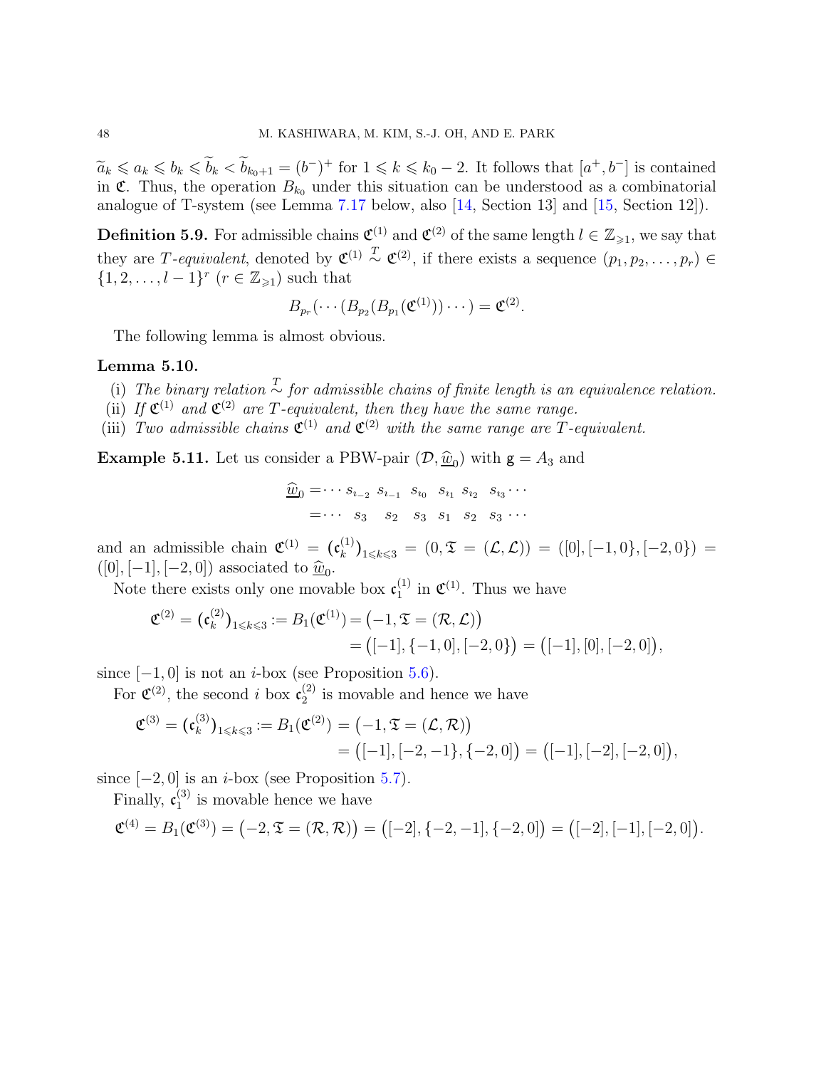$\widetilde{a}_k \leqslant a_k \leqslant b_k \leqslant \widetilde{b}_k < \widetilde{b}_{k_0+1} = (b^-)^+$ for $1 \leqslant k \leqslant k_0 - 2$. It follows that $[a^+, b^-]$ is contained in $\mathfrak{C}$. Thus, the operation $B_{k_0}$ under this situation can be understood as a combinatorial analogue of T-system (see Lemma 7.17 below, also [14, Section 13] and [15, Section 12]).

**Definition 5.9.** For admissible chains $\mathfrak{C}^{(1)}$ and $\mathfrak{C}^{(2)}$ of the same length $l \in \mathbb{Z}_{\geqslant 1}$, we say that they are *$T$-equivalent*, denoted by $\mathfrak{C}^{(1)} \overset{T}{\sim} \mathfrak{C}^{(2)}$, if there exists a sequence $(p_1, p_2, \ldots, p_r) \in \{1, 2, \ldots, l-1\}^r$ $(r \in \mathbb{Z}_{\geqslant 1})$ such that

$$B_{p_r}(\cdots(B_{p_2}(B_{p_1}(\mathfrak{C}^{(1)}))\cdots) = \mathfrak{C}^{(2)}.$$

The following lemma is almost obvious.

**Lemma 5.10.**

(i) *The binary relation $\overset{T}{\sim}$ for admissible chains of finite length is an equivalence relation.*

(ii) *If $\mathfrak{C}^{(1)}$ and $\mathfrak{C}^{(2)}$ are $T$-equivalent, then they have the same range.*

(iii) *Two admissible chains $\mathfrak{C}^{(1)}$ and $\mathfrak{C}^{(2)}$ with the same range are $T$-equivalent.*

**Example 5.11.** Let us consider a PBW-pair $(\mathcal{D}, \underline{\widehat{w}_0})$ with $\mathfrak{g} = A_3$ and

$$\begin{aligned}\underline{\widehat{w}_0} &= \cdots\ s_{\imath_{-2}}\ s_{\imath_{-1}}\ s_{\imath_0}\ \ s_{\imath_1}\ s_{\imath_2}\ \ s_{\imath_3}\cdots \\ &= \cdots\ \ s_3\ \ \ \ s_2\ \ \ s_3\ \ s_1\ \ s_2\ \ s_3\ \cdots\end{aligned}$$

and an admissible chain $\mathfrak{C}^{(1)} = (\mathfrak{c}^{(1)}_k)_{1 \leqslant k \leqslant 3} = (0, \mathfrak{T} = (\mathcal{L}, \mathcal{L})) = ([0], [-1, 0\}, [-2, 0\}) = ([0], [-1], [-2, 0])$ associated to $\underline{\widehat{w}_0}$.

Note there exists only one movable box $\mathfrak{c}^{(1)}_1$ in $\mathfrak{C}^{(1)}$. Thus we have

$$\begin{aligned}\mathfrak{C}^{(2)} = (\mathfrak{c}^{(2)}_k)_{1 \leqslant k \leqslant 3} := B_1(\mathfrak{C}^{(1)}) &= \big(-1, \mathfrak{T} = (\mathcal{R}, \mathcal{L})\big) \\ &= \big([-1], \{-1, 0], [-2, 0\}\big) = \big([-1], [0], [-2, 0]\big),\end{aligned}$$

since $[-1, 0]$ is not an $i$-box (see Proposition 5.6).

For $\mathfrak{C}^{(2)}$, the second $i$ box $\mathfrak{c}^{(2)}_2$ is movable and hence we have

$$\begin{aligned}\mathfrak{C}^{(3)} = (\mathfrak{c}^{(3)}_k)_{1 \leqslant k \leqslant 3} := B_1(\mathfrak{C}^{(2)}) &= \big(-1, \mathfrak{T} = (\mathcal{L}, \mathcal{R})\big) \\ &= \big([-1], [-2, -1\}, \{-2, 0]\big) = \big([-1], [-2], [-2, 0]\big),\end{aligned}$$

since $[-2, 0]$ is an $i$-box (see Proposition 5.7).

Finally, $\mathfrak{c}^{(3)}_1$ is movable hence we have

$$\mathfrak{C}^{(4)} = B_1(\mathfrak{C}^{(3)}) = \big(-2, \mathfrak{T} = (\mathcal{R}, \mathcal{R})\big) = \big([-2], \{-2, -1], \{-2, 0]\big) = \big([-2], [-1], [-2, 0]\big).$$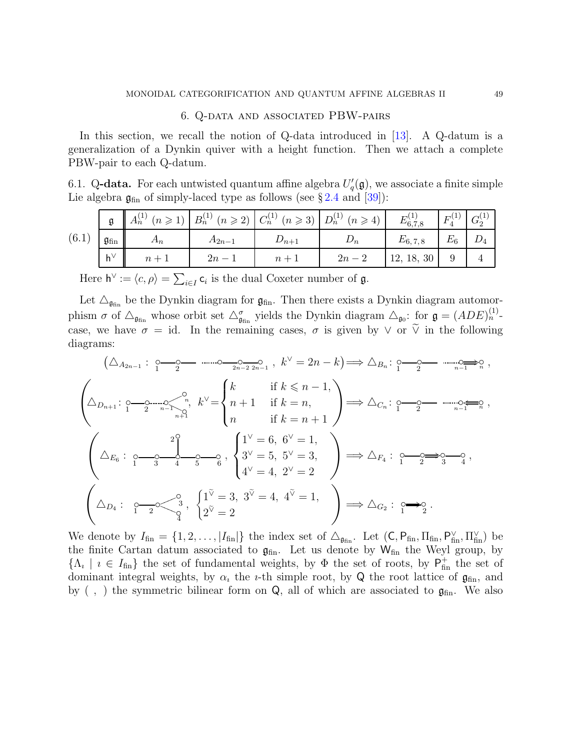## 6. Q-data and associated PBW-pairs

In this section, we recall the notion of Q-data introduced in [13]. A Q-datum is a generalization of a Dynkin quiver with a height function. Then we attach a complete PBW-pair to each Q-datum.

6.1. **Q-data.** For each untwisted quantum affine algebra $U_q'(\mathfrak{g})$, we associate a finite simple Lie algebra $\mathfrak{g}_{\rm fin}$ of simply-laced type as follows (see § 2.4 and [39]):

(6.1)

| $\mathfrak{g}$ | $A_n^{(1)}$ $(n \geqslant 1)$ | $B_n^{(1)}$ $(n \geqslant 2)$ | $C_n^{(1)}$ $(n \geqslant 3)$ | $D_n^{(1)}$ $(n \geqslant 4)$ | $E_{6,7,8}^{(1)}$ | $F_4^{(1)}$ | $G_2^{(1)}$ |
|---|---|---|---|---|---|---|---|
| $\mathfrak{g}_{\rm fin}$ | $A_n$ | $A_{2n-1}$ | $D_{n+1}$ | $D_n$ | $E_{6,7,8}$ | $E_6$ | $D_4$ |
| $\mathsf{h}^\vee$ | $n+1$ | $2n-1$ | $n+1$ | $2n-2$ | 12, 18, 30 | 9 | 4 |

Here $\mathsf{h}^\vee := \langle c, \rho \rangle = \sum_{i \in I} \mathsf{c}_i$ is the dual Coxeter number of $\mathfrak{g}$.

Let $\triangle_{\mathfrak{g}_{\rm fin}}$ be the Dynkin diagram for $\mathfrak{g}_{\rm fin}$. Then there exists a Dynkin diagram automorphism $\sigma$ of $\triangle_{\mathfrak{g}_{\rm fin}}$ whose orbit set $\triangle^\sigma_{\mathfrak{g}_{\rm fin}}$ yields the Dynkin diagram $\triangle_{\mathfrak{g}_0}$: for $\mathfrak{g} = (ADE)^{(1)}_n$-case, we have $\sigma = \mathrm{id}$. In the remaining cases, $\sigma$ is given by $\vee$ or $\widetilde{\vee}$ in the following diagrams:

$$\left(\triangle_{A_{2n-1}} : \underset{1}{\circ}\!-\!\underset{2}{\circ}\!-\cdots-\!\underset{2n-2}{\circ}\!-\!\underset{2n-1}{\circ},\ k^\vee = 2n-k\right) \Longrightarrow \triangle_{B_n} : \underset{1}{\circ}\!-\!\underset{2}{\circ}\!-\cdots-\!\underset{n-1}{\circ}\!\Rightarrow\!\underset{n}{\circ},$$

$$\left(\triangle_{D_{n+1}} : \underset{1}{\circ}\!-\!\underset{2}{\circ}\cdots\underset{n-1}{\circ}\!<\!{}^{\circ_n}_{\circ_{n+1}},\ k^\vee = \begin{cases} k & \text{if } k \leqslant n-1, \\ n+1 & \text{if } k = n, \\ n & \text{if } k = n+1 \end{cases}\right) \Longrightarrow \triangle_{C_n} : \underset{1}{\circ}\!-\!\underset{2}{\circ}\!-\cdots-\!\underset{n-1}{\circ}\!\Leftarrow\!\underset{n}{\circ},$$

$$\left(\triangle_{E_6} : \underset{1}{\circ}\!-\!\underset{3}{\circ}\!-\!\underset{4}{\overset{\overset{2}{\circ}|}{\circ}}\!-\!\underset{5}{\circ}\!-\!\underset{6}{\circ},\ \begin{cases} 1^\vee = 6,\ 6^\vee = 1, \\ 3^\vee = 5,\ 5^\vee = 3, \\ 4^\vee = 4,\ 2^\vee = 2 \end{cases}\right) \Longrightarrow \triangle_{F_4} : \underset{1}{\circ}\!-\!\underset{2}{\circ}\!\Rightarrow\!\underset{3}{\circ}\!-\!\underset{4}{\circ},$$

$$\left(\triangle_{D_4} : \underset{1}{\circ}\!-\!\underset{2}{\circ}\!<\!{}^{\circ_3}_{\circ_4},\ \begin{cases} 1^{\widetilde{\vee}} = 3,\ 3^{\widetilde{\vee}} = 4,\ 4^{\widetilde{\vee}} = 1, \\ 2^{\widetilde{\vee}} = 2 \end{cases}\right) \Longrightarrow \triangle_{G_2} : \underset{1}{\circ}\!\Rrightarrow\!\underset{2}{\circ}.$$

We denote by $I_{\rm fin} = \{1, 2, \ldots, |I_{\rm fin}|\}$ the index set of $\triangle_{\mathfrak{g}_{\rm fin}}$. Let $(\mathsf{C}, \mathsf{P}_{\rm fin}, \Pi_{\rm fin}, \mathsf{P}^\vee_{\rm fin}, \Pi^\vee_{\rm fin})$ be the finite Cartan datum associated to $\mathfrak{g}_{\rm fin}$. Let us denote by $\mathsf{W}_{\rm fin}$ the Weyl group, by $\{\Lambda_\imath \mid \imath \in I_{\rm fin}\}$ the set of fundamental weights, by $\Phi$ the set of roots, by $\mathsf{P}^+_{\rm fin}$ the set of dominant integral weights, by $\alpha_\imath$ the $\imath$-th simple root, by $\mathsf{Q}$ the root lattice of $\mathfrak{g}_{\rm fin}$, and by $(\ ,\ )$ the symmetric bilinear form on $\mathsf{Q}$, all of which are associated to $\mathfrak{g}_{\rm fin}$. We also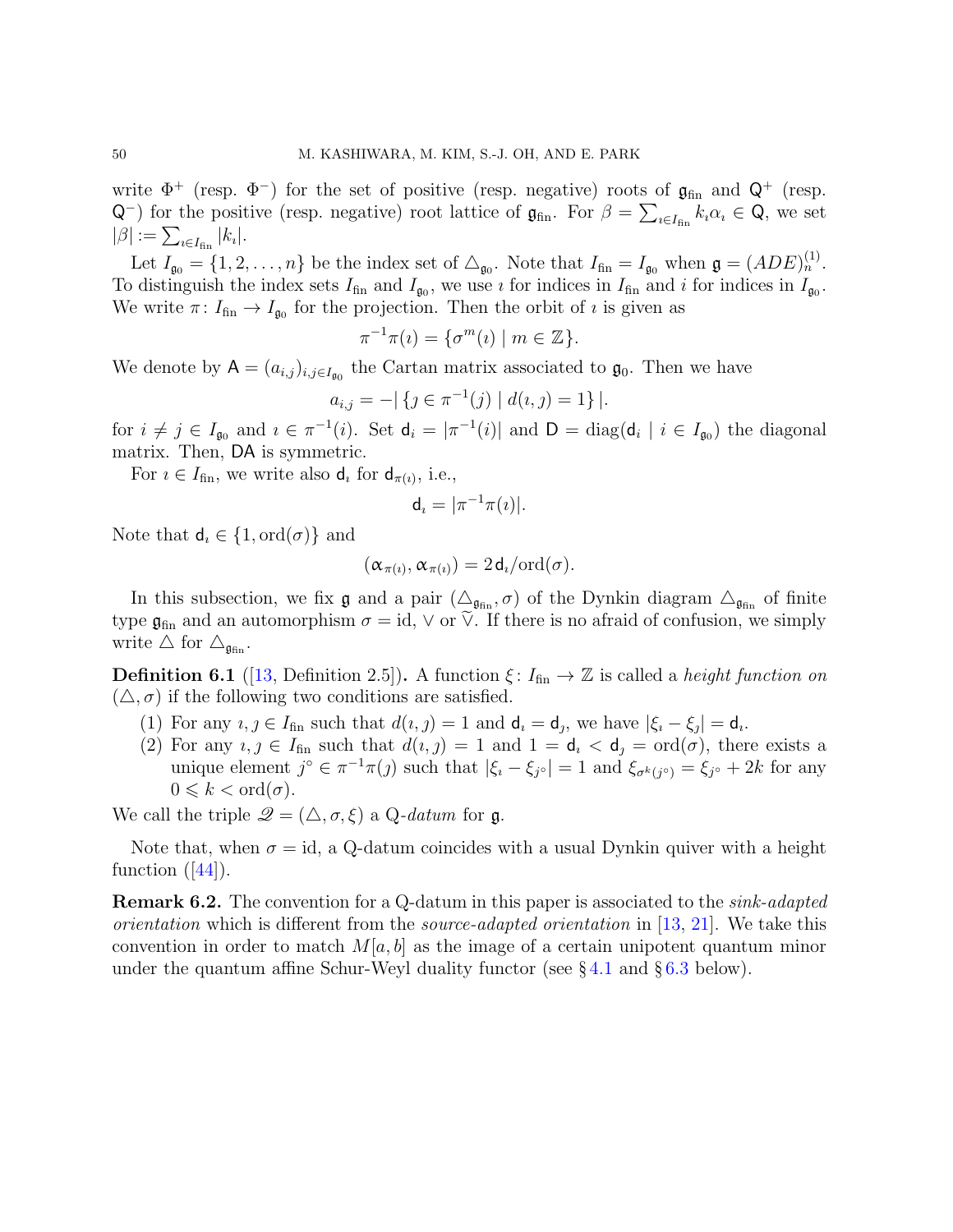write $\Phi^+$ (resp. $\Phi^-$) for the set of positive (resp. negative) roots of $\mathfrak{g}_{\rm fin}$ and $\mathsf{Q}^+$ (resp. $\mathsf{Q}^-$) for the positive (resp. negative) root lattice of $\mathfrak{g}_{\rm fin}$. For $\beta = \sum_{\imath \in I_{\rm fin}} k_\imath \alpha_\imath \in \mathsf{Q}$, we set $|\beta| := \sum_{\imath \in I_{\rm fin}} |k_\imath|$.

Let $I_{\mathfrak{g}_0} = \{1, 2, \ldots, n\}$ be the index set of $\triangle_{\mathfrak{g}_0}$. Note that $I_{\rm fin} = I_{\mathfrak{g}_0}$ when $\mathfrak{g} = (ADE)^{(1)}_n$. To distinguish the index sets $I_{\rm fin}$ and $I_{\mathfrak{g}_0}$, we use $\imath$ for indices in $I_{\rm fin}$ and $i$ for indices in $I_{\mathfrak{g}_0}$. We write $\pi \colon I_{\rm fin} \to I_{\mathfrak{g}_0}$ for the projection. Then the orbit of $\imath$ is given as

$$\pi^{-1}\pi(\imath) = \{\sigma^m(\imath) \mid m \in \mathbb{Z}\}.$$

We denote by $\mathsf{A} = (a_{i,j})_{i,j \in I_{\mathfrak{g}_0}}$ the Cartan matrix associated to $\mathfrak{g}_0$. Then we have

$$a_{i,j} = -|\{\jmath \in \pi^{-1}(j) \mid d(\imath, \jmath) = 1\}|.$$

for $i \neq j \in I_{\mathfrak{g}_0}$ and $\imath \in \pi^{-1}(i)$. Set $\mathsf{d}_i = |\pi^{-1}(i)|$ and $\mathsf{D} = \mathrm{diag}(\mathsf{d}_i \mid i \in I_{\mathfrak{g}_0})$ the diagonal matrix. Then, $\mathsf{DA}$ is symmetric.

For $\imath \in I_{\rm fin}$, we write also $\mathsf{d}_\imath$ for $\mathsf{d}_{\pi(\imath)}$, i.e.,

$$\mathsf{d}_\imath = |\pi^{-1}\pi(\imath)|.$$

Note that $\mathsf{d}_\imath \in \{1, \mathrm{ord}(\sigma)\}$ and

$$(\alpha_{\pi(\imath)}, \alpha_{\pi(\imath)}) = 2\,\mathsf{d}_\imath / \mathrm{ord}(\sigma).$$

In this subsection, we fix $\mathfrak{g}$ and a pair $(\triangle_{\mathfrak{g}_{\rm fin}}, \sigma)$ of the Dynkin diagram $\triangle_{\mathfrak{g}_{\rm fin}}$ of finite type $\mathfrak{g}_{\rm fin}$ and an automorphism $\sigma = \mathrm{id}$, $\vee$ or $\widetilde{\vee}$. If there is no afraid of confusion, we simply write $\triangle$ for $\triangle_{\mathfrak{g}_{\rm fin}}$.

**Definition 6.1** ([13, Definition 2.5])**.** A function $\xi \colon I_{\rm fin} \to \mathbb{Z}$ is called a *height function on* $(\triangle, \sigma)$ if the following two conditions are satisfied.

(1) For any $\imath, \jmath \in I_{\rm fin}$ such that $d(\imath, \jmath) = 1$ and $\mathsf{d}_\imath = \mathsf{d}_\jmath$, we have $|\xi_\imath - \xi_\jmath| = \mathsf{d}_\imath$.

(2) For any $\imath, \jmath \in I_{\rm fin}$ such that $d(\imath, \jmath) = 1$ and $1 = \mathsf{d}_\imath < \mathsf{d}_\jmath = \mathrm{ord}(\sigma)$, there exists a unique element $\jmath^\circ \in \pi^{-1}\pi(\jmath)$ such that $|\xi_\imath - \xi_{\jmath^\circ}| = 1$ and $\xi_{\sigma^k(\jmath^\circ)} = \xi_{\jmath^\circ} + 2k$ for any $0 \leqslant k < \mathrm{ord}(\sigma)$.

We call the triple $\mathscr{Q} = (\triangle, \sigma, \xi)$ a Q*-datum* for $\mathfrak{g}$.

Note that, when $\sigma = \mathrm{id}$, a Q-datum coincides with a usual Dynkin quiver with a height function ([44]).

**Remark 6.2.** The convention for a Q-datum in this paper is associated to the *sink-adapted orientation* which is different from the *source-adapted orientation* in [13, 21]. We take this convention in order to match $M[a, b]$ as the image of a certain unipotent quantum minor under the quantum affine Schur-Weyl duality functor (see § 4.1 and § 6.3 below).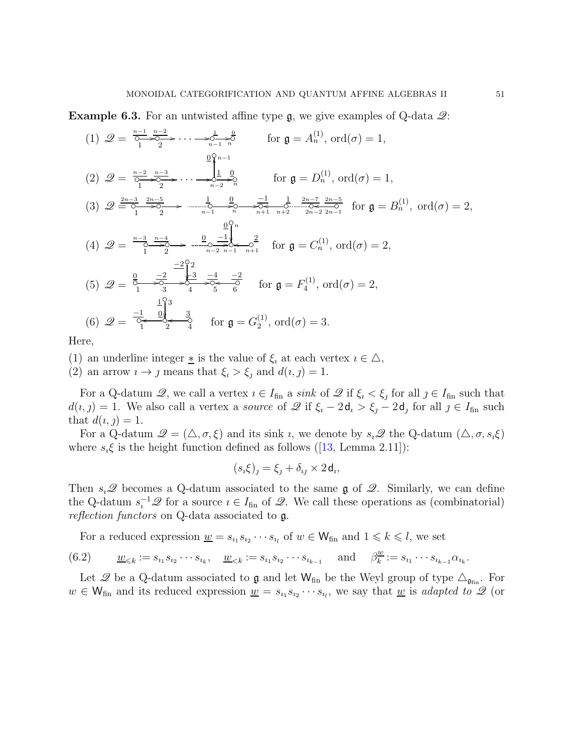**Example 6.3.** For an untwisted affine type $\mathfrak{g}$, we give examples of Q-data $\mathscr{Q}$:

(1) $\mathscr{Q} = \underset{1}{\overset{\underline{n-1}}{\circ}} \to \underset{2}{\overset{\underline{n-2}}{\circ}} \to \cdots \to \underset{n-1}{\overset{\underline{1}}{\circ}} \to \underset{n}{\overset{\underline{0}}{\circ}}$ for $\mathfrak{g} = A_n^{(1)}$, $\mathrm{ord}(\sigma) = 1$,

(2) $\mathscr{Q} = \underset{1}{\overset{\underline{n-2}}{\circ}} \to \underset{2}{\overset{\underline{n-3}}{\circ}} \to \cdots \to \underset{n-2}{\overset{\underline{1}}{\circ}} \to \underset{n}{\overset{\underline{0}}{\circ}}$, with $\underset{n-2}{\overset{\underline{1}}{\circ}} \to \overset{\underline{0}}{\circ}_{n-1}$, for $\mathfrak{g} = D_n^{(1)}$, $\mathrm{ord}(\sigma) = 1$,

(3) $\mathscr{Q} = \underset{1}{\overset{\underline{2n-3}}{\circ}} \to \underset{2}{\overset{\underline{2n-5}}{\circ}} \to \cdots \underset{n-1}{\overset{\underline{1}}{\circ}} \to \underset{n}{\overset{\underline{0}}{\circ}} \to \underset{n+1}{\overset{\underline{-1}}{\circ}} \leftarrow \underset{n+2}{\overset{\underline{1}}{\circ}} \cdots \underset{2n-2}{\overset{\underline{2n-7}}{\circ}} \leftarrow \underset{2n-1}{\overset{\underline{2n-5}}{\circ}}$ for $\mathfrak{g} = B_n^{(1)}$, $\mathrm{ord}(\sigma) = 2$,

(4) $\mathscr{Q} = \underset{1}{\overset{\underline{n-3}}{\circ}} \to \underset{2}{\overset{\underline{n-4}}{\circ}} \to \cdots \underset{n-2}{\overset{\underline{0}}{\circ}} \to \underset{n-1}{\overset{\underline{-1}}{\circ}} \leftarrow \underset{n+1}{\overset{\underline{2}}{\circ}}$, with $\overset{\underline{0}}{\circ}_{n} \to \underset{n-1}{\circ}$, for $\mathfrak{g} = C_n^{(1)}$, $\mathrm{ord}(\sigma) = 2$,

(5) $\mathscr{Q} = \underset{1}{\overset{\underline{0}}{\circ}} \to \underset{3}{\overset{\underline{-2}}{\circ}} \to \underset{4}{\overset{\underline{-3}}{\circ}} \to \underset{5}{\overset{\underline{-4}}{\circ}} \leftarrow \underset{6}{\overset{\underline{-2}}{\circ}}$, with $\overset{\underline{-2}}{\circ}_{2} \to \underset{4}{\circ}$, for $\mathfrak{g} = F_4^{(1)}$, $\mathrm{ord}(\sigma) = 2$,

(6) $\mathscr{Q} = \underset{1}{\overset{\underline{-1}}{\circ}} \leftarrow \underset{2}{\overset{\underline{0}}{\circ}} \leftarrow \underset{4}{\overset{\underline{3}}{\circ}}$, with $\overset{\underline{1}}{\circ}_{3} \to \underset{2}{\circ}$, for $\mathfrak{g} = G_2^{(1)}$, $\mathrm{ord}(\sigma) = 3$.

Here,

(1) an underline integer $\underline{*}$ is the value of $\xi_\imath$ at each vertex $\imath \in \triangle$,
(2) an arrow $\imath \to \jmath$ means that $\xi_\imath > \xi_\jmath$ and $d(\imath, \jmath) = 1$.

For a Q-datum $\mathscr{Q}$, we call a vertex $\imath \in I_{\rm fin}$ a *sink* of $\mathscr{Q}$ if $\xi_\imath < \xi_\jmath$ for all $\jmath \in I_{\rm fin}$ such that $d(\imath, \jmath) = 1$. We also call a vertex a *source* of $\mathscr{Q}$ if $\xi_\imath - 2\mathsf{d}_\imath > \xi_\jmath - 2\mathsf{d}_\jmath$ for all $\jmath \in I_{\rm fin}$ such that $d(\imath, \jmath) = 1$.

For a Q-datum $\mathscr{Q} = (\triangle, \sigma, \xi)$ and its sink $\imath$, we denote by $s_\imath \mathscr{Q}$ the Q-datum $(\triangle, \sigma, s_\imath \xi)$ where $s_\imath \xi$ is the height function defined as follows ([13, Lemma 2.11]):

$$(s_\imath \xi)_\jmath = \xi_\jmath + \delta_{\imath \jmath} \times 2\mathsf{d}_\imath,$$

Then $s_\imath \mathscr{Q}$ becomes a Q-datum associated to the same $\mathfrak{g}$ of $\mathscr{Q}$. Similarly, we can define the Q-datum $s_\imath^{-1} \mathscr{Q}$ for a source $\imath \in I_{\rm fin}$ of $\mathscr{Q}$. We call these operations as (combinatorial) *reflection functors* on Q-data associated to $\mathfrak{g}$.

For a reduced expression $\underline{w} = s_{\imath_1} s_{\imath_2} \cdots s_{\imath_l}$ of $w \in \mathsf{W}_{\rm fin}$ and $1 \leqslant k \leqslant l$, we set

$$\underline{w}_{\leqslant k} := s_{\imath_1} s_{\imath_2} \cdots s_{\imath_k}, \quad \underline{w}_{<k} := s_{\imath_1} s_{\imath_2} \cdots s_{\imath_{k-1}} \quad \text{and} \quad \beta_k^{\underline{w}} := s_{\imath_1} \cdots s_{\imath_{k-1}} \alpha_{\imath_k}. \tag{6.2}$$

Let $\mathscr{Q}$ be a Q-datum associated to $\mathfrak{g}$ and let $\mathsf{W}_{\rm fin}$ be the Weyl group of type $\triangle_{\mathfrak{g}_{\rm fin}}$. For $w \in \mathsf{W}_{\rm fin}$ and its reduced expression $\underline{w} = s_{\imath_1} s_{\imath_2} \cdots s_{\imath_l}$, we say that $\underline{w}$ is *adapted to* $\mathscr{Q}$ (or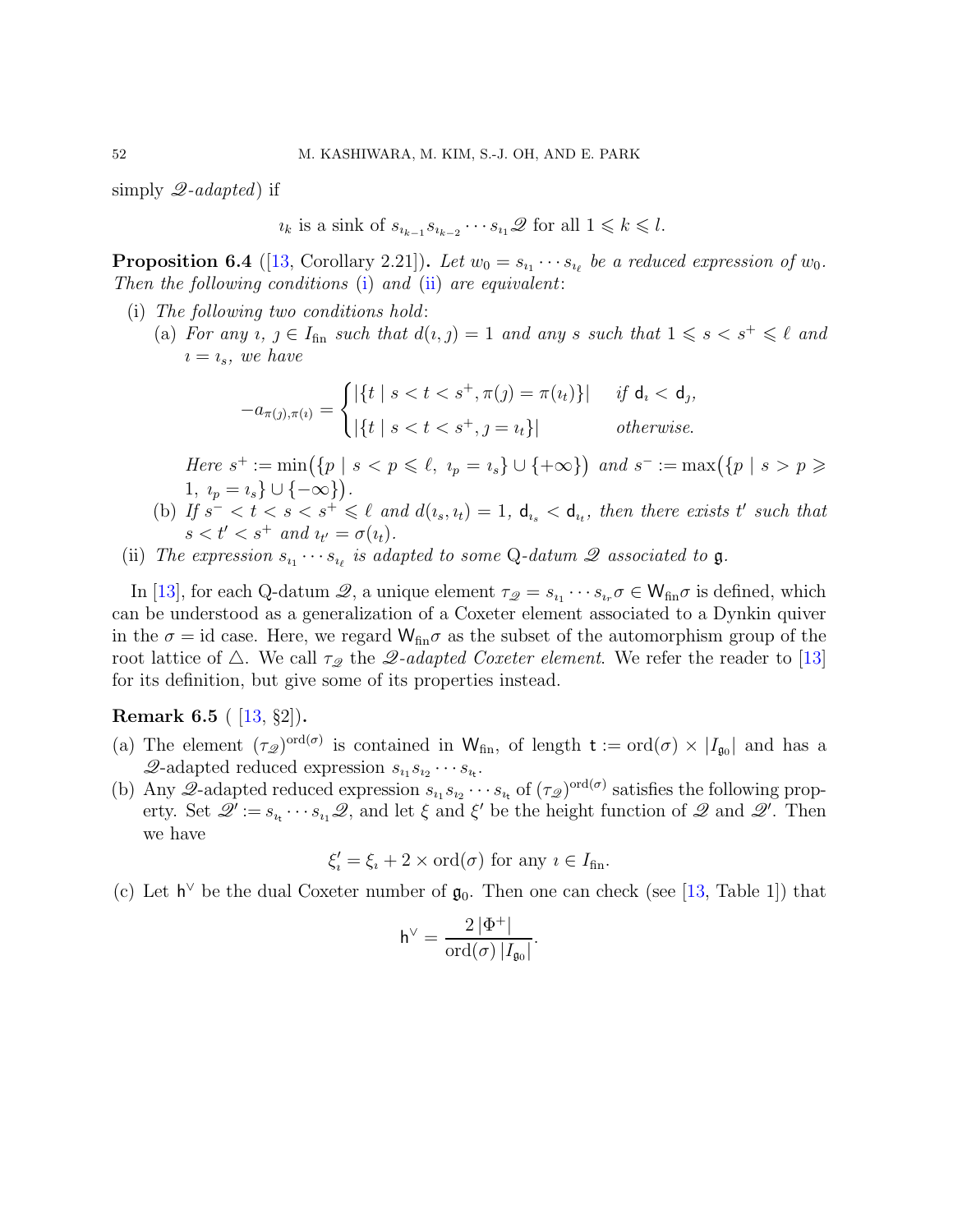simply *$\mathscr{Q}$-adapted*) if

$$\imath_k \text{ is a sink of } s_{\imath_{k-1}} s_{\imath_{k-2}} \cdots s_{\imath_1} \mathscr{Q} \text{ for all } 1 \leqslant k \leqslant l.$$

**Proposition 6.4** ([13, Corollary 2.21])**.** *Let $w_0 = s_{\imath_1} \cdots s_{\imath_\ell}$ be a reduced expression of $w_0$. Then the following conditions (i) and (ii) are equivalent*:

(i) *The following two conditions hold*:
  (a) *For any $\imath$, $\jmath \in I_{\mathrm{fin}}$ such that $d(\imath, \jmath) = 1$ and any $s$ such that $1 \leqslant s < s^+ \leqslant \ell$ and $\imath = \imath_s$, we have*

$$-a_{\pi(\jmath),\pi(\imath)} = \begin{cases} |\{t \mid s < t < s^+, \pi(\jmath) = \pi(\imath_t)\}| & \text{if } \mathsf{d}_\imath < \mathsf{d}_\jmath, \\ |\{t \mid s < t < s^+, \jmath = \imath_t\}| & \text{otherwise.} \end{cases}$$

  *Here $s^+ := \min\big(\{p \mid s < p \leqslant \ell,\ \imath_p = \imath_s\} \cup \{+\infty\}\big)$ and $s^- := \max\big(\{p \mid s > p \geqslant 1,\ \imath_p = \imath_s\} \cup \{-\infty\}\big)$.*

  (b) *If $s^- < t < s < s^+ \leqslant \ell$ and $d(\imath_s, \imath_t) = 1$, $\mathsf{d}_{\imath_s} < \mathsf{d}_{\imath_t}$, then there exists $t'$ such that $s < t' < s^+$ and $\imath_{t'} = \sigma(\imath_t)$.*

(ii) *The expression $s_{\imath_1} \cdots s_{\imath_\ell}$ is adapted to some* Q*-datum $\mathscr{Q}$ associated to $\mathfrak{g}$.*

In [13], for each Q-datum $\mathscr{Q}$, a unique element $\tau_{\mathscr{Q}} = s_{\imath_1} \cdots s_{\imath_r} \sigma \in \mathsf{W}_{\mathrm{fin}} \sigma$ is defined, which can be understood as a generalization of a Coxeter element associated to a Dynkin quiver in the $\sigma = \mathrm{id}$ case. Here, we regard $\mathsf{W}_{\mathrm{fin}}\sigma$ as the subset of the automorphism group of the root lattice of $\triangle$. We call $\tau_{\mathscr{Q}}$ the *$\mathscr{Q}$-adapted Coxeter element*. We refer the reader to [13] for its definition, but give some of its properties instead.

**Remark 6.5** ( [13, §2])**.**

(a) The element $(\tau_{\mathscr{Q}})^{\mathrm{ord}(\sigma)}$ is contained in $\mathsf{W}_{\mathrm{fin}}$, of length $\mathsf{t} := \mathrm{ord}(\sigma) \times |I_{\mathfrak{g}_0}|$ and has a $\mathscr{Q}$-adapted reduced expression $s_{\imath_1} s_{\imath_2} \cdots s_{\imath_{\mathsf{t}}}$.

(b) Any $\mathscr{Q}$-adapted reduced expression $s_{\imath_1} s_{\imath_2} \cdots s_{\imath_{\mathsf{t}}}$ of $(\tau_{\mathscr{Q}})^{\mathrm{ord}(\sigma)}$ satisfies the following property. Set $\mathscr{Q}' := s_{\imath_{\mathsf{t}}} \cdots s_{\imath_1} \mathscr{Q}$, and let $\xi$ and $\xi'$ be the height function of $\mathscr{Q}$ and $\mathscr{Q}'$. Then we have

$$\xi'_\imath = \xi_\imath + 2 \times \mathrm{ord}(\sigma) \text{ for any } \imath \in I_{\mathrm{fin}}.$$

(c) Let $\mathsf{h}^\vee$ be the dual Coxeter number of $\mathfrak{g}_0$. Then one can check (see [13, Table 1]) that

$$\mathsf{h}^\vee = \frac{2\,|\Phi^+|}{\mathrm{ord}(\sigma)\,|I_{\mathfrak{g}_0}|}.$$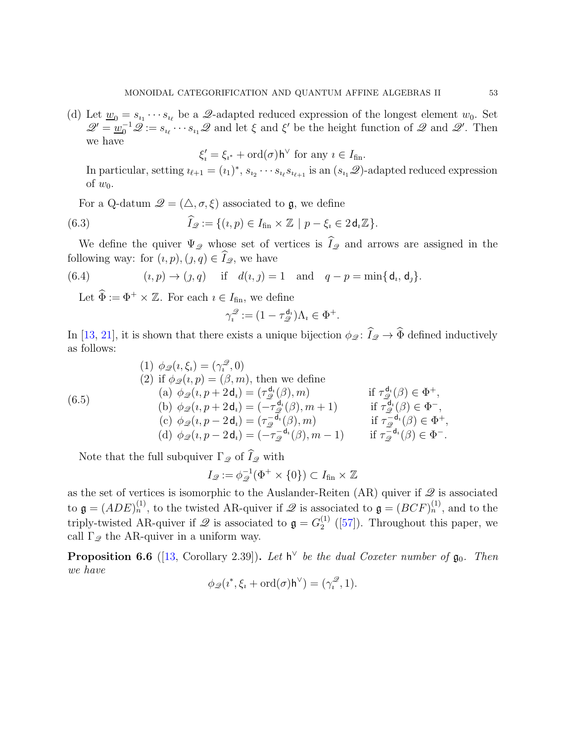(d) Let $\underline{w_0} = s_{\imath_1} \cdots s_{\imath_\ell}$ be a $\mathscr{Q}$-adapted reduced expression of the longest element $w_0$. Set $\mathscr{Q}' = \underline{w_0}^{-1}\mathscr{Q} := s_{\imath_\ell} \cdots s_{\imath_1}\mathscr{Q}$ and let $\xi$ and $\xi'$ be the height function of $\mathscr{Q}$ and $\mathscr{Q}'$. Then we have

$$\xi'_\imath = \xi_{\imath^*} + \mathrm{ord}(\sigma)\mathsf{h}^\vee \text{ for any } \imath \in I_{\mathrm{fin}}.$$

In particular, setting $\imath_{\ell+1} = (\imath_1)^*$, $s_{\imath_2} \cdots s_{\imath_\ell} s_{\imath_{\ell+1}}$ is an $(s_{\imath_1}\mathscr{Q})$-adapted reduced expression of $w_0$.

For a Q-datum $\mathscr{Q} = (\triangle, \sigma, \xi)$ associated to $\mathfrak{g}$, we define

$$\widehat{I}_{\mathscr{Q}} := \{(\imath, p) \in I_{\mathrm{fin}} \times \mathbb{Z} \mid p - \xi_\imath \in 2\mathsf{d}_\imath\mathbb{Z}\}. \tag{6.3}$$

We define the quiver $\Psi_{\mathscr{Q}}$ whose set of vertices is $\widehat{I}_{\mathscr{Q}}$ and arrows are assigned in the following way: for $(\imath, p), (\jmath, q) \in \widehat{I}_{\mathscr{Q}}$, we have

$$(\imath, p) \to (\jmath, q) \quad \text{if} \quad d(\imath, \jmath) = 1 \quad \text{and} \quad q - p = \min\{\mathsf{d}_\imath, \mathsf{d}_\jmath\}. \tag{6.4}$$

Let $\widehat{\Phi} := \Phi^+ \times \mathbb{Z}$. For each $\imath \in I_{\mathrm{fin}}$, we define

$$\gamma_\imath^{\mathscr{Q}} := (1 - \tau_{\mathscr{Q}}^{\mathsf{d}_\imath})\Lambda_\imath \in \Phi^+.$$

In [13, 21], it is shown that there exists a unique bijection $\phi_{\mathscr{Q}} \colon \widehat{I}_{\mathscr{Q}} \to \widehat{\Phi}$ defined inductively as follows:

$$\begin{aligned}
&(1)\ \phi_{\mathscr{Q}}(\imath, \xi_\imath) = (\gamma_\imath^{\mathscr{Q}}, 0) \\
&(2)\ \text{if } \phi_{\mathscr{Q}}(\imath, p) = (\beta, m), \text{ then we define} \\
&\qquad \text{(a) } \phi_{\mathscr{Q}}(\imath, p + 2\mathsf{d}_\imath) = (\tau_{\mathscr{Q}}^{\mathsf{d}_\imath}(\beta), m) \qquad\qquad \text{if } \tau_{\mathscr{Q}}^{\mathsf{d}_\imath}(\beta) \in \Phi^+, \\
&\qquad \text{(b) } \phi_{\mathscr{Q}}(\imath, p + 2\mathsf{d}_\imath) = (-\tau_{\mathscr{Q}}^{\mathsf{d}_\imath}(\beta), m+1) \qquad \text{if } \tau_{\mathscr{Q}}^{\mathsf{d}_\imath}(\beta) \in \Phi^-, \\
&\qquad \text{(c) } \phi_{\mathscr{Q}}(\imath, p - 2\mathsf{d}_\imath) = (\tau_{\mathscr{Q}}^{-\mathsf{d}_\imath}(\beta), m) \qquad\qquad \text{if } \tau_{\mathscr{Q}}^{-\mathsf{d}_\imath}(\beta) \in \Phi^+, \\
&\qquad \text{(d) } \phi_{\mathscr{Q}}(\imath, p - 2\mathsf{d}_\imath) = (-\tau_{\mathscr{Q}}^{-\mathsf{d}_\imath}(\beta), m-1) \qquad \text{if } \tau_{\mathscr{Q}}^{-\mathsf{d}_\imath}(\beta) \in \Phi^-.
\end{aligned} \tag{6.5}$$

Note that the full subquiver $\Gamma_{\mathscr{Q}}$ of $\widehat{I}_{\mathscr{Q}}$ with

$$I_{\mathscr{Q}} := \phi_{\mathscr{Q}}^{-1}(\Phi^+ \times \{0\}) \subset I_{\mathrm{fin}} \times \mathbb{Z}$$

as the set of vertices is isomorphic to the Auslander-Reiten (AR) quiver if $\mathscr{Q}$ is associated to $\mathfrak{g} = (ADE)_n^{(1)}$, to the twisted AR-quiver if $\mathscr{Q}$ is associated to $\mathfrak{g} = (BCF)_n^{(1)}$, and to the triply-twisted AR-quiver if $\mathscr{Q}$ is associated to $\mathfrak{g} = G_2^{(1)}$ ([57]). Throughout this paper, we call $\Gamma_{\mathscr{Q}}$ the AR-quiver in a uniform way.

**Proposition 6.6** ([13, Corollary 2.39])**.** *Let $\mathsf{h}^\vee$ be the dual Coxeter number of $\mathfrak{g}_0$. Then we have*

$$\phi_{\mathscr{Q}}(\imath^*, \xi_\imath + \mathrm{ord}(\sigma)\mathsf{h}^\vee) = (\gamma_\imath^{\mathscr{Q}}, 1).$$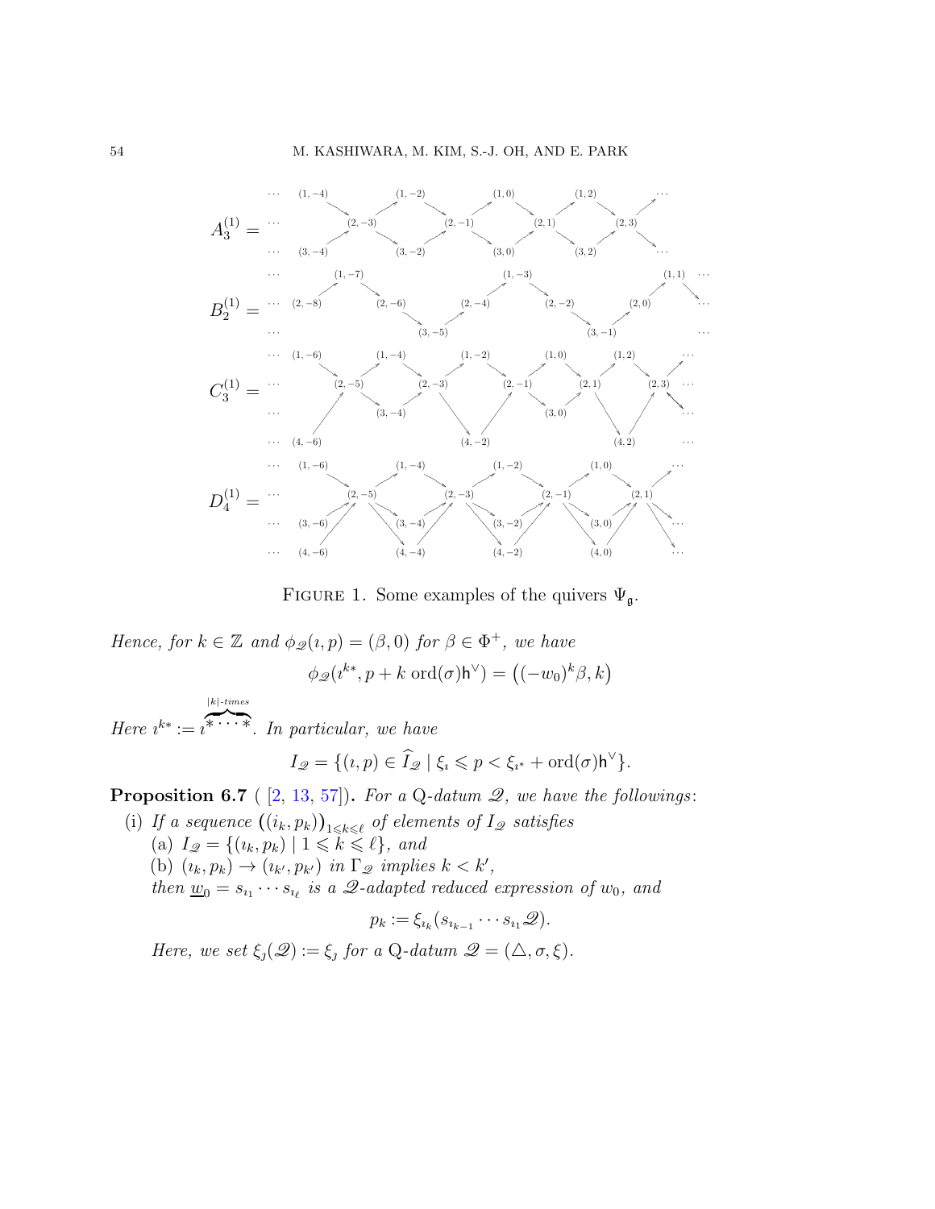$$A_3^{(1)} = \quad \cdots \quad (1,-4) \quad (2,-3) \quad (1,-2) \quad (2,-1) \quad (1,0) \quad (2,1) \quad (1,2) \quad (2,3) \quad \cdots$$

$$B_2^{(1)} = \quad \cdots \quad (2,-8) \quad (1,-7) \quad (2,-6) \quad (3,-5) \quad (2,-4) \quad (1,-3) \quad (2,-2) \quad (3,-1) \quad (2,0) \quad (1,1) \quad \cdots$$

$$C_3^{(1)} = \quad \cdots \quad (1,-6) \quad (4,-6) \quad (2,-5) \quad (1,-4) \quad (3,-4) \quad (2,-3) \quad (1,-2) \quad (4,-2) \quad (2,-1) \quad (1,0) \quad (3,0) \quad (2,1) \quad (1,2) \quad (4,2) \quad (2,3) \quad \cdots$$

$$D_4^{(1)} = \quad \cdots \quad (1,-6) \quad (3,-6) \quad (4,-6) \quad (2,-5) \quad (1,-4) \quad (3,-4) \quad (4,-4) \quad (2,-3) \quad (1,-2) \quad (3,-2) \quad (4,-2) \quad (2,-1) \quad (1,0) \quad (3,0) \quad (4,0) \quad (2,1) \quad \cdots$$

FIGURE 1. Some examples of the quivers $\Psi_{\mathfrak{g}}$.

*Hence, for $k \in \mathbb{Z}$ and $\phi_{\mathscr{Q}}(\imath, p) = (\beta, 0)$ for $\beta \in \Phi^+$, we have*

$$\phi_{\mathscr{Q}}(\imath^{k*}, p + k\,\mathrm{ord}(\sigma)\mathsf{h}^\vee) = \big((-w_0)^k\beta, k\big)$$

*Here* $\imath^{k*} := \imath^{\overbrace{*\cdots*}^{|k|\text{-times}}}$. *In particular, we have*

$$I_{\mathscr{Q}} = \{(\imath, p) \in \widehat{I}_{\mathscr{Q}} \mid \xi_\imath \leqslant p < \xi_{\imath^*} + \mathrm{ord}(\sigma)\mathsf{h}^\vee\}.$$

**Proposition 6.7** ( [2, 13, 57]). *For a* Q*-datum $\mathscr{Q}$, we have the followings*:

(i) *If a sequence $\big((\imath_k, p_k)\big)_{1 \leqslant k \leqslant \ell}$ of elements of $I_{\mathscr{Q}}$ satisfies*
   (a) $I_{\mathscr{Q}} = \{(\imath_k, p_k) \mid 1 \leqslant k \leqslant \ell\}$, *and*
   (b) $(\imath_k, p_k) \to (\imath_{k'}, p_{k'})$ *in $\Gamma_{\mathscr{Q}}$ implies $k < k'$,*

   *then $\underline{w}_0 = s_{\imath_1} \cdots s_{\imath_\ell}$ is a $\mathscr{Q}$-adapted reduced expression of $w_0$, and*

$$p_k := \xi_{\imath_k}(s_{\imath_{k-1}} \cdots s_{\imath_1}\mathscr{Q}).$$

   *Here, we set $\xi_\jmath(\mathscr{Q}) := \xi_\jmath$ for a* Q*-datum $\mathscr{Q} = (\triangle, \sigma, \xi)$.*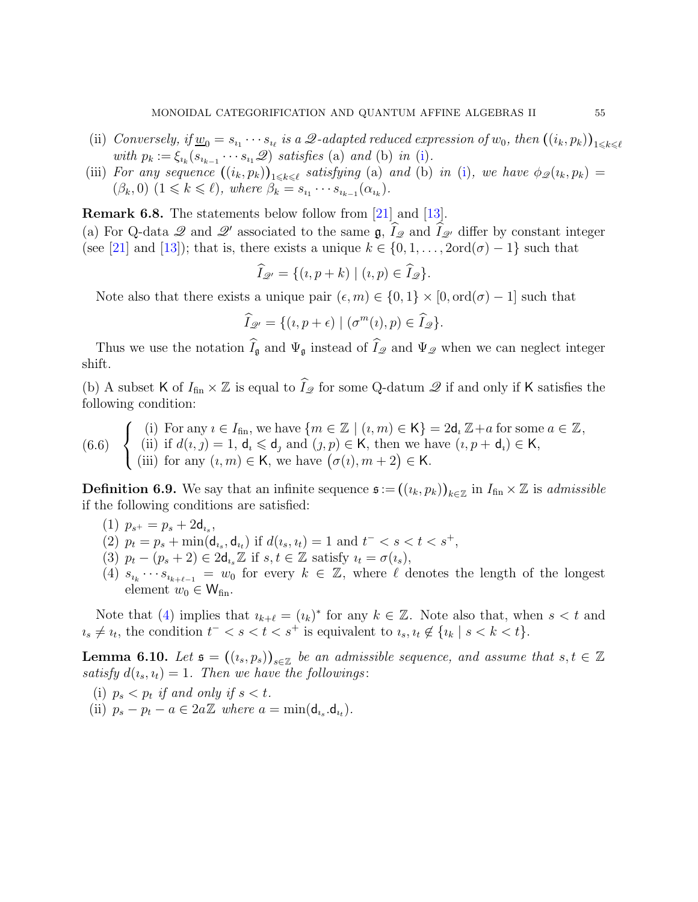(ii) *Conversely, if* $\underline{w}_0 = s_{\imath_1} \cdots s_{\imath_\ell}$ *is a* $\mathscr{Q}$*-adapted reduced expression of* $w_0$*, then* $\big((i_k, p_k)\big)_{1 \leqslant k \leqslant \ell}$ *with* $p_k := \xi_{\imath_k}(s_{\imath_{k-1}} \cdots s_{\imath_1} \mathscr{Q})$ *satisfies* (a) *and* (b) *in* (i).

(iii) *For any sequence* $\big((i_k, p_k)\big)_{1 \leqslant k \leqslant \ell}$ *satisfying* (a) *and* (b) *in* (i)*, we have* $\phi_{\mathscr{Q}}(\imath_k, p_k) = (\beta_k, 0)$ $(1 \leqslant k \leqslant \ell)$*, where* $\beta_k = s_{\imath_1} \cdots s_{\imath_{k-1}}(\alpha_{\imath_k})$.

**Remark 6.8.** The statements below follow from [21] and [13].

(a) For Q-data $\mathscr{Q}$ and $\mathscr{Q}'$ associated to the same $\mathfrak{g}$, $\widehat{I}_{\mathscr{Q}}$ and $\widehat{I}_{\mathscr{Q}'}$ differ by constant integer (see [21] and [13]); that is, there exists a unique $k \in \{0, 1, \ldots, 2\mathrm{ord}(\sigma) - 1\}$ such that

$$\widehat{I}_{\mathscr{Q}'} = \{(\imath, p + k) \mid (\imath, p) \in \widehat{I}_{\mathscr{Q}}\}.$$

Note also that there exists a unique pair $(\epsilon, m) \in \{0, 1\} \times [0, \mathrm{ord}(\sigma) - 1]$ such that

$$\widehat{I}_{\mathscr{Q}'} = \{(\imath, p + \epsilon) \mid (\sigma^m(\imath), p) \in \widehat{I}_{\mathscr{Q}}\}.$$

Thus we use the notation $\widehat{I}_{\mathfrak{g}}$ and $\Psi_{\mathfrak{g}}$ instead of $\widehat{I}_{\mathscr{Q}}$ and $\Psi_{\mathscr{Q}}$ when we can neglect integer shift.

(b) A subset $\mathsf{K}$ of $I_{\mathrm{fin}} \times \mathbb{Z}$ is equal to $\widehat{I}_{\mathscr{Q}}$ for some Q-datum $\mathscr{Q}$ if and only if $\mathsf{K}$ satisfies the following condition:

$$(6.6) \quad \begin{cases} \text{(i) For any } \imath \in I_{\mathrm{fin}}, \text{ we have } \{m \in \mathbb{Z} \mid (\imath, m) \in \mathsf{K}\} = 2\mathsf{d}_\imath \mathbb{Z} + a \text{ for some } a \in \mathbb{Z}, \\ \text{(ii) if } d(\imath, \jmath) = 1,\ \mathsf{d}_\imath \leqslant \mathsf{d}_\jmath \text{ and } (\jmath, p) \in \mathsf{K}, \text{ then we have } (\imath, p + \mathsf{d}_\imath) \in \mathsf{K}, \\ \text{(iii) for any } (\imath, m) \in \mathsf{K}, \text{ we have } \big(\sigma(\imath), m + 2\big) \in \mathsf{K}. \end{cases}$$

**Definition 6.9.** We say that an infinite sequence $\mathfrak{s} := \big((\imath_k, p_k)\big)_{k \in \mathbb{Z}}$ in $I_{\mathrm{fin}} \times \mathbb{Z}$ is *admissible* if the following conditions are satisfied:

(1) $p_{s^+} = p_s + 2\mathsf{d}_{\imath_s}$,

(2) $p_t = p_s + \min(\mathsf{d}_{\imath_s}, \mathsf{d}_{\imath_t})$ if $d(\imath_s, \imath_t) = 1$ and $t^- < s < t < s^+$,

(3) $p_t - (p_s + 2) \in 2\mathsf{d}_{\imath_s}\mathbb{Z}$ if $s, t \in \mathbb{Z}$ satisfy $\imath_t = \sigma(\imath_s)$,

(4) $s_{\imath_k} \cdots s_{\imath_{k+\ell-1}} = w_0$ for every $k \in \mathbb{Z}$, where $\ell$ denotes the length of the longest element $w_0 \in \mathsf{W}_{\mathrm{fin}}$.

Note that (4) implies that $\imath_{k+\ell} = (\imath_k)^*$ for any $k \in \mathbb{Z}$. Note also that, when $s < t$ and $\imath_s \neq \imath_t$, the condition $t^- < s < t < s^+$ is equivalent to $\imath_s, \imath_t \notin \{\imath_k \mid s < k < t\}$.

**Lemma 6.10.** *Let* $\mathfrak{s} = \big((\imath_s, p_s)\big)_{s \in \mathbb{Z}}$ *be an admissible sequence, and assume that* $s, t \in \mathbb{Z}$ *satisfy* $d(\imath_s, \imath_t) = 1$*. Then we have the followings*:

(i) $p_s < p_t$ *if and only if* $s < t$.

(ii) $p_s - p_t - a \in 2a\mathbb{Z}$ *where* $a = \min(\mathsf{d}_{\imath_s} . \mathsf{d}_{\imath_t})$.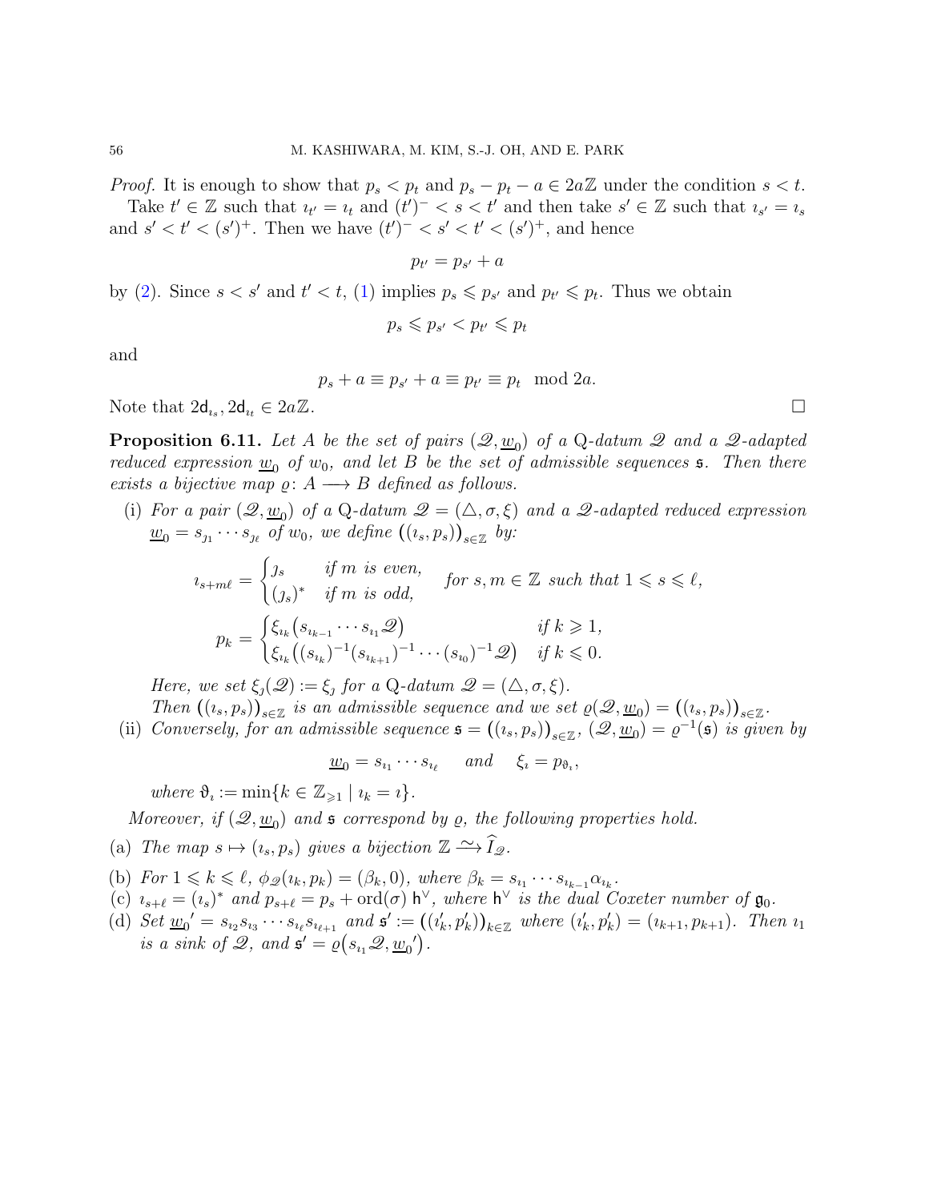*Proof.* It is enough to show that $p_s < p_t$ and $p_s - p_t - a \in 2a\mathbb{Z}$ under the condition $s < t$.

Take $t' \in \mathbb{Z}$ such that $\imath_{t'} = \imath_t$ and $(t')^- < s < t'$ and then take $s' \in \mathbb{Z}$ such that $\imath_{s'} = \imath_s$ and $s' < t' < (s')^+$. Then we have $(t')^- < s' < t' < (s')^+$, and hence

$$p_{t'} = p_{s'} + a$$

by (2). Since $s < s'$ and $t' < t$, (1) implies $p_s \leqslant p_{s'}$ and $p_{t'} \leqslant p_t$. Thus we obtain

$$p_s \leqslant p_{s'} < p_{t'} \leqslant p_t$$

and

$$p_s + a \equiv p_{s'} + a \equiv p_{t'} \equiv p_t \mod 2a.$$

Note that $2\mathsf{d}_{\imath_s}, 2\mathsf{d}_{\imath_t} \in 2a\mathbb{Z}$. $\square$

**Proposition 6.11.** *Let $A$ be the set of pairs $(\mathscr{Q}, \underline{w_0})$ of a Q-datum $\mathscr{Q}$ and a $\mathscr{Q}$-adapted reduced expression $\underline{w_0}$ of $w_0$, and let $B$ be the set of admissible sequences $\mathfrak{s}$. Then there exists a bijective map $\varrho \colon A \longrightarrow B$ defined as follows.*

(i) *For a pair $(\mathscr{Q}, \underline{w_0})$ of a Q-datum $\mathscr{Q} = (\triangle, \sigma, \xi)$ and a $\mathscr{Q}$-adapted reduced expression $\underline{w_0} = s_{\jmath_1} \cdots s_{\jmath_\ell}$ of $w_0$, we define $\big((\imath_s, p_s)\big)_{s\in\mathbb{Z}}$ by:*

$$\imath_{s+m\ell} = \begin{cases} \jmath_s & \text{if } m \text{ is even,} \\ (\jmath_s)^* & \text{if } m \text{ is odd,} \end{cases} \quad \text{for } s, m \in \mathbb{Z} \text{ such that } 1 \leqslant s \leqslant \ell,$$

$$p_k = \begin{cases} \xi_{\imath_k}\big(s_{\imath_{k-1}} \cdots s_{\imath_1}\mathscr{Q}\big) & \text{if } k \geqslant 1, \\ \xi_{\imath_k}\big((s_{\imath_k})^{-1}(s_{\imath_{k+1}})^{-1} \cdots (s_{\imath_0})^{-1}\mathscr{Q}\big) & \text{if } k \leqslant 0. \end{cases}$$

*Here, we set $\xi_\jmath(\mathscr{Q}) := \xi_\jmath$ for a Q-datum $\mathscr{Q} = (\triangle, \sigma, \xi)$.*

*Then $\big((\imath_s, p_s)\big)_{s\in\mathbb{Z}}$ is an admissible sequence and we set $\varrho(\mathscr{Q}, \underline{w_0}) = \big((\imath_s, p_s)\big)_{s\in\mathbb{Z}}$.*

(ii) *Conversely, for an admissible sequence $\mathfrak{s} = \big((\imath_s, p_s)\big)_{s\in\mathbb{Z}}$, $(\mathscr{Q}, \underline{w_0}) = \varrho^{-1}(\mathfrak{s})$ is given by*

$$\underline{w_0} = s_{\imath_1} \cdots s_{\imath_\ell} \quad \text{and} \quad \xi_\imath = p_{\vartheta_\imath},$$

*where $\vartheta_\imath := \min\{k \in \mathbb{Z}_{\geqslant 1} \mid \imath_k = \imath\}$.*

*Moreover, if $(\mathscr{Q}, \underline{w_0})$ and $\mathfrak{s}$ correspond by $\varrho$, the following properties hold.*

(a) *The map $s \mapsto (\imath_s, p_s)$ gives a bijection $\mathbb{Z} \xrightarrow{\sim} \widehat{I}_{\mathscr{Q}}$.*

(b) *For $1 \leqslant k \leqslant \ell$, $\phi_{\mathscr{Q}}(\imath_k, p_k) = (\beta_k, 0)$, where $\beta_k = s_{\imath_1} \cdots s_{\imath_{k-1}}\alpha_{\imath_k}$.*

(c) *$\imath_{s+\ell} = (\imath_s)^*$ and $p_{s+\ell} = p_s + \mathrm{ord}(\sigma)\, \mathsf{h}^\vee$, where $\mathsf{h}^\vee$ is the dual Coxeter number of $\mathfrak{g}_0$.*

(d) *Set $\underline{w_0}' = s_{\imath_2} s_{\imath_3} \cdots s_{\imath_\ell} s_{\imath_{\ell+1}}$ and $\mathfrak{s}' := \big((\imath'_k, p'_k)\big)_{k\in\mathbb{Z}}$ where $(\imath'_k, p'_k) = (\imath_{k+1}, p_{k+1})$. Then $\imath_1$ is a sink of $\mathscr{Q}$, and $\mathfrak{s}' = \varrho\big(s_{\imath_1}\mathscr{Q}, \underline{w_0}'\big)$.*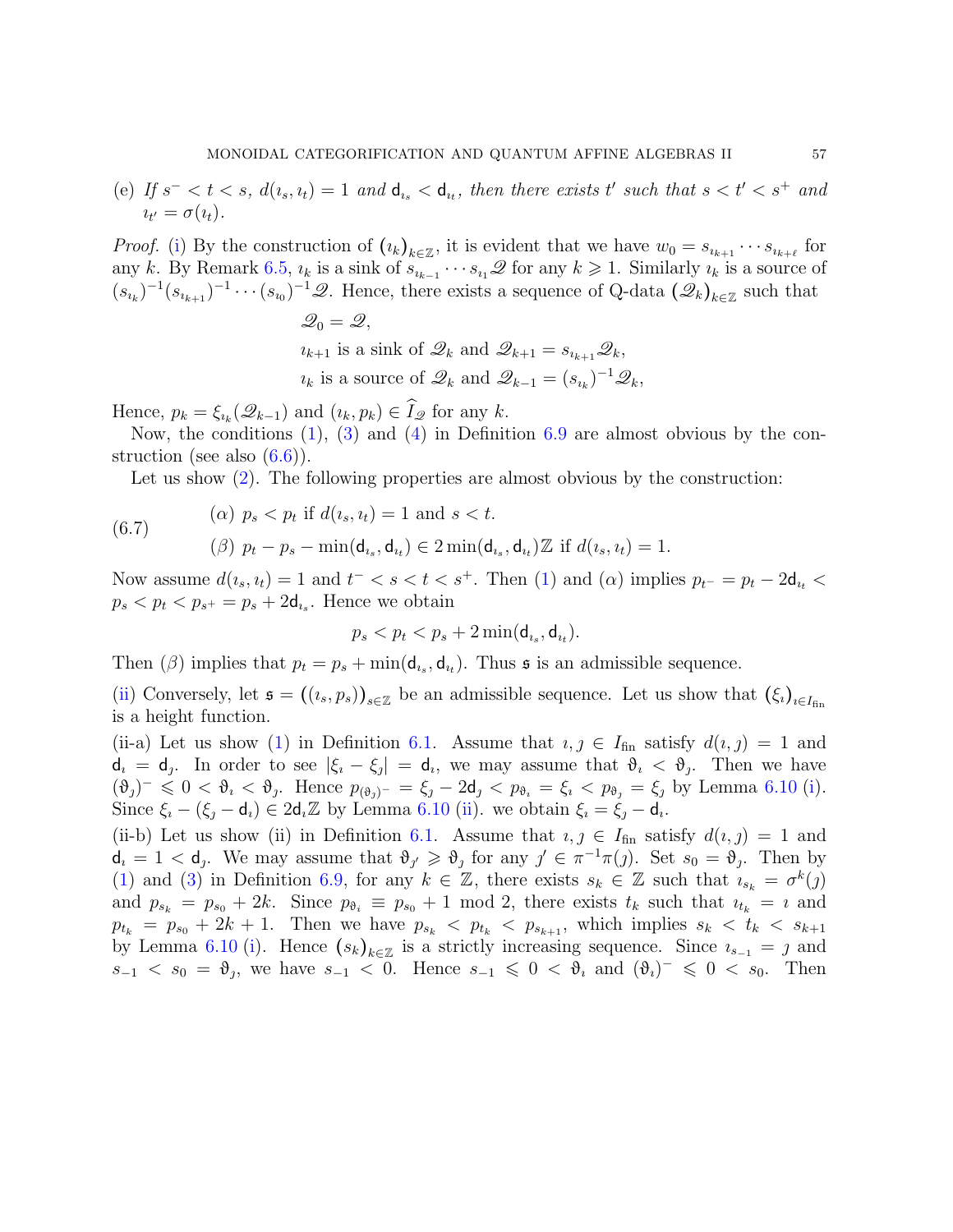(e) *If $s^- < t < s$, $d(\imath_s, \imath_t) = 1$ and $\mathsf{d}_{\imath_s} < \mathsf{d}_{\imath_t}$, then there exists $t'$ such that $s < t' < s^+$ and $\imath_{t'} = \sigma(\imath_t)$.*

*Proof.* (i) By the construction of $(\imath_k)_{k\in\mathbb{Z}}$, it is evident that we have $w_0 = s_{\imath_{k+1}} \cdots s_{\imath_{k+\ell}}$ for any $k$. By Remark 6.5, $\imath_k$ is a sink of $s_{\imath_{k-1}} \cdots s_{\imath_1}\mathscr{Q}$ for any $k \geqslant 1$. Similarly $\imath_k$ is a source of $(s_{\imath_k})^{-1}(s_{\imath_{k+1}})^{-1} \cdots (s_{\imath_0})^{-1}\mathscr{Q}$. Hence, there exists a sequence of Q-data $(\mathscr{Q}_k)_{k\in\mathbb{Z}}$ such that

$$\mathscr{Q}_0 = \mathscr{Q},$$
$$\imath_{k+1} \text{ is a sink of } \mathscr{Q}_k \text{ and } \mathscr{Q}_{k+1} = s_{\imath_{k+1}}\mathscr{Q}_k,$$
$$\imath_k \text{ is a source of } \mathscr{Q}_k \text{ and } \mathscr{Q}_{k-1} = (s_{\imath_k})^{-1}\mathscr{Q}_k,$$

Hence, $p_k = \xi_{\imath_k}(\mathscr{Q}_{k-1})$ and $(\imath_k, p_k) \in \widehat{I}_{\mathscr{Q}}$ for any $k$.

Now, the conditions (1), (3) and (4) in Definition 6.9 are almost obvious by the construction (see also (6.6)).

Let us show (2). The following properties are almost obvious by the construction:

$$\text{(6.7)} \qquad \begin{aligned} &(\alpha)\ p_s < p_t \text{ if } d(\imath_s, \imath_t) = 1 \text{ and } s < t. \\ &(\beta)\ p_t - p_s - \min(\mathsf{d}_{\imath_s}, \mathsf{d}_{\imath_t}) \in 2\min(\mathsf{d}_{\imath_s}, \mathsf{d}_{\imath_t})\mathbb{Z} \text{ if } d(\imath_s, \imath_t) = 1. \end{aligned}$$

Now assume $d(\imath_s, \imath_t) = 1$ and $t^- < s < t < s^+$. Then (1) and $(\alpha)$ implies $p_{t^-} = p_t - 2\mathsf{d}_{\imath_t} < p_s < p_t < p_{s^+} = p_s + 2\mathsf{d}_{\imath_s}$. Hence we obtain

$$p_s < p_t < p_s + 2\min(\mathsf{d}_{\imath_s}, \mathsf{d}_{\imath_t}).$$

Then $(\beta)$ implies that $p_t = p_s + \min(\mathsf{d}_{\imath_s}, \mathsf{d}_{\imath_t})$. Thus $\mathfrak{s}$ is an admissible sequence.

(ii) Conversely, let $\mathfrak{s} = ((\imath_s, p_s))_{s\in\mathbb{Z}}$ be an admissible sequence. Let us show that $(\xi_\imath)_{\imath\in I_{\rm fin}}$ is a height function.

(ii-a) Let us show (1) in Definition 6.1. Assume that $\imath, \jmath \in I_{\rm fin}$ satisfy $d(\imath, \jmath) = 1$ and $\mathsf{d}_\imath = \mathsf{d}_\jmath$. In order to see $|\xi_\imath - \xi_\jmath| = \mathsf{d}_\imath$, we may assume that $\vartheta_\imath < \vartheta_\jmath$. Then we have $(\vartheta_\jmath)^- \leqslant 0 < \vartheta_\imath < \vartheta_\jmath$. Hence $p_{(\vartheta_\jmath)^-} = \xi_\jmath - 2\mathsf{d}_\jmath < p_{\vartheta_\imath} = \xi_\imath < p_{\vartheta_\jmath} = \xi_\jmath$ by Lemma 6.10 (i). Since $\xi_\imath - (\xi_\jmath - \mathsf{d}_\imath) \in 2\mathsf{d}_\imath\mathbb{Z}$ by Lemma 6.10 (ii). we obtain $\xi_\imath = \xi_\jmath - \mathsf{d}_\imath$.

(ii-b) Let us show (ii) in Definition 6.1. Assume that $\imath, \jmath \in I_{\rm fin}$ satisfy $d(\imath, \jmath) = 1$ and $\mathsf{d}_\imath = 1 < \mathsf{d}_\jmath$. We may assume that $\vartheta_{\jmath'} \geqslant \vartheta_\jmath$ for any $\jmath' \in \pi^{-1}\pi(\jmath)$. Set $s_0 = \vartheta_\jmath$. Then by (1) and (3) in Definition 6.9, for any $k \in \mathbb{Z}$, there exists $s_k \in \mathbb{Z}$ such that $\imath_{s_k} = \sigma^k(\jmath)$ and $p_{s_k} = p_{s_0} + 2k$. Since $p_{\vartheta_\imath} \equiv p_{s_0} + 1 \bmod 2$, there exists $t_k$ such that $\imath_{t_k} = \imath$ and $p_{t_k} = p_{s_0} + 2k + 1$. Then we have $p_{s_k} < p_{t_k} < p_{s_{k+1}}$, which implies $s_k < t_k < s_{k+1}$ by Lemma 6.10 (i). Hence $(s_k)_{k\in\mathbb{Z}}$ is a strictly increasing sequence. Since $\imath_{s_{-1}} = \jmath$ and $s_{-1} < s_0 = \vartheta_\jmath$, we have $s_{-1} < 0$. Hence $s_{-1} \leqslant 0 < \vartheta_\imath$ and $(\vartheta_\imath)^- \leqslant 0 < s_0$. Then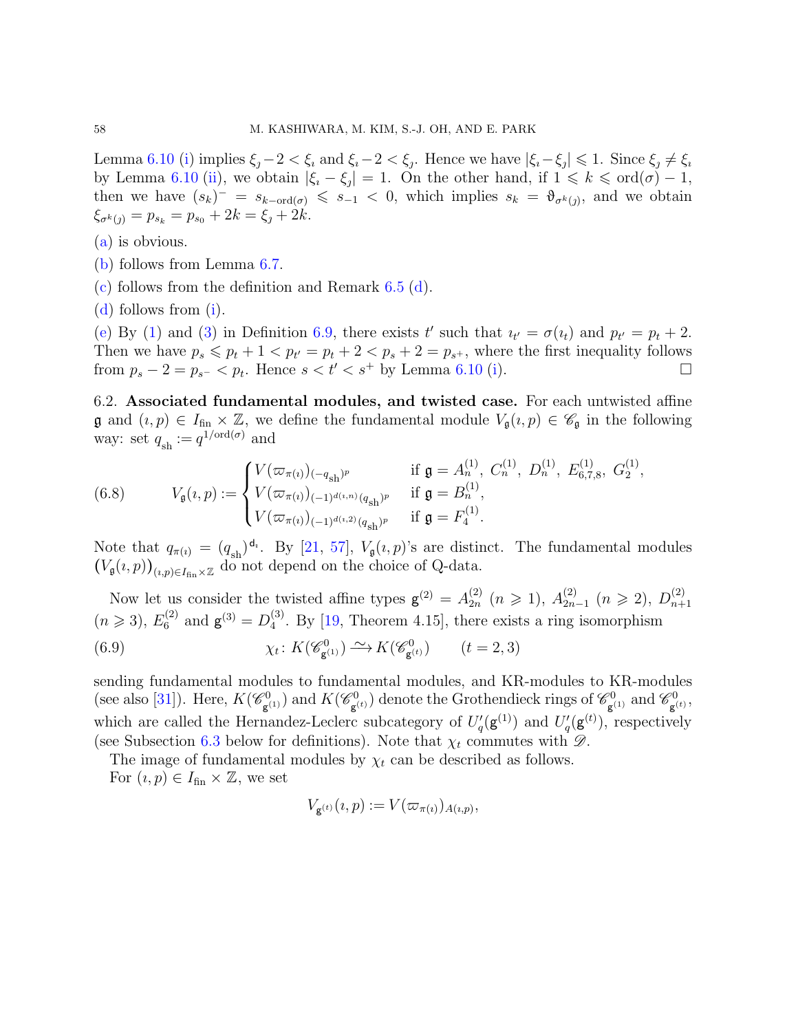Lemma 6.10 (i) implies $\xi_\jmath - 2 < \xi_\imath$ and $\xi_\imath - 2 < \xi_\jmath$. Hence we have $|\xi_\imath - \xi_\jmath| \leqslant 1$. Since $\xi_\jmath \neq \xi_\imath$ by Lemma 6.10 (ii), we obtain $|\xi_\imath - \xi_\jmath| = 1$. On the other hand, if $1 \leqslant k \leqslant \mathrm{ord}(\sigma) - 1$, then we have $(s_k)^- = s_{k-\mathrm{ord}(\sigma)} \leqslant s_{-1} < 0$, which implies $s_k = \vartheta_{\sigma^k(\jmath)}$, and we obtain $\xi_{\sigma^k(\jmath)} = p_{s_k} = p_{s_0} + 2k = \xi_\jmath + 2k$.

(a) is obvious.

(b) follows from Lemma 6.7.

(c) follows from the definition and Remark 6.5 (d).

(d) follows from (i).

(e) By (1) and (3) in Definition 6.9, there exists $t'$ such that $\imath_{t'} = \sigma(\imath_t)$ and $p_{t'} = p_t + 2$. Then we have $p_s \leqslant p_t + 1 < p_{t'} = p_t + 2 < p_s + 2 = p_{s^+}$, where the first inequality follows from $p_s - 2 = p_{s^-} < p_t$. Hence $s < t' < s^+$ by Lemma 6.10 (i). □

## 6.2. Associated fundamental modules, and twisted case.

For each untwisted affine $\mathfrak{g}$ and $(\imath, p) \in I_{\mathrm{fin}} \times \mathbb{Z}$, we define the fundamental module $V_\mathfrak{g}(\imath, p) \in \mathscr{C}_\mathfrak{g}$ in the following way: set $q_{\mathrm{sh}} := q^{1/\mathrm{ord}(\sigma)}$ and

$$V_\mathfrak{g}(\imath, p) := \begin{cases} V(\varpi_{\pi(\imath)})_{(-q_{\mathrm{sh}})^p} & \text{if } \mathfrak{g} = A_n^{(1)},\ C_n^{(1)},\ D_n^{(1)},\ E_{6,7,8}^{(1)},\ G_2^{(1)}, \\ V(\varpi_{\pi(\imath)})_{(-1)^{d(\imath,n)}(q_{\mathrm{sh}})^p} & \text{if } \mathfrak{g} = B_n^{(1)}, \\ V(\varpi_{\pi(\imath)})_{(-1)^{d(\imath,2)}(q_{\mathrm{sh}})^p} & \text{if } \mathfrak{g} = F_4^{(1)}. \end{cases} \tag{6.8}$$

Note that $q_{\pi(\imath)} = (q_{\mathrm{sh}})^{\mathsf{d}_\imath}$. By [21, 57], $V_\mathfrak{g}(\imath, p)$'s are distinct. The fundamental modules $\big(V_\mathfrak{g}(\imath, p)\big)_{(\imath,p)\in I_{\mathrm{fin}}\times\mathbb{Z}}$ do not depend on the choice of Q-data.

Now let us consider the twisted affine types $\mathsf{g}^{(2)} = A_{2n}^{(2)}$ $(n \geqslant 1)$, $A_{2n-1}^{(2)}$ $(n \geqslant 2)$, $D_{n+1}^{(2)}$ $(n \geqslant 3)$, $E_6^{(2)}$ and $\mathsf{g}^{(3)} = D_4^{(3)}$. By [19, Theorem 4.15], there exists a ring isomorphism

$$\chi_t \colon K(\mathscr{C}^0_{\mathsf{g}^{(1)}}) \xrightarrow{\sim} K(\mathscr{C}^0_{\mathsf{g}^{(t)}}) \qquad (t = 2, 3) \tag{6.9}$$

sending fundamental modules to fundamental modules, and KR-modules to KR-modules (see also [31]). Here, $K(\mathscr{C}^0_{\mathsf{g}^{(1)}})$ and $K(\mathscr{C}^0_{\mathsf{g}^{(t)}})$ denote the Grothendieck rings of $\mathscr{C}^0_{\mathsf{g}^{(1)}}$ and $\mathscr{C}^0_{\mathsf{g}^{(t)}}$, which are called the Hernandez-Leclerc subcategory of $U_q'(\mathsf{g}^{(1)})$ and $U_q'(\mathsf{g}^{(t)})$, respectively (see Subsection 6.3 below for definitions). Note that $\chi_t$ commutes with $\mathscr{D}$.

The image of fundamental modules by $\chi_t$ can be described as follows.

For $(\imath, p) \in I_{\mathrm{fin}} \times \mathbb{Z}$, we set

$$V_{\mathsf{g}^{(t)}}(\imath, p) := V(\varpi_{\pi(\imath)})_{A(\imath,p)},$$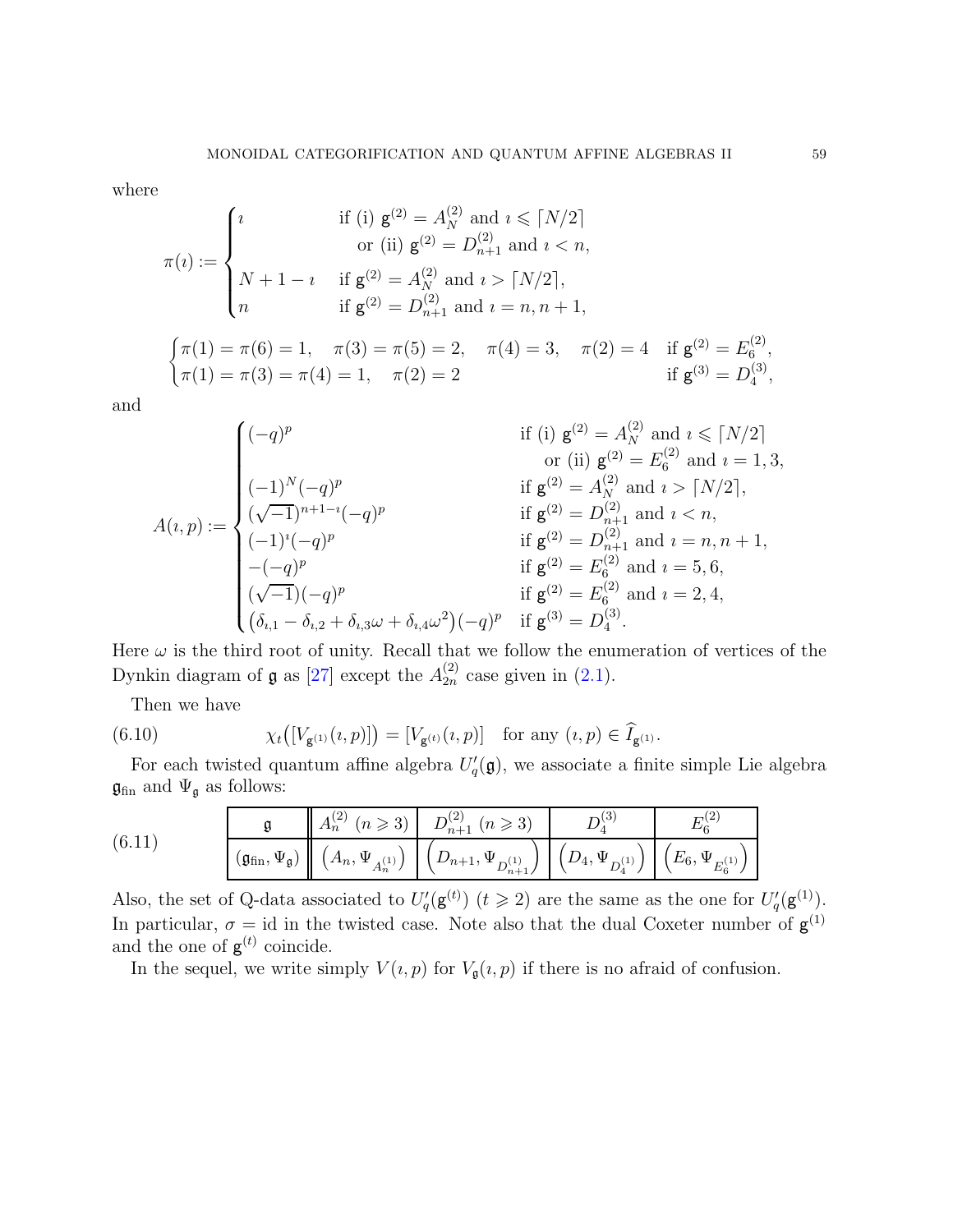where

$$
\pi(\imath) := \begin{cases} \imath & \text{if (i) } \mathsf{g}^{(2)} = A_N^{(2)} \text{ and } \imath \leqslant \lceil N/2 \rceil \\ & \quad \text{or (ii) } \mathsf{g}^{(2)} = D_{n+1}^{(2)} \text{ and } \imath < n, \\ N+1-\imath & \text{if } \mathsf{g}^{(2)} = A_N^{(2)} \text{ and } \imath > \lceil N/2 \rceil, \\ n & \text{if } \mathsf{g}^{(2)} = D_{n+1}^{(2)} \text{ and } \imath = n, n+1, \end{cases}
$$

$$
\begin{cases} \pi(1) = \pi(6) = 1, \quad \pi(3) = \pi(5) = 2, \quad \pi(4) = 3, \quad \pi(2) = 4 & \text{if } \mathsf{g}^{(2)} = E_6^{(2)}, \\ \pi(1) = \pi(3) = \pi(4) = 1, \quad \pi(2) = 2 & \text{if } \mathsf{g}^{(3)} = D_4^{(3)}, \end{cases}
$$

and

$$
A(\imath, p) := \begin{cases} (-q)^p & \text{if (i) } \mathsf{g}^{(2)} = A_N^{(2)} \text{ and } \imath \leqslant \lceil N/2 \rceil \\ & \quad \text{or (ii) } \mathsf{g}^{(2)} = E_6^{(2)} \text{ and } \imath = 1, 3, \\ (-1)^N (-q)^p & \text{if } \mathsf{g}^{(2)} = A_N^{(2)} \text{ and } \imath > \lceil N/2 \rceil, \\ (\sqrt{-1})^{n+1-\imath} (-q)^p & \text{if } \mathsf{g}^{(2)} = D_{n+1}^{(2)} \text{ and } \imath < n, \\ (-1)^\imath (-q)^p & \text{if } \mathsf{g}^{(2)} = D_{n+1}^{(2)} \text{ and } \imath = n, n+1, \\ -(-q)^p & \text{if } \mathsf{g}^{(2)} = E_6^{(2)} \text{ and } \imath = 5, 6, \\ (\sqrt{-1})(-q)^p & \text{if } \mathsf{g}^{(2)} = E_6^{(2)} \text{ and } \imath = 2, 4, \\ \big(\delta_{\imath,1} - \delta_{\imath,2} + \delta_{\imath,3}\omega + \delta_{\imath,4}\omega^2\big)(-q)^p & \text{if } \mathsf{g}^{(3)} = D_4^{(3)}. \end{cases}
$$

Here $\omega$ is the third root of unity. Recall that we follow the enumeration of vertices of the Dynkin diagram of $\mathfrak{g}$ as [27] except the $A_{2n}^{(2)}$ case given in (2.1).

Then we have

$$
\chi_t\big([V_{\mathsf{g}^{(1)}}(\imath, p)]\big) = [V_{\mathsf{g}^{(t)}}(\imath, p)] \quad \text{for any } (\imath, p) \in \widehat{I}_{\mathsf{g}^{(1)}}. \tag{6.10}
$$

For each twisted quantum affine algebra $U_q'(\mathfrak{g})$, we associate a finite simple Lie algebra $\mathfrak{g}_{\mathrm{fin}}$ and $\Psi_{\mathfrak{g}}$ as follows:

(6.11)

| $\mathfrak{g}$ | $A_n^{(2)}$ $(n \geqslant 3)$ | $D_{n+1}^{(2)}$ $(n \geqslant 3)$ | $D_4^{(3)}$ | $E_6^{(2)}$ |
|---|---|---|---|---|
| $(\mathfrak{g}_{\mathrm{fin}}, \Psi_{\mathfrak{g}})$ | $\big(A_n, \Psi_{A_n^{(1)}}\big)$ | $\big(D_{n+1}, \Psi_{D_{n+1}^{(1)}}\big)$ | $\big(D_4, \Psi_{D_4^{(1)}}\big)$ | $\big(E_6, \Psi_{E_6^{(1)}}\big)$ |

Also, the set of Q-data associated to $U_q'(\mathsf{g}^{(t)})$ $(t \geqslant 2)$ are the same as the one for $U_q'(\mathsf{g}^{(1)})$. In particular, $\sigma = \mathrm{id}$ in the twisted case. Note also that the dual Coxeter number of $\mathsf{g}^{(1)}$ and the one of $\mathsf{g}^{(t)}$ coincide.

In the sequel, we write simply $V(\imath, p)$ for $V_{\mathfrak{g}}(\imath, p)$ if there is no afraid of confusion.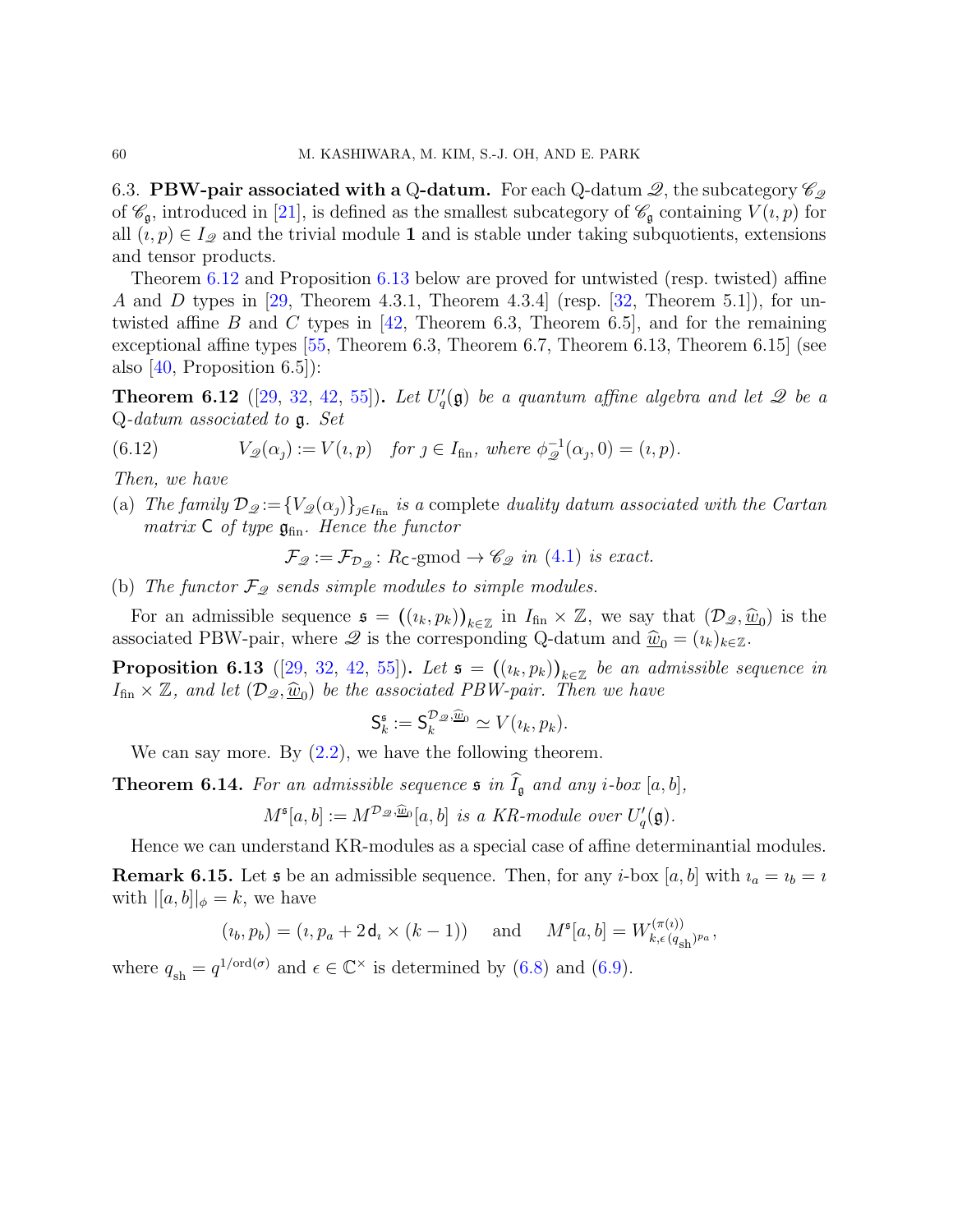6.3. **PBW-pair associated with a Q-datum.** For each Q-datum $\mathscr{Q}$, the subcategory $\mathscr{C}_{\mathscr{Q}}$ of $\mathscr{C}_{\mathfrak{g}}$, introduced in [21], is defined as the smallest subcategory of $\mathscr{C}_{\mathfrak{g}}$ containing $V(\imath, p)$ for all $(\imath, p) \in I_{\mathscr{Q}}$ and the trivial module $\mathbf{1}$ and is stable under taking subquotients, extensions and tensor products.

Theorem 6.12 and Proposition 6.13 below are proved for untwisted (resp. twisted) affine $A$ and $D$ types in [29, Theorem 4.3.1, Theorem 4.3.4] (resp. [32, Theorem 5.1]), for untwisted affine $B$ and $C$ types in [42, Theorem 6.3, Theorem 6.5], and for the remaining exceptional affine types [55, Theorem 6.3, Theorem 6.7, Theorem 6.13, Theorem 6.15] (see also [40, Proposition 6.5]):

**Theorem 6.12** ([29, 32, 42, 55])**.** *Let $U_q'(\mathfrak{g})$ be a quantum affine algebra and let $\mathscr{Q}$ be a* Q*-datum associated to $\mathfrak{g}$. Set*

$$V_{\mathscr{Q}}(\alpha_\jmath) := V(\imath, p) \quad \text{for } \jmath \in I_{\text{fin}}, \text{ where } \phi_{\mathscr{Q}}^{-1}(\alpha_\jmath, 0) = (\imath, p). \tag{6.12}$$

*Then, we have*

(a) *The family $\mathcal{D}_{\mathscr{Q}} := \{V_{\mathscr{Q}}(\alpha_\jmath)\}_{\jmath \in I_{\text{fin}}}$ is a* complete *duality datum associated with the Cartan matrix $\mathsf{C}$ of type $\mathfrak{g}_{\text{fin}}$. Hence the functor*

$$\mathcal{F}_{\mathscr{Q}} := \mathcal{F}_{\mathcal{D}_{\mathscr{Q}}} \colon R_{\mathsf{C}}\text{-gmod} \to \mathscr{C}_{\mathscr{Q}} \text{ in (4.1) is exact.}$$

(b) *The functor $\mathcal{F}_{\mathscr{Q}}$ sends simple modules to simple modules.*

For an admissible sequence $\mathfrak{s} = \big((\imath_k, p_k)\big)_{k \in \mathbb{Z}}$ in $I_{\text{fin}} \times \mathbb{Z}$, we say that $(\mathcal{D}_{\mathscr{Q}}, \underline{\widehat{w}_0})$ is the associated PBW-pair, where $\mathscr{Q}$ is the corresponding Q-datum and $\underline{\widehat{w}_0} = (\imath_k)_{k \in \mathbb{Z}}$.

**Proposition 6.13** ([29, 32, 42, 55])**.** *Let $\mathfrak{s} = \big((\imath_k, p_k)\big)_{k \in \mathbb{Z}}$ be an admissible sequence in $I_{\text{fin}} \times \mathbb{Z}$, and let $(\mathcal{D}_{\mathscr{Q}}, \underline{\widehat{w}_0})$ be the associated PBW-pair. Then we have*

$$\mathsf{S}_k^{\mathfrak{s}} := \mathsf{S}_k^{\mathcal{D}_{\mathscr{Q}}, \underline{\widehat{w}_0}} \simeq V(\imath_k, p_k).$$

We can say more. By (2.2), we have the following theorem.

**Theorem 6.14.** *For an admissible sequence $\mathfrak{s}$ in $\widehat{I}_{\mathfrak{g}}$ and any $i$-box $[a, b]$,*

$$M^{\mathfrak{s}}[a, b] := M^{\mathcal{D}_{\mathscr{Q}}, \underline{\widehat{w}_0}}[a, b] \text{ is a KR-module over } U_q'(\mathfrak{g}).$$

Hence we can understand KR-modules as a special case of affine determinantial modules.

**Remark 6.15.** Let $\mathfrak{s}$ be an admissible sequence. Then, for any $i$-box $[a, b]$ with $\imath_a = \imath_b = \imath$ with $|[a, b]|_\phi = k$, we have

$$(\imath_b, p_b) = (\imath, p_a + 2\mathsf{d}_\imath \times (k-1)) \quad \text{and} \quad M^{\mathfrak{s}}[a, b] = W^{(\pi(\imath))}_{k, \epsilon (q_{\text{sh}})^{p_a}},$$

where $q_{\text{sh}} = q^{1/\text{ord}(\sigma)}$ and $\epsilon \in \mathbb{C}^\times$ is determined by (6.8) and (6.9).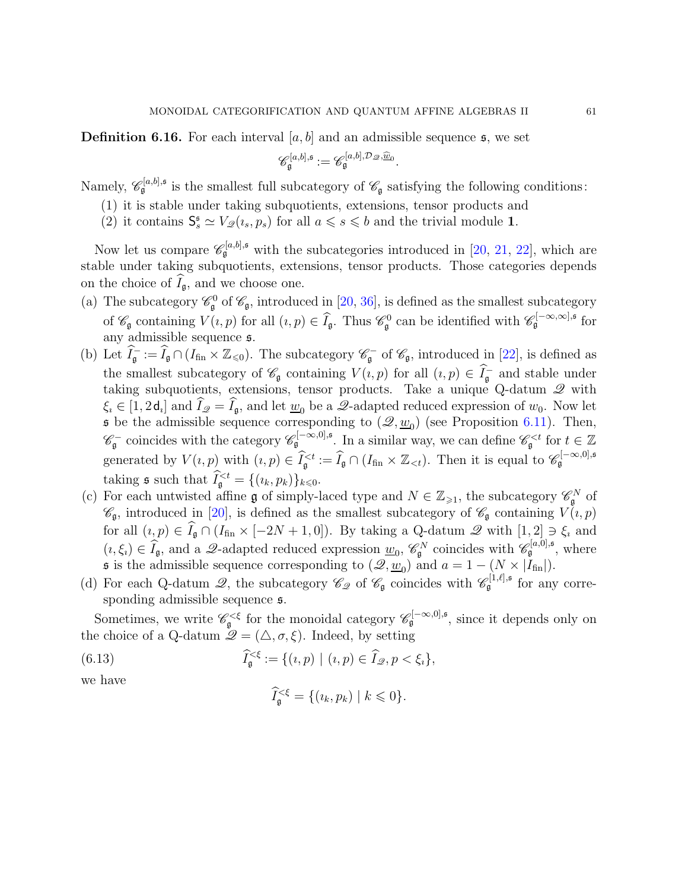**Definition 6.16.** For each interval $[a,b]$ and an admissible sequence $\mathfrak{s}$, we set

$$\mathscr{C}_{\mathfrak{g}}^{[a,b],\mathfrak{s}} := \mathscr{C}_{\mathfrak{g}}^{[a,b],\mathcal{D}_{\mathscr{Q}},\widehat{\underline{w}}_0}.$$

Namely, $\mathscr{C}_{\mathfrak{g}}^{[a,b],\mathfrak{s}}$ is the smallest full subcategory of $\mathscr{C}_{\mathfrak{g}}$ satisfying the following conditions:

(1) it is stable under taking subquotients, extensions, tensor products and
(2) it contains $\mathsf{S}_s^{\mathfrak{s}} \simeq V_{\mathscr{Q}}(\imath_s, p_s)$ for all $a \leqslant s \leqslant b$ and the trivial module $\mathbf{1}$.

Now let us compare $\mathscr{C}_{\mathfrak{g}}^{[a,b],\mathfrak{s}}$ with the subcategories introduced in [20, 21, 22], which are stable under taking subquotients, extensions, tensor products. Those categories depends on the choice of $\widehat{I}_{\mathfrak{g}}$, and we choose one.

(a) The subcategory $\mathscr{C}_{\mathfrak{g}}^0$ of $\mathscr{C}_{\mathfrak{g}}$, introduced in [20, 36], is defined as the smallest subcategory of $\mathscr{C}_{\mathfrak{g}}$ containing $V(\imath,p)$ for all $(\imath,p) \in \widehat{I}_{\mathfrak{g}}$. Thus $\mathscr{C}_{\mathfrak{g}}^0$ can be identified with $\mathscr{C}_{\mathfrak{g}}^{[-\infty,\infty],\mathfrak{s}}$ for any admissible sequence $\mathfrak{s}$.

(b) Let $\widehat{I}_{\mathfrak{g}}^- := \widehat{I}_{\mathfrak{g}} \cap (I_{\rm fin} \times \mathbb{Z}_{\leqslant 0})$. The subcategory $\mathscr{C}_{\mathfrak{g}}^-$ of $\mathscr{C}_{\mathfrak{g}}$, introduced in [22], is defined as the smallest subcategory of $\mathscr{C}_{\mathfrak{g}}$ containing $V(\imath,p)$ for all $(\imath,p) \in \widehat{I}_{\mathfrak{g}}^-$ and stable under taking subquotients, extensions, tensor products. Take a unique Q-datum $\mathscr{Q}$ with $\xi_\imath \in [1, 2\mathsf{d}_\imath]$ and $\widehat{I}_{\mathscr{Q}} = \widehat{I}_{\mathfrak{g}}$, and let $\underline{w}_0$ be a $\mathscr{Q}$-adapted reduced expression of $w_0$. Now let $\mathfrak{s}$ be the admissible sequence corresponding to $(\mathscr{Q}, \underline{w}_0)$ (see Proposition 6.11). Then, $\mathscr{C}_{\mathfrak{g}}^-$ coincides with the category $\mathscr{C}_{\mathfrak{g}}^{[-\infty,0],\mathfrak{s}}$. In a similar way, we can define $\mathscr{C}_{\mathfrak{g}}^{<t}$ for $t \in \mathbb{Z}$ generated by $V(\imath,p)$ with $(\imath,p) \in \widehat{I}_{\mathfrak{g}}^{<t} := \widehat{I}_{\mathfrak{g}} \cap (I_{\rm fin} \times \mathbb{Z}_{<t})$. Then it is equal to $\mathscr{C}_{\mathfrak{g}}^{[-\infty,0],\mathfrak{s}}$ taking $\mathfrak{s}$ such that $\widehat{I}_{\mathfrak{g}}^{<t} = \{(\imath_k, p_k)\}_{k \leqslant 0}$.

(c) For each untwisted affine $\mathfrak{g}$ of simply-laced type and $N \in \mathbb{Z}_{\geqslant 1}$, the subcategory $\mathscr{C}_{\mathfrak{g}}^N$ of $\mathscr{C}_{\mathfrak{g}}$, introduced in [20], is defined as the smallest subcategory of $\mathscr{C}_{\mathfrak{g}}$ containing $V(\imath,p)$ for all $(\imath,p) \in \widehat{I}_{\mathfrak{g}} \cap (I_{\rm fin} \times [-2N+1, 0])$. By taking a Q-datum $\mathscr{Q}$ with $[1,2] \ni \xi_\imath$ and $(\imath, \xi_\imath) \in \widehat{I}_{\mathfrak{g}}$, and a $\mathscr{Q}$-adapted reduced expression $\underline{w}_0$, $\mathscr{C}_{\mathfrak{g}}^N$ coincides with $\mathscr{C}_{\mathfrak{g}}^{[a,0],\mathfrak{s}}$, where $\mathfrak{s}$ is the admissible sequence corresponding to $(\mathscr{Q}, \underline{w}_0)$ and $a = 1 - (N \times |I_{\rm fin}|)$.

(d) For each Q-datum $\mathscr{Q}$, the subcategory $\mathscr{C}_{\mathscr{Q}}$ of $\mathscr{C}_{\mathfrak{g}}$ coincides with $\mathscr{C}_{\mathfrak{g}}^{[1,\ell],\mathfrak{s}}$ for any corresponding admissible sequence $\mathfrak{s}$.

Sometimes, we write $\mathscr{C}_{\mathfrak{g}}^{<\xi}$ for the monoidal category $\mathscr{C}_{\mathfrak{g}}^{[-\infty,0],\mathfrak{s}}$, since it depends only on the choice of a Q-datum $\mathscr{Q} = (\triangle, \sigma, \xi)$. Indeed, by setting

$$\widehat{I}_{\mathfrak{g}}^{<\xi} := \{(\imath,p) \mid (\imath,p) \in \widehat{I}_{\mathscr{Q}}, p < \xi_\imath\}, \tag{6.13}$$

we have

$$\widehat{I}_{\mathfrak{g}}^{<\xi} = \{(\imath_k, p_k) \mid k \leqslant 0\}.$$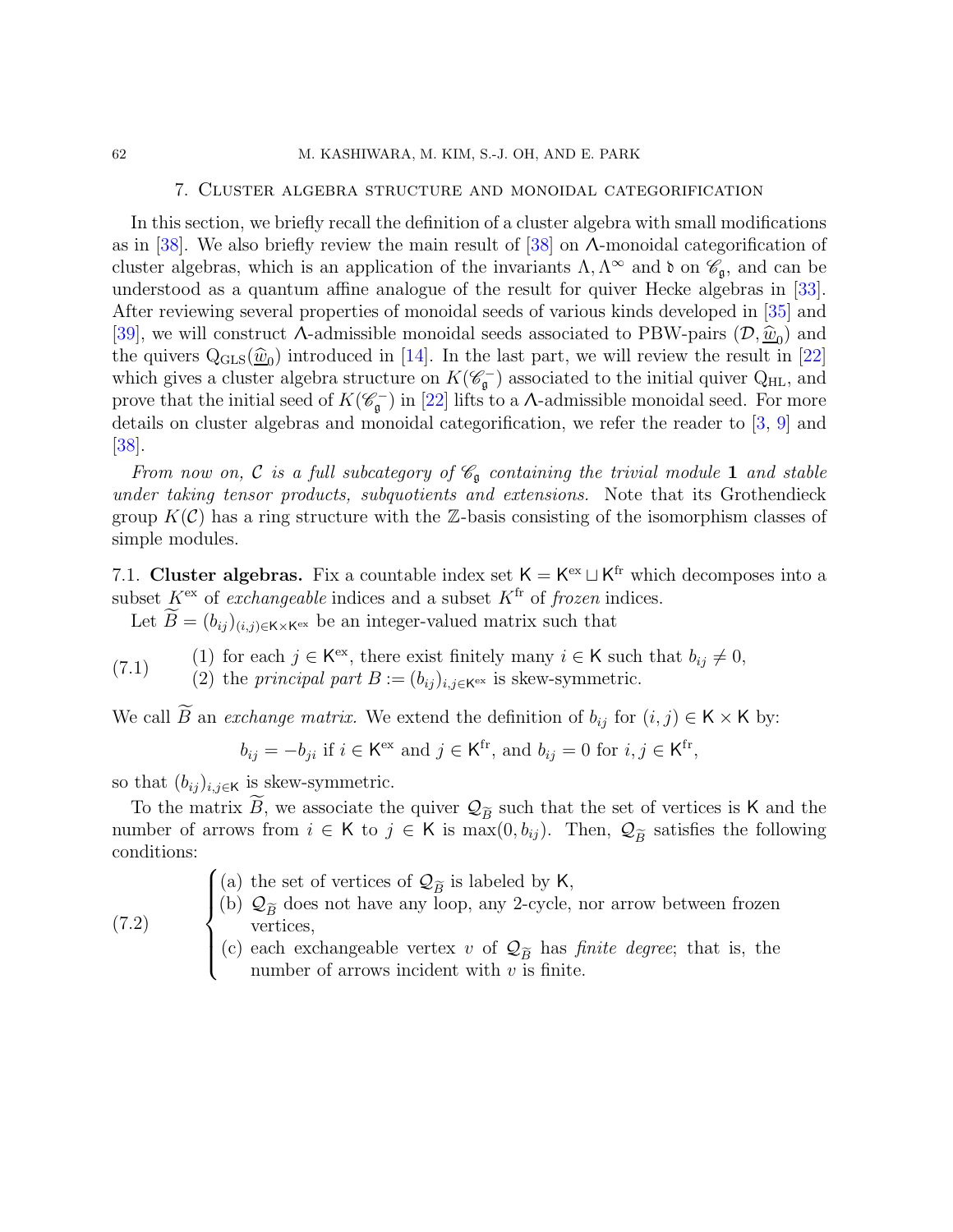## 7. Cluster algebra structure and monoidal categorification

In this section, we briefly recall the definition of a cluster algebra with small modifications as in [38]. We also briefly review the main result of [38] on $\Lambda$-monoidal categorification of cluster algebras, which is an application of the invariants $\Lambda, \Lambda^\infty$ and $\mathfrak{d}$ on $\mathscr{C}_\mathfrak{g}$, and can be understood as a quantum affine analogue of the result for quiver Hecke algebras in [33]. After reviewing several properties of monoidal seeds of various kinds developed in [35] and [39], we will construct $\Lambda$-admissible monoidal seeds associated to PBW-pairs $(\mathcal{D}, \underline{\widehat{w}_0})$ and the quivers $\mathrm{Q}_{\mathrm{GLS}}(\underline{\widehat{w}_0})$ introduced in [14]. In the last part, we will review the result in [22] which gives a cluster algebra structure on $K(\mathscr{C}_\mathfrak{g}^-)$ associated to the initial quiver $\mathrm{Q}_{\mathrm{HL}}$, and prove that the initial seed of $K(\mathscr{C}_\mathfrak{g}^-)$ in [22] lifts to a $\Lambda$-admissible monoidal seed. For more details on cluster algebras and monoidal categorification, we refer the reader to [3, 9] and [38].

*From now on, $\mathcal{C}$ is a full subcategory of $\mathscr{C}_\mathfrak{g}$ containing the trivial module $\mathbf{1}$ and stable under taking tensor products, subquotients and extensions.* Note that its Grothendieck group $K(\mathcal{C})$ has a ring structure with the $\mathbb{Z}$-basis consisting of the isomorphism classes of simple modules.

### 7.1. Cluster algebras.

Fix a countable index set $\mathsf{K} = \mathsf{K}^{\mathrm{ex}} \sqcup \mathsf{K}^{\mathrm{fr}}$ which decomposes into a subset $K^{\mathrm{ex}}$ of *exchangeable* indices and a subset $K^{\mathrm{fr}}$ of *frozen* indices.

Let $\widetilde{B} = (b_{ij})_{(i,j)\in \mathsf{K}\times\mathsf{K}^{\mathrm{ex}}}$ be an integer-valued matrix such that

$$
\text{(7.1)} \qquad \begin{array}{l} \text{(1) for each } j \in \mathsf{K}^{\mathrm{ex}}, \text{ there exist finitely many } i \in \mathsf{K} \text{ such that } b_{ij} \neq 0, \\ \text{(2) the } \textit{principal part } B := (b_{ij})_{i,j\in\mathsf{K}^{\mathrm{ex}}} \text{ is skew-symmetric.} \end{array}
$$

We call $\widetilde{B}$ an *exchange matrix.* We extend the definition of $b_{ij}$ for $(i,j) \in \mathsf{K}\times\mathsf{K}$ by:

$$
b_{ij} = -b_{ji} \text{ if } i \in \mathsf{K}^{\mathrm{ex}} \text{ and } j \in \mathsf{K}^{\mathrm{fr}}, \text{ and } b_{ij} = 0 \text{ for } i,j \in \mathsf{K}^{\mathrm{fr}},
$$

so that $(b_{ij})_{i,j\in\mathsf{K}}$ is skew-symmetric.

To the matrix $\widetilde{B}$, we associate the quiver $\mathcal{Q}_{\widetilde{B}}$ such that the set of vertices is $\mathsf{K}$ and the number of arrows from $i \in \mathsf{K}$ to $j \in \mathsf{K}$ is $\max(0, b_{ij})$. Then, $\mathcal{Q}_{\widetilde{B}}$ satisfies the following conditions:

$$
\text{(7.2)} \qquad \begin{cases} \text{(a) the set of vertices of } \mathcal{Q}_{\widetilde{B}} \text{ is labeled by } \mathsf{K}, \\ \text{(b) } \mathcal{Q}_{\widetilde{B}} \text{ does not have any loop, any 2-cycle, nor arrow between frozen vertices,} \\ \text{(c) each exchangeable vertex } v \text{ of } \mathcal{Q}_{\widetilde{B}} \text{ has } \textit{finite degree}\text{; that is, the number of arrows incident with } v \text{ is finite.} \end{cases}
$$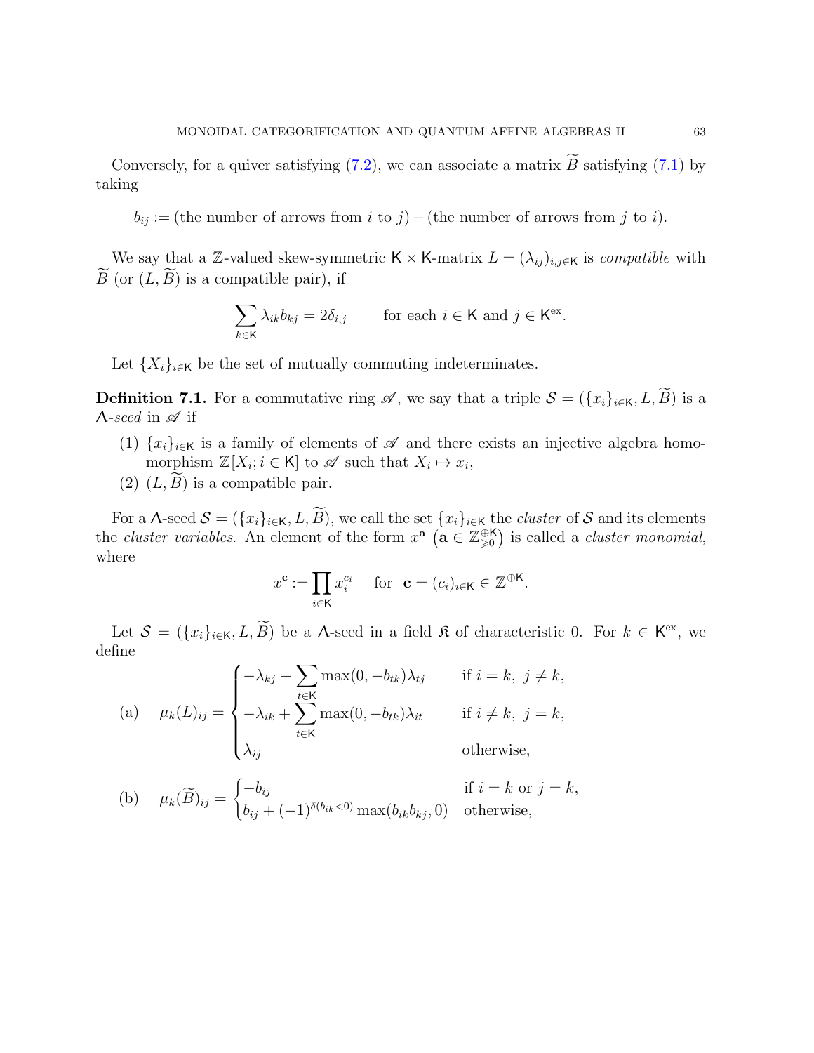Conversely, for a quiver satisfying (7.2), we can associate a matrix $\widetilde{B}$ satisfying (7.1) by taking

$$b_{ij} := (\text{the number of arrows from } i \text{ to } j) - (\text{the number of arrows from } j \text{ to } i).$$

We say that a $\mathbb{Z}$-valued skew-symmetric $\mathsf{K} \times \mathsf{K}$-matrix $L = (\lambda_{ij})_{i,j \in \mathsf{K}}$ is *compatible* with $\widetilde{B}$ (or $(L, \widetilde{B})$ is a compatible pair), if

$$\sum_{k \in \mathsf{K}} \lambda_{ik} b_{kj} = 2\delta_{i,j} \qquad \text{for each } i \in \mathsf{K} \text{ and } j \in \mathsf{K}^{\mathrm{ex}}.$$

Let $\{X_i\}_{i \in \mathsf{K}}$ be the set of mutually commuting indeterminates.

**Definition 7.1.** For a commutative ring $\mathscr{A}$, we say that a triple $\mathcal{S} = (\{x_i\}_{i \in \mathsf{K}}, L, \widetilde{B})$ is a $\Lambda$-*seed* in $\mathscr{A}$ if

1. $\{x_i\}_{i \in \mathsf{K}}$ is a family of elements of $\mathscr{A}$ and there exists an injective algebra homomorphism $\mathbb{Z}[X_i; i \in \mathsf{K}]$ to $\mathscr{A}$ such that $X_i \mapsto x_i$,
2. $(L, \widetilde{B})$ is a compatible pair.

For a $\Lambda$-seed $\mathcal{S} = (\{x_i\}_{i \in \mathsf{K}}, L, \widetilde{B})$, we call the set $\{x_i\}_{i \in \mathsf{K}}$ the *cluster* of $\mathcal{S}$ and its elements the *cluster variables*. An element of the form $x^{\mathbf{a}}$ $\left(\mathbf{a} \in \mathbb{Z}_{\geqslant 0}^{\oplus \mathsf{K}}\right)$ is called a *cluster monomial*, where

$$x^{\mathbf{c}} := \prod_{i \in \mathsf{K}} x_i^{c_i} \quad \text{ for } \mathbf{c} = (c_i)_{i \in \mathsf{K}} \in \mathbb{Z}^{\oplus \mathsf{K}}.$$

Let $\mathcal{S} = (\{x_i\}_{i \in \mathsf{K}}, L, \widetilde{B})$ be a $\Lambda$-seed in a field $\mathfrak{K}$ of characteristic 0. For $k \in \mathsf{K}^{\mathrm{ex}}$, we define

$$\text{(a)} \quad \mu_k(L)_{ij} = \begin{cases} -\lambda_{kj} + \displaystyle\sum_{t \in \mathsf{K}} \max(0, -b_{tk}) \lambda_{tj} & \text{if } i = k,\ j \neq k, \\ -\lambda_{ik} + \displaystyle\sum_{t \in \mathsf{K}} \max(0, -b_{tk}) \lambda_{it} & \text{if } i \neq k,\ j = k, \\ \lambda_{ij} & \text{otherwise,} \end{cases}$$

$$\text{(b)} \quad \mu_k(\widetilde{B})_{ij} = \begin{cases} -b_{ij} & \text{if } i = k \text{ or } j = k, \\ b_{ij} + (-1)^{\delta(b_{ik} < 0)} \max(b_{ik} b_{kj}, 0) & \text{otherwise,} \end{cases}$$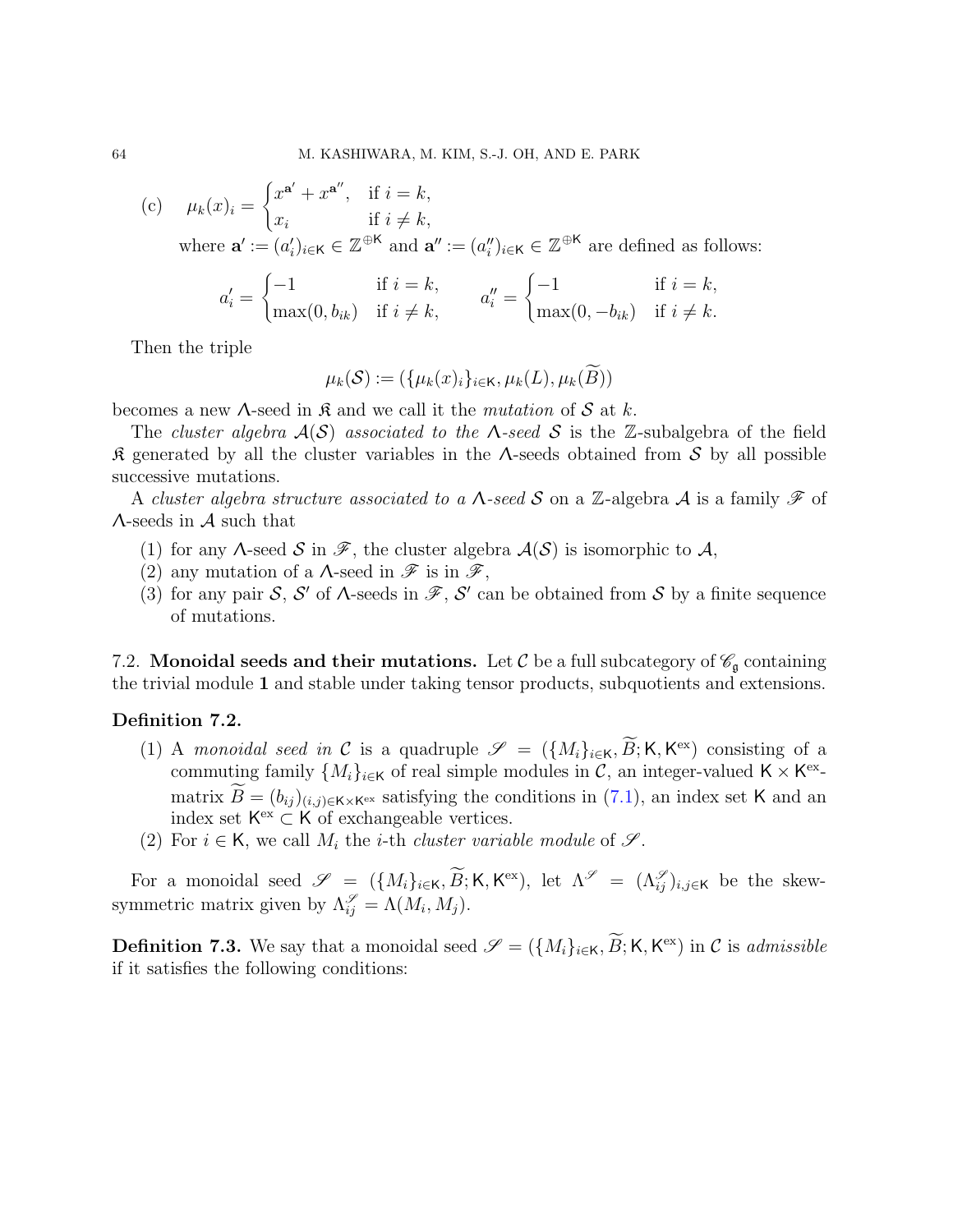(c) $\mu_k(x)_i = \begin{cases} x^{\mathbf{a}'} + x^{\mathbf{a}''}, & \text{if } i = k, \\ x_i & \text{if } i \neq k, \end{cases}$

where $\mathbf{a}' := (a'_i)_{i \in \mathsf{K}} \in \mathbb{Z}^{\oplus \mathsf{K}}$ and $\mathbf{a}'' := (a''_i)_{i \in \mathsf{K}} \in \mathbb{Z}^{\oplus \mathsf{K}}$ are defined as follows:

$$a'_i = \begin{cases} -1 & \text{if } i = k, \\ \max(0, b_{ik}) & \text{if } i \neq k, \end{cases} \qquad a''_i = \begin{cases} -1 & \text{if } i = k, \\ \max(0, -b_{ik}) & \text{if } i \neq k. \end{cases}$$

Then the triple

$$\mu_k(\mathcal{S}) := (\{\mu_k(x)_i\}_{i \in \mathsf{K}}, \mu_k(L), \mu_k(\widetilde{B}))$$

becomes a new $\Lambda$-seed in $\mathfrak{K}$ and we call it the *mutation* of $\mathcal{S}$ at $k$.

The *cluster algebra* $\mathcal{A}(\mathcal{S})$ *associated to the* $\Lambda$*-seed* $\mathcal{S}$ is the $\mathbb{Z}$-subalgebra of the field $\mathfrak{K}$ generated by all the cluster variables in the $\Lambda$-seeds obtained from $\mathcal{S}$ by all possible successive mutations.

A *cluster algebra structure associated to a* $\Lambda$*-seed* $\mathcal{S}$ on a $\mathbb{Z}$-algebra $\mathcal{A}$ is a family $\mathscr{F}$ of $\Lambda$-seeds in $\mathcal{A}$ such that

1. for any $\Lambda$-seed $\mathcal{S}$ in $\mathscr{F}$, the cluster algebra $\mathcal{A}(\mathcal{S})$ is isomorphic to $\mathcal{A}$,
2. any mutation of a $\Lambda$-seed in $\mathscr{F}$ is in $\mathscr{F}$,
3. for any pair $\mathcal{S}$, $\mathcal{S}'$ of $\Lambda$-seeds in $\mathscr{F}$, $\mathcal{S}'$ can be obtained from $\mathcal{S}$ by a finite sequence of mutations.

7.2. **Monoidal seeds and their mutations.** Let $\mathcal{C}$ be a full subcategory of $\mathscr{C}_\mathfrak{g}$ containing the trivial module $\mathbf{1}$ and stable under taking tensor products, subquotients and extensions.

**Definition 7.2.**

1. A *monoidal seed in* $\mathcal{C}$ is a quadruple $\mathscr{S} = (\{M_i\}_{i \in \mathsf{K}}, \widetilde{B}; \mathsf{K}, \mathsf{K}^{\mathrm{ex}})$ consisting of a commuting family $\{M_i\}_{i \in \mathsf{K}}$ of real simple modules in $\mathcal{C}$, an integer-valued $\mathsf{K} \times \mathsf{K}^{\mathrm{ex}}$-matrix $\widetilde{B} = (b_{ij})_{(i,j) \in \mathsf{K} \times \mathsf{K}^{\mathrm{ex}}}$ satisfying the conditions in (7.1), an index set $\mathsf{K}$ and an index set $\mathsf{K}^{\mathrm{ex}} \subset \mathsf{K}$ of exchangeable vertices.
2. For $i \in \mathsf{K}$, we call $M_i$ the $i$-th *cluster variable module* of $\mathscr{S}$.

For a monoidal seed $\mathscr{S} = (\{M_i\}_{i \in \mathsf{K}}, \widetilde{B}; \mathsf{K}, \mathsf{K}^{\mathrm{ex}})$, let $\Lambda^{\mathscr{S}} = (\Lambda^{\mathscr{S}}_{ij})_{i,j \in \mathsf{K}}$ be the skew-symmetric matrix given by $\Lambda^{\mathscr{S}}_{ij} = \Lambda(M_i, M_j)$.

**Definition 7.3.** We say that a monoidal seed $\mathscr{S} = (\{M_i\}_{i \in \mathsf{K}}, \widetilde{B}; \mathsf{K}, \mathsf{K}^{\mathrm{ex}})$ in $\mathcal{C}$ is *admissible* if it satisfies the following conditions: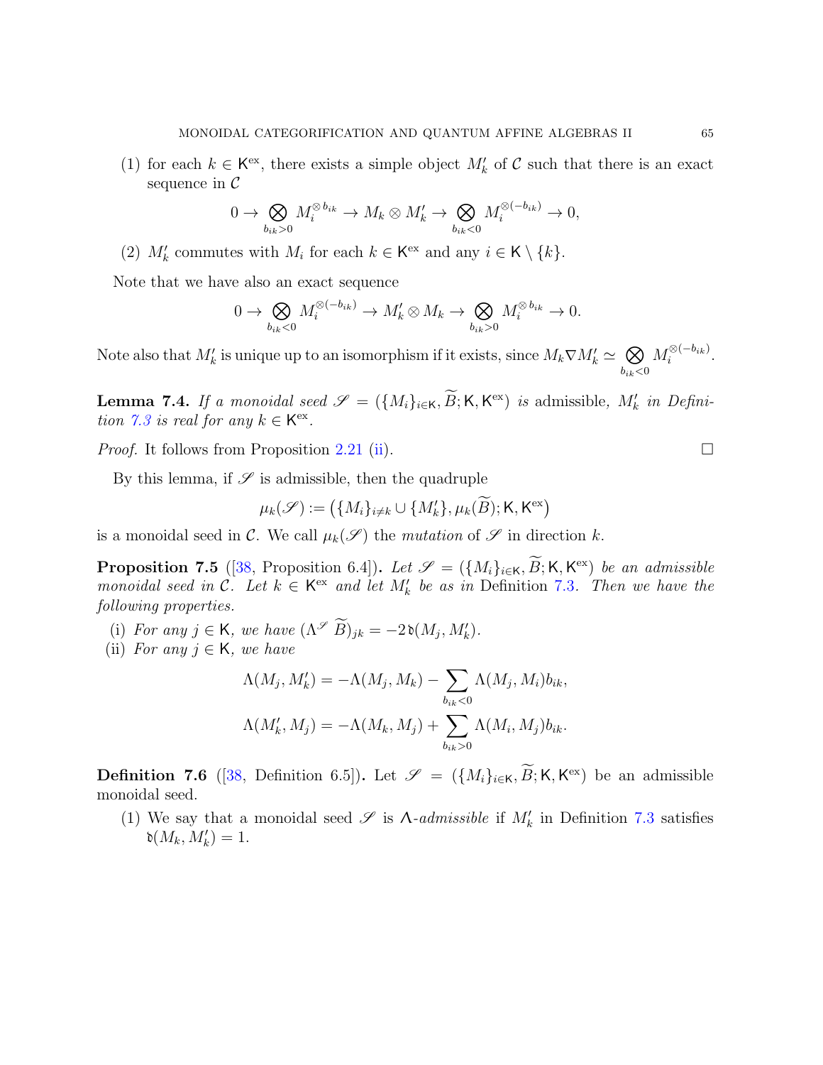(1) for each $k \in \mathsf{K}^{\mathrm{ex}}$, there exists a simple object $M_k'$ of $\mathcal{C}$ such that there is an exact sequence in $\mathcal{C}$

$$0 \to \bigotimes_{b_{ik}>0} M_i^{\otimes b_{ik}} \to M_k \otimes M_k' \to \bigotimes_{b_{ik}<0} M_i^{\otimes(-b_{ik})} \to 0,$$

(2) $M_k'$ commutes with $M_i$ for each $k \in \mathsf{K}^{\mathrm{ex}}$ and any $i \in \mathsf{K} \setminus \{k\}$.

Note that we have also an exact sequence

$$0 \to \bigotimes_{b_{ik}<0} M_i^{\otimes(-b_{ik})} \to M_k' \otimes M_k \to \bigotimes_{b_{ik}>0} M_i^{\otimes b_{ik}} \to 0.$$

Note also that $M_k'$ is unique up to an isomorphism if it exists, since $M_k \nabla M_k' \simeq \bigotimes_{b_{ik}<0} M_i^{\otimes(-b_{ik})}$.

**Lemma 7.4.** *If a monoidal seed $\mathscr{S} = (\{M_i\}_{i\in\mathsf{K}}, \widetilde{B}; \mathsf{K}, \mathsf{K}^{\mathrm{ex}})$ is* admissible*, $M_k'$ in Definition 7.3 is real for any $k \in \mathsf{K}^{\mathrm{ex}}$.*

*Proof.* It follows from Proposition 2.21 (ii). ☐

By this lemma, if $\mathscr{S}$ is admissible, then the quadruple

$$\mu_k(\mathscr{S}) := \left(\{M_i\}_{i\neq k} \cup \{M_k'\}, \mu_k(\widetilde{B}); \mathsf{K}, \mathsf{K}^{\mathrm{ex}}\right)$$

is a monoidal seed in $\mathcal{C}$. We call $\mu_k(\mathscr{S})$ the *mutation* of $\mathscr{S}$ in direction $k$.

**Proposition 7.5** ([38, Proposition 6.4])**.** *Let $\mathscr{S} = (\{M_i\}_{i\in\mathsf{K}}, \widetilde{B}; \mathsf{K}, \mathsf{K}^{\mathrm{ex}})$ be an admissible monoidal seed in $\mathcal{C}$. Let $k \in \mathsf{K}^{\mathrm{ex}}$ and let $M_k'$ be as in* Definition 7.3*. Then we have the following properties.*

(i) *For any $j \in \mathsf{K}$, we have $(\Lambda^{\mathscr{S}} \widetilde{B})_{jk} = -2\,\mathfrak{d}(M_j, M_k')$.*

(ii) *For any $j \in \mathsf{K}$, we have*

$$\Lambda(M_j, M_k') = -\Lambda(M_j, M_k) - \sum_{b_{ik}<0} \Lambda(M_j, M_i) b_{ik},$$

$$\Lambda(M_k', M_j) = -\Lambda(M_k, M_j) + \sum_{b_{ik}>0} \Lambda(M_i, M_j) b_{ik}.$$

**Definition 7.6** ([38, Definition 6.5])**.** Let $\mathscr{S} = (\{M_i\}_{i\in\mathsf{K}}, \widetilde{B}; \mathsf{K}, \mathsf{K}^{\mathrm{ex}})$ be an admissible monoidal seed.

(1) We say that a monoidal seed $\mathscr{S}$ is $\Lambda$-*admissible* if $M_k'$ in Definition 7.3 satisfies $\mathfrak{d}(M_k, M_k') = 1$.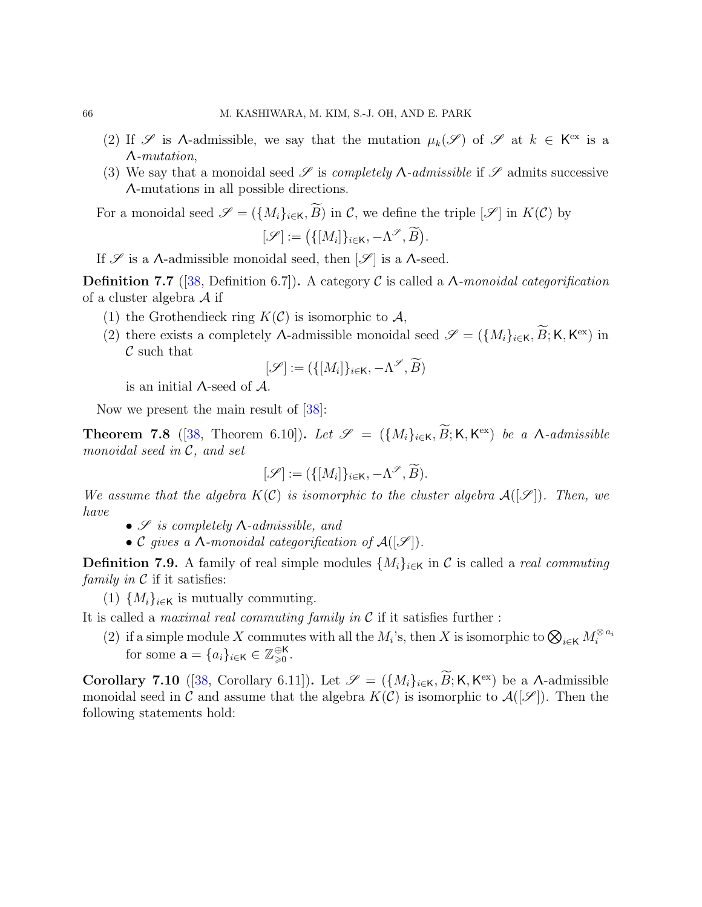(2) If $\mathscr{S}$ is $\Lambda$-admissible, we say that the mutation $\mu_k(\mathscr{S})$ of $\mathscr{S}$ at $k \in \mathsf{K}^{\mathrm{ex}}$ is a *$\Lambda$-mutation*,

(3) We say that a monoidal seed $\mathscr{S}$ is *completely $\Lambda$-admissible* if $\mathscr{S}$ admits successive $\Lambda$-mutations in all possible directions.

For a monoidal seed $\mathscr{S} = (\{M_i\}_{i \in \mathsf{K}}, \widetilde{B})$ in $\mathcal{C}$, we define the triple $[\mathscr{S}]$ in $K(\mathcal{C})$ by

$$[\mathscr{S}] := \big(\{[M_i]\}_{i \in \mathsf{K}}, -\Lambda^{\mathscr{S}}, \widetilde{B}\big).$$

If $\mathscr{S}$ is a $\Lambda$-admissible monoidal seed, then $[\mathscr{S}]$ is a $\Lambda$-seed.

**Definition 7.7** ([38, Definition 6.7])**.** A category $\mathcal{C}$ is called a *$\Lambda$-monoidal categorification* of a cluster algebra $\mathcal{A}$ if

(1) the Grothendieck ring $K(\mathcal{C})$ is isomorphic to $\mathcal{A}$,

(2) there exists a completely $\Lambda$-admissible monoidal seed $\mathscr{S} = (\{M_i\}_{i \in \mathsf{K}}, \widetilde{B}; \mathsf{K}, \mathsf{K}^{\mathrm{ex}})$ in $\mathcal{C}$ such that
$$[\mathscr{S}] := (\{[M_i]\}_{i \in \mathsf{K}}, -\Lambda^{\mathscr{S}}, \widetilde{B})$$
is an initial $\Lambda$-seed of $\mathcal{A}$.

Now we present the main result of [38]:

**Theorem 7.8** ([38, Theorem 6.10])**.** *Let $\mathscr{S} = (\{M_i\}_{i \in \mathsf{K}}, \widetilde{B}; \mathsf{K}, \mathsf{K}^{\mathrm{ex}})$ be a $\Lambda$-admissible monoidal seed in $\mathcal{C}$, and set*

$$[\mathscr{S}] := (\{[M_i]\}_{i \in \mathsf{K}}, -\Lambda^{\mathscr{S}}, \widetilde{B}).$$

*We assume that the algebra $K(\mathcal{C})$ is isomorphic to the cluster algebra $\mathcal{A}([\mathscr{S}])$. Then, we have*

- *$\mathscr{S}$ is completely $\Lambda$-admissible, and*
- *$\mathcal{C}$ gives a $\Lambda$-monoidal categorification of $\mathcal{A}([\mathscr{S}])$.*

**Definition 7.9.** A family of real simple modules $\{M_i\}_{i \in \mathsf{K}}$ in $\mathcal{C}$ is called a *real commuting family in* $\mathcal{C}$ if it satisfies:

(1) $\{M_i\}_{i \in \mathsf{K}}$ is mutually commuting.

It is called a *maximal real commuting family in* $\mathcal{C}$ if it satisfies further :

(2) if a simple module $X$ commutes with all the $M_i$'s, then $X$ is isomorphic to $\bigotimes_{i \in \mathsf{K}} M_i^{\otimes a_i}$ for some $\mathbf{a} = \{a_i\}_{i \in \mathsf{K}} \in \mathbb{Z}_{\geqslant 0}^{\oplus \mathsf{K}}$.

**Corollary 7.10** ([38, Corollary 6.11])**.** Let $\mathscr{S} = (\{M_i\}_{i \in \mathsf{K}}, \widetilde{B}; \mathsf{K}, \mathsf{K}^{\mathrm{ex}})$ be a $\Lambda$-admissible monoidal seed in $\mathcal{C}$ and assume that the algebra $K(\mathcal{C})$ is isomorphic to $\mathcal{A}([\mathscr{S}])$. Then the following statements hold: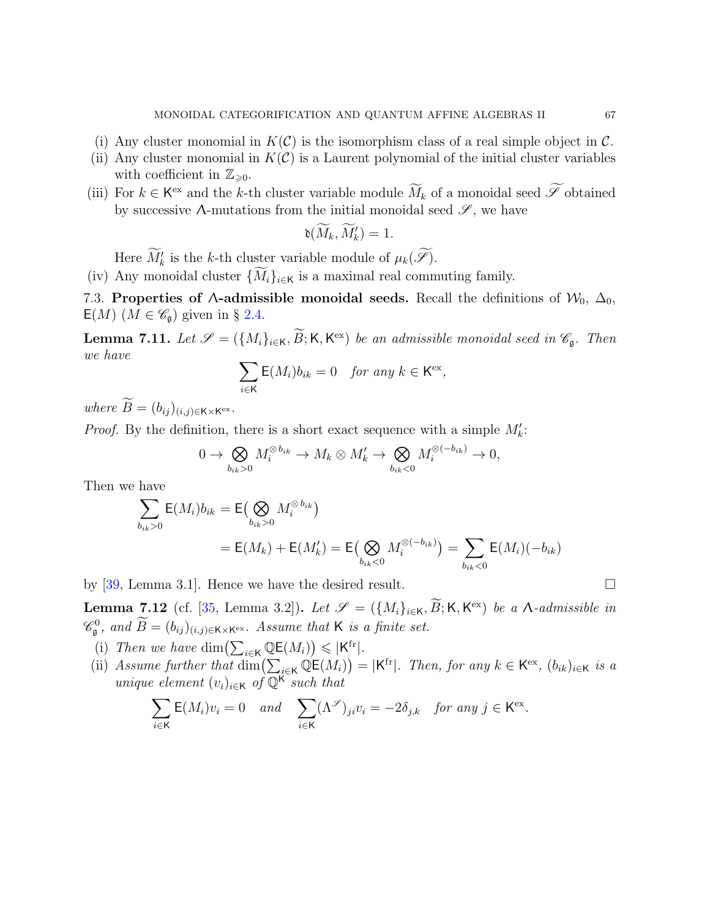(i) Any cluster monomial in $K(\mathcal{C})$ is the isomorphism class of a real simple object in $\mathcal{C}$.
(ii) Any cluster monomial in $K(\mathcal{C})$ is a Laurent polynomial of the initial cluster variables with coefficient in $\mathbb{Z}_{\geqslant 0}$.
(iii) For $k \in \mathsf{K}^{\mathrm{ex}}$ and the $k$-th cluster variable module $\widetilde{M}_k$ of a monoidal seed $\widetilde{\mathscr{S}}$ obtained by successive $\Lambda$-mutations from the initial monoidal seed $\mathscr{S}$, we have

$$\mathfrak{d}(\widetilde{M}_k, \widetilde{M}'_k) = 1.$$

Here $\widetilde{M}'_k$ is the $k$-th cluster variable module of $\mu_k(\widetilde{\mathscr{S}})$.
(iv) Any monoidal cluster $\{\widetilde{M}_i\}_{i \in \mathsf{K}}$ is a maximal real commuting family.

7.3. **Properties of $\Lambda$-admissible monoidal seeds.** Recall the definitions of $\mathcal{W}_0$, $\Delta_0$, $\mathsf{E}(M)$ ($M \in \mathscr{C}_{\mathfrak{g}}$) given in § 2.4.

**Lemma 7.11.** *Let $\mathscr{S} = (\{M_i\}_{i \in \mathsf{K}}, \widetilde{B}; \mathsf{K}, \mathsf{K}^{\mathrm{ex}})$ be an admissible monoidal seed in $\mathscr{C}_{\mathfrak{g}}$. Then we have*

$$\sum_{i \in \mathsf{K}} \mathsf{E}(M_i) b_{ik} = 0 \quad \text{for any } k \in \mathsf{K}^{\mathrm{ex}},$$

*where $\widetilde{B} = (b_{ij})_{(i,j) \in \mathsf{K} \times \mathsf{K}^{\mathrm{ex}}}$.*

*Proof.* By the definition, there is a short exact sequence with a simple $M'_k$:

$$0 \to \bigotimes_{b_{ik}>0} M_i^{\otimes b_{ik}} \to M_k \otimes M'_k \to \bigotimes_{b_{ik}<0} M_i^{\otimes(-b_{ik})} \to 0,$$

Then we have

$$\begin{aligned}
\sum_{b_{ik}>0} \mathsf{E}(M_i) b_{ik} &= \mathsf{E}\big(\bigotimes_{b_{ik}>0} M_i^{\otimes b_{ik}}\big) \\
&= \mathsf{E}(M_k) + \mathsf{E}(M'_k) = \mathsf{E}\big(\bigotimes_{b_{ik}<0} M_i^{\otimes(-b_{ik})}\big) = \sum_{b_{ik}<0} \mathsf{E}(M_i)(-b_{ik})
\end{aligned}$$

by [39, Lemma 3.1]. Hence we have the desired result. $\square$

**Lemma 7.12** (cf. [35, Lemma 3.2])**.** *Let $\mathscr{S} = (\{M_i\}_{i \in \mathsf{K}}, \widetilde{B}; \mathsf{K}, \mathsf{K}^{\mathrm{ex}})$ be a $\Lambda$-admissible in $\mathscr{C}^0_{\mathfrak{g}}$, and $\widetilde{B} = (b_{ij})_{(i,j) \in \mathsf{K} \times \mathsf{K}^{\mathrm{ex}}}$. Assume that $\mathsf{K}$ is a finite set.*

(i) *Then we have $\dim\big(\sum_{i \in \mathsf{K}} \mathbb{Q}\mathsf{E}(M_i)\big) \leqslant |\mathsf{K}^{\mathrm{fr}}|$.*
(ii) *Assume further that $\dim\big(\sum_{i \in \mathsf{K}} \mathbb{Q}\mathsf{E}(M_i)\big) = |\mathsf{K}^{\mathrm{fr}}|$. Then, for any $k \in \mathsf{K}^{\mathrm{ex}}$, $(b_{ik})_{i \in \mathsf{K}}$ is a unique element $(v_i)_{i \in \mathsf{K}}$ of $\mathbb{Q}^{\mathsf{K}}$ such that*

$$\sum_{i \in \mathsf{K}} \mathsf{E}(M_i) v_i = 0 \quad \text{and} \quad \sum_{i \in \mathsf{K}} (\Lambda^{\mathscr{S}})_{ji} v_i = -2\delta_{j,k} \quad \text{for any } j \in \mathsf{K}^{\mathrm{ex}}.$$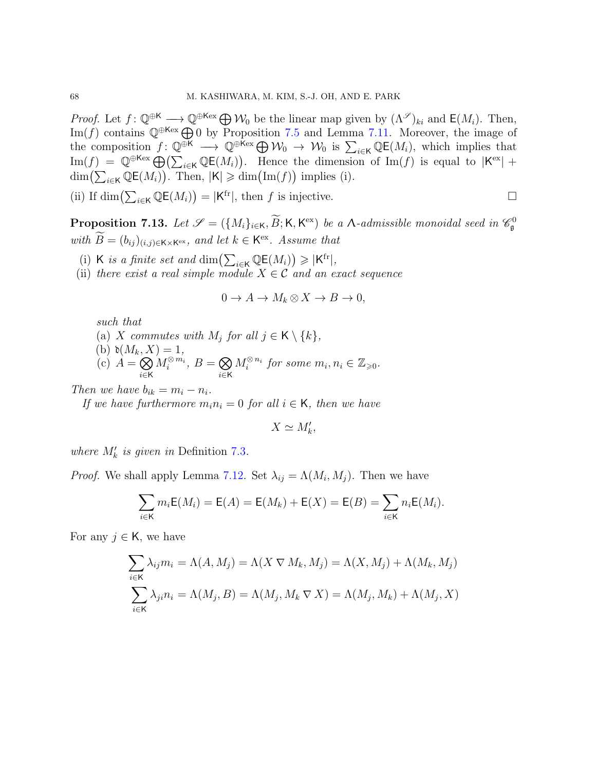*Proof.* Let $f\colon \mathbb{Q}^{\oplus \mathsf{K}} \longrightarrow \mathbb{Q}^{\oplus \mathsf{K}^{\mathrm{ex}}} \bigoplus \mathcal{W}_0$ be the linear map given by $(\Lambda^{\mathscr{S}})_{ki}$ and $\mathsf{E}(M_i)$. Then, $\mathrm{Im}(f)$ contains $\mathbb{Q}^{\oplus \mathsf{K}^{\mathrm{ex}}} \bigoplus 0$ by Proposition 7.5 and Lemma 7.11. Moreover, the image of the composition $f\colon \mathbb{Q}^{\oplus \mathsf{K}} \longrightarrow \mathbb{Q}^{\oplus \mathsf{K}^{\mathrm{ex}}} \bigoplus \mathcal{W}_0 \to \mathcal{W}_0$ is $\sum_{i \in \mathsf{K}} \mathbb{Q}\mathsf{E}(M_i)$, which implies that $\mathrm{Im}(f) = \mathbb{Q}^{\oplus \mathsf{K}^{\mathrm{ex}}} \bigoplus \bigl(\sum_{i \in \mathsf{K}} \mathbb{Q}\mathsf{E}(M_i)\bigr)$. Hence the dimension of $\mathrm{Im}(f)$ is equal to $|\mathsf{K}^{\mathrm{ex}}| + \dim\bigl(\sum_{i\in\mathsf{K}} \mathbb{Q}\mathsf{E}(M_i)\bigr)$. Then, $|\mathsf{K}| \geqslant \dim\bigl(\mathrm{Im}(f)\bigr)$ implies (i).

(ii) If $\dim\bigl(\sum_{i\in\mathsf{K}} \mathbb{Q}\mathsf{E}(M_i)\bigr) = |\mathsf{K}^{\mathrm{fr}}|$, then $f$ is injective. ∎

**Proposition 7.13.** *Let $\mathscr{S} = (\{M_i\}_{i\in\mathsf{K}}, \widetilde{B}; \mathsf{K}, \mathsf{K}^{\mathrm{ex}})$ be a $\Lambda$-admissible monoidal seed in $\mathscr{C}_{\mathfrak{g}}^0$ with $\widetilde{B} = (b_{ij})_{(i,j)\in\mathsf{K}\times\mathsf{K}^{\mathrm{ex}}}$, and let $k \in \mathsf{K}^{\mathrm{ex}}$. Assume that*

(i) *$\mathsf{K}$ is a finite set and $\dim\bigl(\sum_{i\in\mathsf{K}} \mathbb{Q}\mathsf{E}(M_i)\bigr) \geqslant |\mathsf{K}^{\mathrm{fr}}|$,*
(ii) *there exist a real simple module $X \in \mathcal{C}$ and an exact sequence*

$$0 \to A \to M_k \otimes X \to B \to 0,$$

*such that*

(a) *$X$ commutes with $M_j$ for all $j \in \mathsf{K} \setminus \{k\}$,*
(b) *$\mathfrak{d}(M_k, X) = 1$,*
(c) *$A = \bigotimes\limits_{i\in\mathsf{K}} M_i^{\otimes m_i}$, $B = \bigotimes\limits_{i\in\mathsf{K}} M_i^{\otimes n_i}$ for some $m_i, n_i \in \mathbb{Z}_{\geqslant 0}$.*

*Then we have $b_{ik} = m_i - n_i$.*

*If we have furthermore $m_i n_i = 0$ for all $i \in \mathsf{K}$, then we have*

$$X \simeq M_k',$$

*where $M_k'$ is given in* Definition 7.3.

*Proof.* We shall apply Lemma 7.12. Set $\lambda_{ij} = \Lambda(M_i, M_j)$. Then we have

$$\sum_{i\in\mathsf{K}} m_i \mathsf{E}(M_i) = \mathsf{E}(A) = \mathsf{E}(M_k) + \mathsf{E}(X) = \mathsf{E}(B) = \sum_{i\in\mathsf{K}} n_i \mathsf{E}(M_i).$$

For any $j \in \mathsf{K}$, we have

$$\sum_{i\in\mathsf{K}} \lambda_{ij} m_i = \Lambda(A, M_j) = \Lambda(X \nabla M_k, M_j) = \Lambda(X, M_j) + \Lambda(M_k, M_j)$$

$$\sum_{i\in\mathsf{K}} \lambda_{ji} n_i = \Lambda(M_j, B) = \Lambda(M_j, M_k \nabla X) = \Lambda(M_j, M_k) + \Lambda(M_j, X)$$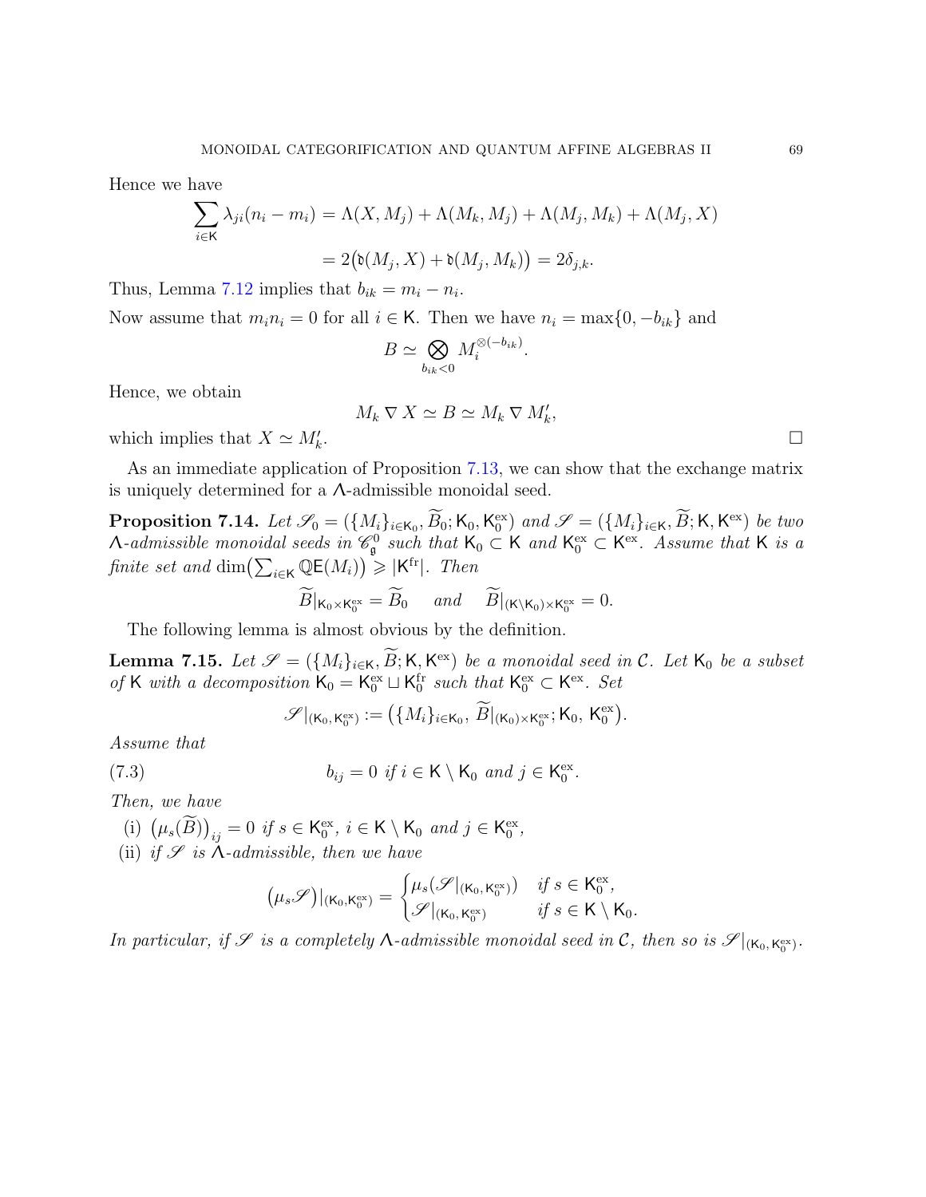Hence we have

$$\sum_{i \in \mathsf{K}} \lambda_{ji}(n_i - m_i) = \Lambda(X, M_j) + \Lambda(M_k, M_j) + \Lambda(M_j, M_k) + \Lambda(M_j, X)$$

$$= 2\big(\mathfrak{d}(M_j, X) + \mathfrak{d}(M_j, M_k)\big) = 2\delta_{j,k}.$$

Thus, Lemma 7.12 implies that $b_{ik} = m_i - n_i$.

Now assume that $m_i n_i = 0$ for all $i \in \mathsf{K}$. Then we have $n_i = \max\{0, -b_{ik}\}$ and

$$B \simeq \bigotimes_{b_{ik}<0} M_i^{\otimes(-b_{ik})}.$$

Hence, we obtain

$$M_k \nabla X \simeq B \simeq M_k \nabla M_k',$$

which implies that $X \simeq M_k'$. $\square$

As an immediate application of Proposition 7.13, we can show that the exchange matrix is uniquely determined for a $\Lambda$-admissible monoidal seed.

**Proposition 7.14.** *Let $\mathscr{S}_0 = (\{M_i\}_{i \in \mathsf{K}_0}, \widetilde{B}_0; \mathsf{K}_0, \mathsf{K}_0^{\mathrm{ex}})$ and $\mathscr{S} = (\{M_i\}_{i \in \mathsf{K}}, \widetilde{B}; \mathsf{K}, \mathsf{K}^{\mathrm{ex}})$ be two $\Lambda$-admissible monoidal seeds in $\mathscr{C}_{\mathfrak{g}}^0$ such that $\mathsf{K}_0 \subset \mathsf{K}$ and $\mathsf{K}_0^{\mathrm{ex}} \subset \mathsf{K}^{\mathrm{ex}}$. Assume that $\mathsf{K}$ is a finite set and $\dim\big(\sum_{i \in \mathsf{K}} \mathbb{Q}\mathsf{E}(M_i)\big) \geqslant |\mathsf{K}^{\mathrm{fr}}|$. Then*

$$\widetilde{B}|_{\mathsf{K}_0 \times \mathsf{K}_0^{\mathrm{ex}}} = \widetilde{B}_0 \quad \text{and} \quad \widetilde{B}|_{(\mathsf{K} \setminus \mathsf{K}_0) \times \mathsf{K}_0^{\mathrm{ex}}} = 0.$$

The following lemma is almost obvious by the definition.

**Lemma 7.15.** *Let $\mathscr{S} = (\{M_i\}_{i \in \mathsf{K}}, \widetilde{B}; \mathsf{K}, \mathsf{K}^{\mathrm{ex}})$ be a monoidal seed in $\mathcal{C}$. Let $\mathsf{K}_0$ be a subset of $\mathsf{K}$ with a decomposition $\mathsf{K}_0 = \mathsf{K}_0^{\mathrm{ex}} \sqcup \mathsf{K}_0^{\mathrm{fr}}$ such that $\mathsf{K}_0^{\mathrm{ex}} \subset \mathsf{K}^{\mathrm{ex}}$. Set*

$$\mathscr{S}|_{(\mathsf{K}_0, \mathsf{K}_0^{\mathrm{ex}})} := \big(\{M_i\}_{i \in \mathsf{K}_0}, \widetilde{B}|_{(\mathsf{K}_0) \times \mathsf{K}_0^{\mathrm{ex}}}; \mathsf{K}_0, \mathsf{K}_0^{\mathrm{ex}}\big).$$

*Assume that*

$$b_{ij} = 0 \text{ if } i \in \mathsf{K} \setminus \mathsf{K}_0 \text{ and } j \in \mathsf{K}_0^{\mathrm{ex}}. \tag{7.3}$$

*Then, we have*

(i) $\big(\mu_s(\widetilde{B})\big)_{ij} = 0$ *if* $s \in \mathsf{K}_0^{\mathrm{ex}}$, $i \in \mathsf{K} \setminus \mathsf{K}_0$ *and* $j \in \mathsf{K}_0^{\mathrm{ex}}$,

(ii) *if $\mathscr{S}$ is $\Lambda$-admissible, then we have*

$$\big(\mu_s \mathscr{S}\big)|_{(\mathsf{K}_0, \mathsf{K}_0^{\mathrm{ex}})} = \begin{cases} \mu_s(\mathscr{S}|_{(\mathsf{K}_0, \mathsf{K}_0^{\mathrm{ex}})}) & \text{if } s \in \mathsf{K}_0^{\mathrm{ex}}, \\ \mathscr{S}|_{(\mathsf{K}_0, \mathsf{K}_0^{\mathrm{ex}})} & \text{if } s \in \mathsf{K} \setminus \mathsf{K}_0. \end{cases}$$

*In particular, if $\mathscr{S}$ is a completely $\Lambda$-admissible monoidal seed in $\mathcal{C}$, then so is $\mathscr{S}|_{(\mathsf{K}_0, \mathsf{K}_0^{\mathrm{ex}})}$.*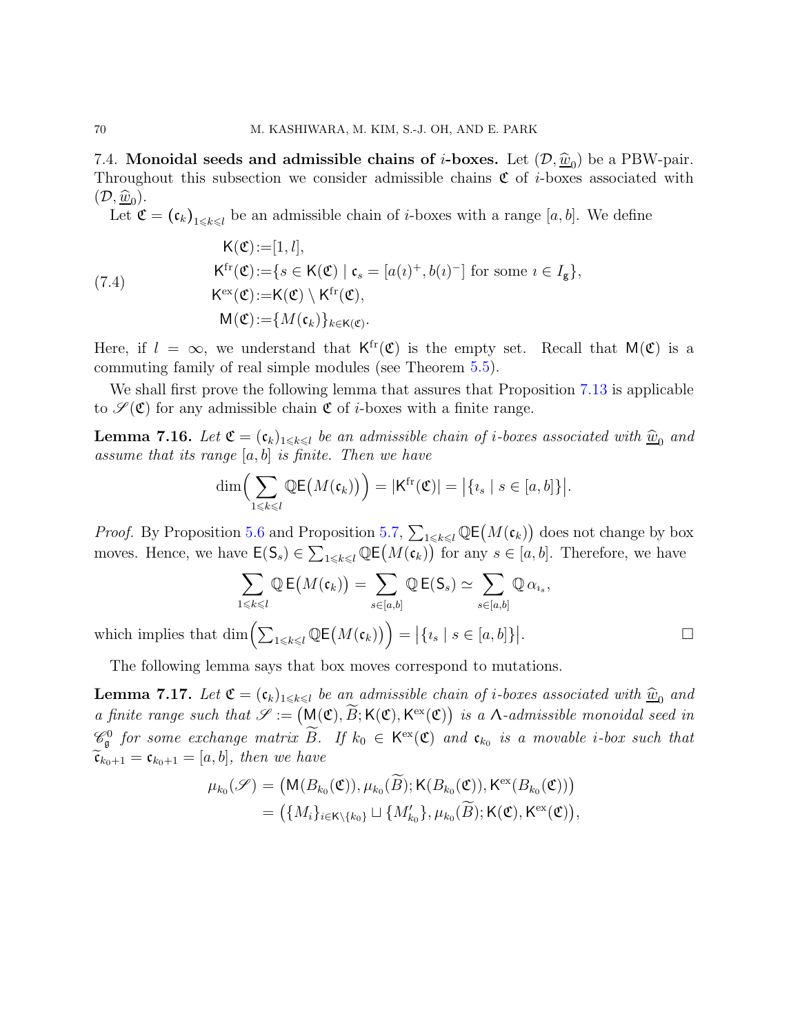### 7.4. Monoidal seeds and admissible chains of $i$-boxes.

Let $(\mathcal{D}, \widehat{\underline{w}}_0)$ be a PBW-pair. Throughout this subsection we consider admissible chains $\mathfrak{C}$ of $i$-boxes associated with $(\mathcal{D}, \widehat{\underline{w}}_0)$.

Let $\mathfrak{C} = (\mathfrak{c}_k)_{1 \leqslant k \leqslant l}$ be an admissible chain of $i$-boxes with a range $[a, b]$. We define

$$
\begin{aligned}
\mathsf{K}(\mathfrak{C}) &:= [1, l], \\
\mathsf{K}^{\mathrm{fr}}(\mathfrak{C}) &:= \{ s \in \mathsf{K}(\mathfrak{C}) \mid \mathfrak{c}_s = [a(\imath)^+, b(\imath)^-] \text{ for some } \imath \in I_{\mathfrak{g}} \}, \\
\mathsf{K}^{\mathrm{ex}}(\mathfrak{C}) &:= \mathsf{K}(\mathfrak{C}) \setminus \mathsf{K}^{\mathrm{fr}}(\mathfrak{C}), \\
\mathsf{M}(\mathfrak{C}) &:= \{ M(\mathfrak{c}_k) \}_{k \in \mathsf{K}(\mathfrak{C})}.
\end{aligned}
\tag{7.4}
$$

Here, if $l = \infty$, we understand that $\mathsf{K}^{\mathrm{fr}}(\mathfrak{C})$ is the empty set. Recall that $\mathsf{M}(\mathfrak{C})$ is a commuting family of real simple modules (see Theorem 5.5).

We shall first prove the following lemma that assures that Proposition 7.13 is applicable to $\mathscr{S}(\mathfrak{C})$ for any admissible chain $\mathfrak{C}$ of $i$-boxes with a finite range.

**Lemma 7.16.** *Let $\mathfrak{C} = (\mathfrak{c}_k)_{1 \leqslant k \leqslant l}$ be an admissible chain of $i$-boxes associated with $\widehat{\underline{w}}_0$ and assume that its range $[a, b]$ is finite. Then we have*

$$
\dim\Big( \sum_{1 \leqslant k \leqslant l} \mathbb{Q}\mathsf{E}\big(M(\mathfrak{c}_k)\big) \Big) = |\mathsf{K}^{\mathrm{fr}}(\mathfrak{C})| = \big| \{ \imath_s \mid s \in [a, b] \} \big|.
$$

*Proof.* By Proposition 5.6 and Proposition 5.7, $\sum_{1 \leqslant k \leqslant l} \mathbb{Q}\mathsf{E}\big(M(\mathfrak{c}_k)\big)$ does not change by box moves. Hence, we have $\mathsf{E}(\mathsf{S}_s) \in \sum_{1 \leqslant k \leqslant l} \mathbb{Q}\mathsf{E}\big(M(\mathfrak{c}_k)\big)$ for any $s \in [a, b]$. Therefore, we have

$$
\sum_{1 \leqslant k \leqslant l} \mathbb{Q}\,\mathsf{E}\big(M(\mathfrak{c}_k)\big) = \sum_{s \in [a,b]} \mathbb{Q}\,\mathsf{E}(\mathsf{S}_s) \simeq \sum_{s \in [a,b]} \mathbb{Q}\,\alpha_{\imath_s},
$$

which implies that $\dim\Big( \sum_{1 \leqslant k \leqslant l} \mathbb{Q}\mathsf{E}\big(M(\mathfrak{c}_k)\big) \Big) = \big| \{ \imath_s \mid s \in [a, b] \} \big|$. $\square$

The following lemma says that box moves correspond to mutations.

**Lemma 7.17.** *Let $\mathfrak{C} = (\mathfrak{c}_k)_{1 \leqslant k \leqslant l}$ be an admissible chain of $i$-boxes associated with $\widehat{\underline{w}}_0$ and a finite range such that $\mathscr{S} := \big(\mathsf{M}(\mathfrak{C}), \widetilde{B}; \mathsf{K}(\mathfrak{C}), \mathsf{K}^{\mathrm{ex}}(\mathfrak{C})\big)$ is a $\Lambda$-admissible monoidal seed in $\mathscr{C}^0_{\mathfrak{g}}$ for some exchange matrix $\widetilde{B}$. If $k_0 \in \mathsf{K}^{\mathrm{ex}}(\mathfrak{C})$ and $\mathfrak{c}_{k_0}$ is a movable $i$-box such that $\widetilde{\mathfrak{c}}_{k_0+1} = \mathfrak{c}_{k_0+1} = [a, b]$, then we have*

$$
\begin{aligned}
\mu_{k_0}(\mathscr{S}) &= \big( \mathsf{M}(B_{k_0}(\mathfrak{C})), \mu_{k_0}(\widetilde{B}); \mathsf{K}(B_{k_0}(\mathfrak{C})), \mathsf{K}^{\mathrm{ex}}(B_{k_0}(\mathfrak{C})) \big) \\
&= \big( \{M_i\}_{i \in \mathsf{K} \setminus \{k_0\}} \sqcup \{M'_{k_0}\}, \mu_{k_0}(\widetilde{B}); \mathsf{K}(\mathfrak{C}), \mathsf{K}^{\mathrm{ex}}(\mathfrak{C}) \big),
\end{aligned}
$$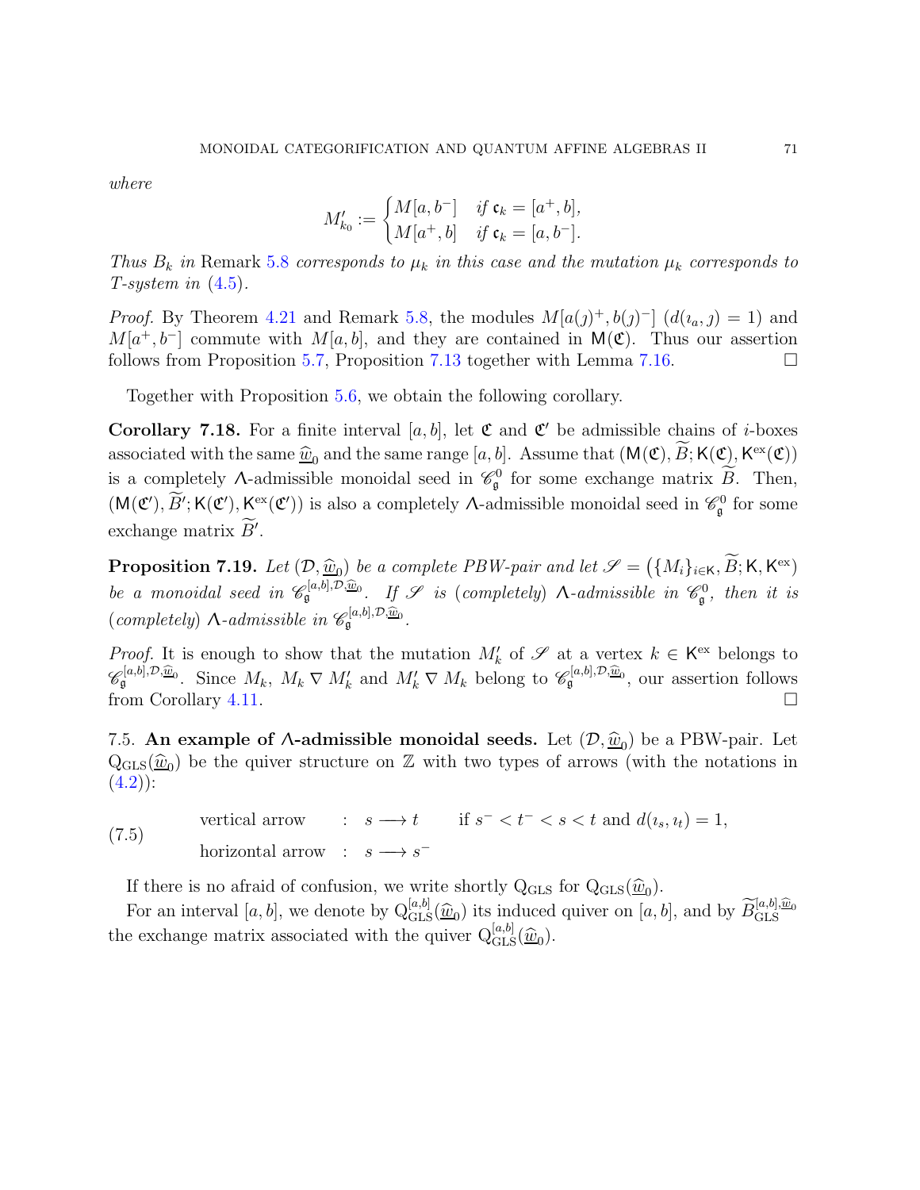*where*

$$M'_{k_0} := \begin{cases} M[a, b^-] & \text{if } \mathfrak{c}_k = [a^+, b], \\ M[a^+, b] & \text{if } \mathfrak{c}_k = [a, b^-]. \end{cases}$$

*Thus $B_k$ in* Remark 5.8 *corresponds to $\mu_k$ in this case and the mutation $\mu_k$ corresponds to T-system in* (4.5).

*Proof.* By Theorem 4.21 and Remark 5.8, the modules $M[a(\jmath)^+, b(\jmath)^-]$ $(d(\imath_a, \jmath) = 1)$ and $M[a^+, b^-]$ commute with $M[a, b]$, and they are contained in $\mathsf{M}(\mathfrak{C})$. Thus our assertion follows from Proposition 5.7, Proposition 7.13 together with Lemma 7.16. □

Together with Proposition 5.6, we obtain the following corollary.

**Corollary 7.18.** For a finite interval $[a, b]$, let $\mathfrak{C}$ and $\mathfrak{C}'$ be admissible chains of $i$-boxes associated with the same $\underline{\widehat{w}}_0$ and the same range $[a, b]$. Assume that $(\mathsf{M}(\mathfrak{C}), \widetilde{B}; \mathsf{K}(\mathfrak{C}), \mathsf{K}^{\mathrm{ex}}(\mathfrak{C}))$ is a completely $\Lambda$-admissible monoidal seed in $\mathscr{C}_{\mathfrak{g}}^0$ for some exchange matrix $\widetilde{B}$. Then, $(\mathsf{M}(\mathfrak{C}'), \widetilde{B}'; \mathsf{K}(\mathfrak{C}'), \mathsf{K}^{\mathrm{ex}}(\mathfrak{C}'))$ is also a completely $\Lambda$-admissible monoidal seed in $\mathscr{C}_{\mathfrak{g}}^0$ for some exchange matrix $\widetilde{B}'$.

**Proposition 7.19.** *Let $(\mathcal{D}, \underline{\widehat{w}}_0)$ be a complete PBW-pair and let $\mathscr{S} = (\{M_i\}_{i \in \mathsf{K}}, \widetilde{B}; \mathsf{K}, \mathsf{K}^{\mathrm{ex}})$ be a monoidal seed in $\mathscr{C}_{\mathfrak{g}}^{[a,b], \mathcal{D}, \underline{\widehat{w}}_0}$. If $\mathscr{S}$ is (completely) $\Lambda$-admissible in $\mathscr{C}_{\mathfrak{g}}^0$, then it is (completely) $\Lambda$-admissible in $\mathscr{C}_{\mathfrak{g}}^{[a,b], \mathcal{D}, \underline{\widehat{w}}_0}$.*

*Proof.* It is enough to show that the mutation $M'_k$ of $\mathscr{S}$ at a vertex $k \in \mathsf{K}^{\mathrm{ex}}$ belongs to $\mathscr{C}_{\mathfrak{g}}^{[a,b], \mathcal{D}, \underline{\widehat{w}}_0}$. Since $M_k$, $M_k \nabla M'_k$ and $M'_k \nabla M_k$ belong to $\mathscr{C}_{\mathfrak{g}}^{[a,b], \mathcal{D}, \underline{\widehat{w}}_0}$, our assertion follows from Corollary 4.11. □

7.5. **An example of $\Lambda$-admissible monoidal seeds.** Let $(\mathcal{D}, \underline{\widehat{w}}_0)$ be a PBW-pair. Let $\mathrm{Q}_{\mathrm{GLS}}(\underline{\widehat{w}}_0)$ be the quiver structure on $\mathbb{Z}$ with two types of arrows (with the notations in (4.2)):

$$\begin{aligned} &\text{vertical arrow} \quad &: \quad s \longrightarrow t \qquad &\text{if } s^- < t^- < s < t \text{ and } d(\imath_s, \imath_t) = 1, \\ &\text{horizontal arrow} \quad &: \quad s \longrightarrow s^- & \end{aligned} \tag{7.5}$$

If there is no afraid of confusion, we write shortly $\mathrm{Q}_{\mathrm{GLS}}$ for $\mathrm{Q}_{\mathrm{GLS}}(\underline{\widehat{w}}_0)$.

For an interval $[a, b]$, we denote by $\mathrm{Q}_{\mathrm{GLS}}^{[a,b]}(\underline{\widehat{w}}_0)$ its induced quiver on $[a, b]$, and by $\widetilde{B}_{\mathrm{GLS}}^{[a,b], \underline{\widehat{w}}_0}$ the exchange matrix associated with the quiver $\mathrm{Q}_{\mathrm{GLS}}^{[a,b]}(\underline{\widehat{w}}_0)$.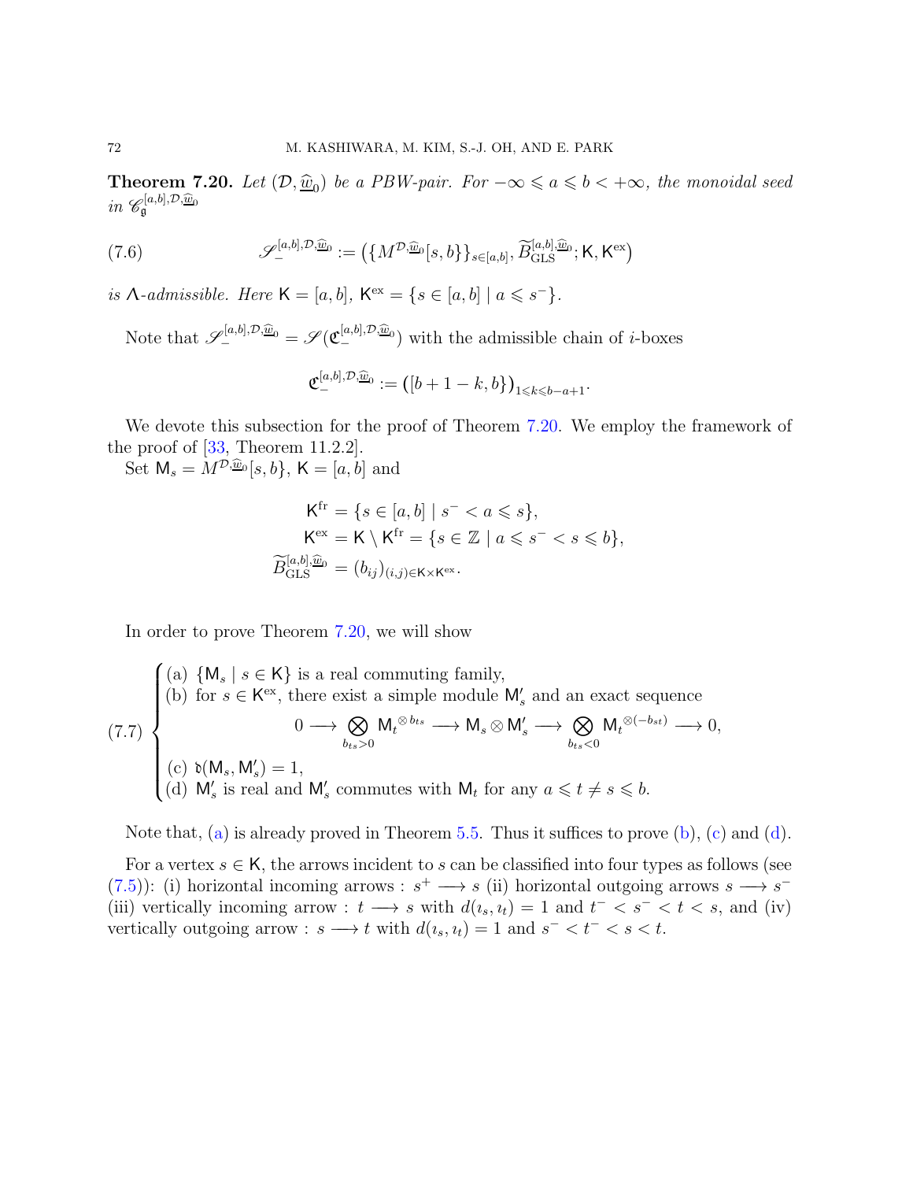**Theorem 7.20.** *Let $(\mathcal{D}, \underline{\widehat{w}}_0)$ be a PBW-pair. For $-\infty \leqslant a \leqslant b < +\infty$, the monoidal seed in $\mathscr{C}_{\mathfrak{g}}^{[a,b],\mathcal{D},\underline{\widehat{w}}_0}$*

$$\mathscr{S}_{-}^{[a,b],\mathcal{D},\underline{\widehat{w}}_0} := \left(\{M^{\mathcal{D},\underline{\widehat{w}}_0}[s,b]\}_{s\in[a,b]}, \widetilde{B}_{\mathrm{GLS}}^{[a,b],\underline{\widehat{w}}_0}; \mathsf{K}, \mathsf{K}^{\mathrm{ex}}\right) \tag{7.6}$$

*is $\Lambda$-admissible. Here $\mathsf{K} = [a,b]$, $\mathsf{K}^{\mathrm{ex}} = \{s \in [a,b] \mid a \leqslant s^-\}$.*

Note that $\mathscr{S}_{-}^{[a,b],\mathcal{D},\underline{\widehat{w}}_0} = \mathscr{S}(\mathfrak{C}_{-}^{[a,b],\mathcal{D},\underline{\widehat{w}}_0})$ with the admissible chain of $i$-boxes

$$\mathfrak{C}_{-}^{[a,b],\mathcal{D},\underline{\widehat{w}}_0} := \left([b+1-k, b\}\right)_{1\leqslant k\leqslant b-a+1}.$$

We devote this subsection for the proof of Theorem 7.20. We employ the framework of the proof of [33, Theorem 11.2.2].

Set $\mathsf{M}_s = M^{\mathcal{D},\underline{\widehat{w}}_0}[s,b\}$, $\mathsf{K} = [a,b]$ and

$$\begin{aligned}
\mathsf{K}^{\mathrm{fr}} &= \{s \in [a,b] \mid s^- < a \leqslant s\},\\
\mathsf{K}^{\mathrm{ex}} &= \mathsf{K} \setminus \mathsf{K}^{\mathrm{fr}} = \{s \in \mathbb{Z} \mid a \leqslant s^- < s \leqslant b\},\\
\widetilde{B}_{\mathrm{GLS}}^{[a,b],\underline{\widehat{w}}_0} &= (b_{ij})_{(i,j)\in\mathsf{K}\times\mathsf{K}^{\mathrm{ex}}}.
\end{aligned}$$

In order to prove Theorem 7.20, we will show

$$\begin{cases}
\text{(a) } \{\mathsf{M}_s \mid s \in \mathsf{K}\} \text{ is a real commuting family,}\\
\text{(b) for } s \in \mathsf{K}^{\mathrm{ex}}, \text{ there exist a simple module } \mathsf{M}'_s \text{ and an exact sequence}\\
\qquad 0 \longrightarrow \displaystyle\bigotimes_{b_{ts}>0} {\mathsf{M}_t}^{\otimes b_{ts}} \longrightarrow \mathsf{M}_s \otimes \mathsf{M}'_s \longrightarrow \bigotimes_{b_{ts}<0} {\mathsf{M}_t}^{\otimes(-b_{st})} \longrightarrow 0,\\
\text{(c) } \mathfrak{d}(\mathsf{M}_s, \mathsf{M}'_s) = 1,\\
\text{(d) } \mathsf{M}'_s \text{ is real and } \mathsf{M}'_s \text{ commutes with } \mathsf{M}_t \text{ for any } a \leqslant t \neq s \leqslant b.
\end{cases} \tag{7.7}$$

Note that, (a) is already proved in Theorem 5.5. Thus it suffices to prove (b), (c) and (d).

For a vertex $s \in \mathsf{K}$, the arrows incident to $s$ can be classified into four types as follows (see (7.5)): (i) horizontal incoming arrows : $s^+ \longrightarrow s$ (ii) horizontal outgoing arrows $s \longrightarrow s^-$ (iii) vertically incoming arrow : $t \longrightarrow s$ with $d(\imath_s, \imath_t) = 1$ and $t^- < s^- < t < s$, and (iv) vertically outgoing arrow : $s \longrightarrow t$ with $d(\imath_s, \imath_t) = 1$ and $s^- < t^- < s < t$.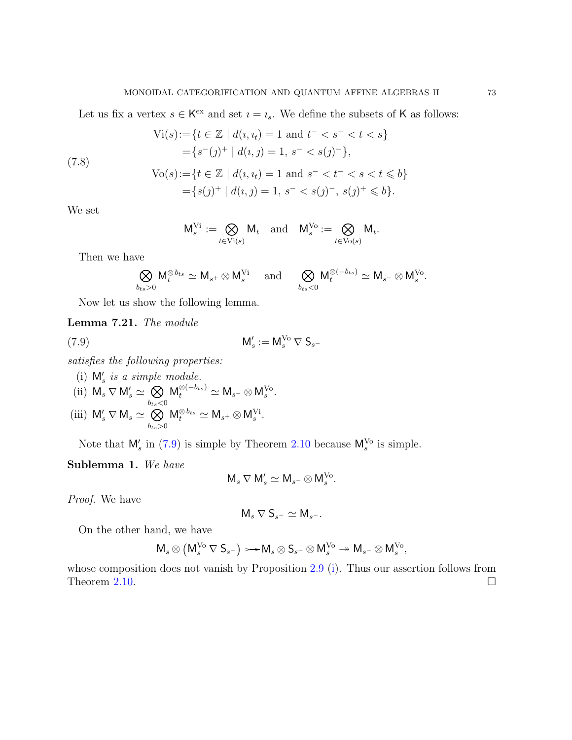Let us fix a vertex $s \in \mathsf{K}^{\mathrm{ex}}$ and set $\imath = \imath_s$. We define the subsets of $\mathsf{K}$ as follows:

$$
\begin{aligned}
\mathrm{Vi}(s) &:= \{t \in \mathbb{Z} \mid d(\imath, \imath_t) = 1 \text{ and } t^- < s^- < t < s\} \\
&= \{s^-(\jmath)^+ \mid d(\imath, \jmath) = 1,\ s^- < s(\jmath)^-\}, \\
\mathrm{Vo}(s) &:= \{t \in \mathbb{Z} \mid d(\imath, \imath_t) = 1 \text{ and } s^- < t^- < s < t \leqslant b\} \\
&= \{s(\jmath)^+ \mid d(\imath, \jmath) = 1,\ s^- < s(\jmath)^-,\ s(\jmath)^+ \leqslant b\}.
\end{aligned} \tag{7.8}
$$

We set

$$
\mathsf{M}_s^{\mathrm{Vi}} := \bigotimes_{t \in \mathrm{Vi}(s)} \mathsf{M}_t \quad \text{and} \quad \mathsf{M}_s^{\mathrm{Vo}} := \bigotimes_{t \in \mathrm{Vo}(s)} \mathsf{M}_t.
$$

Then we have

$$
\bigotimes_{b_{ts} > 0} \mathsf{M}_t^{\otimes b_{ts}} \simeq \mathsf{M}_{s^+} \otimes \mathsf{M}_s^{\mathrm{Vi}} \quad \text{and} \quad \bigotimes_{b_{ts} < 0} \mathsf{M}_t^{\otimes (-b_{ts})} \simeq \mathsf{M}_{s^-} \otimes \mathsf{M}_s^{\mathrm{Vo}}.
$$

Now let us show the following lemma.

**Lemma 7.21.** *The module*

$$
\mathsf{M}'_s := \mathsf{M}_s^{\mathrm{Vo}} \nabla \mathsf{S}_{s^-} \tag{7.9}
$$

*satisfies the following properties:*

(i) $\mathsf{M}'_s$ *is a simple module.*

(ii) $\mathsf{M}_s \nabla \mathsf{M}'_s \simeq \bigotimes_{b_{ts} < 0} \mathsf{M}_t^{\otimes(-b_{ts})} \simeq \mathsf{M}_{s^-} \otimes \mathsf{M}_s^{\mathrm{Vo}}$.

(iii) $\mathsf{M}'_s \nabla \mathsf{M}_s \simeq \bigotimes_{b_{ts} > 0} \mathsf{M}_t^{\otimes b_{ts}} \simeq \mathsf{M}_{s^+} \otimes \mathsf{M}_s^{\mathrm{Vi}}$.

Note that $\mathsf{M}'_s$ in (7.9) is simple by Theorem 2.10 because $\mathsf{M}_s^{\mathrm{Vo}}$ is simple.

**Sublemma 1.** *We have*

$$
\mathsf{M}_s \nabla \mathsf{M}'_s \simeq \mathsf{M}_{s^-} \otimes \mathsf{M}_s^{\mathrm{Vo}}.
$$

*Proof.* We have

$$
\mathsf{M}_s \nabla \mathsf{S}_{s^-} \simeq \mathsf{M}_{s^-}.
$$

On the other hand, we have

$$
\mathsf{M}_s \otimes \left(\mathsf{M}_s^{\mathrm{Vo}} \nabla \mathsf{S}_{s^-}\right) \rightarrowtail \mathsf{M}_s \otimes \mathsf{S}_{s^-} \otimes \mathsf{M}_s^{\mathrm{Vo}} \twoheadrightarrow \mathsf{M}_{s^-} \otimes \mathsf{M}_s^{\mathrm{Vo}},
$$

whose composition does not vanish by Proposition 2.9 (i). Thus our assertion follows from Theorem 2.10. $\square$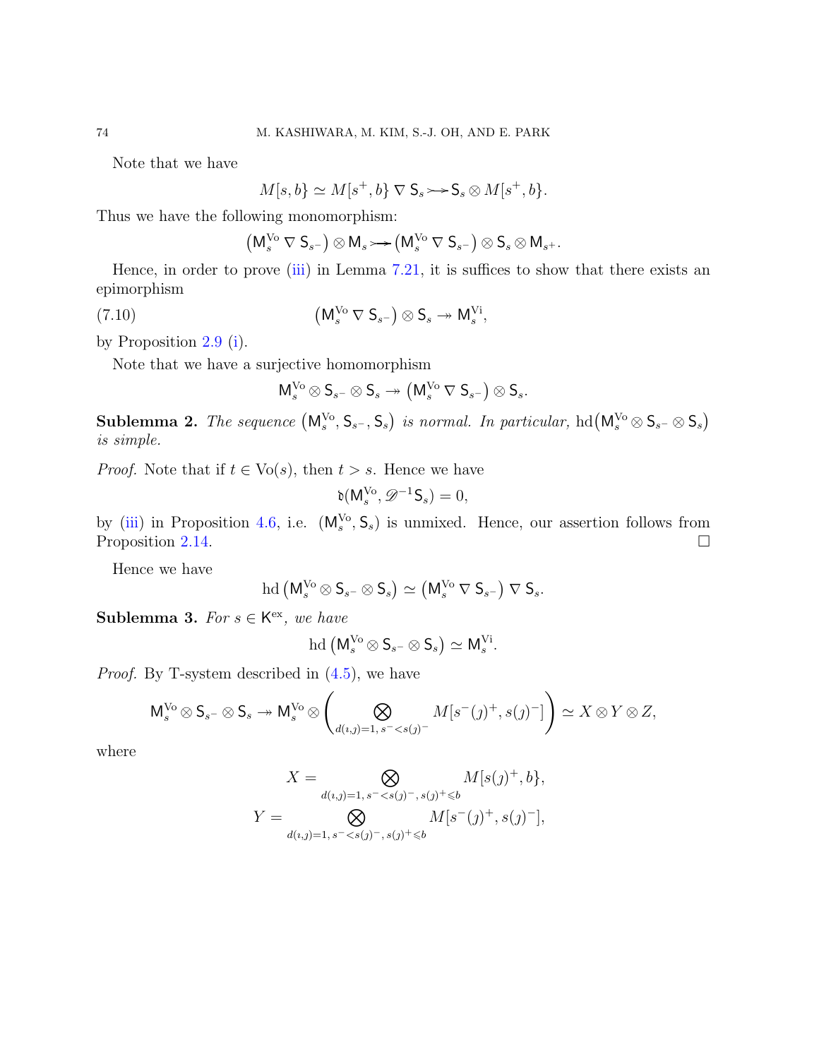Note that we have

$$M[s,b\} \simeq M[s^+,b\} \nabla \mathsf{S}_s \rightarrowtail \mathsf{S}_s \otimes M[s^+,b\}.$$

Thus we have the following monomorphism:

$$\big(\mathsf{M}_s^{\mathrm{Vo}} \nabla \mathsf{S}_{s^-}\big) \otimes \mathsf{M}_s \rightarrowtail \big(\mathsf{M}_s^{\mathrm{Vo}} \nabla \mathsf{S}_{s^-}\big) \otimes \mathsf{S}_s \otimes \mathsf{M}_{s^+}.$$

Hence, in order to prove (iii) in Lemma 7.21, it is suffices to show that there exists an epimorphism

$$\big(\mathsf{M}_s^{\mathrm{Vo}} \nabla \mathsf{S}_{s^-}\big) \otimes \mathsf{S}_s \twoheadrightarrow \mathsf{M}_s^{\mathrm{Vi}}, \tag{7.10}$$

by Proposition 2.9 (i).

Note that we have a surjective homomorphism

$$\mathsf{M}_s^{\mathrm{Vo}} \otimes \mathsf{S}_{s^-} \otimes \mathsf{S}_s \twoheadrightarrow \big(\mathsf{M}_s^{\mathrm{Vo}} \nabla \mathsf{S}_{s^-}\big) \otimes \mathsf{S}_s.$$

**Sublemma 2.** *The sequence $\big(\mathsf{M}_s^{\mathrm{Vo}}, \mathsf{S}_{s^-}, \mathsf{S}_s\big)$ is normal. In particular,* $\mathrm{hd}\big(\mathsf{M}_s^{\mathrm{Vo}} \otimes \mathsf{S}_{s^-} \otimes \mathsf{S}_s\big)$ *is simple.*

*Proof.* Note that if $t \in \mathrm{Vo}(s)$, then $t > s$. Hence we have

$$\mathfrak{d}(\mathsf{M}_s^{\mathrm{Vo}}, \mathscr{D}^{-1}\mathsf{S}_s) = 0,$$

by (iii) in Proposition 4.6, i.e. $(\mathsf{M}_s^{\mathrm{Vo}}, \mathsf{S}_s)$ is unmixed. Hence, our assertion follows from Proposition 2.14. □

Hence we have

$$\mathrm{hd}\big(\mathsf{M}_s^{\mathrm{Vo}} \otimes \mathsf{S}_{s^-} \otimes \mathsf{S}_s\big) \simeq \big(\mathsf{M}_s^{\mathrm{Vo}} \nabla \mathsf{S}_{s^-}\big) \nabla \mathsf{S}_s.$$

**Sublemma 3.** *For $s \in \mathsf{K}^{\mathrm{ex}}$, we have*

$$\mathrm{hd}\big(\mathsf{M}_s^{\mathrm{Vo}} \otimes \mathsf{S}_{s^-} \otimes \mathsf{S}_s\big) \simeq \mathsf{M}_s^{\mathrm{Vi}}.$$

*Proof.* By T-system described in (4.5), we have

$$\mathsf{M}_s^{\mathrm{Vo}} \otimes \mathsf{S}_{s^-} \otimes \mathsf{S}_s \twoheadrightarrow \mathsf{M}_s^{\mathrm{Vo}} \otimes \left( \bigotimes_{d(\imath,\jmath)=1,\, s^- < s(\jmath)^-} M[s^-(\jmath)^+, s(\jmath)^-] \right) \simeq X \otimes Y \otimes Z,$$

where

$$X = \bigotimes_{d(\imath,\jmath)=1,\, s^- < s(\jmath)^-,\, s(\jmath)^+ \leqslant b} M[s(\jmath)^+, b\},$$

$$Y = \bigotimes_{d(\imath,\jmath)=1,\, s^- < s(\jmath)^-,\, s(\jmath)^+ \leqslant b} M[s^-(\jmath)^+, s(\jmath)^-],$$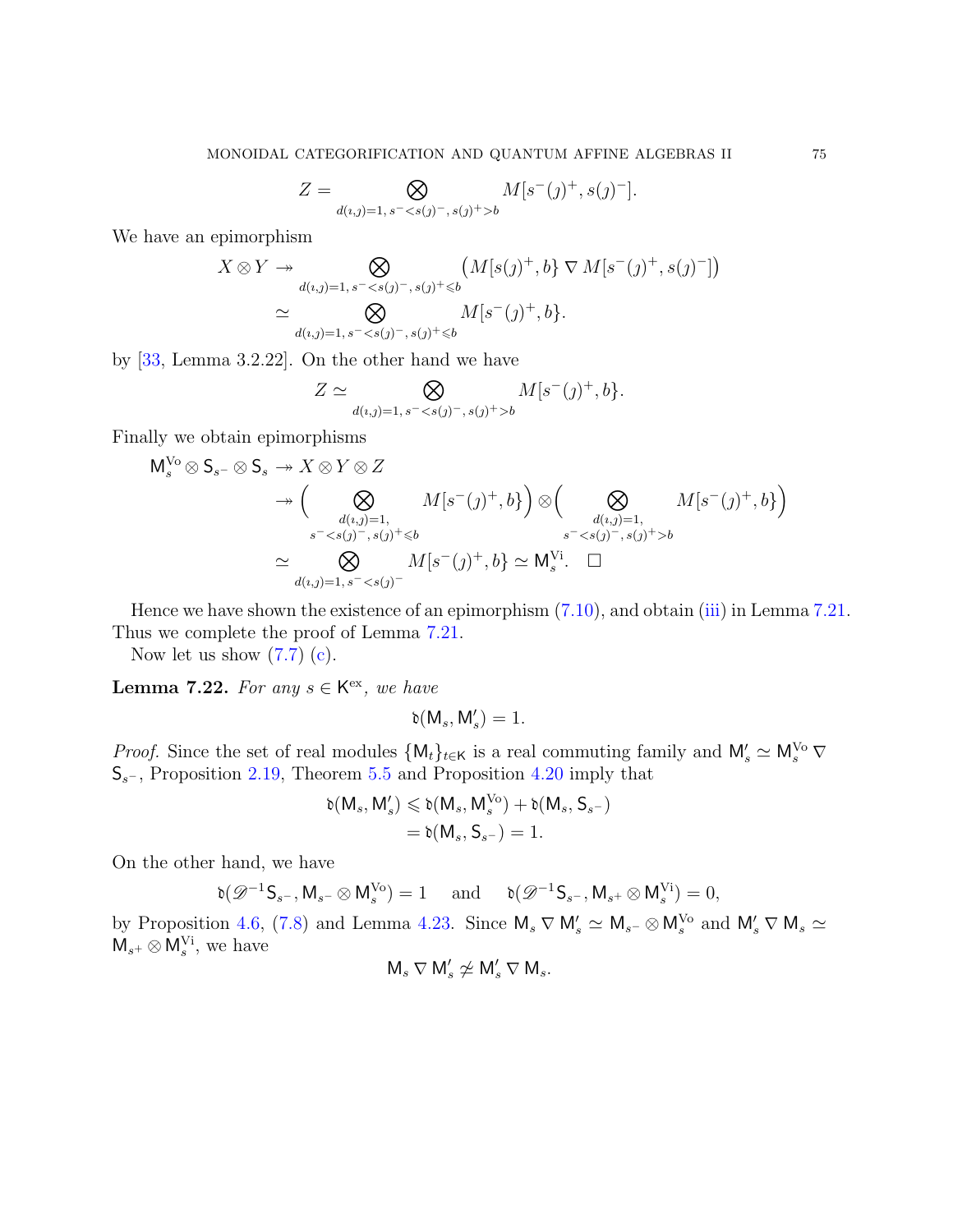$$Z = \bigotimes_{d(\imath,\jmath)=1,\, s^- < s(\jmath)^-,\, s(\jmath)^+ > b} M[s^-(\jmath)^+, s(\jmath)^-].$$

We have an epimorphism

$$\begin{aligned}
X \otimes Y &\twoheadrightarrow \bigotimes_{d(\imath,\jmath)=1,\, s^- < s(\jmath)^-,\, s(\jmath)^+ \leqslant b} \big( M[s(\jmath)^+, b\} \,\nabla\, M[s^-(\jmath)^+, s(\jmath)^-] \big) \\
&\simeq \bigotimes_{d(\imath,\jmath)=1,\, s^- < s(\jmath)^-,\, s(\jmath)^+ \leqslant b} M[s^-(\jmath)^+, b\}.
\end{aligned}$$

by [33, Lemma 3.2.22]. On the other hand we have

$$Z \simeq \bigotimes_{d(\imath,\jmath)=1,\, s^- < s(\jmath)^-,\, s(\jmath)^+ > b} M[s^-(\jmath)^+, b\}.$$

Finally we obtain epimorphisms

$$\begin{aligned}
\mathsf{M}_s^{\mathrm{Vo}} \otimes \mathsf{S}_{s^-} \otimes \mathsf{S}_s &\twoheadrightarrow X \otimes Y \otimes Z \\
&\twoheadrightarrow \Big( \bigotimes_{\substack{d(\imath,\jmath)=1, \\ s^- < s(\jmath)^-,\, s(\jmath)^+ \leqslant b}} M[s^-(\jmath)^+, b\} \Big) \otimes \Big( \bigotimes_{\substack{d(\imath,\jmath)=1, \\ s^- < s(\jmath)^-,\, s(\jmath)^+ > b}} M[s^-(\jmath)^+, b\} \Big) \\
&\simeq \bigotimes_{d(\imath,\jmath)=1,\, s^- < s(\jmath)^-} M[s^-(\jmath)^+, b\} \simeq \mathsf{M}_s^{\mathrm{Vi}}. \quad \square
\end{aligned}$$

Hence we have shown the existence of an epimorphism (7.10), and obtain (iii) in Lemma 7.21. Thus we complete the proof of Lemma 7.21.

Now let us show (7.7) (c).

**Lemma 7.22.** *For any $s \in \mathsf{K}^{\mathrm{ex}}$, we have*

$$\mathfrak{d}(\mathsf{M}_s, \mathsf{M}'_s) = 1.$$

*Proof.* Since the set of real modules $\{\mathsf{M}_t\}_{t \in \mathsf{K}}$ is a real commuting family and $\mathsf{M}'_s \simeq \mathsf{M}_s^{\mathrm{Vo}} \nabla \mathsf{S}_{s^-}$, Proposition 2.19, Theorem 5.5 and Proposition 4.20 imply that

$$\begin{aligned}
\mathfrak{d}(\mathsf{M}_s, \mathsf{M}'_s) &\leqslant \mathfrak{d}(\mathsf{M}_s, \mathsf{M}_s^{\mathrm{Vo}}) + \mathfrak{d}(\mathsf{M}_s, \mathsf{S}_{s^-}) \\
&= \mathfrak{d}(\mathsf{M}_s, \mathsf{S}_{s^-}) = 1.
\end{aligned}$$

On the other hand, we have

$$\mathfrak{d}(\mathscr{D}^{-1}\mathsf{S}_{s^-}, \mathsf{M}_{s^-} \otimes \mathsf{M}_s^{\mathrm{Vo}}) = 1 \quad \text{and} \quad \mathfrak{d}(\mathscr{D}^{-1}\mathsf{S}_{s^-}, \mathsf{M}_{s^+} \otimes \mathsf{M}_s^{\mathrm{Vi}}) = 0,$$

by Proposition 4.6, (7.8) and Lemma 4.23. Since $\mathsf{M}_s \nabla \mathsf{M}'_s \simeq \mathsf{M}_{s^-} \otimes \mathsf{M}_s^{\mathrm{Vo}}$ and $\mathsf{M}'_s \nabla \mathsf{M}_s \simeq \mathsf{M}_{s^+} \otimes \mathsf{M}_s^{\mathrm{Vi}}$, we have

$$\mathsf{M}_s \nabla \mathsf{M}'_s \not\simeq \mathsf{M}'_s \nabla \mathsf{M}_s.$$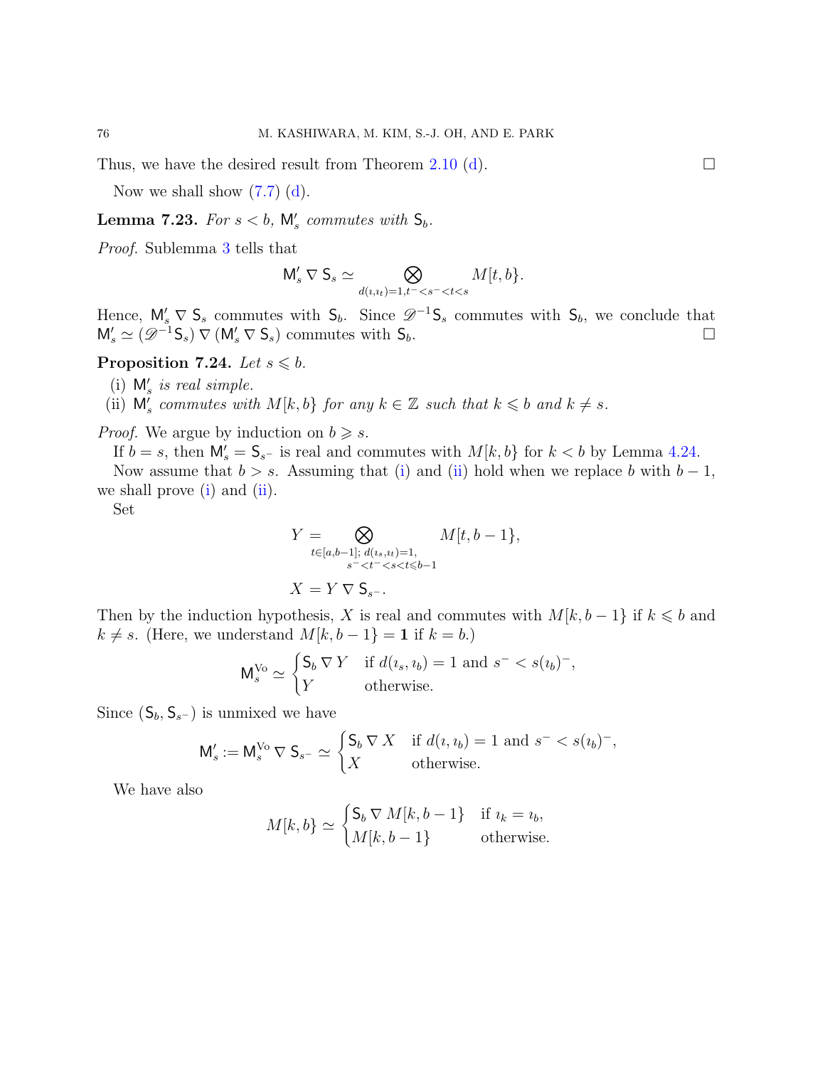Thus, we have the desired result from Theorem 2.10 (d). □

Now we shall show (7.7) (d).

**Lemma 7.23.** *For $s < b$, $\mathsf{M}'_s$ commutes with $\mathsf{S}_b$.*

*Proof.* Sublemma 3 tells that

$$\mathsf{M}'_s \nabla \mathsf{S}_s \simeq \bigotimes_{d(\imath,\imath_t)=1, t^- < s^- < t < s} M[t,b\}.$$

Hence, $\mathsf{M}'_s \nabla \mathsf{S}_s$ commutes with $\mathsf{S}_b$. Since $\mathscr{D}^{-1}\mathsf{S}_s$ commutes with $\mathsf{S}_b$, we conclude that $\mathsf{M}'_s \simeq (\mathscr{D}^{-1}\mathsf{S}_s) \nabla (\mathsf{M}'_s \nabla \mathsf{S}_s)$ commutes with $\mathsf{S}_b$. □

**Proposition 7.24.** *Let $s \leqslant b$.*

(i) *$\mathsf{M}'_s$ is real simple.*
(ii) *$\mathsf{M}'_s$ commutes with $M[k,b\}$ for any $k \in \mathbb{Z}$ such that $k \leqslant b$ and $k \neq s$.*

*Proof.* We argue by induction on $b \geqslant s$.

If $b = s$, then $\mathsf{M}'_s = \mathsf{S}_{s^-}$ is real and commutes with $M[k,b\}$ for $k < b$ by Lemma 4.24.

Now assume that $b > s$. Assuming that (i) and (ii) hold when we replace $b$ with $b-1$, we shall prove (i) and (ii).

Set

$$Y = \bigotimes_{\substack{t \in [a,b-1];\ d(\imath_s,\imath_t)=1, \\ s^- < t^- < s < t \leqslant b-1}} M[t,b-1\},$$

$$X = Y \nabla \mathsf{S}_{s^-}.$$

Then by the induction hypothesis, $X$ is real and commutes with $M[k,b-1\}$ if $k \leqslant b$ and $k \neq s$. (Here, we understand $M[k,b-1\} = \mathbf{1}$ if $k = b$.)

$$\mathsf{M}_s^{\mathrm{Vo}} \simeq \begin{cases} \mathsf{S}_b \nabla Y & \text{if } d(\imath_s,\imath_b) = 1 \text{ and } s^- < s(\imath_b)^-, \\ Y & \text{otherwise.} \end{cases}$$

Since $(\mathsf{S}_b, \mathsf{S}_{s^-})$ is unmixed we have

$$\mathsf{M}'_s := \mathsf{M}_s^{\mathrm{Vo}} \nabla \mathsf{S}_{s^-} \simeq \begin{cases} \mathsf{S}_b \nabla X & \text{if } d(\imath,\imath_b) = 1 \text{ and } s^- < s(\imath_b)^-, \\ X & \text{otherwise.} \end{cases}$$

We have also

$$M[k,b\} \simeq \begin{cases} \mathsf{S}_b \nabla M[k,b-1\} & \text{if } \imath_k = \imath_b, \\ M[k,b-1\} & \text{otherwise.} \end{cases}$$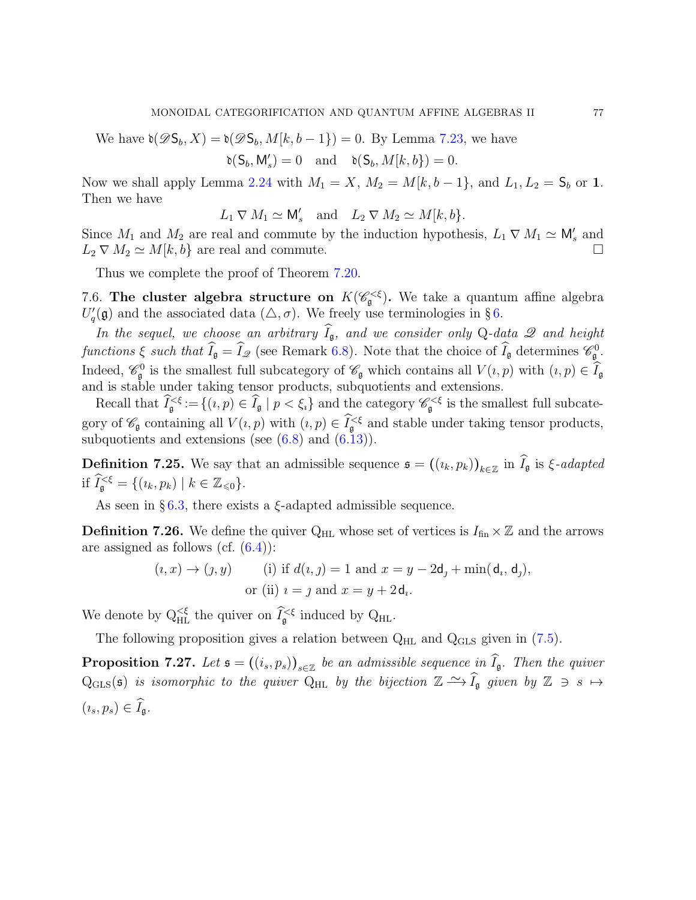We have $\mathfrak{d}(\mathscr{D}\mathsf{S}_b, X) = \mathfrak{d}(\mathscr{D}\mathsf{S}_b, M[k, b-1\}) = 0$. By Lemma 7.23, we have

$$\mathfrak{d}(\mathsf{S}_b, \mathsf{M}'_s) = 0 \quad \text{and} \quad \mathfrak{d}(\mathsf{S}_b, M[k, b\}) = 0.$$

Now we shall apply Lemma 2.24 with $M_1 = X$, $M_2 = M[k, b-1\}$, and $L_1, L_2 = \mathsf{S}_b$ or $\mathbf{1}$. Then we have

$$L_1 \nabla M_1 \simeq \mathsf{M}'_s \quad \text{and} \quad L_2 \nabla M_2 \simeq M[k, b\}.$$

Since $M_1$ and $M_2$ are real and commute by the induction hypothesis, $L_1 \nabla M_1 \simeq \mathsf{M}'_s$ and $L_2 \nabla M_2 \simeq M[k, b\}$ are real and commute. $\square$

Thus we complete the proof of Theorem 7.20.

7.6. **The cluster algebra structure on $K(\mathscr{C}_\mathfrak{g}^{<\xi})$.** We take a quantum affine algebra $U_q'(\mathfrak{g})$ and the associated data $(\triangle, \sigma)$. We freely use terminologies in § 6.

*In the sequel, we choose an arbitrary $\widehat{I}_\mathfrak{g}$, and we consider only* Q*-data $\mathscr{Q}$ and height functions $\xi$ such that $\widehat{I}_\mathfrak{g} = \widehat{I}_\mathscr{Q}$* (see Remark 6.8). Note that the choice of $\widehat{I}_\mathfrak{g}$ determines $\mathscr{C}_\mathfrak{g}^0$. Indeed, $\mathscr{C}_\mathfrak{g}^0$ is the smallest full subcategory of $\mathscr{C}_\mathfrak{g}$ which contains all $V(\imath, p)$ with $(\imath, p) \in \widehat{I}_\mathfrak{g}$ and is stable under taking tensor products, subquotients and extensions.

Recall that $\widehat{I}_\mathfrak{g}^{<\xi} := \{(\imath, p) \in \widehat{I}_\mathfrak{g} \mid p < \xi_\imath\}$ and the category $\mathscr{C}_\mathfrak{g}^{<\xi}$ is the smallest full subcategory of $\mathscr{C}_\mathfrak{g}$ containing all $V(\imath, p)$ with $(\imath, p) \in \widehat{I}_\mathfrak{g}^{<\xi}$ and stable under taking tensor products, subquotients and extensions (see (6.8) and (6.13)).

**Definition 7.25.** We say that an admissible sequence $\mathfrak{s} = \big((\imath_k, p_k)\big)_{k\in\mathbb{Z}}$ in $\widehat{I}_\mathfrak{g}$ is *$\xi$-adapted* if $\widehat{I}_\mathfrak{g}^{<\xi} = \{(\imath_k, p_k) \mid k \in \mathbb{Z}_{\leqslant 0}\}$.

As seen in § 6.3, there exists a $\xi$-adapted admissible sequence.

**Definition 7.26.** We define the quiver $\mathrm{Q}_{\mathrm{HL}}$ whose set of vertices is $I_{\mathrm{fin}} \times \mathbb{Z}$ and the arrows are assigned as follows (cf. (6.4)):

$$(\imath, x) \to (\jmath, y) \qquad \text{(i) if } d(\imath, \jmath) = 1 \text{ and } x = y - 2\mathsf{d}_\jmath + \min(\mathsf{d}_\imath, \mathsf{d}_\jmath),$$
$$\text{or (ii) } \imath = \jmath \text{ and } x = y + 2\mathsf{d}_\imath.$$

We denote by $\mathrm{Q}_{\mathrm{HL}}^{<\xi}$ the quiver on $\widehat{I}_\mathfrak{g}^{<\xi}$ induced by $\mathrm{Q}_{\mathrm{HL}}$.

The following proposition gives a relation between $\mathrm{Q}_{\mathrm{HL}}$ and $\mathrm{Q}_{\mathrm{GLS}}$ given in (7.5).

**Proposition 7.27.** *Let $\mathfrak{s} = \big((\imath_s, p_s)\big)_{s\in\mathbb{Z}}$ be an admissible sequence in $\widehat{I}_\mathfrak{g}$. Then the quiver $\mathrm{Q}_{\mathrm{GLS}}(\mathfrak{s})$ is isomorphic to the quiver $\mathrm{Q}_{\mathrm{HL}}$ by the bijection $\mathbb{Z} \xrightarrow{\sim} \widehat{I}_\mathfrak{g}$ given by $\mathbb{Z} \ni s \mapsto (\imath_s, p_s) \in \widehat{I}_\mathfrak{g}$.*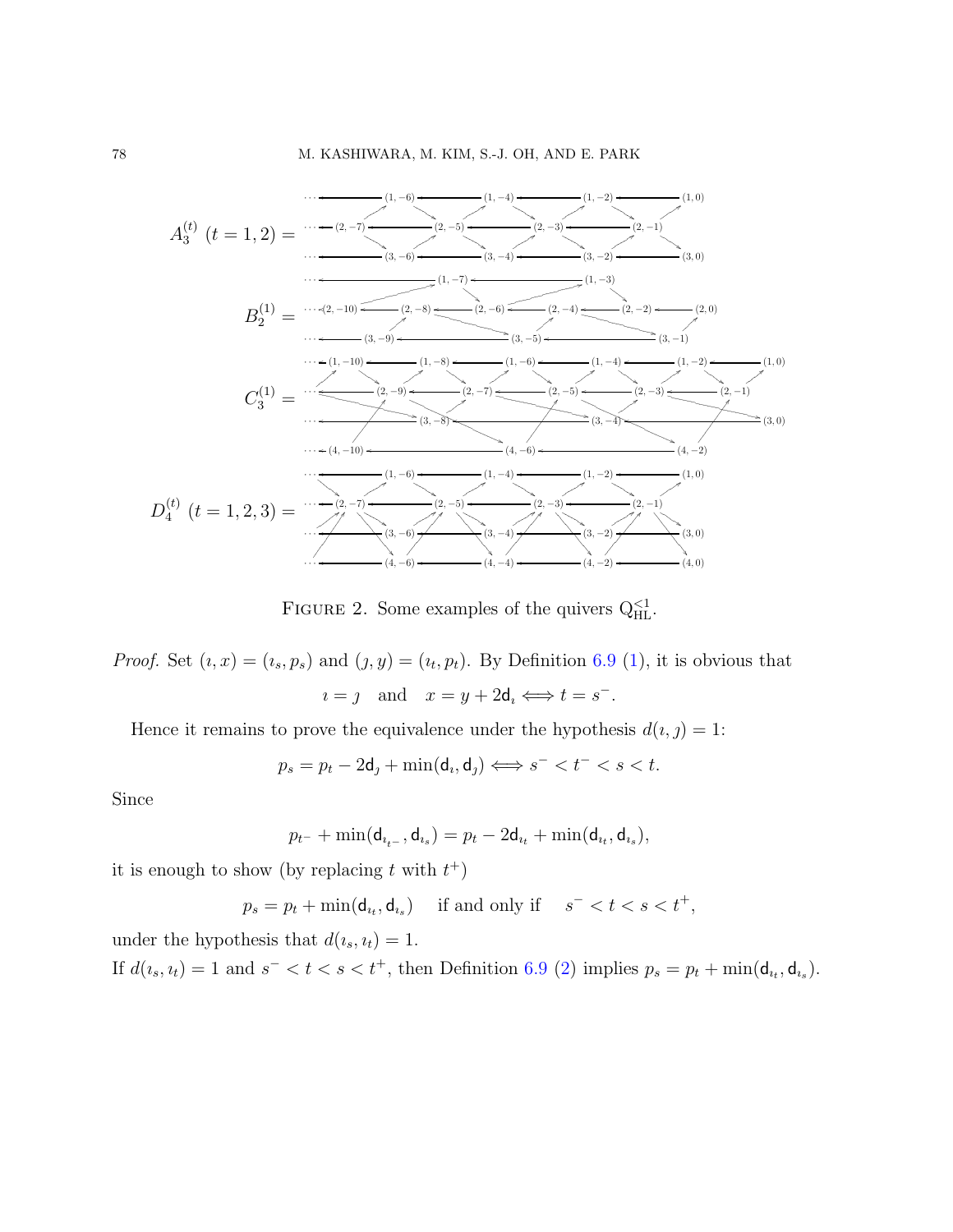FIGURE 2. Some examples of the quivers $\mathrm{Q}^{<1}_{\mathrm{HL}}$.

*Proof.* Set $(\imath, x) = (\imath_s, p_s)$ and $(\jmath, y) = (\imath_t, p_t)$. By Definition 6.9 (1), it is obvious that

$$\imath = \jmath \quad \text{and} \quad x = y + 2\mathsf{d}_\imath \iff t = s^-.$$

Hence it remains to prove the equivalence under the hypothesis $d(\imath, \jmath) = 1$:

$$p_s = p_t - 2\mathsf{d}_\jmath + \min(\mathsf{d}_\imath, \mathsf{d}_\jmath) \iff s^- < t^- < s < t.$$

Since

$$p_{t^-} + \min(\mathsf{d}_{\imath_{t^-}}, \mathsf{d}_{\imath_s}) = p_t - 2\mathsf{d}_{\imath_t} + \min(\mathsf{d}_{\imath_t}, \mathsf{d}_{\imath_s}),$$

it is enough to show (by replacing $t$ with $t^+$)

$$p_s = p_t + \min(\mathsf{d}_{\imath_t}, \mathsf{d}_{\imath_s}) \quad \text{ if and only if } \quad s^- < t < s < t^+,$$

under the hypothesis that $d(\imath_s, \imath_t) = 1$.

If $d(\imath_s, \imath_t) = 1$ and $s^- < t < s < t^+$, then Definition 6.9 (2) implies $p_s = p_t + \min(\mathsf{d}_{\imath_t}, \mathsf{d}_{\imath_s})$.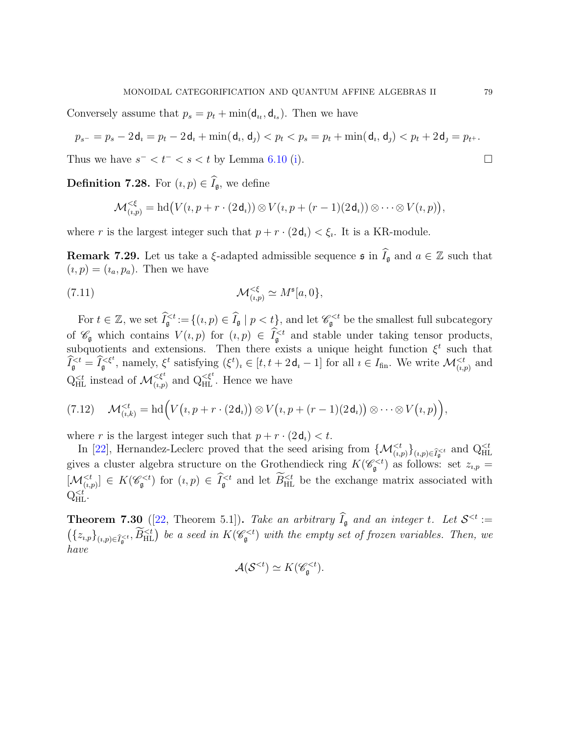Conversely assume that $p_s = p_t + \min(\mathsf{d}_{\imath_t}, \mathsf{d}_{\imath_s})$. Then we have

$$p_{s^-} = p_s - 2\,\mathsf{d}_\imath = p_t - 2\,\mathsf{d}_\imath + \min(\mathsf{d}_\imath, \mathsf{d}_\jmath) < p_t < p_s = p_t + \min(\mathsf{d}_\imath, \mathsf{d}_\jmath) < p_t + 2\,\mathsf{d}_\jmath = p_{t^+}.$$

Thus we have $s^- < t^- < s < t$ by Lemma 6.10 (i). ∎

**Definition 7.28.** For $(\imath, p) \in \widehat{I}_{\mathfrak{g}}$, we define

$$\mathcal{M}^{<\xi}_{(\imath,p)} = \mathrm{hd}\big(V(\imath, p + r\cdot(2\,\mathsf{d}_\imath)) \otimes V(\imath, p + (r-1)(2\,\mathsf{d}_\imath)) \otimes \cdots \otimes V(\imath, p)\big),$$

where $r$ is the largest integer such that $p + r\cdot(2\,\mathsf{d}_\imath) < \xi_\imath$. It is a KR-module.

**Remark 7.29.** Let us take a $\xi$-adapted admissible sequence $\mathfrak{s}$ in $\widehat{I}_{\mathfrak{g}}$ and $a \in \mathbb{Z}$ such that $(\imath, p) = (\imath_a, p_a)$. Then we have

$$\mathcal{M}^{<\xi}_{(\imath,p)} \simeq M^{\mathfrak{s}}[a, 0\}, \tag{7.11}$$

For $t \in \mathbb{Z}$, we set $\widehat{I}^{<t}_{\mathfrak{g}} := \{(\imath, p) \in \widehat{I}_{\mathfrak{g}} \mid p < t\}$, and let $\mathscr{C}^{<t}_{\mathfrak{g}}$ be the smallest full subcategory of $\mathscr{C}_{\mathfrak{g}}$ which contains $V(\imath, p)$ for $(\imath, p) \in \widehat{I}^{<t}_{\mathfrak{g}}$ and stable under taking tensor products, subquotients and extensions. Then there exists a unique height function $\xi^t$ such that $\widehat{I}^{<t}_{\mathfrak{g}} = \widehat{I}^{<\xi^t}_{\mathfrak{g}}$, namely, $\xi^t$ satisfying $(\xi^t)_\imath \in [t, t + 2\,\mathsf{d}_\imath - 1]$ for all $\imath \in I_{\mathrm{fin}}$. We write $\mathcal{M}^{<t}_{(\imath,p)}$ and $\mathrm{Q}^{<t}_{\mathrm{HL}}$ instead of $\mathcal{M}^{<\xi^t}_{(\imath,p)}$ and $\mathrm{Q}^{<\xi^t}_{\mathrm{HL}}$. Hence we have

$$\mathcal{M}^{<t}_{(\imath,k)} = \mathrm{hd}\Big(V\big(\imath, p + r\cdot(2\,\mathsf{d}_\imath)\big) \otimes V\big(\imath, p + (r-1)(2\,\mathsf{d}_\imath)\big) \otimes \cdots \otimes V\big(\imath, p\big)\Big), \tag{7.12}$$

where $r$ is the largest integer such that $p + r\cdot(2\,\mathsf{d}_\imath) < t$.

In [22], Hernandez-Leclerc proved that the seed arising from $\{\mathcal{M}^{<t}_{(\imath,p)}\}_{(\imath,p)\in\widehat{I}^{<t}_{\mathfrak{g}}}$ and $\mathrm{Q}^{<t}_{\mathrm{HL}}$ gives a cluster algebra structure on the Grothendieck ring $K(\mathscr{C}^{<t}_{\mathfrak{g}})$ as follows: set $z_{\imath,p} = [\mathcal{M}^{<t}_{(\imath,p)}] \in K(\mathscr{C}^{<t}_{\mathfrak{g}})$ for $(\imath, p) \in \widehat{I}^{<t}_{\mathfrak{g}}$ and let $\widetilde{B}^{<t}_{\mathrm{HL}}$ be the exchange matrix associated with $\mathrm{Q}^{<t}_{\mathrm{HL}}$.

**Theorem 7.30** ([22, Theorem 5.1])**.** *Take an arbitrary $\widehat{I}_{\mathfrak{g}}$ and an integer $t$. Let $\mathcal{S}^{<t} := \big(\{z_{\imath,p}\}_{(\imath,p)\in\widehat{I}^{<t}_{\mathfrak{g}}}, \widetilde{B}^{<t}_{\mathrm{HL}}\big)$ be a seed in $K(\mathscr{C}^{<t}_{\mathfrak{g}})$ with the empty set of frozen variables. Then, we have*

$$\mathcal{A}(\mathcal{S}^{<t}) \simeq K(\mathscr{C}^{<t}_{\mathfrak{g}}).$$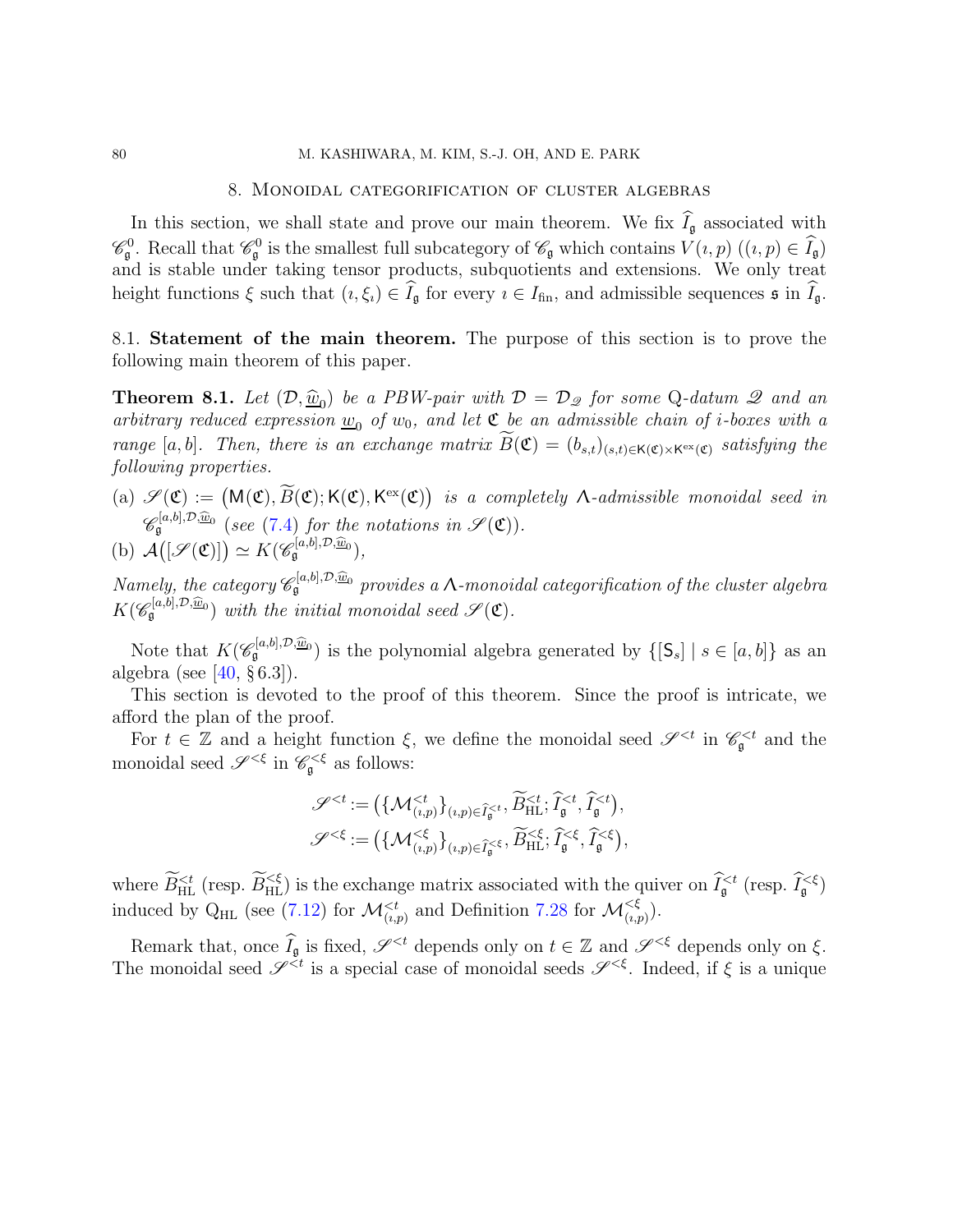## 8. Monoidal categorification of cluster algebras

In this section, we shall state and prove our main theorem. We fix $\widehat{I}_{\mathfrak{g}}$ associated with $\mathscr{C}_{\mathfrak{g}}^0$. Recall that $\mathscr{C}_{\mathfrak{g}}^0$ is the smallest full subcategory of $\mathscr{C}_{\mathfrak{g}}$ which contains $V(\imath,p)$ ($(\imath,p) \in \widehat{I}_{\mathfrak{g}}$) and is stable under taking tensor products, subquotients and extensions. We only treat height functions $\xi$ such that $(\imath, \xi_\imath) \in \widehat{I}_{\mathfrak{g}}$ for every $\imath \in I_{\rm fin}$, and admissible sequences $\mathfrak{s}$ in $\widehat{I}_{\mathfrak{g}}$.

### 8.1. Statement of the main theorem.

The purpose of this section is to prove the following main theorem of this paper.

**Theorem 8.1.** *Let $(\mathcal{D}, \widehat{\underline{w}}_0)$ be a PBW-pair with $\mathcal{D} = \mathcal{D}_{\mathscr{Q}}$ for some Q-datum $\mathscr{Q}$ and an arbitrary reduced expression $\underline{w}_0$ of $w_0$, and let $\mathfrak{C}$ be an admissible chain of i-boxes with a range $[a,b]$. Then, there is an exchange matrix $\widetilde{B}(\mathfrak{C}) = (b_{s,t})_{(s,t)\in \mathsf{K}(\mathfrak{C})\times \mathsf{K}^{\rm ex}(\mathfrak{C})}$ satisfying the following properties.*

(a) *$\mathscr{S}(\mathfrak{C}) := \big(\mathsf{M}(\mathfrak{C}), \widetilde{B}(\mathfrak{C}); \mathsf{K}(\mathfrak{C}), \mathsf{K}^{\rm ex}(\mathfrak{C})\big)$ is a completely $\Lambda$-admissible monoidal seed in $\mathscr{C}_{\mathfrak{g}}^{[a,b],\mathcal{D},\widehat{\underline{w}}_0}$ (see (7.4) for the notations in $\mathscr{S}(\mathfrak{C})$).*

(b) *$\mathcal{A}\big([\mathscr{S}(\mathfrak{C})]\big) \simeq K(\mathscr{C}_{\mathfrak{g}}^{[a,b],\mathcal{D},\widehat{\underline{w}}_0})$,*

*Namely, the category $\mathscr{C}_{\mathfrak{g}}^{[a,b],\mathcal{D},\widehat{\underline{w}}_0}$ provides a $\Lambda$-monoidal categorification of the cluster algebra $K(\mathscr{C}_{\mathfrak{g}}^{[a,b],\mathcal{D},\widehat{\underline{w}}_0})$ with the initial monoidal seed $\mathscr{S}(\mathfrak{C})$.*

Note that $K(\mathscr{C}_{\mathfrak{g}}^{[a,b],\mathcal{D},\widehat{\underline{w}}_0})$ is the polynomial algebra generated by $\{[\mathsf{S}_s] \mid s \in [a,b]\}$ as an algebra (see [40, § 6.3]).

This section is devoted to the proof of this theorem. Since the proof is intricate, we afford the plan of the proof.

For $t \in \mathbb{Z}$ and a height function $\xi$, we define the monoidal seed $\mathscr{S}^{<t}$ in $\mathscr{C}_{\mathfrak{g}}^{<t}$ and the monoidal seed $\mathscr{S}^{<\xi}$ in $\mathscr{C}_{\mathfrak{g}}^{<\xi}$ as follows:

$$
\mathscr{S}^{<t} := \big(\{\mathcal{M}^{<t}_{(\imath,p)}\}_{(\imath,p)\in \widehat{I}_{\mathfrak{g}}^{<t}}, \widetilde{B}^{<t}_{\rm HL}; \widehat{I}_{\mathfrak{g}}^{<t}, \widehat{I}_{\mathfrak{g}}^{<t}\big),
$$
$$
\mathscr{S}^{<\xi} := \big(\{\mathcal{M}^{<\xi}_{(\imath,p)}\}_{(\imath,p)\in \widehat{I}_{\mathfrak{g}}^{<\xi}}, \widetilde{B}^{<\xi}_{\rm HL}; \widehat{I}_{\mathfrak{g}}^{<\xi}, \widehat{I}_{\mathfrak{g}}^{<\xi}\big),
$$

where $\widetilde{B}^{<t}_{\rm HL}$ (resp. $\widetilde{B}^{<\xi}_{\rm HL}$) is the exchange matrix associated with the quiver on $\widehat{I}_{\mathfrak{g}}^{<t}$ (resp. $\widehat{I}_{\mathfrak{g}}^{<\xi}$) induced by $\mathrm{Q}_{\rm HL}$ (see (7.12) for $\mathcal{M}^{<t}_{(\imath,p)}$ and Definition 7.28 for $\mathcal{M}^{<\xi}_{(\imath,p)}$).

Remark that, once $\widehat{I}_{\mathfrak{g}}$ is fixed, $\mathscr{S}^{<t}$ depends only on $t \in \mathbb{Z}$ and $\mathscr{S}^{<\xi}$ depends only on $\xi$. The monoidal seed $\mathscr{S}^{<t}$ is a special case of monoidal seeds $\mathscr{S}^{<\xi}$. Indeed, if $\xi$ is a unique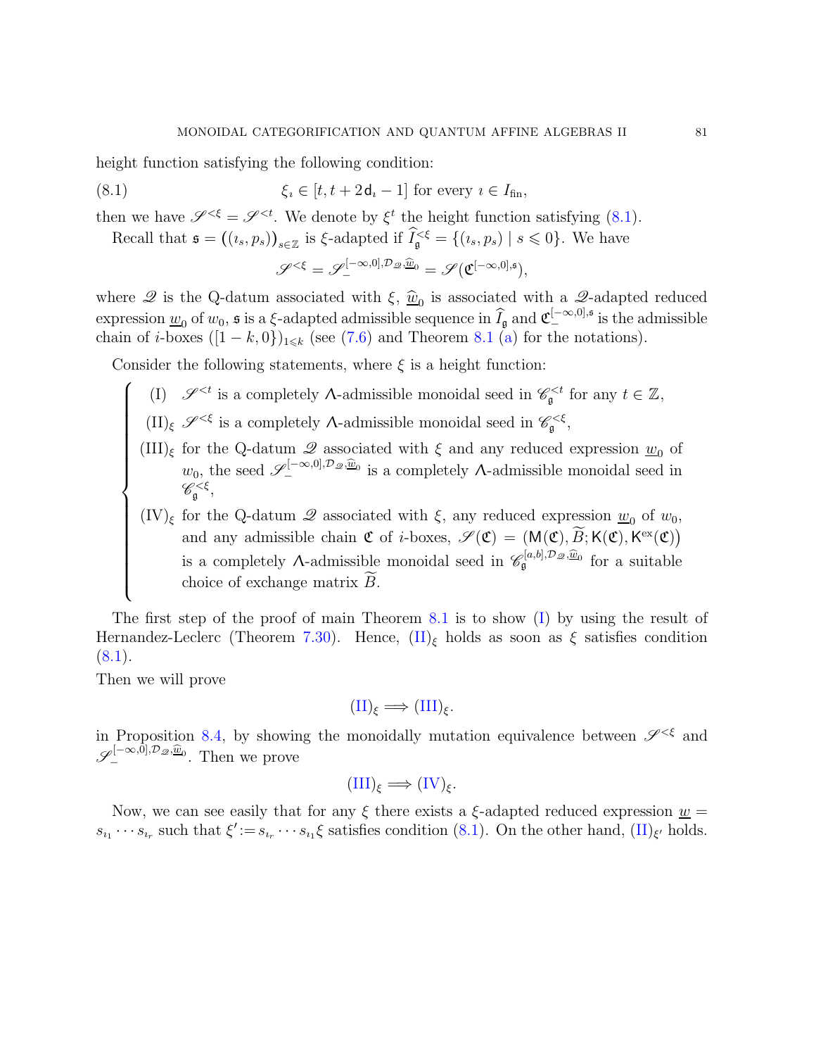height function satisfying the following condition:

$$\xi_\imath \in [t, t+2\mathsf{d}_\imath - 1] \text{ for every } \imath \in I_{\mathrm{fin}}, \tag{8.1}$$

then we have $\mathscr{S}^{<\xi} = \mathscr{S}^{<t}$. We denote by $\xi^t$ the height function satisfying (8.1).

Recall that $\mathfrak{s} = \big((\imath_s, p_s)\big)_{s\in\mathbb{Z}}$ is $\xi$-adapted if $\widehat{I}^{<\xi}_{\mathfrak{g}} = \{(\imath_s, p_s) \mid s \leqslant 0\}$. We have

$$\mathscr{S}^{<\xi} = \mathscr{S}_{-}^{[-\infty,0],\mathcal{D}_{\mathscr{Q}},\widehat{\underline{w}}_0} = \mathscr{S}(\mathfrak{C}^{[-\infty,0],\mathfrak{s}}),$$

where $\mathscr{Q}$ is the Q-datum associated with $\xi$, $\widehat{\underline{w}}_0$ is associated with a $\mathscr{Q}$-adapted reduced expression $\underline{w}_0$ of $w_0$, $\mathfrak{s}$ is a $\xi$-adapted admissible sequence in $\widehat{I}_{\mathfrak{g}}$ and $\mathfrak{C}_{-}^{[-\infty,0],\mathfrak{s}}$ is the admissible chain of $i$-boxes $([1-k,0])_{1\leqslant k}$ (see (7.6) and Theorem 8.1 (a) for the notations).

Consider the following statements, where $\xi$ is a height function:

- (I) $\mathscr{S}^{<t}$ is a completely $\Lambda$-admissible monoidal seed in $\mathscr{C}^{<t}_{\mathfrak{g}}$ for any $t \in \mathbb{Z}$,
- (II)$_\xi$ $\mathscr{S}^{<\xi}$ is a completely $\Lambda$-admissible monoidal seed in $\mathscr{C}^{<\xi}_{\mathfrak{g}}$,
- (III)$_\xi$ for the Q-datum $\mathscr{Q}$ associated with $\xi$ and any reduced expression $\underline{w}_0$ of $w_0$, the seed $\mathscr{S}_{-}^{[-\infty,0],\mathcal{D}_{\mathscr{Q}},\widehat{\underline{w}}_0}$ is a completely $\Lambda$-admissible monoidal seed in $\mathscr{C}^{<\xi}_{\mathfrak{g}}$,
- (IV)$_\xi$ for the Q-datum $\mathscr{Q}$ associated with $\xi$, any reduced expression $\underline{w}_0$ of $w_0$, and any admissible chain $\mathfrak{C}$ of $i$-boxes, $\mathscr{S}(\mathfrak{C}) = \big(\mathsf{M}(\mathfrak{C}), \widetilde{B}; \mathsf{K}(\mathfrak{C}), \mathsf{K}^{\mathrm{ex}}(\mathfrak{C})\big)$ is a completely $\Lambda$-admissible monoidal seed in $\mathscr{C}_{\mathfrak{g}}^{[a,b],\mathcal{D}_{\mathscr{Q}},\widehat{\underline{w}}_0}$ for a suitable choice of exchange matrix $\widetilde{B}$.

The first step of the proof of main Theorem 8.1 is to show (I) by using the result of Hernandez-Leclerc (Theorem 7.30). Hence, (II)$_\xi$ holds as soon as $\xi$ satisfies condition (8.1).

Then we will prove

$$\text{(II)}_\xi \Longrightarrow \text{(III)}_\xi.$$

in Proposition 8.4, by showing the monoidally mutation equivalence between $\mathscr{S}^{<\xi}$ and $\mathscr{S}_{-}^{[-\infty,0],\mathcal{D}_{\mathscr{Q}},\widehat{\underline{w}}_0}$. Then we prove

$$\text{(III)}_\xi \Longrightarrow \text{(IV)}_\xi.$$

Now, we can see easily that for any $\xi$ there exists a $\xi$-adapted reduced expression $\underline{w} = s_{\imath_1}\cdots s_{\imath_r}$ such that $\xi' := s_{\imath_r}\cdots s_{\imath_1}\xi$ satisfies condition (8.1). On the other hand, (II)$_{\xi'}$ holds.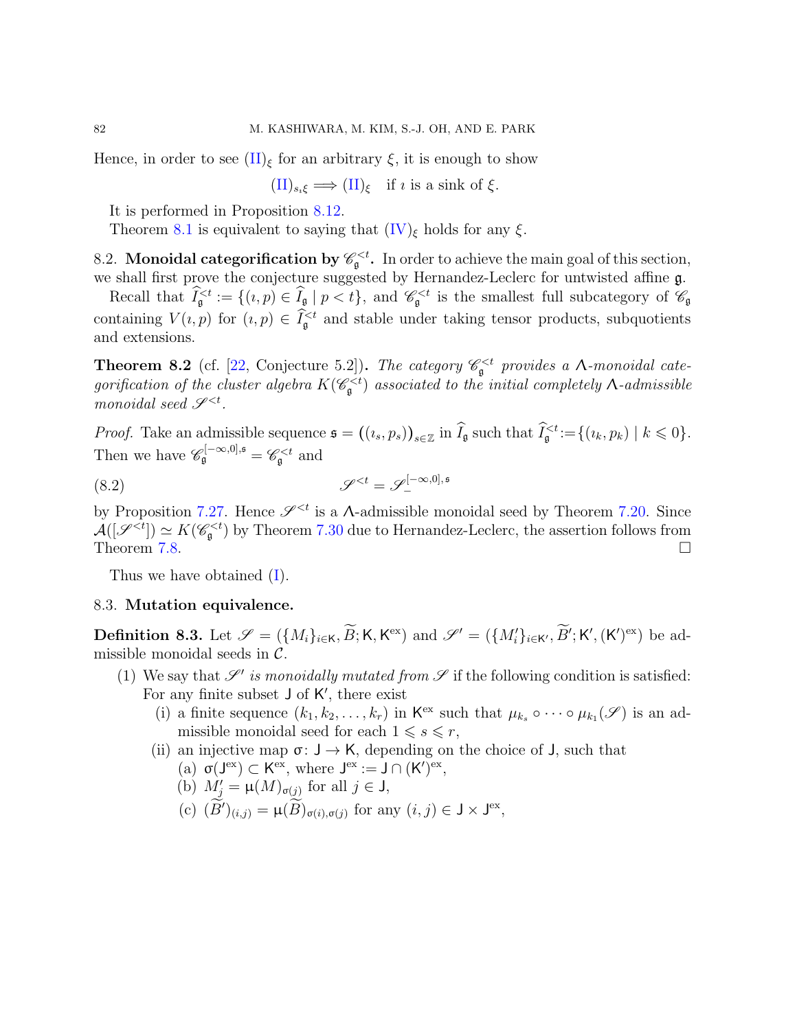Hence, in order to see $(\mathrm{II})_\xi$ for an arbitrary $\xi$, it is enough to show

$$(\mathrm{II})_{s_\imath \xi} \Longrightarrow (\mathrm{II})_\xi \quad \text{if } \imath \text{ is a sink of } \xi.$$

It is performed in Proposition 8.12.

Theorem 8.1 is equivalent to saying that $(\mathrm{IV})_\xi$ holds for any $\xi$.

## 8.2. Monoidal categorification by $\mathscr{C}_{\mathfrak{g}}^{<t}$.

In order to achieve the main goal of this section, we shall first prove the conjecture suggested by Hernandez-Leclerc for untwisted affine $\mathfrak{g}$.

Recall that $\widehat{I}_{\mathfrak{g}}^{<t} := \{(\imath, p) \in \widehat{I}_{\mathfrak{g}} \mid p < t\}$, and $\mathscr{C}_{\mathfrak{g}}^{<t}$ is the smallest full subcategory of $\mathscr{C}_{\mathfrak{g}}$ containing $V(\imath, p)$ for $(\imath, p) \in \widehat{I}_{\mathfrak{g}}^{<t}$ and stable under taking tensor products, subquotients and extensions.

**Theorem 8.2** (cf. [22, Conjecture 5.2])**.** *The category $\mathscr{C}_{\mathfrak{g}}^{<t}$ provides a $\Lambda$-monoidal categorification of the cluster algebra $K(\mathscr{C}_{\mathfrak{g}}^{<t})$ associated to the initial completely $\Lambda$-admissible monoidal seed $\mathscr{S}^{<t}$.*

*Proof.* Take an admissible sequence $\mathfrak{s} = \big((\imath_s, p_s)\big)_{s \in \mathbb{Z}}$ in $\widehat{I}_{\mathfrak{g}}$ such that $\widehat{I}_{\mathfrak{g}}^{<t} := \{(\imath_k, p_k) \mid k \leqslant 0\}$. Then we have $\mathscr{C}_{\mathfrak{g}}^{[-\infty,0],\mathfrak{s}} = \mathscr{C}_{\mathfrak{g}}^{<t}$ and

$$\mathscr{S}^{<t} = \mathscr{S}_{-}^{[-\infty,0],\mathfrak{s}} \tag{8.2}$$

by Proposition 7.27. Hence $\mathscr{S}^{<t}$ is a $\Lambda$-admissible monoidal seed by Theorem 7.20. Since $\mathcal{A}([\mathscr{S}^{<t}]) \simeq K(\mathscr{C}_{\mathfrak{g}}^{<t})$ by Theorem 7.30 due to Hernandez-Leclerc, the assertion follows from Theorem 7.8. $\square$

Thus we have obtained (I).

## 8.3. Mutation equivalence.

**Definition 8.3.** Let $\mathscr{S} = (\{M_i\}_{i \in \mathsf{K}}, \widetilde{B}; \mathsf{K}, \mathsf{K}^{\mathrm{ex}})$ and $\mathscr{S}' = (\{M'_i\}_{i \in \mathsf{K}'}, \widetilde{B}'; \mathsf{K}', (\mathsf{K}')^{\mathrm{ex}})$ be admissible monoidal seeds in $\mathcal{C}$.

1. We say that *$\mathscr{S}'$ is monoidally mutated from $\mathscr{S}$* if the following condition is satisfied: For any finite subset $\mathsf{J}$ of $\mathsf{K}'$, there exist
   1. (i) a finite sequence $(k_1, k_2, \ldots, k_r)$ in $\mathsf{K}^{\mathrm{ex}}$ such that $\mu_{k_s} \circ \cdots \circ \mu_{k_1}(\mathscr{S})$ is an admissible monoidal seed for each $1 \leqslant s \leqslant r$,
   2. (ii) an injective map $\sigma \colon \mathsf{J} \to \mathsf{K}$, depending on the choice of $\mathsf{J}$, such that
      - (a) $\sigma(\mathsf{J}^{\mathrm{ex}}) \subset \mathsf{K}^{\mathrm{ex}}$, where $\mathsf{J}^{\mathrm{ex}} := \mathsf{J} \cap (\mathsf{K}')^{\mathrm{ex}}$,
      - (b) $M'_j = \mu(M)_{\sigma(j)}$ for all $j \in \mathsf{J}$,
      - (c) $(\widetilde{B}')_{(i,j)} = \mu(\widetilde{B})_{\sigma(i),\sigma(j)}$ for any $(i,j) \in \mathsf{J} \times \mathsf{J}^{\mathrm{ex}}$,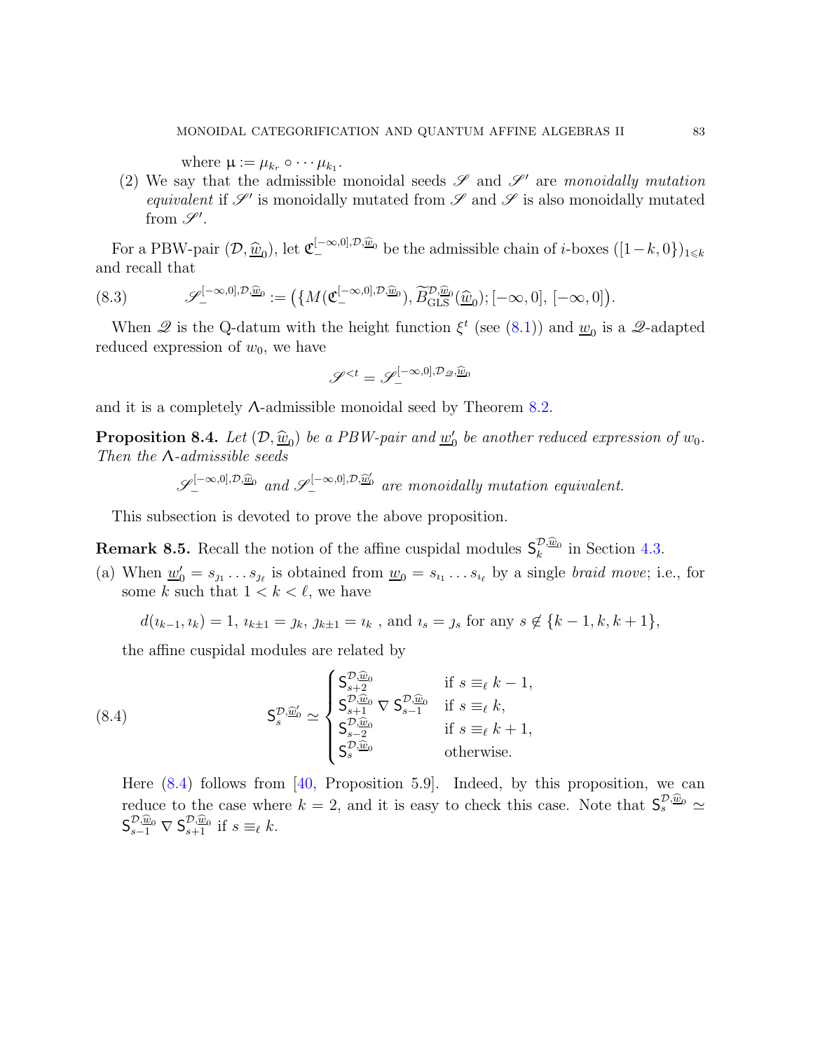where $\upmu := \mu_{k_r} \circ \cdots \mu_{k_1}$.

(2) We say that the admissible monoidal seeds $\mathscr{S}$ and $\mathscr{S}'$ are *monoidally mutation equivalent* if $\mathscr{S}'$ is monoidally mutated from $\mathscr{S}$ and $\mathscr{S}$ is also monoidally mutated from $\mathscr{S}'$.

For a PBW-pair $(\mathcal{D}, \underline{\widehat{w}}_0)$, let $\mathfrak{C}_-^{[-\infty,0],\mathcal{D},\underline{\widehat{w}}_0}$ be the admissible chain of $i$-boxes $([1-k,0\})_{1\leqslant k}$ and recall that

$$\mathscr{S}_-^{[-\infty,0],\mathcal{D},\underline{\widehat{w}}_0} := \big(\{M(\mathfrak{C}_-^{[-\infty,0],\mathcal{D},\underline{\widehat{w}}_0}), \widetilde{B}_{\mathrm{GLS}}^{\mathcal{D},\underline{\widehat{w}}_0}(\underline{\widehat{w}}_0); [-\infty,0],\, [-\infty,0]\big). \tag{8.3}$$

When $\mathscr{Q}$ is the Q-datum with the height function $\xi^t$ (see (8.1)) and $\underline{w}_0$ is a $\mathscr{Q}$-adapted reduced expression of $w_0$, we have

$$\mathscr{S}^{<t} = \mathscr{S}_-^{[-\infty,0],\mathcal{D}_{\mathscr{Q}},\underline{\widehat{w}}_0}$$

and it is a completely $\Lambda$-admissible monoidal seed by Theorem 8.2.

**Proposition 8.4.** *Let $(\mathcal{D}, \underline{\widehat{w}}_0)$ be a PBW-pair and $\underline{w}_0'$ be another reduced expression of $w_0$. Then the $\Lambda$-admissible seeds*

$$\mathscr{S}_-^{[-\infty,0],\mathcal{D},\underline{\widehat{w}}_0} \text{ and } \mathscr{S}_-^{[-\infty,0],\mathcal{D},\underline{\widehat{w}}_0'} \text{ are monoidally mutation equivalent.}$$

This subsection is devoted to prove the above proposition.

**Remark 8.5.** Recall the notion of the affine cuspidal modules $\mathsf{S}_k^{\mathcal{D},\underline{\widehat{w}}_0}$ in Section 4.3.

(a) When $\underline{w}_0' = s_{\jmath_1} \dots s_{\jmath_\ell}$ is obtained from $\underline{w}_0 = s_{\imath_1} \dots s_{\imath_\ell}$ by a single *braid move*; i.e., for some $k$ such that $1 < k < \ell$, we have

$$d(\imath_{k-1}, \imath_k) = 1,\ \imath_{k\pm1} = \jmath_k,\ \jmath_{k\pm1} = \imath_k \text{ , and } \imath_s = \jmath_s \text{ for any } s \notin \{k-1, k, k+1\},$$

the affine cuspidal modules are related by

$$\mathsf{S}_s^{\mathcal{D},\underline{\widehat{w}}_0'} \simeq \begin{cases} \mathsf{S}_{s+2}^{\mathcal{D},\underline{\widehat{w}}_0} & \text{if } s \equiv_\ell k-1, \\ \mathsf{S}_{s+1}^{\mathcal{D},\underline{\widehat{w}}_0} \nabla \mathsf{S}_{s-1}^{\mathcal{D},\underline{\widehat{w}}_0} & \text{if } s \equiv_\ell k, \\ \mathsf{S}_{s-2}^{\mathcal{D},\underline{\widehat{w}}_0} & \text{if } s \equiv_\ell k+1, \\ \mathsf{S}_s^{\mathcal{D},\underline{\widehat{w}}_0} & \text{otherwise.} \end{cases} \tag{8.4}$$

Here (8.4) follows from [40, Proposition 5.9]. Indeed, by this proposition, we can reduce to the case where $k = 2$, and it is easy to check this case. Note that $\mathsf{S}_s^{\mathcal{D},\underline{\widehat{w}}_0} \simeq \mathsf{S}_{s-1}^{\mathcal{D},\underline{\widehat{w}}_0} \nabla \mathsf{S}_{s+1}^{\mathcal{D},\underline{\widehat{w}}_0}$ if $s \equiv_\ell k$.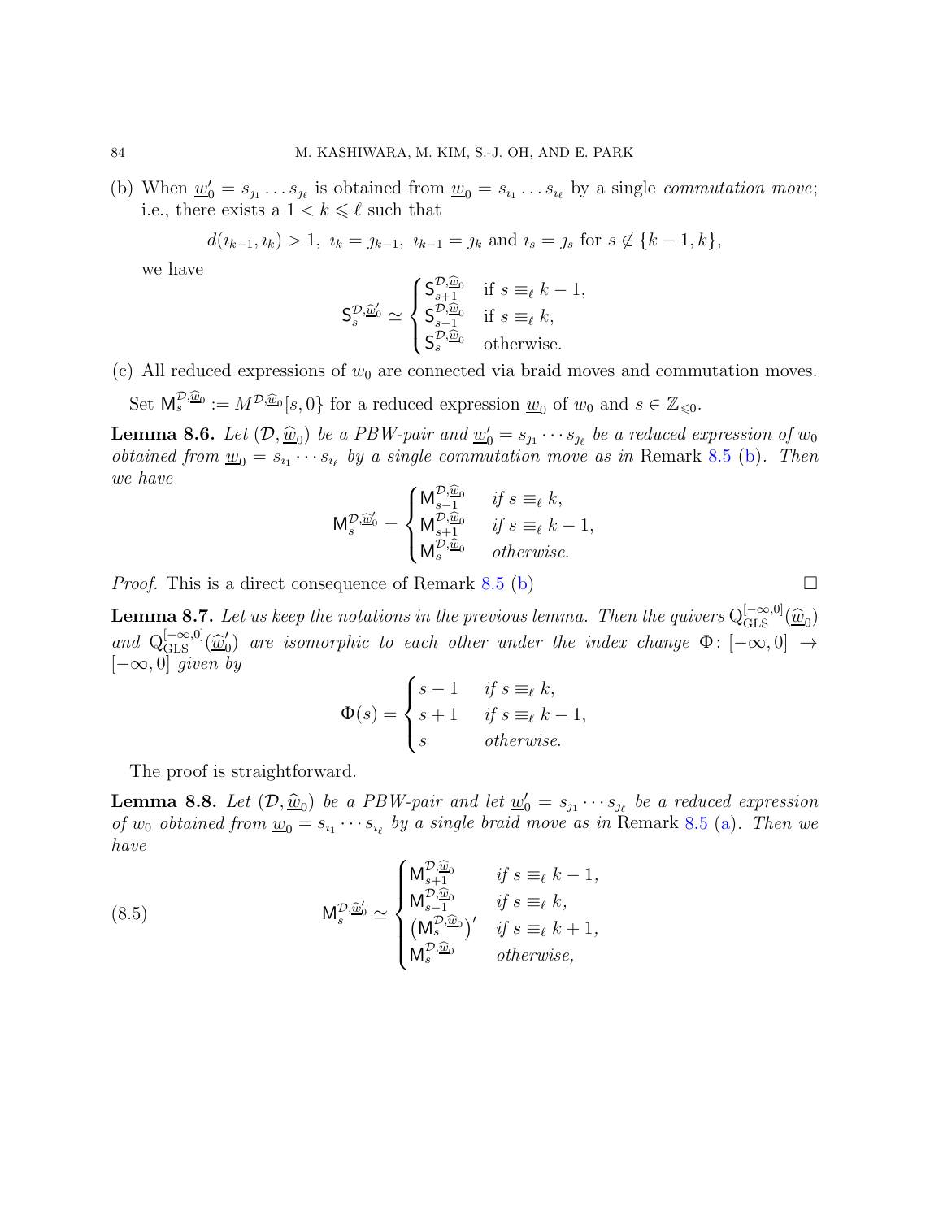(b) When $\underline{w}_0' = s_{\jmath_1} \dots s_{\jmath_\ell}$ is obtained from $\underline{w}_0 = s_{\imath_1} \dots s_{\imath_\ell}$ by a single *commutation move*; i.e., there exists a $1 < k \leqslant \ell$ such that

$$d(\imath_{k-1}, \imath_k) > 1, \ \imath_k = \jmath_{k-1}, \ \imath_{k-1} = \jmath_k \text{ and } \imath_s = \jmath_s \text{ for } s \notin \{k-1, k\},$$

we have

$$\mathsf{S}_s^{\mathcal{D}, \widehat{\underline{w}}_0'} \simeq \begin{cases} \mathsf{S}_{s+1}^{\mathcal{D}, \widehat{\underline{w}}_0} & \text{if } s \equiv_\ell k-1, \\ \mathsf{S}_{s-1}^{\mathcal{D}, \widehat{\underline{w}}_0} & \text{if } s \equiv_\ell k, \\ \mathsf{S}_s^{\mathcal{D}, \widehat{\underline{w}}_0} & \text{otherwise.} \end{cases}$$

(c) All reduced expressions of $w_0$ are connected via braid moves and commutation moves.

Set $\mathsf{M}_s^{\mathcal{D}, \widehat{\underline{w}}_0} := M^{\mathcal{D}, \widehat{\underline{w}}_0}[s, 0\}$ for a reduced expression $\underline{w}_0$ of $w_0$ and $s \in \mathbb{Z}_{\leqslant 0}$.

**Lemma 8.6.** *Let $(\mathcal{D}, \widehat{\underline{w}}_0)$ be a PBW-pair and $\underline{w}_0' = s_{\jmath_1} \cdots s_{\jmath_\ell}$ be a reduced expression of $w_0$ obtained from $\underline{w}_0 = s_{\imath_1} \cdots s_{\imath_\ell}$ by a single commutation move as in* Remark 8.5 (b)*. Then we have*

$$\mathsf{M}_s^{\mathcal{D}, \widehat{\underline{w}}_0'} = \begin{cases} \mathsf{M}_{s-1}^{\mathcal{D}, \widehat{\underline{w}}_0} & \text{if } s \equiv_\ell k, \\ \mathsf{M}_{s+1}^{\mathcal{D}, \widehat{\underline{w}}_0} & \text{if } s \equiv_\ell k-1, \\ \mathsf{M}_s^{\mathcal{D}, \widehat{\underline{w}}_0} & \text{otherwise.} \end{cases}$$

*Proof.* This is a direct consequence of Remark 8.5 (b) □

**Lemma 8.7.** *Let us keep the notations in the previous lemma. Then the quivers $\mathrm{Q}_{\mathrm{GLS}}^{[-\infty,0]}(\widehat{\underline{w}}_0)$ and $\mathrm{Q}_{\mathrm{GLS}}^{[-\infty,0]}(\widehat{\underline{w}}_0')$ are isomorphic to each other under the index change $\Phi \colon [-\infty, 0] \to [-\infty, 0]$ given by*

$$\Phi(s) = \begin{cases} s-1 & \text{if } s \equiv_\ell k, \\ s+1 & \text{if } s \equiv_\ell k-1, \\ s & \text{otherwise.} \end{cases}$$

The proof is straightforward.

**Lemma 8.8.** *Let $(\mathcal{D}, \widehat{\underline{w}}_0)$ be a PBW-pair and let $\underline{w}_0' = s_{\jmath_1} \cdots s_{\jmath_\ell}$ be a reduced expression of $w_0$ obtained from $\underline{w}_0 = s_{\imath_1} \cdots s_{\imath_\ell}$ by a single braid move as in* Remark 8.5 (a)*. Then we have*

$$\mathsf{M}_s^{\mathcal{D}, \widehat{\underline{w}}_0'} \simeq \begin{cases} \mathsf{M}_{s+1}^{\mathcal{D}, \widehat{\underline{w}}_0} & \text{if } s \equiv_\ell k-1, \\ \mathsf{M}_{s-1}^{\mathcal{D}, \widehat{\underline{w}}_0} & \text{if } s \equiv_\ell k, \\ \left(\mathsf{M}_s^{\mathcal{D}, \widehat{\underline{w}}_0}\right)' & \text{if } s \equiv_\ell k+1, \\ \mathsf{M}_s^{\mathcal{D}, \widehat{\underline{w}}_0} & \text{otherwise,} \end{cases} \tag{8.5}$$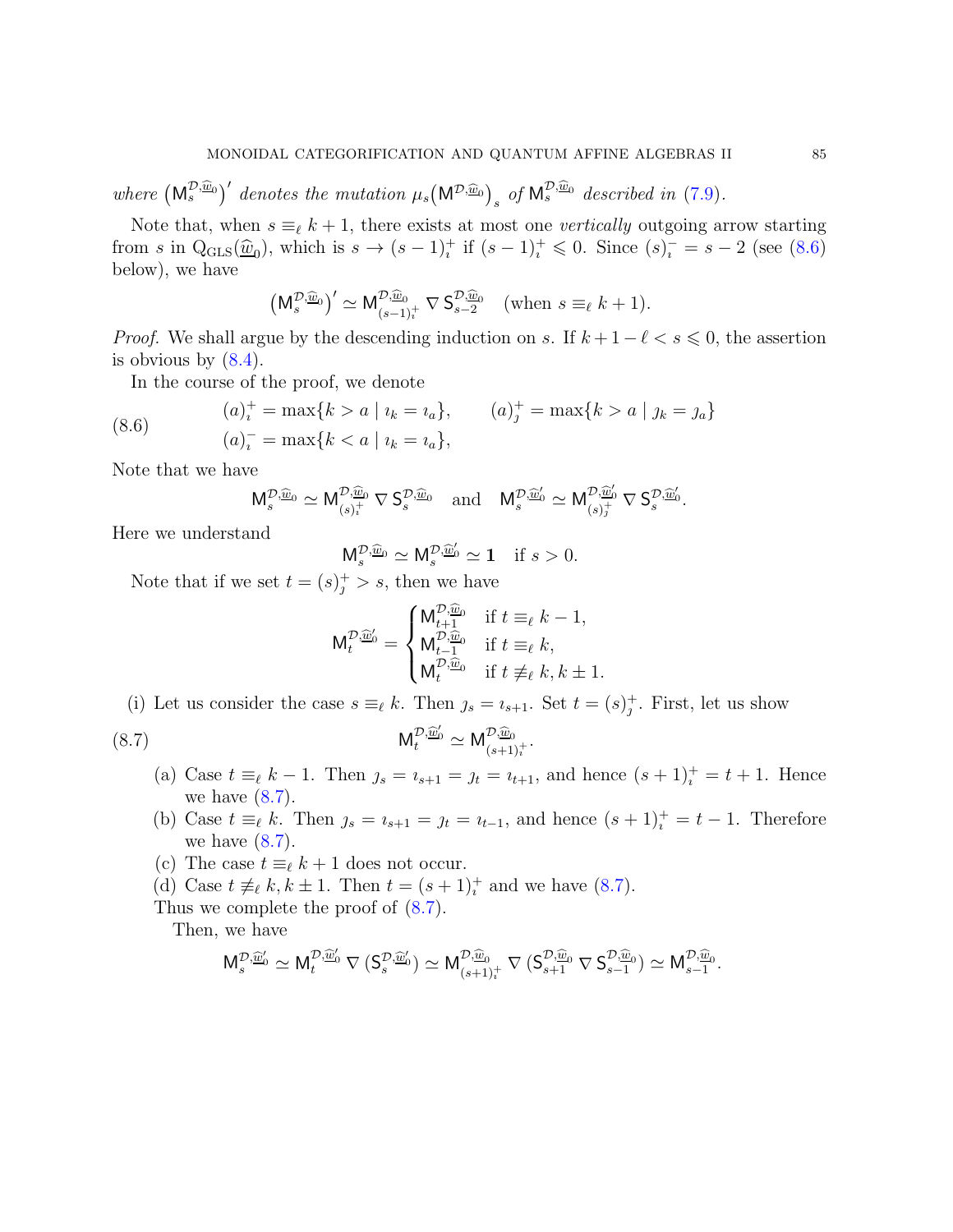where $\big(\mathsf{M}^{\mathcal{D},\widehat{\underline{w}}_0}_s\big)'$ denotes the mutation $\mu_s\big(\mathsf{M}^{\mathcal{D},\widehat{\underline{w}}_0}\big)_s$ of $\mathsf{M}^{\mathcal{D},\widehat{\underline{w}}_0}_s$ described in (7.9).

Note that, when $s \equiv_\ell k+1$, there exists at most one *vertically* outgoing arrow starting from $s$ in $\mathrm{Q}_{\mathrm{GLS}}(\widehat{\underline{w}}_0)$, which is $s \to (s-1)^+_\imath$ if $(s-1)^+_\imath \leqslant 0$. Since $(s)^-_\imath = s-2$ (see (8.6) below), we have

$$\big(\mathsf{M}^{\mathcal{D},\widehat{\underline{w}}_0}_s\big)' \simeq \mathsf{M}^{\mathcal{D},\widehat{\underline{w}}_0}_{(s-1)^+_\imath} \mathbin{\nabla} \mathsf{S}^{\mathcal{D},\widehat{\underline{w}}_0}_{s-2} \quad (\text{when } s \equiv_\ell k+1).$$

*Proof.* We shall argue by the descending induction on $s$. If $k+1-\ell < s \leqslant 0$, the assertion is obvious by (8.4).

In the course of the proof, we denote

$$(a)^+_\imath = \max\{k > a \mid \imath_k = \imath_a\}, \qquad (a)^+_\jmath = \max\{k > a \mid \jmath_k = \jmath_a\}$$
$$(a)^-_\imath = \max\{k < a \mid \imath_k = \imath_a\}, \tag{8.6}$$

Note that we have

$$\mathsf{M}^{\mathcal{D},\widehat{\underline{w}}_0}_s \simeq \mathsf{M}^{\mathcal{D},\widehat{\underline{w}}_0}_{(s)^+_\imath} \mathbin{\nabla} \mathsf{S}^{\mathcal{D},\widehat{\underline{w}}_0}_s \quad \text{and} \quad \mathsf{M}^{\mathcal{D},\widehat{\underline{w}}'_0}_s \simeq \mathsf{M}^{\mathcal{D},\widehat{\underline{w}}'_0}_{(s)^+_\jmath} \mathbin{\nabla} \mathsf{S}^{\mathcal{D},\widehat{\underline{w}}'_0}_s.$$

Here we understand

$$\mathsf{M}^{\mathcal{D},\widehat{\underline{w}}_0}_s \simeq \mathsf{M}^{\mathcal{D},\widehat{\underline{w}}'_0}_s \simeq \mathbf{1} \quad \text{if } s > 0.$$

Note that if we set $t = (s)^+_\jmath > s$, then we have

$$\mathsf{M}^{\mathcal{D},\widehat{\underline{w}}'_0}_t = \begin{cases} \mathsf{M}^{\mathcal{D},\widehat{\underline{w}}_0}_{t+1} & \text{if } t \equiv_\ell k-1, \\ \mathsf{M}^{\mathcal{D},\widehat{\underline{w}}_0}_{t-1} & \text{if } t \equiv_\ell k, \\ \mathsf{M}^{\mathcal{D},\widehat{\underline{w}}_0}_t & \text{if } t \not\equiv_\ell k, k \pm 1. \end{cases}$$

(i) Let us consider the case $s \equiv_\ell k$. Then $\jmath_s = \imath_{s+1}$. Set $t = (s)^+_\jmath$. First, let us show

$$\mathsf{M}^{\mathcal{D},\widehat{\underline{w}}'_0}_t \simeq \mathsf{M}^{\mathcal{D},\widehat{\underline{w}}_0}_{(s+1)^+_\imath}. \tag{8.7}$$

- (a) Case $t \equiv_\ell k-1$. Then $\jmath_s = \imath_{s+1} = \jmath_t = \imath_{t+1}$, and hence $(s+1)^+_\imath = t+1$. Hence we have (8.7).
- (b) Case $t \equiv_\ell k$. Then $\jmath_s = \imath_{s+1} = \jmath_t = \imath_{t-1}$, and hence $(s+1)^+_\imath = t-1$. Therefore we have (8.7).
- (c) The case $t \equiv_\ell k+1$ does not occur.
- (d) Case $t \not\equiv_\ell k, k \pm 1$. Then $t = (s+1)^+_\imath$ and we have (8.7).

Thus we complete the proof of (8.7).

Then, we have

$$\mathsf{M}^{\mathcal{D},\widehat{\underline{w}}'_0}_s \simeq \mathsf{M}^{\mathcal{D},\widehat{\underline{w}}'_0}_t \mathbin{\nabla} (\mathsf{S}^{\mathcal{D},\widehat{\underline{w}}'_0}_s) \simeq \mathsf{M}^{\mathcal{D},\widehat{\underline{w}}_0}_{(s+1)^+_\imath} \mathbin{\nabla} (\mathsf{S}^{\mathcal{D},\widehat{\underline{w}}_0}_{s+1} \mathbin{\nabla} \mathsf{S}^{\mathcal{D},\widehat{\underline{w}}_0}_{s-1}) \simeq \mathsf{M}^{\mathcal{D},\widehat{\underline{w}}_0}_{s-1}.$$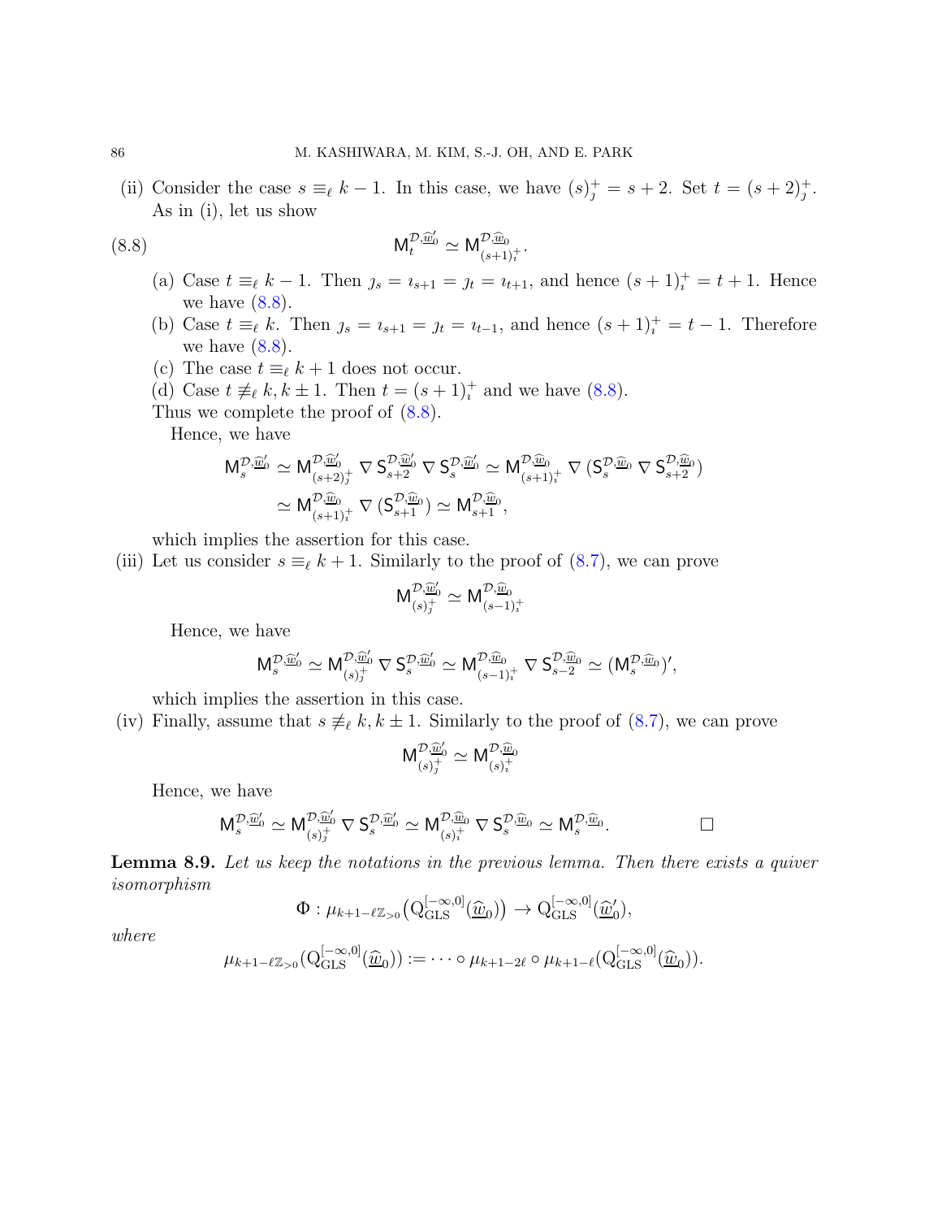(ii) Consider the case $s \equiv_\ell k-1$. In this case, we have $(s)^+_\jmath = s+2$. Set $t = (s+2)^+_\jmath$. As in (i), let us show

$$\mathsf{M}^{\mathcal{D},\widehat{\underline{w}}'_0}_t \simeq \mathsf{M}^{\mathcal{D},\widehat{\underline{w}}_0}_{(s+1)^+_\imath}. \tag{8.8}$$

  (a) Case $t \equiv_\ell k-1$. Then $\jmath_s = \imath_{s+1} = \jmath_t = \imath_{t+1}$, and hence $(s+1)^+_\imath = t+1$. Hence we have (8.8).

  (b) Case $t \equiv_\ell k$. Then $\jmath_s = \imath_{s+1} = \jmath_t = \imath_{t-1}$, and hence $(s+1)^+_\imath = t-1$. Therefore we have (8.8).

  (c) The case $t \equiv_\ell k+1$ does not occur.

  (d) Case $t \not\equiv_\ell k, k\pm 1$. Then $t = (s+1)^+_\imath$ and we have (8.8).

  Thus we complete the proof of (8.8).

  Hence, we have

$$\begin{aligned}\mathsf{M}^{\mathcal{D},\widehat{\underline{w}}'_0}_s &\simeq \mathsf{M}^{\mathcal{D},\widehat{\underline{w}}'_0}_{(s+2)^+_\jmath} \nabla \mathsf{S}^{\mathcal{D},\widehat{\underline{w}}'_0}_{s+2} \nabla \mathsf{S}^{\mathcal{D},\widehat{\underline{w}}'_0}_s \simeq \mathsf{M}^{\mathcal{D},\widehat{\underline{w}}_0}_{(s+1)^+_\imath} \nabla (\mathsf{S}^{\mathcal{D},\widehat{\underline{w}}_0}_s \nabla \mathsf{S}^{\mathcal{D},\widehat{\underline{w}}_0}_{s+2}) \\ &\simeq \mathsf{M}^{\mathcal{D},\widehat{\underline{w}}_0}_{(s+1)^+_\imath} \nabla (\mathsf{S}^{\mathcal{D},\widehat{\underline{w}}_0}_{s+1}) \simeq \mathsf{M}^{\mathcal{D},\widehat{\underline{w}}_0}_{s+1},\end{aligned}$$

  which implies the assertion for this case.

(iii) Let us consider $s \equiv_\ell k+1$. Similarly to the proof of (8.7), we can prove

$$\mathsf{M}^{\mathcal{D},\widehat{\underline{w}}'_0}_{(s)^+_\jmath} \simeq \mathsf{M}^{\mathcal{D},\widehat{\underline{w}}_0}_{(s-1)^+_\imath}$$

  Hence, we have

$$\mathsf{M}^{\mathcal{D},\widehat{\underline{w}}'_0}_s \simeq \mathsf{M}^{\mathcal{D},\widehat{\underline{w}}'_0}_{(s)^+_\jmath} \nabla \mathsf{S}^{\mathcal{D},\widehat{\underline{w}}'_0}_s \simeq \mathsf{M}^{\mathcal{D},\widehat{\underline{w}}_0}_{(s-1)^+_\imath} \nabla \mathsf{S}^{\mathcal{D},\widehat{\underline{w}}_0}_{s-2} \simeq (\mathsf{M}^{\mathcal{D},\widehat{\underline{w}}_0}_s)',$$

  which implies the assertion in this case.

(iv) Finally, assume that $s \not\equiv_\ell k, k\pm 1$. Similarly to the proof of (8.7), we can prove

$$\mathsf{M}^{\mathcal{D},\widehat{\underline{w}}'_0}_{(s)^+_\jmath} \simeq \mathsf{M}^{\mathcal{D},\widehat{\underline{w}}_0}_{(s)^+_\imath}$$

  Hence, we have

$$\mathsf{M}^{\mathcal{D},\widehat{\underline{w}}'_0}_s \simeq \mathsf{M}^{\mathcal{D},\widehat{\underline{w}}'_0}_{(s)^+_\jmath} \nabla \mathsf{S}^{\mathcal{D},\widehat{\underline{w}}'_0}_s \simeq \mathsf{M}^{\mathcal{D},\widehat{\underline{w}}_0}_{(s)^+_\imath} \nabla \mathsf{S}^{\mathcal{D},\widehat{\underline{w}}_0}_s \simeq \mathsf{M}^{\mathcal{D},\widehat{\underline{w}}_0}_s. \qquad \square$$

**Lemma 8.9.** *Let us keep the notations in the previous lemma. Then there exists a quiver isomorphism*

$$\Phi : \mu_{k+1-\ell\mathbb{Z}_{>0}}\big(\mathrm{Q}^{[-\infty,0]}_{\mathrm{GLS}}(\widehat{\underline{w}}_0)\big) \to \mathrm{Q}^{[-\infty,0]}_{\mathrm{GLS}}(\widehat{\underline{w}}'_0),$$

*where*

$$\mu_{k+1-\ell\mathbb{Z}_{>0}}(\mathrm{Q}^{[-\infty,0]}_{\mathrm{GLS}}(\widehat{\underline{w}}_0)) := \cdots \circ \mu_{k+1-2\ell} \circ \mu_{k+1-\ell}(\mathrm{Q}^{[-\infty,0]}_{\mathrm{GLS}}(\widehat{\underline{w}}_0)).$$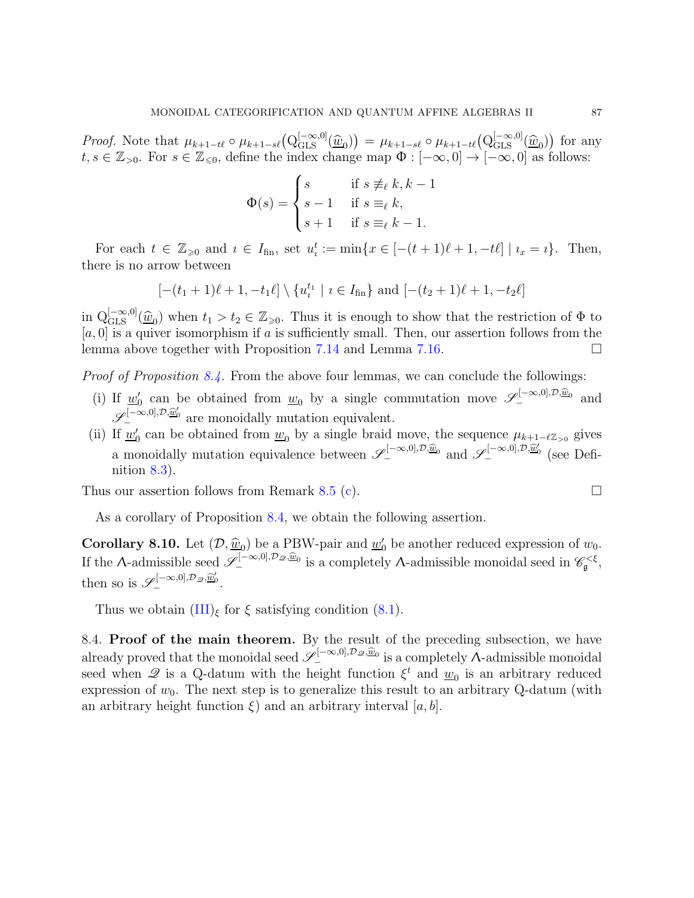*Proof.* Note that $\mu_{k+1-t\ell} \circ \mu_{k+1-s\ell}\big(\mathrm{Q}_{\mathrm{GLS}}^{[-\infty,0]}(\widehat{\underline{w}}_0)\big) = \mu_{k+1-s\ell} \circ \mu_{k+1-t\ell}\big(\mathrm{Q}_{\mathrm{GLS}}^{[-\infty,0]}(\widehat{\underline{w}}_0)\big)$ for any $t, s \in \mathbb{Z}_{>0}$. For $s \in \mathbb{Z}_{\leqslant 0}$, define the index change map $\Phi : [-\infty, 0] \to [-\infty, 0]$ as follows:

$$\Phi(s) = \begin{cases} s & \text{if } s \not\equiv_\ell k, k-1 \\ s-1 & \text{if } s \equiv_\ell k, \\ s+1 & \text{if } s \equiv_\ell k-1. \end{cases}$$

For each $t \in \mathbb{Z}_{\geqslant 0}$ and $\imath \in I_{\mathrm{fin}}$, set $u_\imath^t := \min\{x \in [-(t+1)\ell+1, -t\ell] \mid \imath_x = \imath\}$. Then, there is no arrow between

$$[-(t_1+1)\ell+1, -t_1\ell] \setminus \{u_\imath^{t_1} \mid \imath \in I_{\mathrm{fin}}\} \text{ and } [-(t_2+1)\ell+1, -t_2\ell]$$

in $\mathrm{Q}_{\mathrm{GLS}}^{[-\infty,0]}(\widehat{\underline{w}}_0)$ when $t_1 > t_2 \in \mathbb{Z}_{\geqslant 0}$. Thus it is enough to show that the restriction of $\Phi$ to $[a, 0]$ is a quiver isomorphism if $a$ is sufficiently small. Then, our assertion follows from the lemma above together with Proposition 7.14 and Lemma 7.16. $\square$

*Proof of Proposition 8.4.* From the above four lemmas, we can conclude the followings:

(i) If $\underline{w}_0'$ can be obtained from $\underline{w}_0$ by a single commutation move $\mathscr{S}_-^{[-\infty,0],\mathcal{D},\widehat{\underline{w}}_0}$ and $\mathscr{S}_-^{[-\infty,0],\mathcal{D},\widehat{\underline{w}}_0'}$ are monoidally mutation equivalent.

(ii) If $\underline{w}_0'$ can be obtained from $\underline{w}_0$ by a single braid move, the sequence $\mu_{k+1-\ell\mathbb{Z}_{>0}}$ gives a monoidally mutation equivalence between $\mathscr{S}_-^{[-\infty,0],\mathcal{D},\widehat{\underline{w}}_0}$ and $\mathscr{S}_-^{[-\infty,0],\mathcal{D},\widehat{\underline{w}}_0'}$ (see Definition 8.3).

Thus our assertion follows from Remark 8.5 (c). $\square$

As a corollary of Proposition 8.4, we obtain the following assertion.

**Corollary 8.10.** Let $(\mathcal{D}, \widehat{\underline{w}}_0)$ be a PBW-pair and $\underline{w}_0'$ be another reduced expression of $w_0$. If the $\Lambda$-admissible seed $\mathscr{S}_-^{[-\infty,0],\mathcal{D}_{\mathscr{Q}},\widehat{\underline{w}}_0}$ is a completely $\Lambda$-admissible monoidal seed in $\mathscr{C}_{\mathfrak{g}}^{<\xi}$, then so is $\mathscr{S}_-^{[-\infty,0],\mathcal{D}_{\mathscr{Q}},\widehat{\underline{w}}_0'}$.

Thus we obtain $(\mathrm{III})_\xi$ for $\xi$ satisfying condition (8.1).

8.4. **Proof of the main theorem.** By the result of the preceding subsection, we have already proved that the monoidal seed $\mathscr{S}_-^{[-\infty,0],\mathcal{D}_{\mathscr{Q}},\widehat{\underline{w}}_0}$ is a completely $\Lambda$-admissible monoidal seed when $\mathscr{Q}$ is a Q-datum with the height function $\xi^t$ and $\underline{w}_0$ is an arbitrary reduced expression of $w_0$. The next step is to generalize this result to an arbitrary Q-datum (with an arbitrary height function $\xi$) and an arbitrary interval $[a, b]$.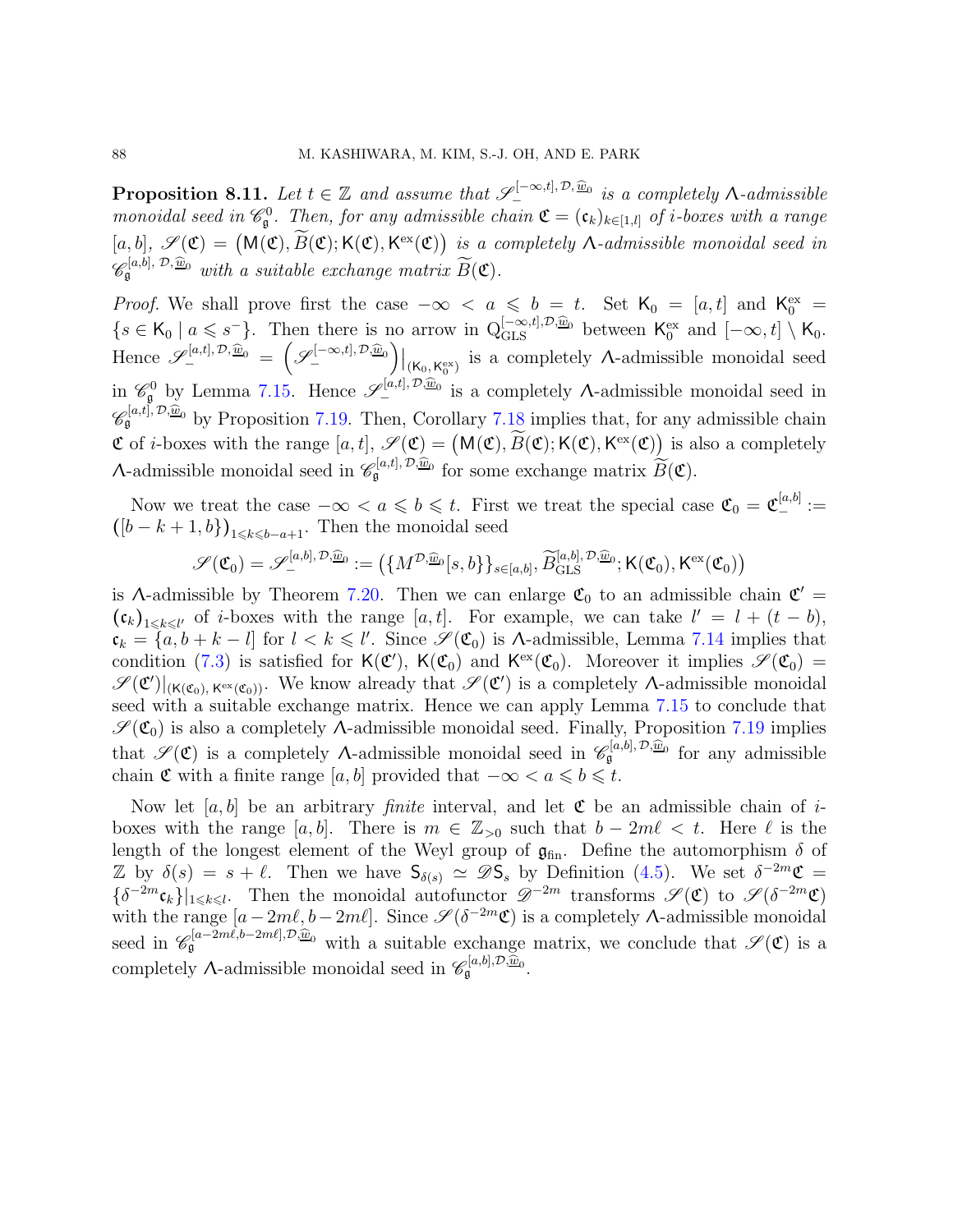**Proposition 8.11.** *Let $t \in \mathbb{Z}$ and assume that $\mathscr{S}_-^{[-\infty,t],\mathcal{D},\widehat{\underline{w}}_0}$ is a completely $\Lambda$-admissible monoidal seed in $\mathscr{C}_\mathfrak{g}^0$. Then, for any admissible chain $\mathfrak{C} = (\mathfrak{c}_k)_{k\in[1,l]}$ of $i$-boxes with a range $[a,b]$, $\mathscr{S}(\mathfrak{C}) = \big(\mathsf{M}(\mathfrak{C}), \widetilde{B}(\mathfrak{C}); \mathsf{K}(\mathfrak{C}), \mathsf{K}^{\mathrm{ex}}(\mathfrak{C})\big)$ is a completely $\Lambda$-admissible monoidal seed in $\mathscr{C}_\mathfrak{g}^{[a,b],\mathcal{D},\widehat{\underline{w}}_0}$ with a suitable exchange matrix $\widetilde{B}(\mathfrak{C})$.*

*Proof.* We shall prove first the case $-\infty < a \leqslant b = t$. Set $\mathsf{K}_0 = [a,t]$ and $\mathsf{K}_0^{\mathrm{ex}} = \{s \in \mathsf{K}_0 \mid a \leqslant s^-\}$. Then there is no arrow in $\mathrm{Q}_{\mathrm{GLS}}^{[-\infty,t],\mathcal{D},\widehat{\underline{w}}_0}$ between $\mathsf{K}_0^{\mathrm{ex}}$ and $[-\infty,t] \setminus \mathsf{K}_0$. Hence $\mathscr{S}_-^{[a,t],\mathcal{D},\widehat{\underline{w}}_0} = \Big(\mathscr{S}_-^{[-\infty,t],\mathcal{D},\widehat{\underline{w}}_0}\Big)\big|_{(\mathsf{K}_0,\mathsf{K}_0^{\mathrm{ex}})}$ is a completely $\Lambda$-admissible monoidal seed in $\mathscr{C}_\mathfrak{g}^0$ by Lemma 7.15. Hence $\mathscr{S}_-^{[a,t],\mathcal{D},\widehat{\underline{w}}_0}$ is a completely $\Lambda$-admissible monoidal seed in $\mathscr{C}_\mathfrak{g}^{[a,t],\mathcal{D},\widehat{\underline{w}}_0}$ by Proposition 7.19. Then, Corollary 7.18 implies that, for any admissible chain $\mathfrak{C}$ of $i$-boxes with the range $[a,t]$, $\mathscr{S}(\mathfrak{C}) = \big(\mathsf{M}(\mathfrak{C}), \widetilde{B}(\mathfrak{C}); \mathsf{K}(\mathfrak{C}), \mathsf{K}^{\mathrm{ex}}(\mathfrak{C})\big)$ is also a completely $\Lambda$-admissible monoidal seed in $\mathscr{C}_\mathfrak{g}^{[a,t],\mathcal{D},\widehat{\underline{w}}_0}$ for some exchange matrix $\widetilde{B}(\mathfrak{C})$.

Now we treat the case $-\infty < a \leqslant b \leqslant t$. First we treat the special case $\mathfrak{C}_0 = \mathfrak{C}_-^{[a,b]} := \big([b-k+1,b\}\big)_{1\leqslant k\leqslant b-a+1}$. Then the monoidal seed

$$\mathscr{S}(\mathfrak{C}_0) = \mathscr{S}_-^{[a,b],\mathcal{D},\widehat{\underline{w}}_0} := \big(\{M^{\mathcal{D},\widehat{\underline{w}}_0}[s,b\}\}_{s\in[a,b]}, \widetilde{B}_{\mathrm{GLS}}^{[a,b],\mathcal{D},\widehat{\underline{w}}_0}; \mathsf{K}(\mathfrak{C}_0), \mathsf{K}^{\mathrm{ex}}(\mathfrak{C}_0)\big)$$

is $\Lambda$-admissible by Theorem 7.20. Then we can enlarge $\mathfrak{C}_0$ to an admissible chain $\mathfrak{C}' = (\mathfrak{c}_k)_{1\leqslant k\leqslant l'}$ of $i$-boxes with the range $[a,t]$. For example, we can take $l' = l + (t-b)$, $\mathfrak{c}_k = \{a, b+k-l]$ for $l < k \leqslant l'$. Since $\mathscr{S}(\mathfrak{C}_0)$ is $\Lambda$-admissible, Lemma 7.14 implies that condition (7.3) is satisfied for $\mathsf{K}(\mathfrak{C}')$, $\mathsf{K}(\mathfrak{C}_0)$ and $\mathsf{K}^{\mathrm{ex}}(\mathfrak{C}_0)$. Moreover it implies $\mathscr{S}(\mathfrak{C}_0) = \mathscr{S}(\mathfrak{C}')|_{(\mathsf{K}(\mathfrak{C}_0),\,\mathsf{K}^{\mathrm{ex}}(\mathfrak{C}_0))}$. We know already that $\mathscr{S}(\mathfrak{C}')$ is a completely $\Lambda$-admissible monoidal seed with a suitable exchange matrix. Hence we can apply Lemma 7.15 to conclude that $\mathscr{S}(\mathfrak{C}_0)$ is also a completely $\Lambda$-admissible monoidal seed. Finally, Proposition 7.19 implies that $\mathscr{S}(\mathfrak{C})$ is a completely $\Lambda$-admissible monoidal seed in $\mathscr{C}_\mathfrak{g}^{[a,b],\mathcal{D},\widehat{\underline{w}}_0}$ for any admissible chain $\mathfrak{C}$ with a finite range $[a,b]$ provided that $-\infty < a \leqslant b \leqslant t$.

Now let $[a,b]$ be an arbitrary *finite* interval, and let $\mathfrak{C}$ be an admissible chain of $i$-boxes with the range $[a,b]$. There is $m \in \mathbb{Z}_{>0}$ such that $b - 2m\ell < t$. Here $\ell$ is the length of the longest element of the Weyl group of $\mathfrak{g}_{\mathrm{fin}}$. Define the automorphism $\delta$ of $\mathbb{Z}$ by $\delta(s) = s + \ell$. Then we have $\mathsf{S}_{\delta(s)} \simeq \mathscr{D}\mathsf{S}_s$ by Definition (4.5). We set $\delta^{-2m}\mathfrak{C} = \{\delta^{-2m}\mathfrak{c}_k\}|_{1\leqslant k\leqslant l}$. Then the monoidal autofunctor $\mathscr{D}^{-2m}$ transforms $\mathscr{S}(\mathfrak{C})$ to $\mathscr{S}(\delta^{-2m}\mathfrak{C})$ with the range $[a-2m\ell, b-2m\ell]$. Since $\mathscr{S}(\delta^{-2m}\mathfrak{C})$ is a completely $\Lambda$-admissible monoidal seed in $\mathscr{C}_\mathfrak{g}^{[a-2m\ell,b-2m\ell],\mathcal{D},\widehat{\underline{w}}_0}$ with a suitable exchange matrix, we conclude that $\mathscr{S}(\mathfrak{C})$ is a completely $\Lambda$-admissible monoidal seed in $\mathscr{C}_\mathfrak{g}^{[a,b],\mathcal{D},\widehat{\underline{w}}_0}$.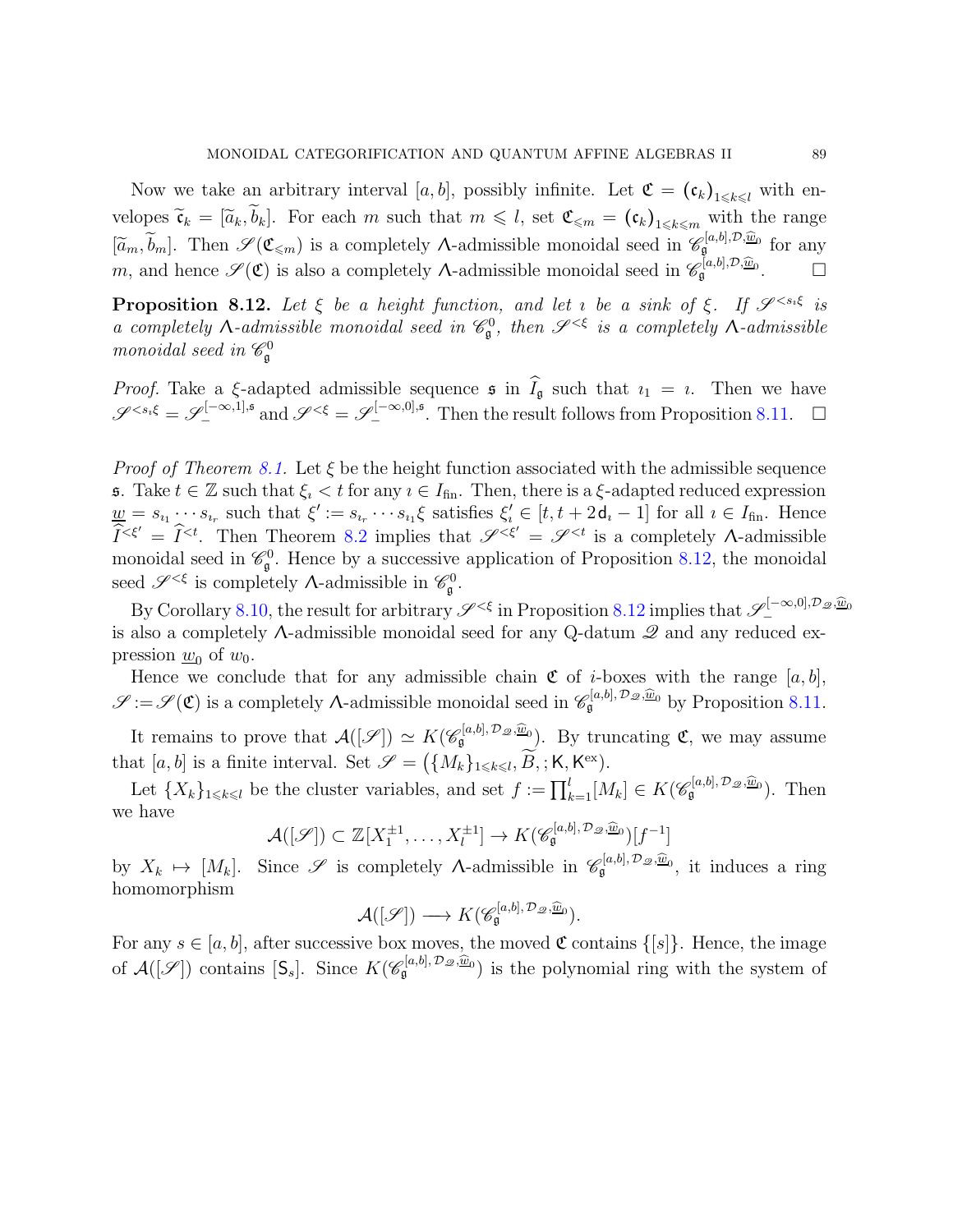Now we take an arbitrary interval $[a,b]$, possibly infinite. Let $\mathfrak{C} = (\mathfrak{c}_k)_{1\leqslant k\leqslant l}$ with envelopes $\widetilde{\mathfrak{c}}_k = [\widetilde{a}_k, \widetilde{b}_k]$. For each $m$ such that $m \leqslant l$, set $\mathfrak{C}_{\leqslant m} = (\mathfrak{c}_k)_{1\leqslant k\leqslant m}$ with the range $[\widetilde{a}_m, \widetilde{b}_m]$. Then $\mathscr{S}(\mathfrak{C}_{\leqslant m})$ is a completely $\Lambda$-admissible monoidal seed in $\mathscr{C}_{\mathfrak{g}}^{[a,b],\mathcal{D},\widehat{\underline{w}}_0}$ for any $m$, and hence $\mathscr{S}(\mathfrak{C})$ is also a completely $\Lambda$-admissible monoidal seed in $\mathscr{C}_{\mathfrak{g}}^{[a,b],\mathcal{D},\widehat{\underline{w}}_0}$. $\square$

**Proposition 8.12.** *Let $\xi$ be a height function, and let $\imath$ be a sink of $\xi$. If $\mathscr{S}^{<s_\imath\xi}$ is a completely $\Lambda$-admissible monoidal seed in $\mathscr{C}_{\mathfrak{g}}^{0}$, then $\mathscr{S}^{<\xi}$ is a completely $\Lambda$-admissible monoidal seed in $\mathscr{C}_{\mathfrak{g}}^{0}$*

*Proof.* Take a $\xi$-adapted admissible sequence $\mathfrak{s}$ in $\widehat{I}_{\mathfrak{g}}$ such that $\imath_1 = \imath$. Then we have $\mathscr{S}^{<s_\imath\xi} = \mathscr{S}_{-}^{[-\infty,1],\mathfrak{s}}$ and $\mathscr{S}^{<\xi} = \mathscr{S}_{-}^{[-\infty,0],\mathfrak{s}}$. Then the result follows from Proposition 8.11. $\square$

*Proof of Theorem 8.1.* Let $\xi$ be the height function associated with the admissible sequence $\mathfrak{s}$. Take $t \in \mathbb{Z}$ such that $\xi_\imath < t$ for any $\imath \in I_{\mathrm{fin}}$. Then, there is a $\xi$-adapted reduced expression $\underline{w} = s_{\imath_1}\cdots s_{\imath_r}$ such that $\xi' := s_{\imath_r}\cdots s_{\imath_1}\xi$ satisfies $\xi'_\imath \in [t, t+2\mathsf{d}_\imath - 1]$ for all $\imath \in I_{\mathrm{fin}}$. Hence $\widehat{I}^{<\xi'} = \widehat{I}^{<t}$. Then Theorem 8.2 implies that $\mathscr{S}^{<\xi'} = \mathscr{S}^{<t}$ is a completely $\Lambda$-admissible monoidal seed in $\mathscr{C}_{\mathfrak{g}}^{0}$. Hence by a successive application of Proposition 8.12, the monoidal seed $\mathscr{S}^{<\xi}$ is completely $\Lambda$-admissible in $\mathscr{C}_{\mathfrak{g}}^{0}$.

By Corollary 8.10, the result for arbitrary $\mathscr{S}^{<\xi}$ in Proposition 8.12 implies that $\mathscr{S}_{-}^{[-\infty,0],\mathcal{D}_{\mathscr{Q}},\widehat{\underline{w}}_0}$ is also a completely $\Lambda$-admissible monoidal seed for any Q-datum $\mathscr{Q}$ and any reduced expression $\underline{w}_0$ of $w_0$.

Hence we conclude that for any admissible chain $\mathfrak{C}$ of $i$-boxes with the range $[a,b]$, $\mathscr{S} := \mathscr{S}(\mathfrak{C})$ is a completely $\Lambda$-admissible monoidal seed in $\mathscr{C}_{\mathfrak{g}}^{[a,b],\mathcal{D}_{\mathscr{Q}},\widehat{\underline{w}}_0}$ by Proposition 8.11.

It remains to prove that $\mathcal{A}([\mathscr{S}]) \simeq K(\mathscr{C}_{\mathfrak{g}}^{[a,b],\mathcal{D}_{\mathscr{Q}},\widehat{\underline{w}}_0})$. By truncating $\mathfrak{C}$, we may assume that $[a,b]$ is a finite interval. Set $\mathscr{S} = \big(\{M_k\}_{1\leqslant k\leqslant l}, \widetilde{B}, ; \mathsf{K}, \mathsf{K}^{\mathrm{ex}}\big)$.

Let $\{X_k\}_{1\leqslant k\leqslant l}$ be the cluster variables, and set $f := \prod_{k=1}^{l}[M_k] \in K(\mathscr{C}_{\mathfrak{g}}^{[a,b],\mathcal{D}_{\mathscr{Q}},\widehat{\underline{w}}_0})$. Then we have

$$\mathcal{A}([\mathscr{S}]) \subset \mathbb{Z}[X_1^{\pm1},\ldots,X_l^{\pm1}] \to K(\mathscr{C}_{\mathfrak{g}}^{[a,b],\mathcal{D}_{\mathscr{Q}},\widehat{\underline{w}}_0})[f^{-1}]$$

by $X_k \mapsto [M_k]$. Since $\mathscr{S}$ is completely $\Lambda$-admissible in $\mathscr{C}_{\mathfrak{g}}^{[a,b],\mathcal{D}_{\mathscr{Q}},\widehat{\underline{w}}_0}$, it induces a ring homomorphism

$$\mathcal{A}([\mathscr{S}]) \longrightarrow K(\mathscr{C}_{\mathfrak{g}}^{[a,b],\mathcal{D}_{\mathscr{Q}},\widehat{\underline{w}}_0}).$$

For any $s \in [a,b]$, after successive box moves, the moved $\mathfrak{C}$ contains $\{[s]\}$. Hence, the image of $\mathcal{A}([\mathscr{S}])$ contains $[\mathsf{S}_s]$. Since $K(\mathscr{C}_{\mathfrak{g}}^{[a,b],\mathcal{D}_{\mathscr{Q}},\widehat{\underline{w}}_0})$ is the polynomial ring with the system of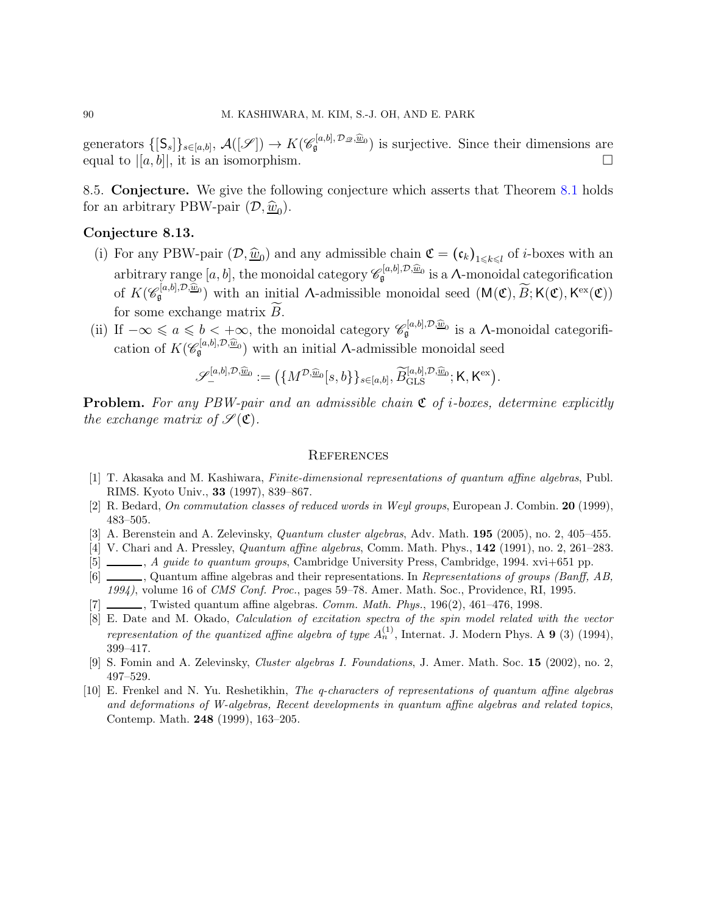generators $\{[\mathsf{S}_s]\}_{s\in[a,b]}$, $\mathcal{A}([\mathscr{S}]) \to K(\mathscr{C}_{\mathfrak{g}}^{[a,b],\mathcal{D}_{\mathscr{Q}},\widehat{\underline{w}}_0})$ is surjective. Since their dimensions are equal to $|[a,b]|$, it is an isomorphism. □

8.5. **Conjecture.** We give the following conjecture which asserts that Theorem 8.1 holds for an arbitrary PBW-pair $(\mathcal{D}, \widehat{\underline{w}}_0)$.

**Conjecture 8.13.**

(i) For any PBW-pair $(\mathcal{D}, \widehat{\underline{w}}_0)$ and any admissible chain $\mathfrak{C} = (\mathfrak{c}_k)_{1\leqslant k\leqslant l}$ of $i$-boxes with an arbitrary range $[a,b]$, the monoidal category $\mathscr{C}_{\mathfrak{g}}^{[a,b],\mathcal{D},\widehat{\underline{w}}_0}$ is a $\Lambda$-monoidal categorification of $K(\mathscr{C}_{\mathfrak{g}}^{[a,b],\mathcal{D},\widehat{\underline{w}}_0})$ with an initial $\Lambda$-admissible monoidal seed $(\mathsf{M}(\mathfrak{C}), \widetilde{B}; \mathsf{K}(\mathfrak{C}), \mathsf{K}^{\mathrm{ex}}(\mathfrak{C}))$ for some exchange matrix $\widetilde{B}$.

(ii) If $-\infty \leqslant a \leqslant b < +\infty$, the monoidal category $\mathscr{C}_{\mathfrak{g}}^{[a,b],\mathcal{D},\widehat{\underline{w}}_0}$ is a $\Lambda$-monoidal categorification of $K(\mathscr{C}_{\mathfrak{g}}^{[a,b],\mathcal{D},\widehat{\underline{w}}_0})$ with an initial $\Lambda$-admissible monoidal seed

$$\mathscr{S}_{-}^{[a,b],\mathcal{D},\widehat{\underline{w}}_0} := \big(\{M^{\mathcal{D},\widehat{\underline{w}}_0}[s,b]\}_{s\in[a,b]}, \widetilde{B}_{\mathrm{GLS}}^{[a,b],\mathcal{D},\widehat{\underline{w}}_0}; \mathsf{K}, \mathsf{K}^{\mathrm{ex}}\big).$$

**Problem.** *For any PBW-pair and an admissible chain $\mathfrak{C}$ of $i$-boxes, determine explicitly the exchange matrix of $\mathscr{S}(\mathfrak{C})$.*

## References

[1] T. Akasaka and M. Kashiwara, *Finite-dimensional representations of quantum affine algebras*, Publ. RIMS. Kyoto Univ., **33** (1997), 839–867.

[2] R. Bedard, *On commutation classes of reduced words in Weyl groups*, European J. Combin. **20** (1999), 483–505.

[3] A. Berenstein and A. Zelevinsky, *Quantum cluster algebras*, Adv. Math. **195** (2005), no. 2, 405–455.

[4] V. Chari and A. Pressley, *Quantum affine algebras*, Comm. Math. Phys., **142** (1991), no. 2, 261–283.

[5] ———, *A guide to quantum groups*, Cambridge University Press, Cambridge, 1994. xvi+651 pp.

[6] ———, Quantum affine algebras and their representations. In *Representations of groups (Banff, AB, 1994)*, volume 16 of *CMS Conf. Proc.*, pages 59–78. Amer. Math. Soc., Providence, RI, 1995.

[7] ———, Twisted quantum affine algebras. *Comm. Math. Phys.*, 196(2), 461–476, 1998.

[8] E. Date and M. Okado, *Calculation of excitation spectra of the spin model related with the vector representation of the quantized affine algebra of type $A_n^{(1)}$*, Internat. J. Modern Phys. A **9** (3) (1994), 399–417.

[9] S. Fomin and A. Zelevinsky, *Cluster algebras I. Foundations*, J. Amer. Math. Soc. **15** (2002), no. 2, 497–529.

[10] E. Frenkel and N. Yu. Reshetikhin, *The q-characters of representations of quantum affine algebras and deformations of W-algebras, Recent developments in quantum affine algebras and related topics*, Contemp. Math. **248** (1999), 163–205.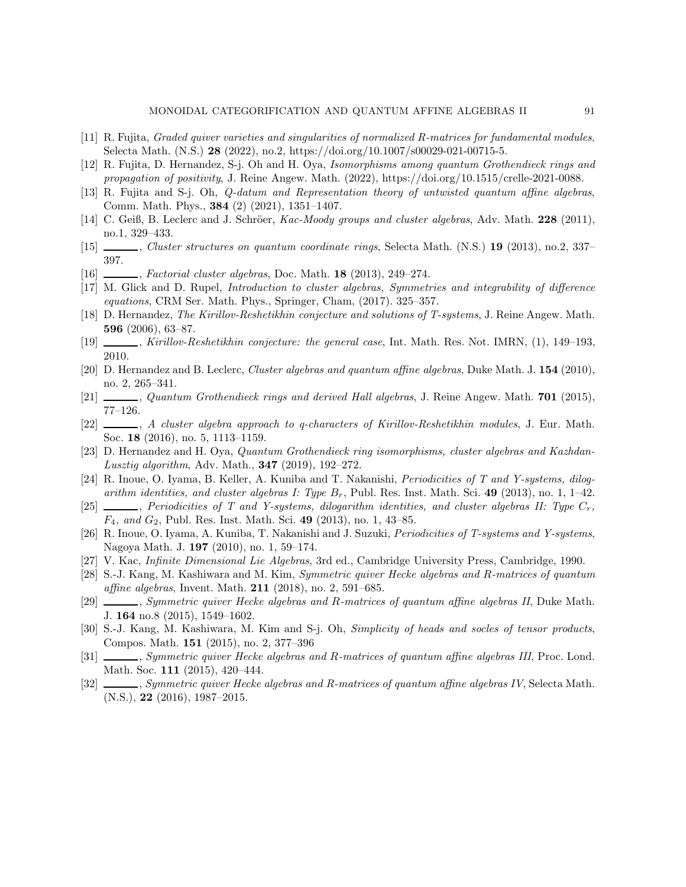[11] R. Fujita, *Graded quiver varieties and singularities of normalized R-matrices for fundamental modules*, Selecta Math. (N.S.) **28** (2022), no.2, https://doi.org/10.1007/s00029-021-00715-5.

[12] R. Fujita, D. Hernandez, S-j. Oh and H. Oya, *Isomorphisms among quantum Grothendieck rings and propagation of positivity*, J. Reine Angew. Math. (2022), https://doi.org/10.1515/crelle-2021-0088.

[13] R. Fujita and S-j. Oh, *Q-datum and Representation theory of untwisted quantum affine algebras*, Comm. Math. Phys., **384** (2) (2021), 1351–1407.

[14] C. Geiß, B. Leclerc and J. Schröer, *Kac-Moody groups and cluster algebras*, Adv. Math. **228** (2011), no.1, 329–433.

[15] ______, *Cluster structures on quantum coordinate rings*, Selecta Math. (N.S.) **19** (2013), no.2, 337–397.

[16] ______, *Factorial cluster algebras*, Doc. Math. **18** (2013), 249–274.

[17] M. Glick and D. Rupel, *Introduction to cluster algebras, Symmetries and integrability of difference equations*, CRM Ser. Math. Phys., Springer, Cham, (2017). 325–357.

[18] D. Hernandez, *The Kirillov-Reshetikhin conjecture and solutions of T-systems*, J. Reine Angew. Math. **596** (2006), 63–87.

[19] ______, *Kirillov-Reshetikhin conjecture: the general case*, Int. Math. Res. Not. IMRN, (1), 149–193, 2010.

[20] D. Hernandez and B. Leclerc, *Cluster algebras and quantum affine algebras*, Duke Math. J. **154** (2010), no. 2, 265–341.

[21] ______, *Quantum Grothendieck rings and derived Hall algebras*, J. Reine Angew. Math. **701** (2015), 77–126.

[22] ______, *A cluster algebra approach to q-characters of Kirillov-Reshetikhin modules*, J. Eur. Math. Soc. **18** (2016), no. 5, 1113–1159.

[23] D. Hernandez and H. Oya, *Quantum Grothendieck ring isomorphisms, cluster algebras and Kazhdan-Lusztig algorithm*, Adv. Math., **347** (2019), 192–272.

[24] R. Inoue, O. Iyama, B. Keller, A. Kuniba and T. Nakanishi, *Periodicities of T and Y-systems, dilogarithm identities, and cluster algebras I: Type $B_r$*, Publ. Res. Inst. Math. Sci. **49** (2013), no. 1, 1–42.

[25] ______, *Periodicities of T and Y-systems, dilogarithm identities, and cluster algebras II: Type $C_r$, $F_4$, and $G_2$*, Publ. Res. Inst. Math. Sci. **49** (2013), no. 1, 43–85.

[26] R. Inoue, O. Iyama, A. Kuniba, T. Nakanishi and J. Suzuki, *Periodicities of T-systems and Y-systems*, Nagoya Math. J. **197** (2010), no. 1, 59–174.

[27] V. Kac, *Infinite Dimensional Lie Algebras*, 3rd ed., Cambridge University Press, Cambridge, 1990.

[28] S.-J. Kang, M. Kashiwara and M. Kim, *Symmetric quiver Hecke algebras and R-matrices of quantum affine algebras*, Invent. Math. **211** (2018), no. 2, 591–685.

[29] ______, *Symmetric quiver Hecke algebras and R-matrices of quantum affine algebras II*, Duke Math. J. **164** no.8 (2015), 1549–1602.

[30] S.-J. Kang, M. Kashiwara, M. Kim and S-j. Oh, *Simplicity of heads and socles of tensor products*, Compos. Math. **151** (2015), no. 2, 377–396

[31] ______, *Symmetric quiver Hecke algebras and R-matrices of quantum affine algebras III*, Proc. Lond. Math. Soc. **111** (2015), 420–444.

[32] ______, *Symmetric quiver Hecke algebras and R-matrices of quantum affine algebras IV*, Selecta Math. (N.S.), **22** (2016), 1987–2015.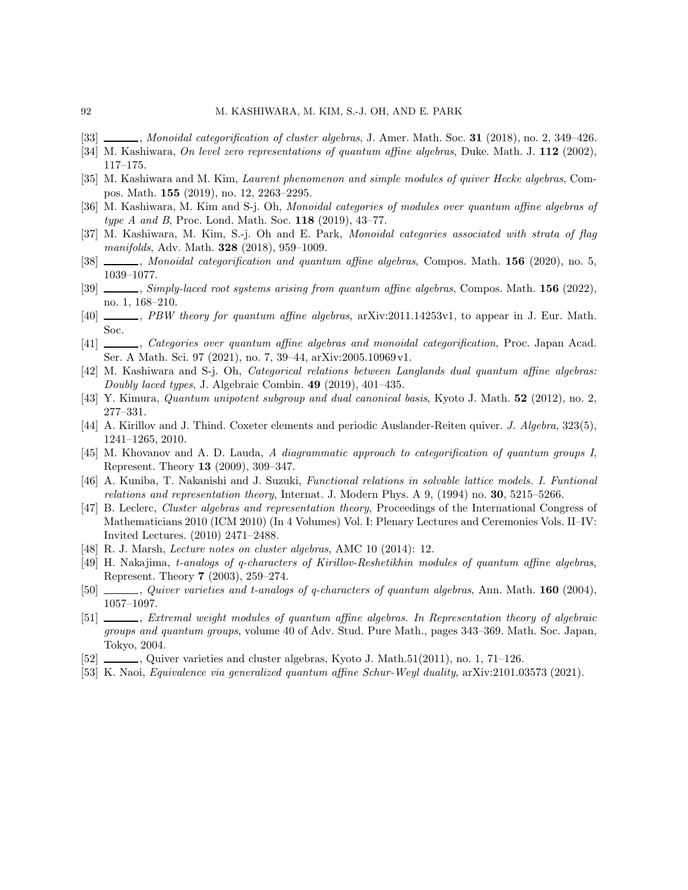- [33] ———, *Monoidal categorification of cluster algebras*, J. Amer. Math. Soc. **31** (2018), no. 2, 349–426.
- [34] M. Kashiwara, *On level zero representations of quantum affine algebras*, Duke. Math. J. **112** (2002), 117–175.
- [35] M. Kashiwara and M. Kim, *Laurent phenomenon and simple modules of quiver Hecke algebras*, Compos. Math. **155** (2019), no. 12, 2263–2295.
- [36] M. Kashiwara, M. Kim and S-j. Oh, *Monoidal categories of modules over quantum affine algebras of type A and B*, Proc. Lond. Math. Soc. **118** (2019), 43–77.
- [37] M. Kashiwara, M. Kim, S.-j. Oh and E. Park, *Monoidal categories associated with strata of flag manifolds*, Adv. Math. **328** (2018), 959–1009.
- [38] ———, *Monoidal categorification and quantum affine algebras*, Compos. Math. **156** (2020), no. 5, 1039–1077.
- [39] ———, *Simply-laced root systems arising from quantum affine algebras*, Compos. Math. **156** (2022), no. 1, 168–210.
- [40] ———, *PBW theory for quantum affine algebras*, arXiv:2011.14253v1, to appear in J. Eur. Math. Soc.
- [41] ———, *Categories over quantum affine algebras and monoidal categorification*, Proc. Japan Acad. Ser. A Math. Sci. 97 (2021), no. 7, 39–44, arXiv:2005.10969v1.
- [42] M. Kashiwara and S-j. Oh, *Categorical relations between Langlands dual quantum affine algebras: Doubly laced types*, J. Algebraic Combin. **49** (2019), 401–435.
- [43] Y. Kimura, *Quantum unipotent subgroup and dual canonical basis*, Kyoto J. Math. **52** (2012), no. 2, 277–331.
- [44] A. Kirillov and J. Thind. Coxeter elements and periodic Auslander-Reiten quiver. *J. Algebra*, 323(5), 1241–1265, 2010.
- [45] M. Khovanov and A. D. Lauda, *A diagrammatic approach to categorification of quantum groups I*, Represent. Theory **13** (2009), 309–347.
- [46] A. Kuniba, T. Nakanishi and J. Suzuki, *Functional relations in solvable lattice models. I. Funtional relations and representation theory*, Internat. J. Modern Phys. A 9, (1994) no. **30**, 5215–5266.
- [47] B. Leclerc, *Cluster algebras and representation theory*, Proceedings of the International Congress of Mathematicians 2010 (ICM 2010) (In 4 Volumes) Vol. I: Plenary Lectures and Ceremonies Vols. II–IV: Invited Lectures. (2010) 2471–2488.
- [48] R. J. Marsh, *Lecture notes on cluster algebras*, AMC 10 (2014): 12.
- [49] H. Nakajima, *t-analogs of q-characters of Kirillov-Reshetikhin modules of quantum affine algebras*, Represent. Theory **7** (2003), 259–274.
- [50] ———, *Quiver varieties and t-analogs of q-characters of quantum algebras*, Ann. Math. **160** (2004), 1057–1097.
- [51] ———, *Extremal weight modules of quantum affine algebras. In Representation theory of algebraic groups and quantum groups*, volume 40 of Adv. Stud. Pure Math., pages 343–369. Math. Soc. Japan, Tokyo, 2004.
- [52] ———, Quiver varieties and cluster algebras, Kyoto J. Math.51(2011), no. 1, 71–126.
- [53] K. Naoi, *Equivalence via generalized quantum affine Schur-Weyl duality*, arXiv:2101.03573 (2021).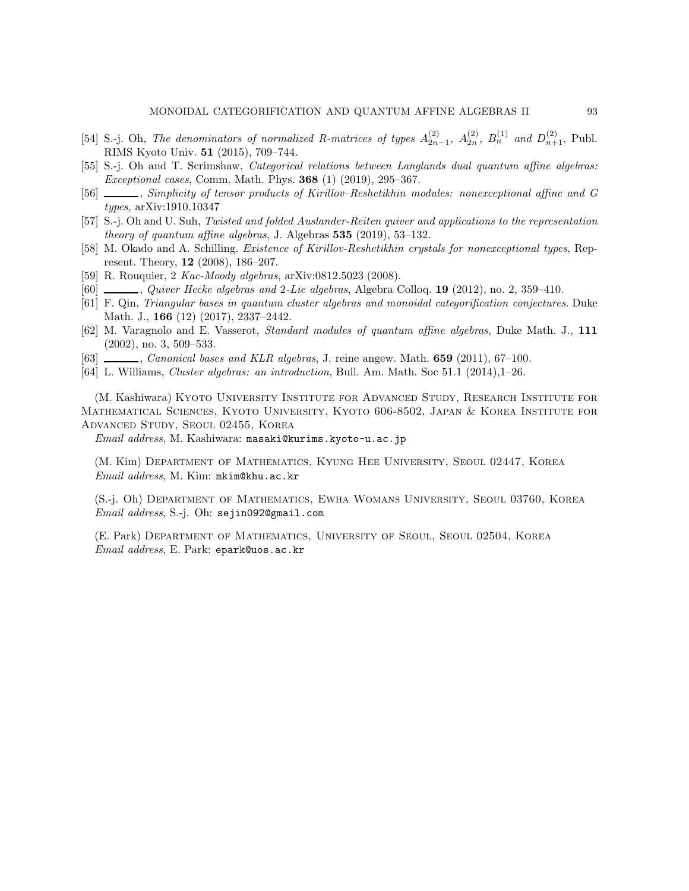[54] S.-j. Oh, *The denominators of normalized R-matrices of types $A_{2n-1}^{(2)}$, $A_{2n}^{(2)}$, $B_n^{(1)}$ and $D_{n+1}^{(2)}$*, Publ. RIMS Kyoto Univ. **51** (2015), 709–744.

[55] S.-j. Oh and T. Scrimshaw, *Categorical relations between Langlands dual quantum affine algebras: Exceptional cases*, Comm. Math. Phys. **368** (1) (2019), 295–367.

[56] ______, *Simplicity of tensor products of Kirillov–Reshetikhin modules: nonexceptional affine and G types*, arXiv:1910.10347

[57] S.-j. Oh and U. Suh, *Twisted and folded Auslander-Reiten quiver and applications to the representation theory of quantum affine algebras*, J. Algebras **535** (2019), 53–132.

[58] M. Okado and A. Schilling. *Existence of Kirillov-Reshetikhin crystals for nonexceptional types*, Represent. Theory, **12** (2008), 186–207.

[59] R. Rouquier, 2 *Kac-Moody algebras*, arXiv:0812.5023 (2008).

[60] ______, *Quiver Hecke algebras and 2-Lie algebras*, Algebra Colloq. **19** (2012), no. 2, 359–410.

[61] F. Qin, *Triangular bases in quantum cluster algebras and monoidal categorification conjectures*. Duke Math. J., **166** (12) (2017), 2337–2442.

[62] M. Varagnolo and E. Vasserot, *Standard modules of quantum affine algebras*, Duke Math. J., **111** (2002), no. 3, 509–533.

[63] ______, *Canonical bases and KLR algebras*, J. reine angew. Math. **659** (2011), 67–100.

[64] L. Williams, *Cluster algebras: an introduction*, Bull. Am. Math. Soc 51.1 (2014),1–26.

(M. Kashiwara) Kyoto University Institute for Advanced Study, Research Institute for Mathematical Sciences, Kyoto University, Kyoto 606-8502, Japan & Korea Institute for Advanced Study, Seoul 02455, Korea

*Email address*, M. Kashiwara: `masaki@kurims.kyoto-u.ac.jp`

(M. Kim) Department of Mathematics, Kyung Hee University, Seoul 02447, Korea
*Email address*, M. Kim: `mkim@khu.ac.kr`

(S.-j. Oh) Department of Mathematics, Ewha Womans University, Seoul 03760, Korea
*Email address*, S.-j. Oh: `sejin092@gmail.com`

(E. Park) Department of Mathematics, University of Seoul, Seoul 02504, Korea
*Email address*, E. Park: `epark@uos.ac.kr`